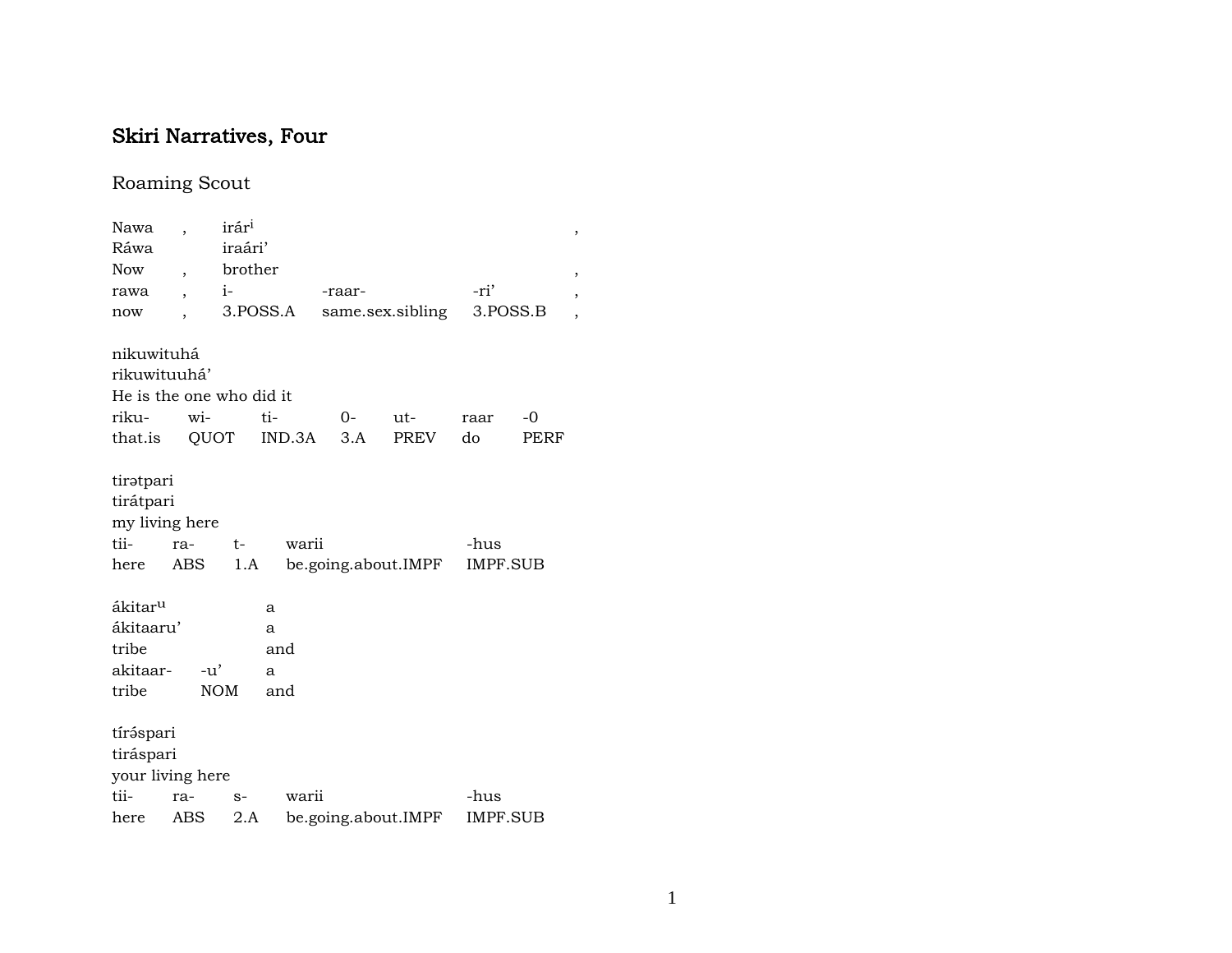# Skiri Narratives, Four

## Roaming Scout

| Nawa | , | irár[i] | | | , |
|---|---|---|---|---|---|
| Ráwa | | iraári’ | | | |
| Now | , | brother | | | , |
| rawa | , | i- | -raar- | -ri’ | , |
| now | , | 3.POSS.A | same.sex.sibling | 3.POSS.B | , |

nikuwituhá
rikuwituuhá’
He is the one who did it

| riku- | wi- | ti- | 0- | ut- | raar | -0 |
|---|---|---|---|---|---|---|
| that.is | QUOT | IND.3A | 3.A | PREV | do | PERF |

tirətpari
tirátpari
my living here

| tii- | ra- | t- | warii | -hus |
|---|---|---|---|---|
| here | ABS | 1.A | be.going.about.IMPF | IMPF.SUB |

| ákitar[u] | | a |
|---|---|---|
| ákitaaru’ | | a |
| tribe | | and |
| akitaar- | -u’ | a |
| tribe | NOM | and |

tírə́spari
tiráspari
your living here

| tii- | ra- | s- | warii | -hus |
|---|---|---|---|---|
| here | ABS | 2.A | be.going.about.IMPF | IMPF.SUB |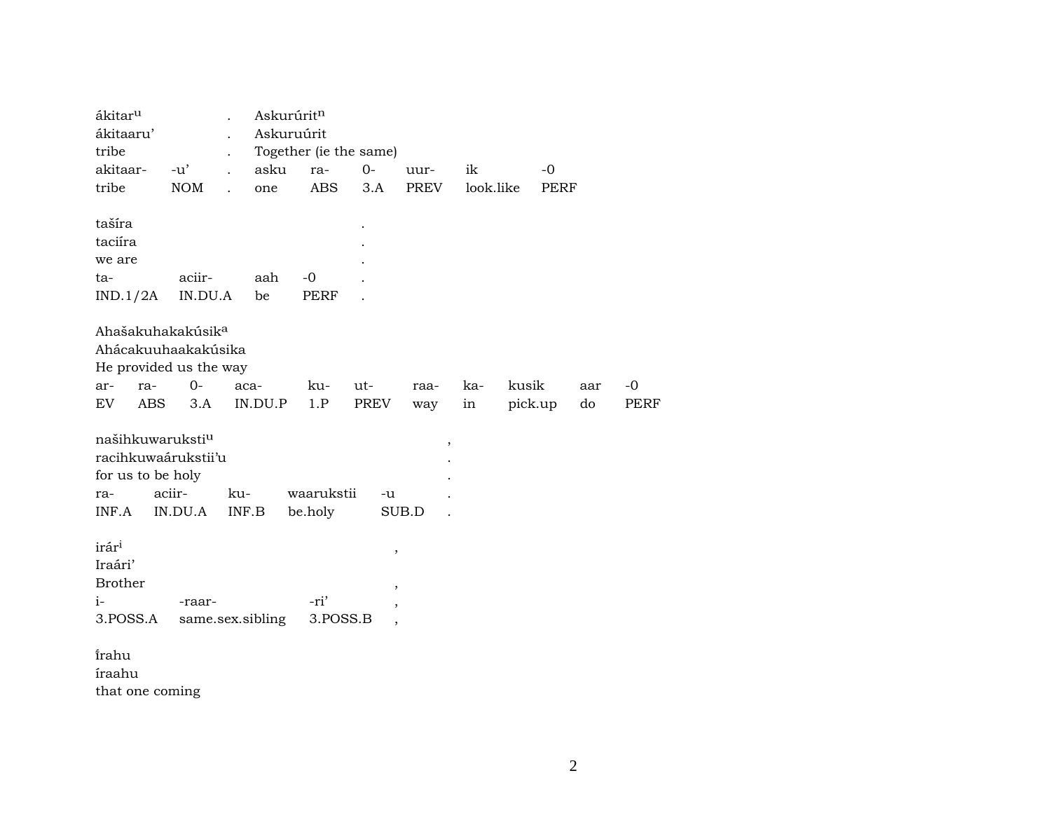| ákitar^u | | . | Askurúrit^n | | | | | |
|---|---|---|---|---|---|---|---|---|
| ákitaaru’ | | . | Askuruúrit | | | | | |
| tribe | | . | Together (ie the same) | | | | | |
| akitaar- | -u’ | . | asku | ra- | 0- | uur- | ik | -0 |
| tribe | NOM | . | one | ABS | 3.A | PREV | look.like | PERF |

| tašíra | | | | . |
|---|---|---|---|---|
| taciíra | | | | . |
| we are | | | | . |
| ta- | aciir- | aah | -0 | . |
| IND.1/2A | IN.DU.A | be | PERF | . |

| Ahašakuhakakúsik^a | | | | | | | | | | |
|---|---|---|---|---|---|---|---|---|---|---|
| Ahácakuuhaakakúsika | | | | | | | | | | |
| He provided us the way | | | | | | | | | | |
| ar- | ra- | 0- | aca- | ku- | ut- | raa- | ka- | kusik | aar | -0 |
| EV | ABS | 3.A | IN.DU.P | 1.P | PREV | way | in | pick.up | do | PERF |

| našihkuwaruksti^u | | | | | , |
|---|---|---|---|---|---|
| racihkuwaárukstii’u | | | | | . |
| for us to be holy | | | | | . |
| ra- | aciir- | ku- | waarukstii | -u | . |
| INF.A | IN.DU.A | INF.B | be.holy | SUB.D | . |

| irár^i | | | , |
|---|---|---|---|
| Iraári’ | | | |
| Brother | | | , |
| i- | -raar- | -ri’ | , |
| 3.POSS.A | same.sex.sibling | 3.POSS.B | , |

írahu
íraahu
that one coming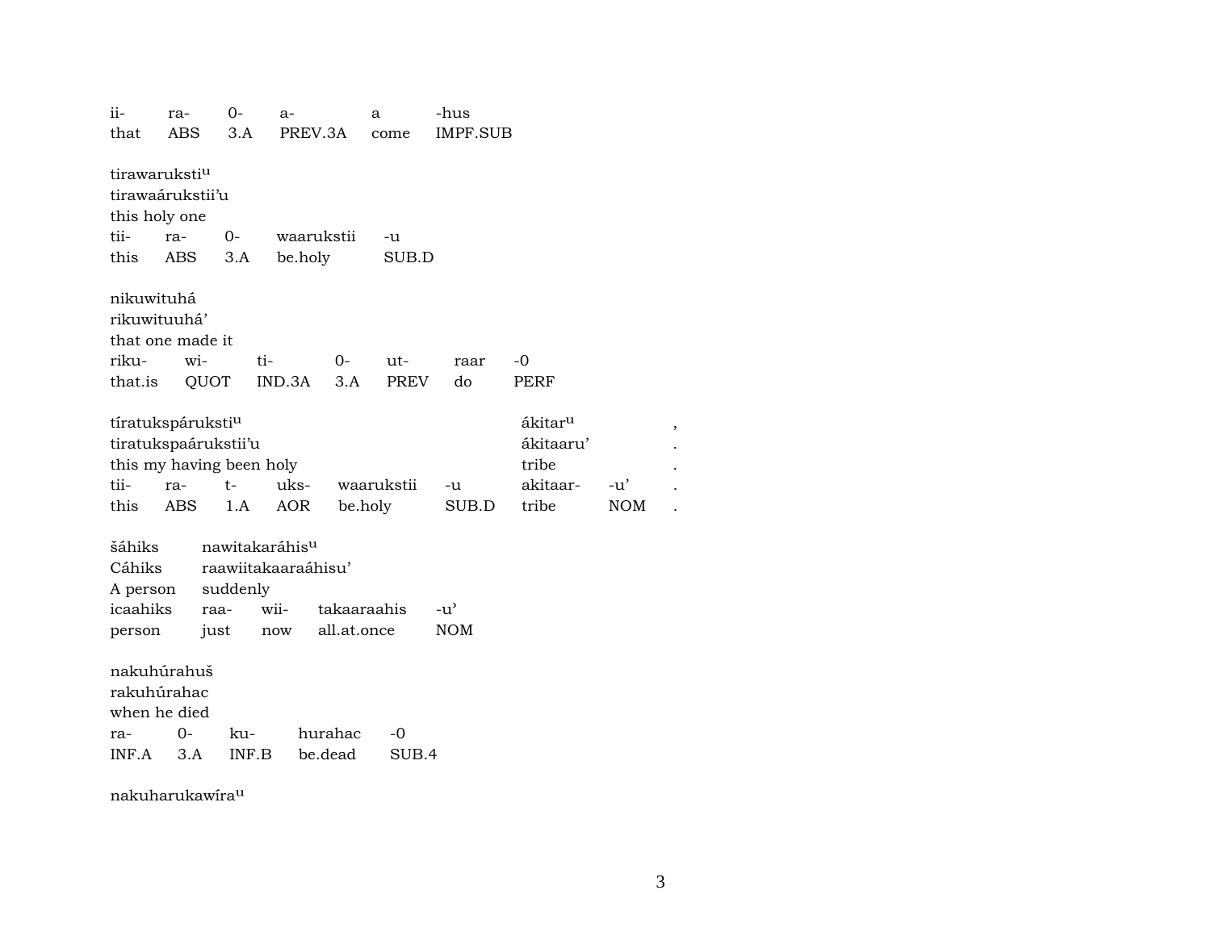ii- ra- 0- a- a -hus
that ABS 3.A PREV.3A come IMPF.SUB

tirawaruksti[u]
tirawaárukstii'u
this holy one

| tii- | ra- | 0- | waarukstii | -u |
|---|---|---|---|---|
| this | ABS | 3.A | be.holy | SUB.D |

nikuwituhá
rikuwituuhá'
that one made it

| riku- | wi- | ti- | 0- | ut- | raar | -0 |
|---|---|---|---|---|---|---|
| that.is | QUOT | IND.3A | 3.A | PREV | do | PERF |

tíratukspáruksti[u] ákitar[u] ,
tiratukspaárukstii'u ákitaaru' .
this my having been holy tribe .

| tii- | ra- | t- | uks- | waarukstii | -u | akitaar- | -u' | . |
|---|---|---|---|---|---|---|---|---|
| this | ABS | 1.A | AOR | be.holy | SUB.D | tribe | NOM | . |

šáhiks nawitakaráhis[u]
Cáhiks raawiitakaaraáhisu'
A person suddenly

| icaahiks | raa- | wii- | takaaraahis | -u' |
|---|---|---|---|---|
| person | just | now | all.at.once | NOM |

nakuhúrahuš
rakuhúrahac
when he died

| ra- | 0- | ku- | hurahac | -0 |
|---|---|---|---|---|
| INF.A | 3.A | INF.B | be.dead | SUB.4 |

nakuharukawíra[u]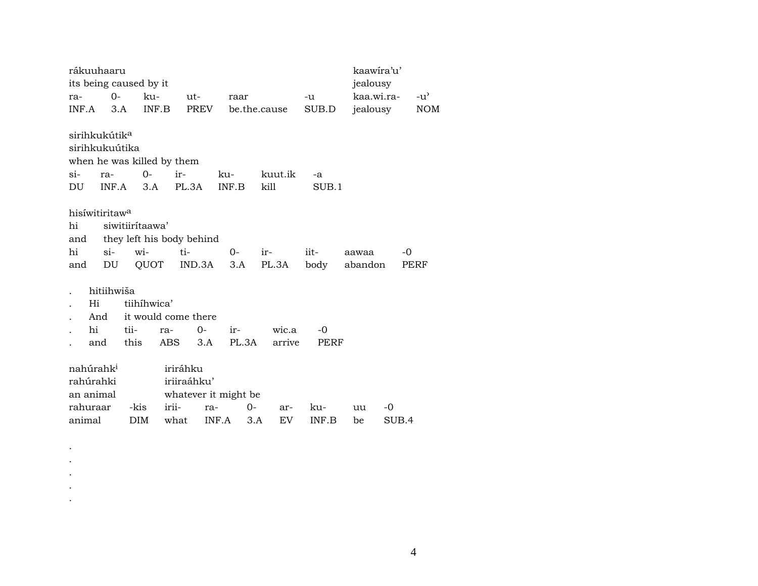| rákuuhaaru | | | | | | kaawíra'u' | |
|---|---|---|---|---|---|---|---|
| its being caused by it | | | | | | jealousy | |
| ra- | 0- | ku- | ut- | raar | -u | kaa.wi.ra- | -u' |
| INF.A | 3.A | INF.B | PREV | be.the.cause | SUB.D | jealousy | NOM |

sirihkukútik[a]
sirihkukuútika
when he was killed by them

| si- | ra- | 0- | ir- | ku- | kuut.ik | -a |
|---|---|---|---|---|---|---|
| DU | INF.A | 3.A | PL.3A | INF.B | kill | SUB.1 |

hisíwitiritaw[a]

| hi | siwitiirítaawa' | | | | | | | |
|---|---|---|---|---|---|---|---|---|
| and | they left his body behind | | | | | | | |
| hi | si- | wi- | ti- | 0- | ir- | iit- | aawaa | -0 |
| and | DU | QUOT | IND.3A | 3.A | PL.3A | body | abandon | PERF |

| . | hitiihwiša | | | | | | |
|---|---|---|---|---|---|---|---|
| . | Hi | tiihíhwica' | | | | | |
| . | And | it would come there | | | | | |
| . | hi | tii- | ra- | 0- | ir- | wic.a | -0 |
| . | and | this | ABS | 3.A | PL.3A | arrive | PERF |

| nahúrahk[i] | | iriráhku | | | | | | |
|---|---|---|---|---|---|---|---|---|
| rahúrahki | | iriiraáhku' | | | | | | |
| an animal | | whatever it might be | | | | | | |
| rahuraar | -kis | irii- | ra- | 0- | ar- | ku- | uu | -0 |
| animal | DIM | what | INF.A | 3.A | EV | INF.B | be | SUB.4 |

.
.
.
.
.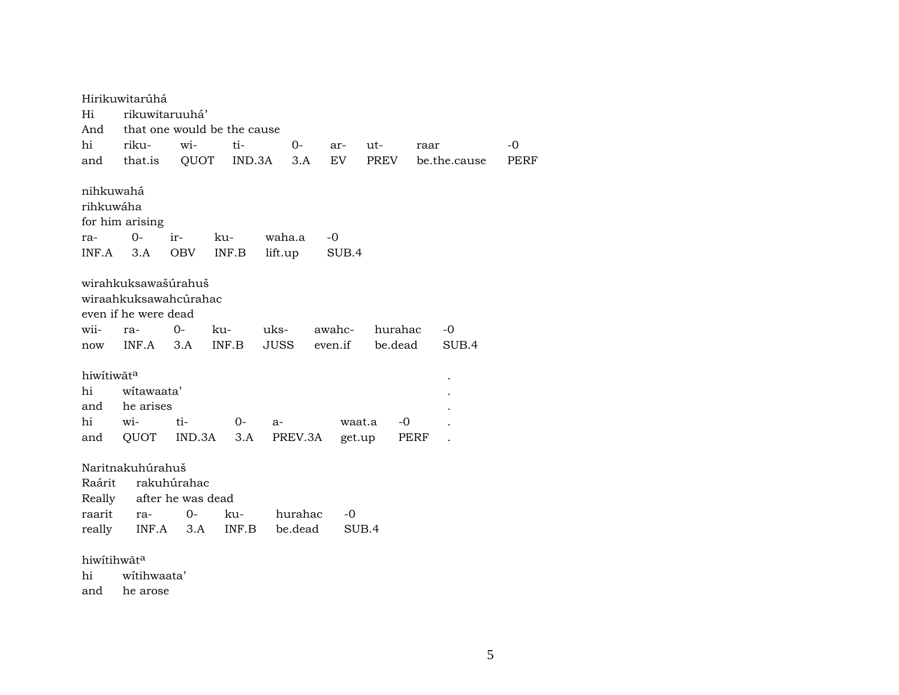Hirikuwitarúhá
Hi rikuwitaruuhá'
And that one would be the cause

| hi | riku- | wi- | ti- | 0- | ar- | ut- | raar | -0 |
|---|---|---|---|---|---|---|---|---|
| and | that.is | QUOT | IND.3A | 3.A | EV | PREV | be.the.cause | PERF |

nihkuwahá
rihkuwáha
for him arising

| ra- | 0- | ir- | ku- | waha.a | -0 |
|---|---|---|---|---|---|
| INF.A | 3.A | OBV | INF.B | lift.up | SUB.4 |

wirahkuksawašúrahuš
wiraahkuksawahcúrahac
even if he were dead

| wii- | ra- | 0- | ku- | uks- | awahc- | hurahac | -0 |
|---|---|---|---|---|---|---|---|
| now | INF.A | 3.A | INF.B | JUSS | even.if | be.dead | SUB.4 |

hiwítiwāt^a .
hi wítawaata' .
and he arises .

| hi | wi- | ti- | 0- | a- | waat.a | -0 | . |
|---|---|---|---|---|---|---|---|
| and | QUOT | IND.3A | 3.A | PREV.3A | get.up | PERF | . |

Naritnakuhúrahuš
Raárit rakuhúrahac
Really after he was dead

| raarit | ra- | 0- | ku- | hurahac | -0 |
|---|---|---|---|---|---|
| really | INF.A | 3.A | INF.B | be.dead | SUB.4 |

hiwítihwāt^a
hi wítihwaata'
and he arose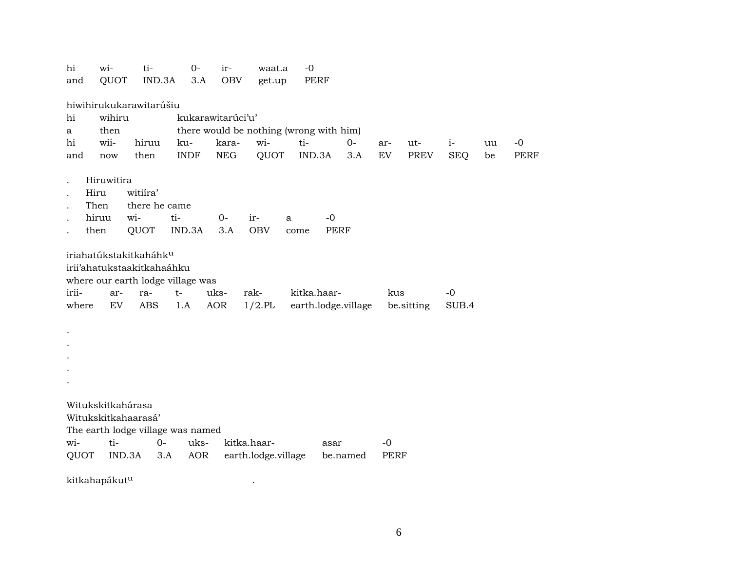| hi | wi- | ti- | 0- | ir- | waat.a | -0 |
|---|---|---|---|---|---|---|
| and | QUOT | IND.3A | 3.A | OBV | get.up | PERF |

hiwihirukukarawitarúšiu

| hi | wihiru | | | kukarawitarúci'u' | | | | | | | | |
|---|---|---|---|---|---|---|---|---|---|---|---|---|
| a | then | | | there would be nothing (wrong with him) | | | | | | | | |
| hi | wii- | hiruu | ku- | kara- | wi- | ti- | 0- | ar- | ut- | i- | uu | -0 |
| and | now | then | INDF | NEG | QUOT | IND.3A | 3.A | EV | PREV | SEQ | be | PERF |

. Hiruwitira

| . | Hiru | witiíra' | | | | | |
|---|---|---|---|---|---|---|---|
| . | Then | there he came | | | | | |
| . | hiruu | wi- | ti- | 0- | ir- | a | -0 |
| . | then | QUOT | IND.3A | 3.A | OBV | come | PERF |

iriahatúkstakitkaháhk[u]

irii'ahatukstaakitkahaáhku

where our earth lodge village was

| irii- | ar- | ra- | t- | uks- | rak- | kitka.haar- | kus | -0 |
|---|---|---|---|---|---|---|---|---|
| where | EV | ABS | 1.A | AOR | 1/2.PL | earth.lodge.village | be.sitting | SUB.4 |

.

.

.

.

.

Witukskitkahárasa

Witukskitkahaarasá'

The earth lodge village was named

| wi- | ti- | 0- | uks- | kitka.haar- | asar | -0 |
|---|---|---|---|---|---|---|
| QUOT | IND.3A | 3.A | AOR | earth.lodge.village | be.named | PERF |

kitkahapákut[u] .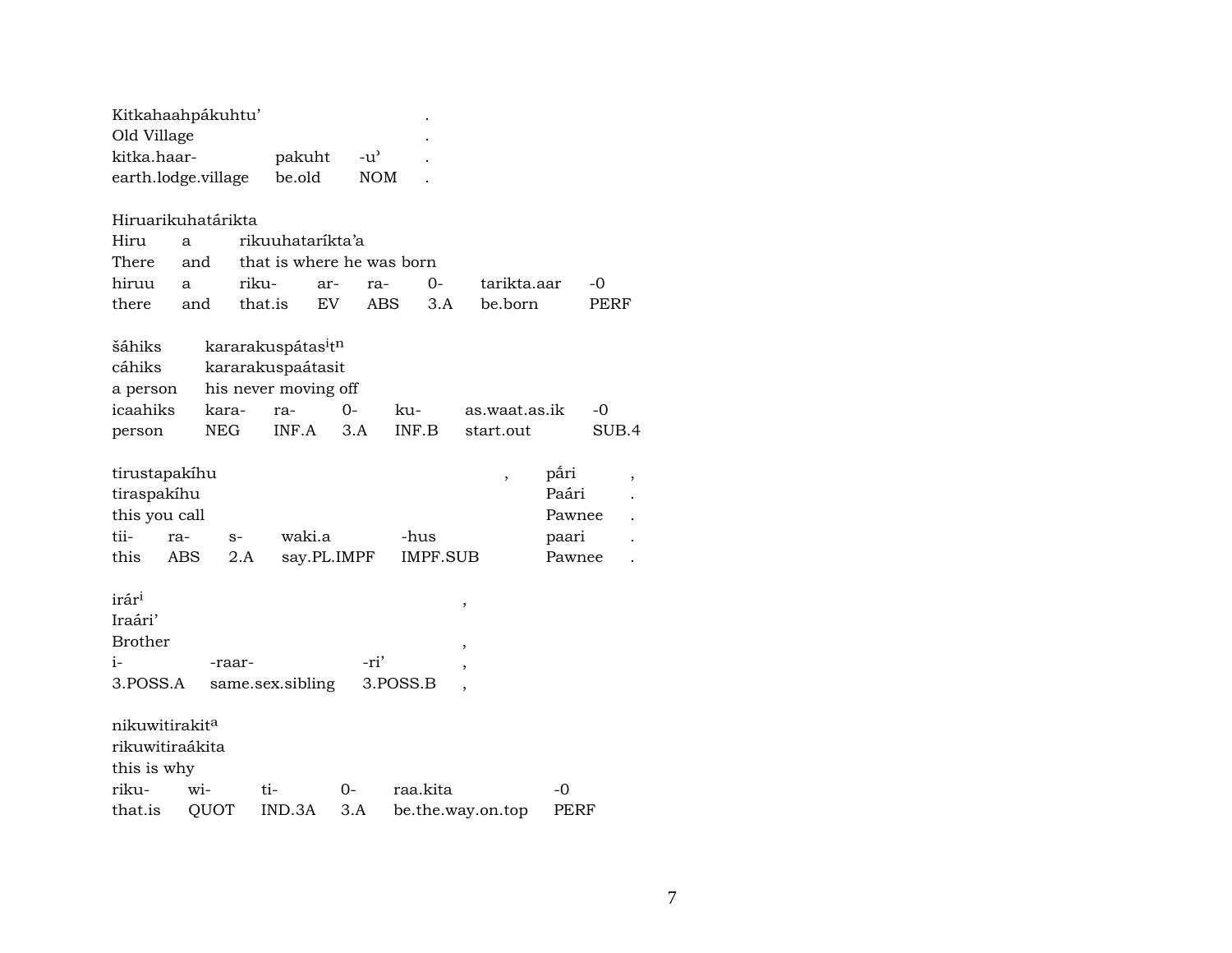Kitkahaahpákuhtu' .
Old Village .
kitka.haar- pakuht -u' .
earth.lodge.village be.old NOM .

Hiruarikuhatárikta
Hiru a rikuuhataríkta'a
There and that is where he was born
hiruu a riku- ar- ra- 0- tarikta.aar -0
there and that.is EV ABS 3.A be.born PERF

šáhiks kararakuspátas$^{i}$t$^{n}$
cáhiks kararakuspaátasit
a person his never moving off
icaahiks kara- ra- 0- ku- as.waat.as.ik -0
person NEG INF.A 3.A INF.B start.out SUB.4

tirustapakíhu , pā́ri ,
tiraspakíhu Paári .
this you call Pawnee .
tii- ra- s- waki.a -hus paari .
this ABS 2.A say.PL.IMPF IMPF.SUB Pawnee .

irár$^{i}$ ,
Iraári'
Brother ,
i- -raar- -ri' ,
3.POSS.A same.sex.sibling 3.POSS.B ,

nikuwitirakit$^{a}$
rikuwitiraákita
this is why
riku- wi- ti- 0- raa.kita -0
that.is QUOT IND.3A 3.A be.the.way.on.top PERF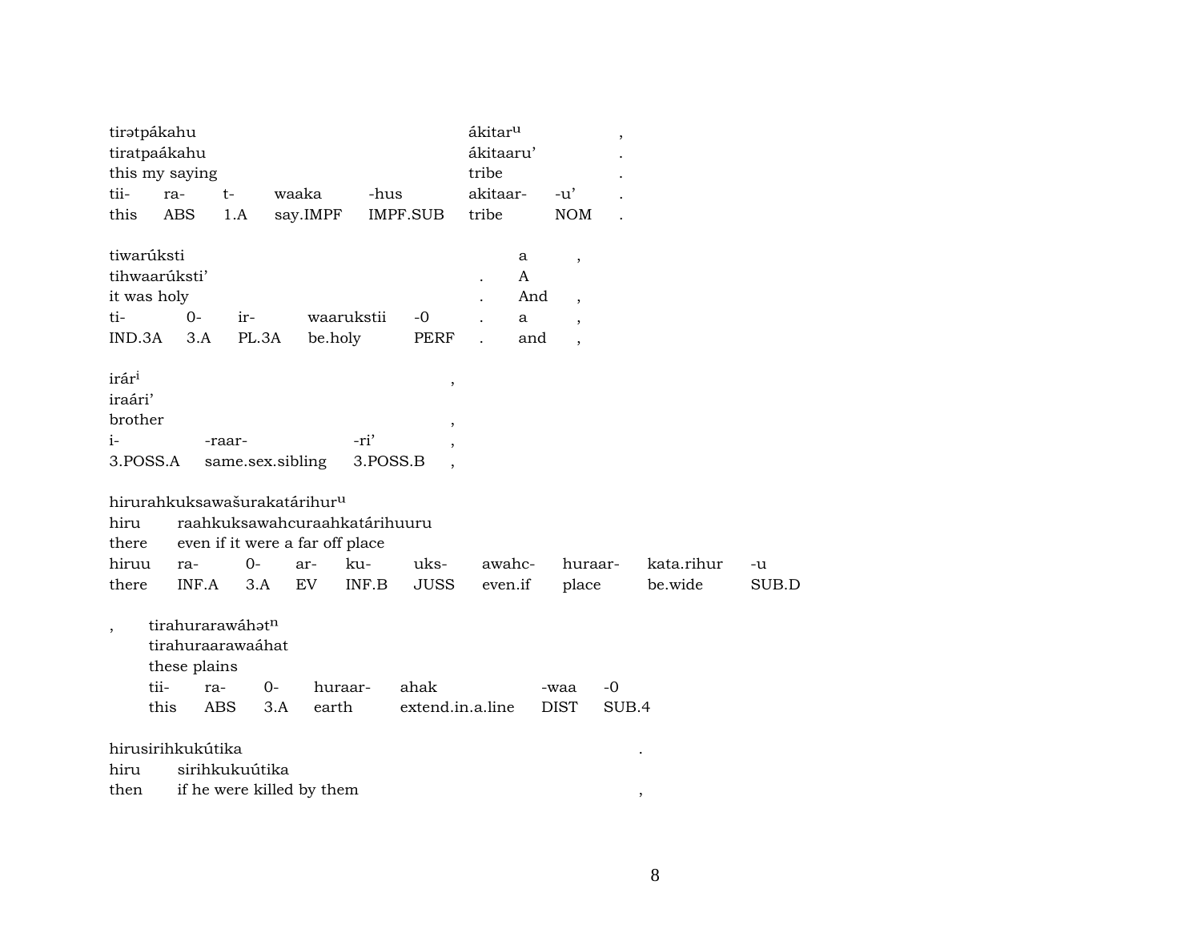tirətpákahu ákitar^u ,
tiratpaákahu ákitaaru' .
this my saying tribe .

| tii- | ra- | t- | waaka | -hus | akitaar- | -u' | . |
|---|---|---|---|---|---|---|---|
| this | ABS | 1.A | say.IMPF | IMPF.SUB | tribe | NOM | . |

tiwarúksti a ,
tihwaarúksti' . A
it was holy . And ,

| ti- | 0- | ir- | waarukstii | -0 | . | a | , |
|---|---|---|---|---|---|---|---|
| IND.3A | 3.A | PL.3A | be.holy | PERF | . | and | , |

irár^i ,
iraári'
brother ,

| i- | -raar- | -ri' | , |
|---|---|---|---|
| 3.POSS.A | same.sex.sibling | 3.POSS.B | , |

hirurahkuksawašurakatárihur^u
hiru raahkuksawahcuraahkatárihuuru
there even if it were a far off place

| hiruu | ra- | 0- | ar- | ku- | uks- | awahc- | huraar- | kata.rihur | -u |
|---|---|---|---|---|---|---|---|---|---|
| there | INF.A | 3.A | EV | INF.B | JUSS | even.if | place | be.wide | SUB.D |

, tirahurarawáhət^n
tirahuraarawaáhat
these plains

| tii- | ra- | 0- | huraar- | ahak | -waa | -0 |
|---|---|---|---|---|---|---|
| this | ABS | 3.A | earth | extend.in.a.line | DIST | SUB.4 |

hirusirihkukútika .
hiru sirihkukuútika
then if he were killed by them ,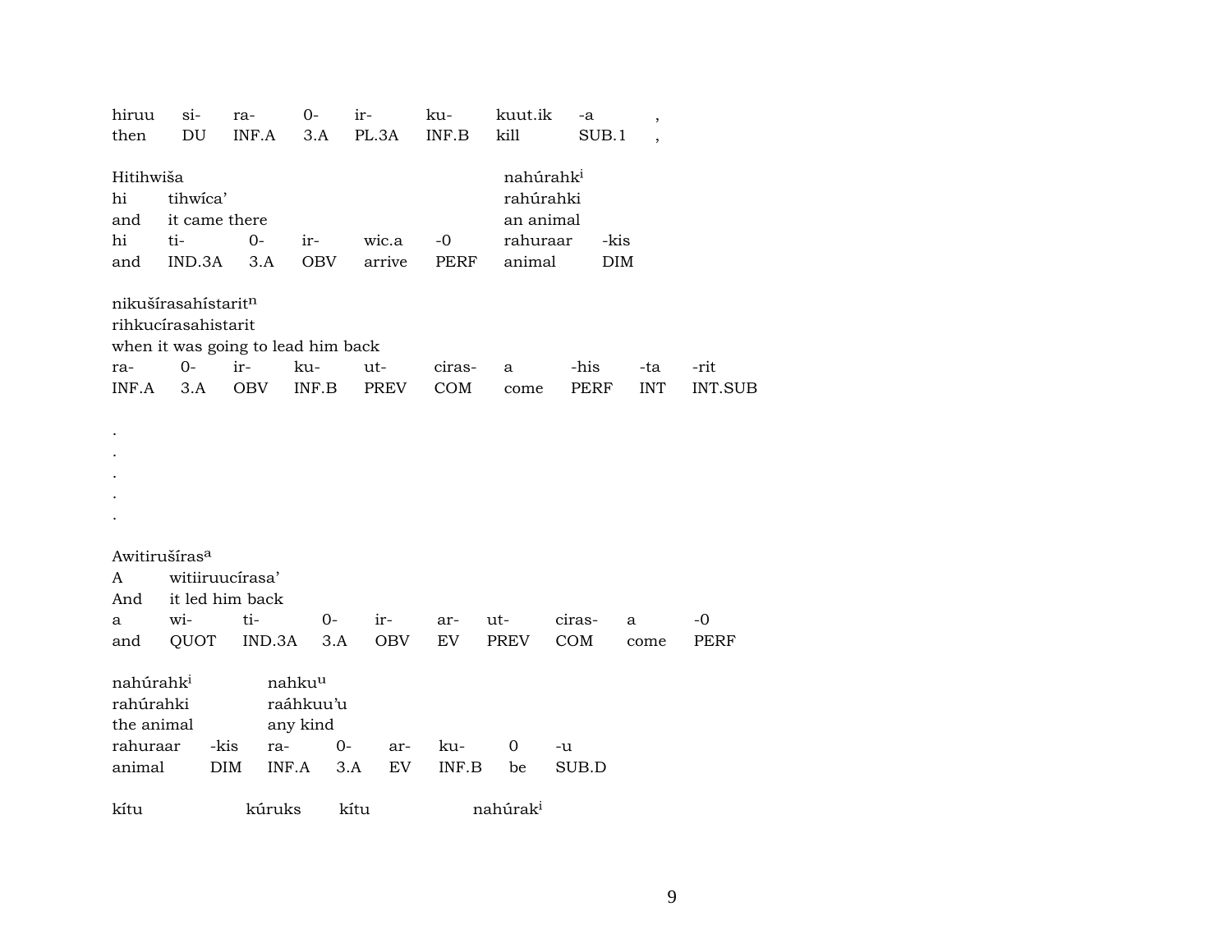| hiruu | si- | ra- | 0- | ir- | ku- | kuut.ik | -a | , |
|---|---|---|---|---|---|---|---|---|
| then | DU | INF.A | 3.A | PL.3A | INF.B | kill | SUB.1 | , |

Hitihwiša nahúrahk[i]
hi tihwíca' rahúrahki
and it came there an animal

| hi | ti- | 0- | ir- | wic.a | -0 | rahuraar | -kis |
|---|---|---|---|---|---|---|---|
| and | IND.3A | 3.A | OBV | arrive | PERF | animal | DIM |

nikušírasahístarit[n]
rihkucírasahistarit
when it was going to lead him back

| ra- | 0- | ir- | ku- | ut- | ciras- | a | -his | -ta | -rit |
|---|---|---|---|---|---|---|---|---|---|
| INF.A | 3.A | OBV | INF.B | PREV | COM | come | PERF | INT | INT.SUB |

.
.
.
.
.

Awitirušíras[a]
A witiiruucírasa'
And it led him back

| a | wi- | ti- | 0- | ir- | ar- | ut- | ciras- | a | -0 |
|---|---|---|---|---|---|---|---|---|---|
| and | QUOT | IND.3A | 3.A | OBV | EV | PREV | COM | come | PERF |

nahúrahk[i] nahku[u]
rahúrahki raáhkuu'u
the animal any kind

| rahuraar | -kis | ra- | 0- | ar- | ku- | 0 | -u |
|---|---|---|---|---|---|---|---|
| animal | DIM | INF.A | 3.A | EV | INF.B | be | SUB.D |

kítu kúruks kítu nahúrak[i]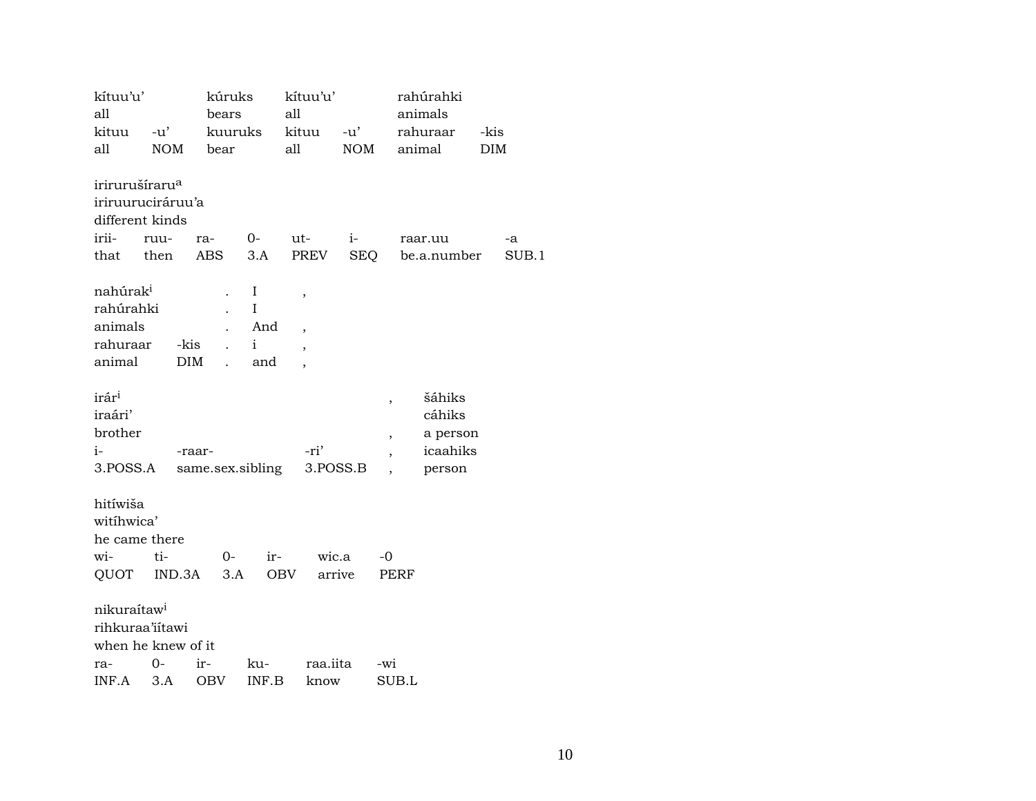| kítuu'u' | | kúruks | kítuu'u' | | rahúrahki | |
|---|---|---|---|---|---|---|
| all | | bears | all | | animals | |
| kituu | -u' | kuuruks | kituu | -u' | rahuraar | -kis |
| all | NOM | bear | all | NOM | animal | DIM |

| iriruruširaru[a] | | | | | | | |
|---|---|---|---|---|---|---|---|
| iriruurucirάruu'a | | | | | | | |
| different kinds | | | | | | | |
| irii- | ruu- | ra- | 0- | ut- | i- | raar.uu | -a |
| that | then | ABS | 3.A | PREV | SEQ | be.a.number | SUB.1 |

| nahúrak[i] | | . | I | , |
|---|---|---|---|---|
| rahúrahki | | . | I | |
| animals | | . | And | , |
| rahuraar | -kis | . | i | , |
| animal | DIM | . | and | , |

| irár[i] | | | , | šáhiks |
|---|---|---|---|---|
| iraári' | | | | cáhiks |
| brother | | | , | a person |
| i- | -raar- | -ri' | , | icaahiks |
| 3.POSS.A | same.sex.sibling | 3.POSS.B | , | person |

| hitíwiša | | | | | |
|---|---|---|---|---|---|
| witíhwica' | | | | | |
| he came there | | | | | |
| wi- | ti- | 0- | ir- | wic.a | -0 |
| QUOT | IND.3A | 3.A | OBV | arrive | PERF |

| nikuraítaw[i] | | | | | |
|---|---|---|---|---|---|
| rihkuraa'iítawi | | | | | |
| when he knew of it | | | | | |
| ra- | 0- | ir- | ku- | raa.iita | -wi |
| INF.A | 3.A | OBV | INF.B | know | SUB.L |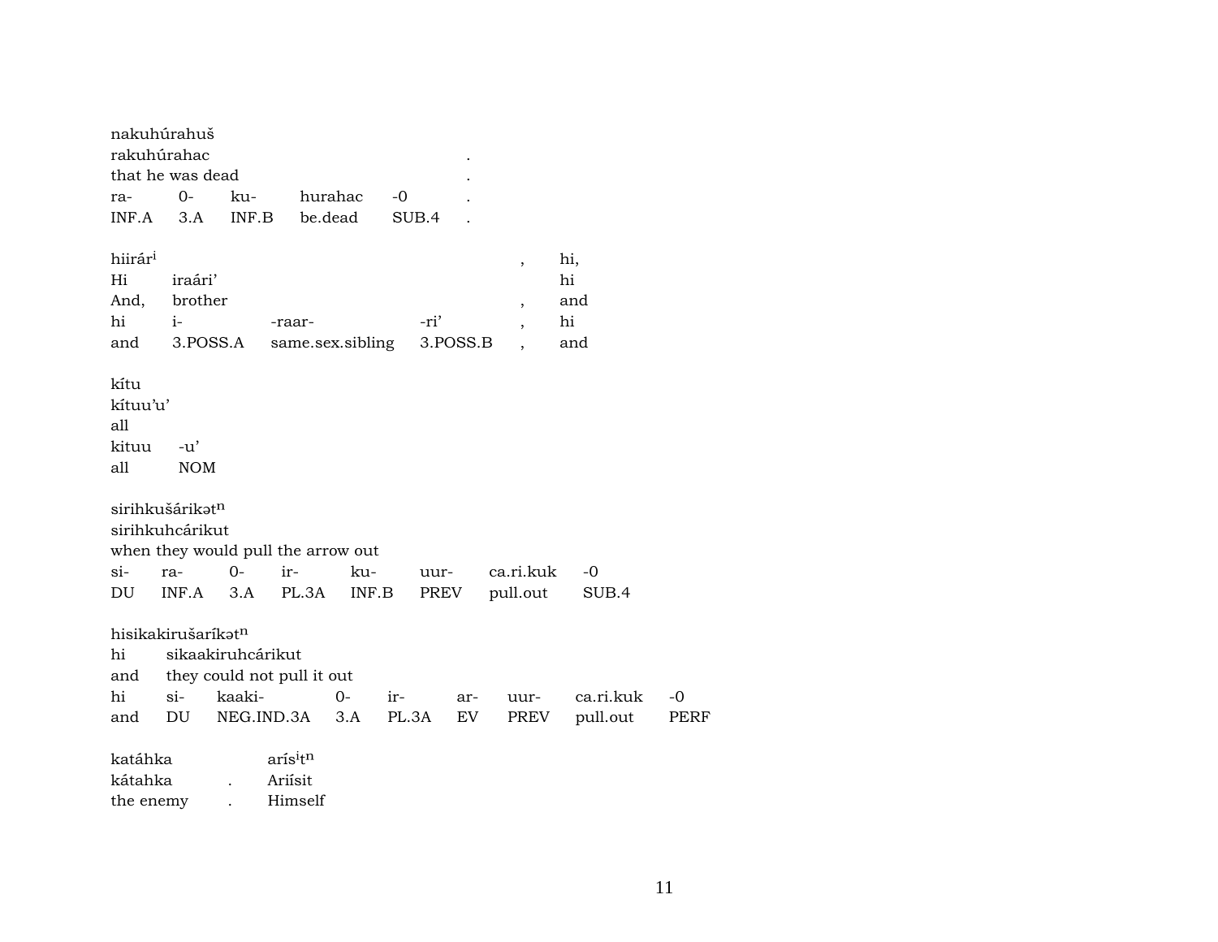nakuhúrahuš
rakuhúrahac .
that he was dead .

| ra- | 0- | ku- | hurahac | -0 | . |
|---|---|---|---|---|---|
| INF.A | 3.A | INF.B | be.dead | SUB.4 | . |

hiirár[i] , hi,
Hi iraári' hi
And, brother , and

| hi | i- | -raar- | -ri' | , | hi |
|---|---|---|---|---|---|
| and | 3.POSS.A | same.sex.sibling | 3.POSS.B | , | and |

kítu
kítuu'u'
all

| kituu | -u' |
|---|---|
| all | NOM |

sirihkušárikət[n]
sirihkuhcárikut
when they would pull the arrow out

| si- | ra- | 0- | ir- | ku- | uur- | ca.ri.kuk | -0 |
|---|---|---|---|---|---|---|---|
| DU | INF.A | 3.A | PL.3A | INF.B | PREV | pull.out | SUB.4 |

hisikakirušaríkət[n]
hi sikaakiruhcárikut
and they could not pull it out

| hi | si- | kaaki- | 0- | ir- | ar- | uur- | ca.ri.kuk | -0 |
|---|---|---|---|---|---|---|---|---|
| and | DU | NEG.IND.3A | 3.A | PL.3A | EV | PREV | pull.out | PERF |

katáhka arís[i]t[n]
kátahka . Ariísit
the enemy . Himself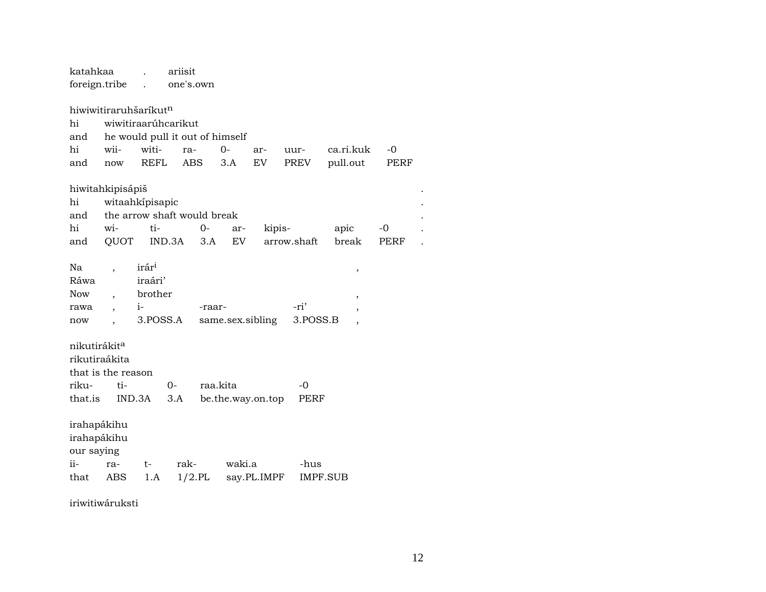katahkaa . ariisit
foreign.tribe . one's.own

hiwiwitiraruhšaríkut[n]
hi wiwitiraarúhcarikut
and he would pull it out of himself

| hi | wii- | witi- | ra- | 0- | ar- | uur- | ca.ri.kuk | -0 |
|---|---|---|---|---|---|---|---|---|
| and | now | REFL | ABS | 3.A | EV | PREV | pull.out | PERF |

hiwitahkipisápiš .
hi witaahkípisapic .
and the arrow shaft would break .

| hi | wi- | ti- | 0- | ar- | kipis- | apic | -0 | . |
|---|---|---|---|---|---|---|---|---|
| and | QUOT | IND.3A | 3.A | EV | arrow.shaft | break | PERF | . |

Na , irár[i] ,
Ráwa iraári'
Now , brother ,

| rawa | , | i- | -raar- | -ri' | , |
|---|---|---|---|---|---|
| now | , | 3.POSS.A | same.sex.sibling | 3.POSS.B | , |

nikutirákit[a]
rikutiraákita
that is the reason

| riku- | ti- | 0- | raa.kita | -0 |
|---|---|---|---|---|
| that.is | IND.3A | 3.A | be.the.way.on.top | PERF |

irahapákihu
irahapákihu
our saying

| ii- | ra- | t- | rak- | waki.a | -hus |
|---|---|---|---|---|---|
| that | ABS | 1.A | 1/2.PL | say.PL.IMPF | IMPF.SUB |

iriwitiwáruksti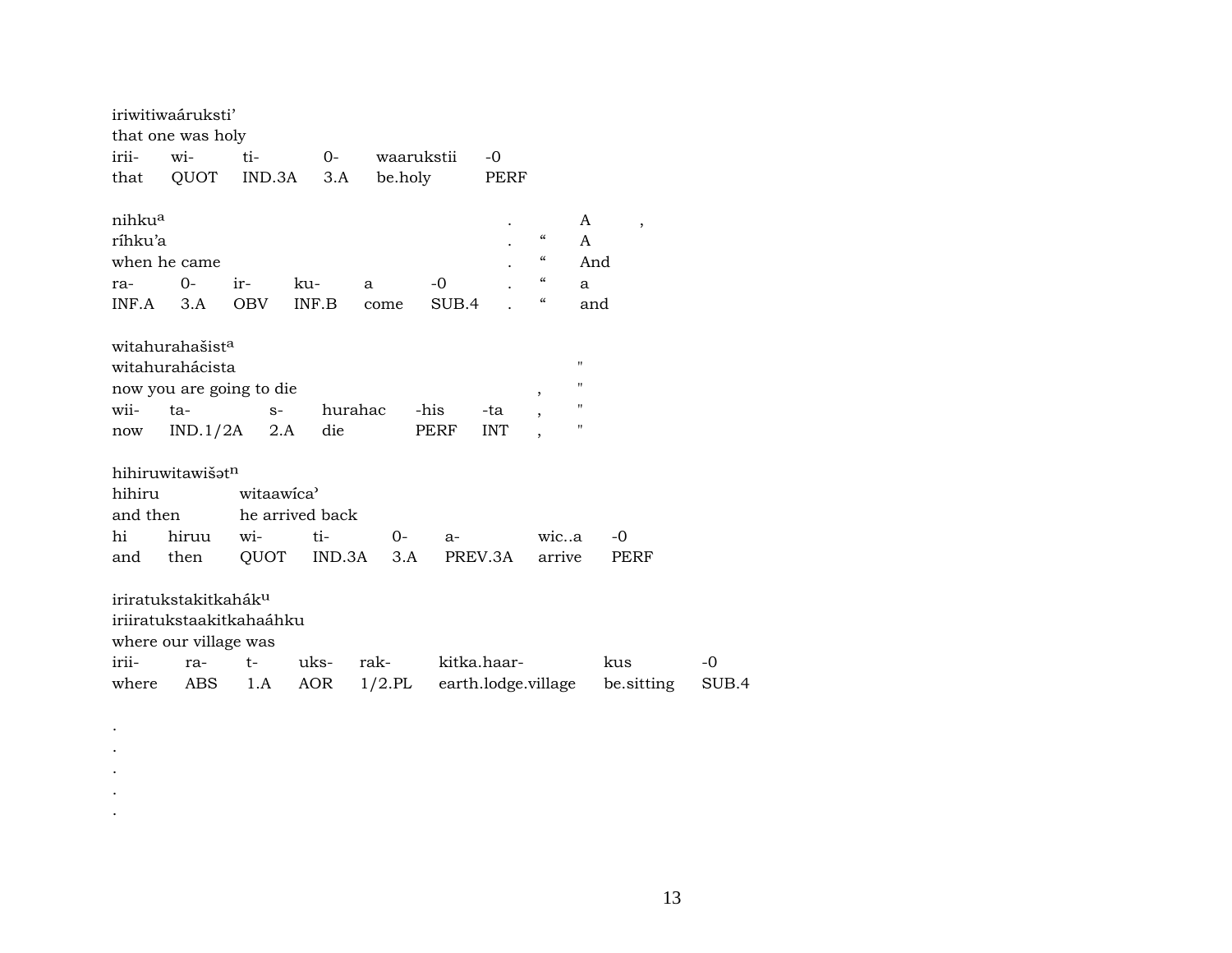iriwitiwaáruksti'
that one was holy

| irii- | wi- | ti- | 0- | waarukstii | -0 |
|---|---|---|---|---|---|
| that | QUOT | IND.3A | 3.A | be.holy | PERF |

nihku[a] . A ,
ríhku'a . " A
when he came . " And

| ra- | 0- | ir- | ku- | a | -0 | . | " | a |
|---|---|---|---|---|---|---|---|---|
| INF.A | 3.A | OBV | INF.B | come | SUB.4 | . | " | and |

witahurahašist[a]
witahuraháci sta "
now you are going to die , "

| wii- | ta- | s- | hurahac | -his | -ta | , | " |
|---|---|---|---|---|---|---|---|
| now | IND.1/2A | 2.A | die | PERF | INT | , | " |

hihiruwitawišət[n]
hihiru witaawíca'
and then he arrived back

| hi | hiruu | wi- | ti- | 0- | a- | wic..a | -0 |
|---|---|---|---|---|---|---|---|
| and | then | QUOT | IND.3A | 3.A | PREV.3A | arrive | PERF |

iriratukstakitkahák[u]
iriiratukstaakitkahaáhku
where our village was

| irii- | ra- | t- | uks- | rak- | kitka.haar- | kus | -0 |
|---|---|---|---|---|---|---|---|
| where | ABS | 1.A | AOR | 1/2.PL | earth.lodge.village | be.sitting | SUB.4 |

.
.
.
.
.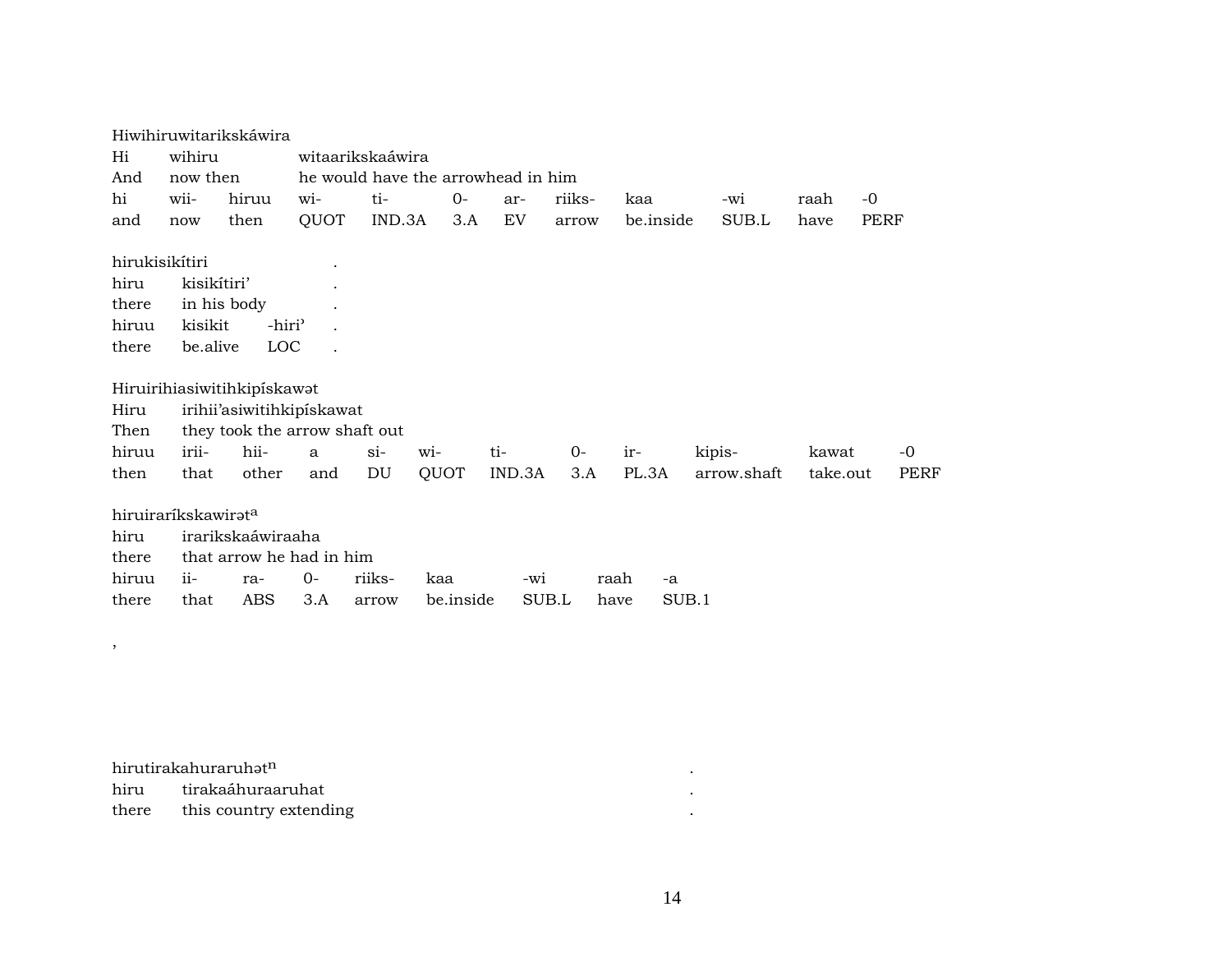Hiwihiruwitarikskáwira

| Hi | wihiru | | witaarikskaáwira | | | | | | | | |
|---|---|---|---|---|---|---|---|---|---|---|---|
| And | now then | | he would have the arrowhead in him | | | | | | | | |
| hi | wii- | hiruu | wi- | ti- | 0- | ar- | riiks- | kaa | -wi | raah | -0 |
| and | now | then | QUOT | IND.3A | 3.A | EV | arrow | be.inside | SUB.L | have | PERF |

hirukisikítiri .

| hiru | kisikítiri’ | | . |
|---|---|---|---|
| there | in his body | | . |
| hiruu | kisikit | -hiri’ | . |
| there | be.alive | LOC | . |

Hiruirihiasiwitihkipískawət

| Hiru | irihii’asiwitihkipískawat | | | | | | | | | | |
|---|---|---|---|---|---|---|---|---|---|---|---|
| Then | they took the arrow shaft out | | | | | | | | | | |
| hiruu | irii- | hii- | a | si- | wi- | ti- | 0- | ir- | kipis- | kawat | -0 |
| then | that | other | and | DU | QUOT | IND.3A | 3.A | PL.3A | arrow.shaft | take.out | PERF |

hiruiraríkskawirət[a]

| hiru | irarikskaáwiraaha | | | | | | | |
|---|---|---|---|---|---|---|---|---|
| there | that arrow he had in him | | | | | | | |
| hiruu | ii- | ra- | 0- | riiks- | kaa | -wi | raah | -a |
| there | that | ABS | 3.A | arrow | be.inside | SUB.L | have | SUB.1 |

,

hirutirakahuraruhət[n] .

| hiru | tirakaáhuraaruhat | . |
|---|---|---|
| there | this country extending | . |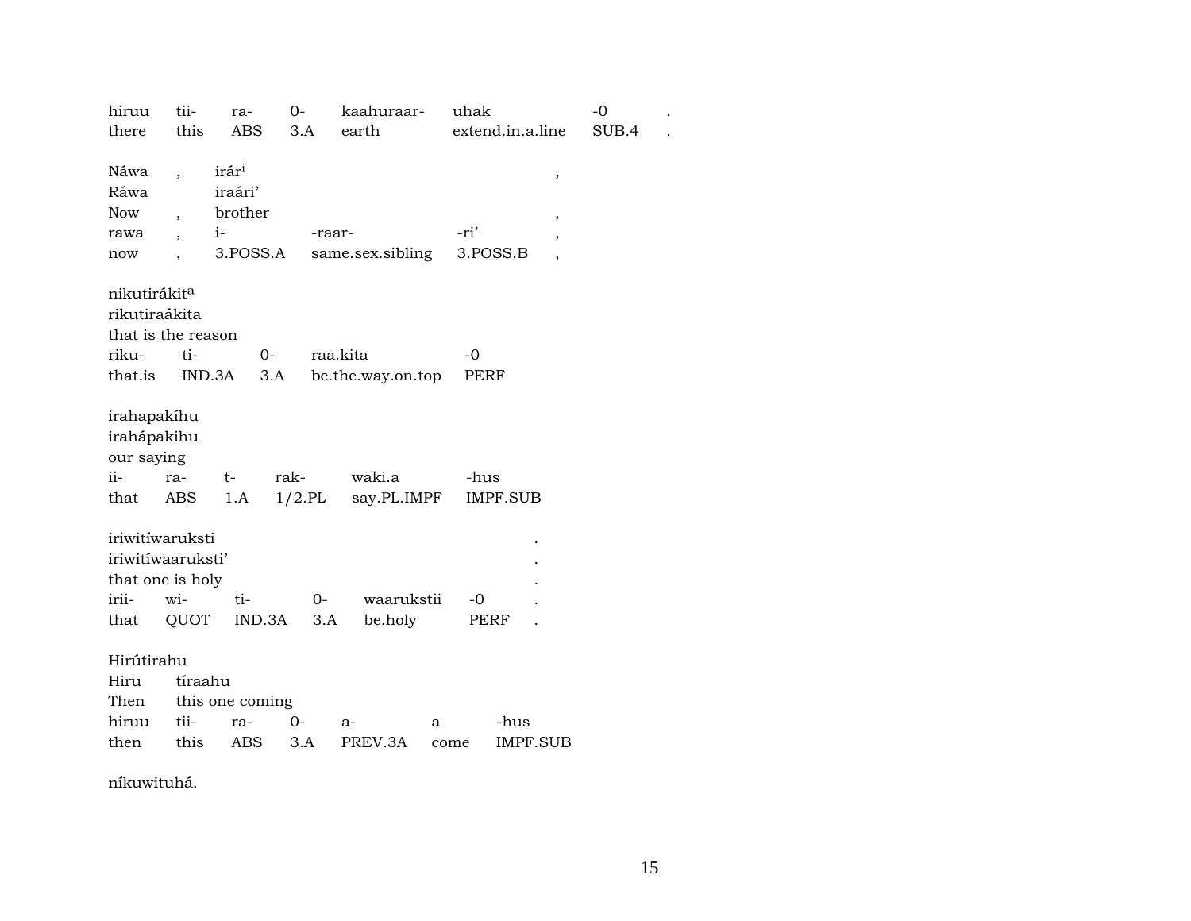| hiruu | tii- | ra- | 0- | kaahuraar- | uhak | -0 | . |
|---|---|---|---|---|---|---|---|
| there | this | ABS | 3.A | earth | extend.in.a.line | SUB.4 | . |

Náwa , irár[i] ,
Ráwa iraári'
Now , brother ,

| rawa | , | i- | -raar- | -ri' | , |
|---|---|---|---|---|---|
| now | , | 3.POSS.A | same.sex.sibling | 3.POSS.B | , |

nikutirákit[a]
rikutiraákita
that is the reason

| riku- | ti- | 0- | raa.kita | -0 |
|---|---|---|---|---|
| that.is | IND.3A | 3.A | be.the.way.on.top | PERF |

irahapakíhu
irahápakihu
our saying

| ii- | ra- | t- | rak- | waki.a | -hus |
|---|---|---|---|---|---|
| that | ABS | 1.A | 1/2.PL | say.PL.IMPF | IMPF.SUB |

iriwitíwaruksti .
iriwitíwaaruksti' .
that one is holy .

| irii- | wi- | ti- | 0- | waarukstii | -0 | . |
|---|---|---|---|---|---|---|
| that | QUOT | IND.3A | 3.A | be.holy | PERF | . |

Hirútirahu
Hiru tíraahu
Then this one coming

| hiruu | tii- | ra- | 0- | a- | a | -hus |
|---|---|---|---|---|---|---|
| then | this | ABS | 3.A | PREV.3A | come | IMPF.SUB |

níkuwituhá.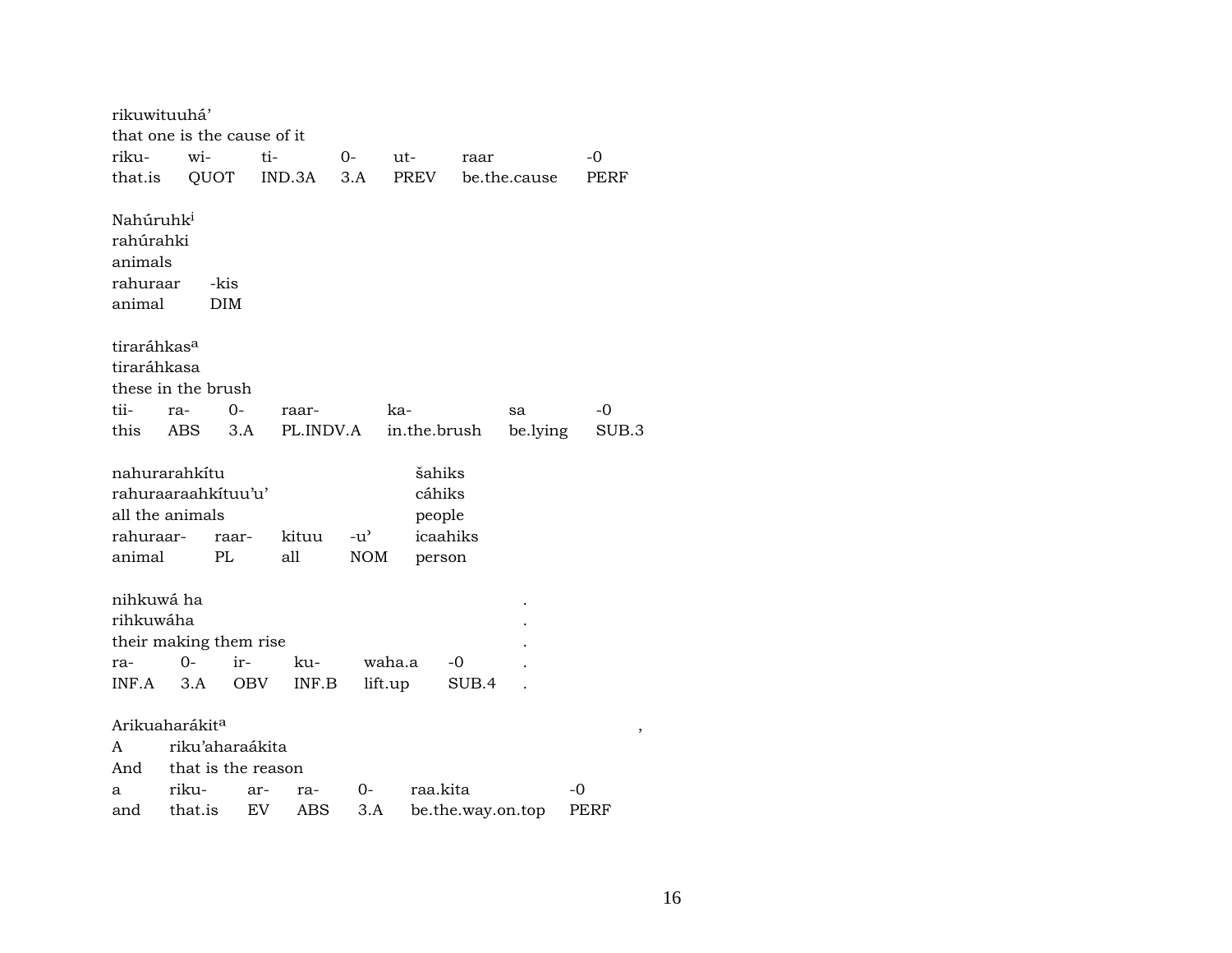rikuwituuhá'
that one is the cause of it

| riku- | wi- | ti- | 0- | ut- | raar | -0 |
|---|---|---|---|---|---|---|
| that.is | QUOT | IND.3A | 3.A | PREV | be.the.cause | PERF |

Nahúruhk[i]
rahúrahki
animals

| rahuraar | -kis |
|---|---|
| animal | DIM |

tiraráhkas[a]
tiraráhkasa
these in the brush

| tii- | ra- | 0- | raar- | ka- | sa | -0 |
|---|---|---|---|---|---|---|
| this | ABS | 3.A | PL.INDV.A | in.the.brush | be.lying | SUB.3 |

nahurarahkítu — šahiks
rahuraaraahkítuu'u' — cáhiks
all the animals — people

| rahuraar- | raar- | kituu | -u' | icaahiks |
|---|---|---|---|---|
| animal | PL | all | NOM | person |

nihkuwá ha .
rihkuwáha .
their making them rise .

| ra- | 0- | ir- | ku- | waha.a | -0 | . |
|---|---|---|---|---|---|---|
| INF.A | 3.A | OBV | INF.B | lift.up | SUB.4 | . |

Arikuaharákit[a] ,
A riku'aharaákita
And that is the reason

| a | riku- | ar- | ra- | 0- | raa.kita | -0 |
|---|---|---|---|---|---|---|
| and | that.is | EV | ABS | 3.A | be.the.way.on.top | PERF |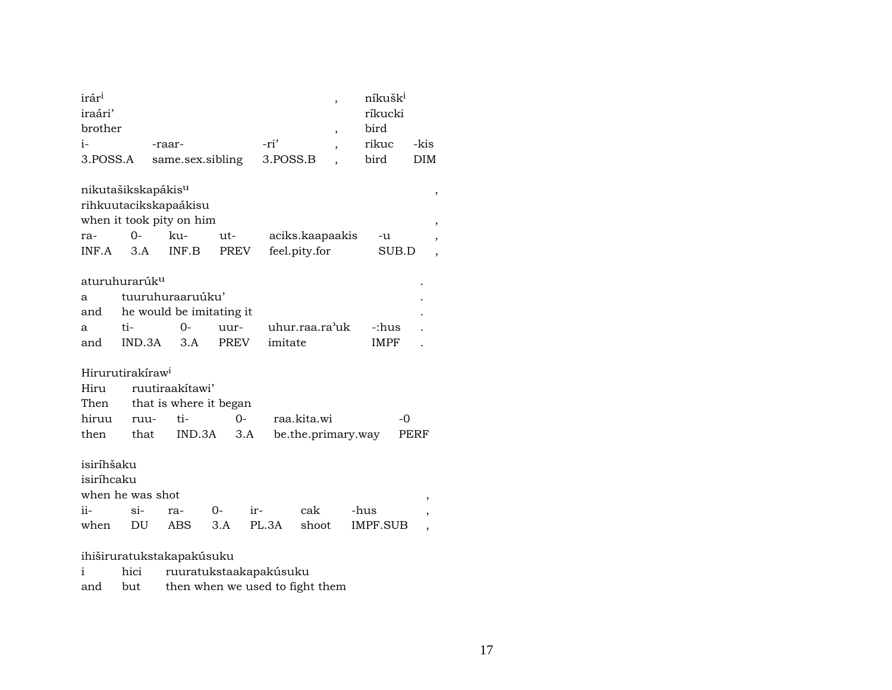| irár^i | | | , | níkušk^i | |
|---|---|---|---|---|---|
| iraári' | | | | ríkucki | |
| brother | | | , | bird | |
| i- | -raar- | -ri' | , | rikuc | -kis |
| 3.POSS.A | same.sex.sibling | 3.POSS.B | , | bird | DIM |

| nikutašikskapákis^u | | | | | | , |
|---|---|---|---|---|---|---|
| rihkuutacikskapaákisu | | | | | | |
| when it took pity on him | | | | | | , |
| ra- | 0- | ku- | ut- | aciks.kaapaakis | -u | , |
| INF.A | 3.A | INF.B | PREV | feel.pity.for | SUB.D | , |

| aturuhurarúk^u | | | | | | . |
|---|---|---|---|---|---|---|
| a | tuuruhuraaruúku' | | | | | . |
| and | he would be imitating it | | | | | . |
| a | ti- | 0- | uur- | uhur.raa.ra'uk | -:hus | . |
| and | IND.3A | 3.A | PREV | imitate | IMPF | . |

| Hirurutirakíraw^i | | | | | |
|---|---|---|---|---|---|
| Hiru | ruutiraakítawi' | | | | |
| Then | that is where it began | | | | |
| hiruu | ruu- | ti- | 0- | raa.kita.wi | -0 |
| then | that | IND.3A | 3.A | be.the.primary.way | PERF |

| isiríhšaku | | | | | | | |
|---|---|---|---|---|---|---|---|
| isiríhcaku | | | | | | | |
| when he was shot | | | | | | | , |
| ii- | si- | ra- | 0- | ir- | cak | -hus | , |
| when | DU | ABS | 3.A | PL.3A | shoot | IMPF.SUB | , |

| ihiširuratukstakapakúsuku | | |
|---|---|---|
| i | hici | ruuratukstaakapakúsuku |
| and | but | then when we used to fight them |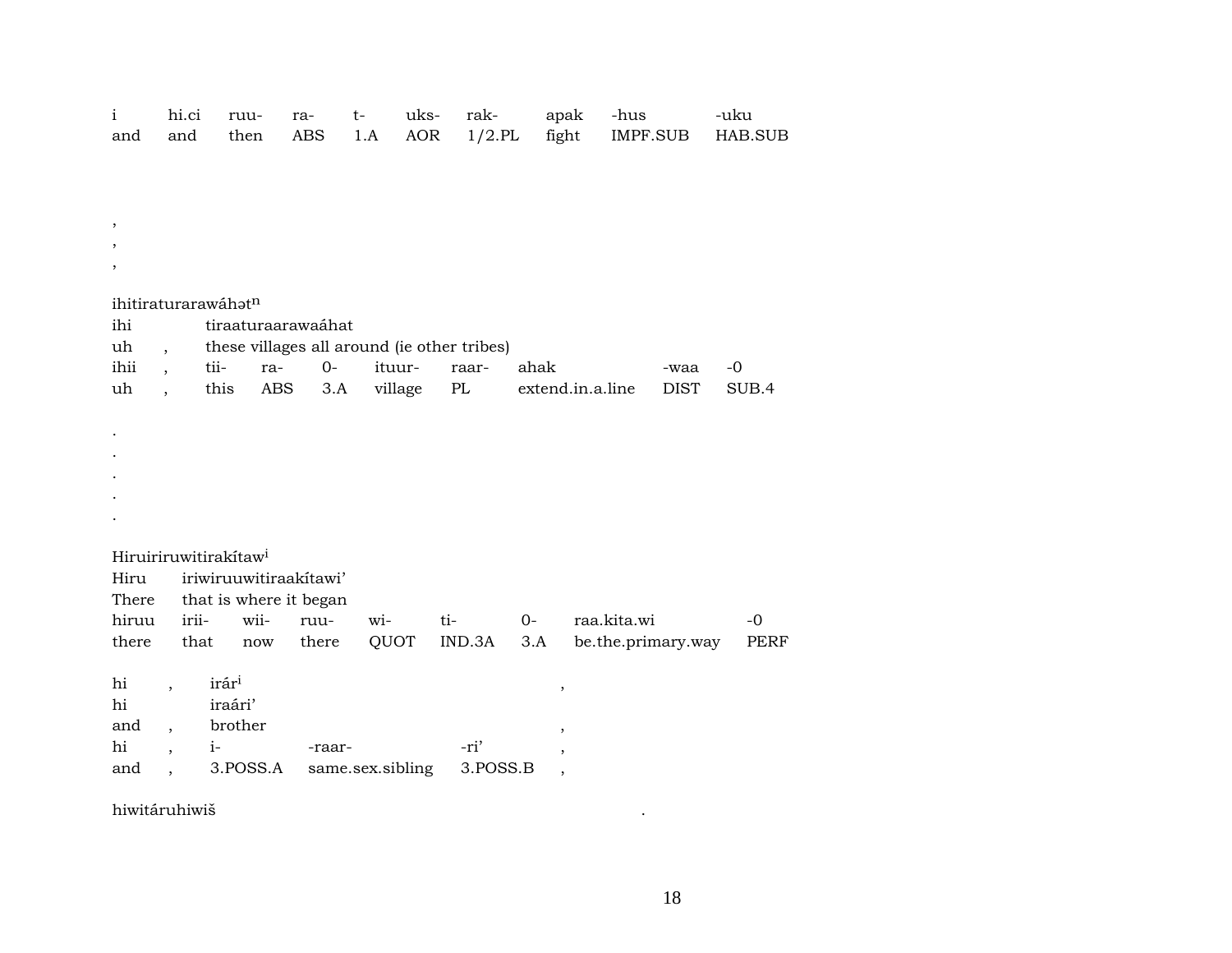| i | hi.ci | ruu- | ra- | t- | uks- | rak- | apak | -hus | -uku |
|---|---|---|---|---|---|---|---|---|---|
| and | and | then | ABS | 1.A | AOR | 1/2.PL | fight | IMPF.SUB | HAB.SUB |

,
,
,

ihitiraturarawáhət[n]

| ihi | | tiraaturaarawaáhat | | | | | | | |
|---|---|---|---|---|---|---|---|---|---|
| uh | , | these villages all around (ie other tribes) | | | | | | | |
| ihii | , | tii- | ra- | 0- | ituur- | raar- | ahak | -waa | -0 |
| uh | , | this | ABS | 3.A | village | PL | extend.in.a.line | DIST | SUB.4 |

.
.
.
.
.

Hiruiriruwitirakítaw[i]

| Hiru | iriwiruuwitiraakítawi' | | | | | | | |
|---|---|---|---|---|---|---|---|---|
| There | that is where it began | | | | | | | |
| hiruu | irii- | wii- | ruu- | wi- | ti- | 0- | raa.kita.wi | -0 |
| there | that | now | there | QUOT | IND.3A | 3.A | be.the.primary.way | PERF |

| hi | , | irár[i] | | | , |
|---|---|---|---|---|---|
| hi | | iraári' | | | |
| and | , | brother | | | , |
| hi | , | i- | -raar- | -ri' | , |
| and | , | 3.POSS.A | same.sex.sibling | 3.POSS.B | , |

hiwitáruhiwiš .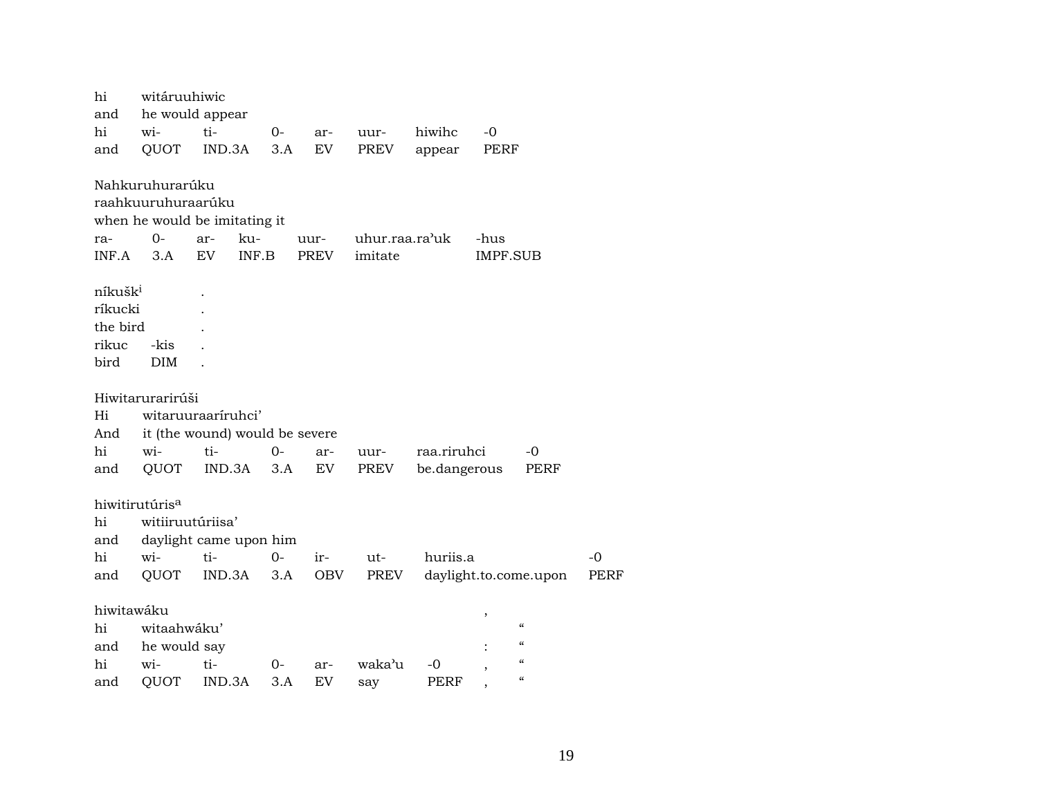hi witáruuhiwic
and he would appear

| hi | wi- | ti- | 0- | ar- | uur- | hiwihc | -0 |
|---|---|---|---|---|---|---|---|
| and | QUOT | IND.3A | 3.A | EV | PREV | appear | PERF |

Nahkuruhurarúku
raahkuuruhuraarúku
when he would be imitating it

| ra- | 0- | ar- | ku- | uur- | uhur.raa.ra'uk | -hus |
|---|---|---|---|---|---|---|
| INF.A | 3.A | EV | INF.B | PREV | imitate | IMPF.SUB |

níkušk[i] .
ríkucki .
the bird .

| rikuc | -kis | . |
|---|---|---|
| bird | DIM | . |

Hiwitarurarirúši
Hi witaruuraaríruhci'
And it (the wound) would be severe

| hi | wi- | ti- | 0- | ar- | uur- | raa.riruhci | -0 |
|---|---|---|---|---|---|---|---|
| and | QUOT | IND.3A | 3.A | EV | PREV | be.dangerous | PERF |

hiwitirutúris[a]
hi witiiruutúriisa'
and daylight came upon him

| hi | wi- | ti- | 0- | ir- | ut- | huriis.a | -0 |
|---|---|---|---|---|---|---|---|
| and | QUOT | IND.3A | 3.A | OBV | PREV | daylight.to.come.upon | PERF |

hiwitawáku ,
hi witaahwáku' "
and he would say : "

| hi | wi- | ti- | 0- | ar- | waka'u | -0 | , | " |
|---|---|---|---|---|---|---|---|---|
| and | QUOT | IND.3A | 3.A | EV | say | PERF | , | " |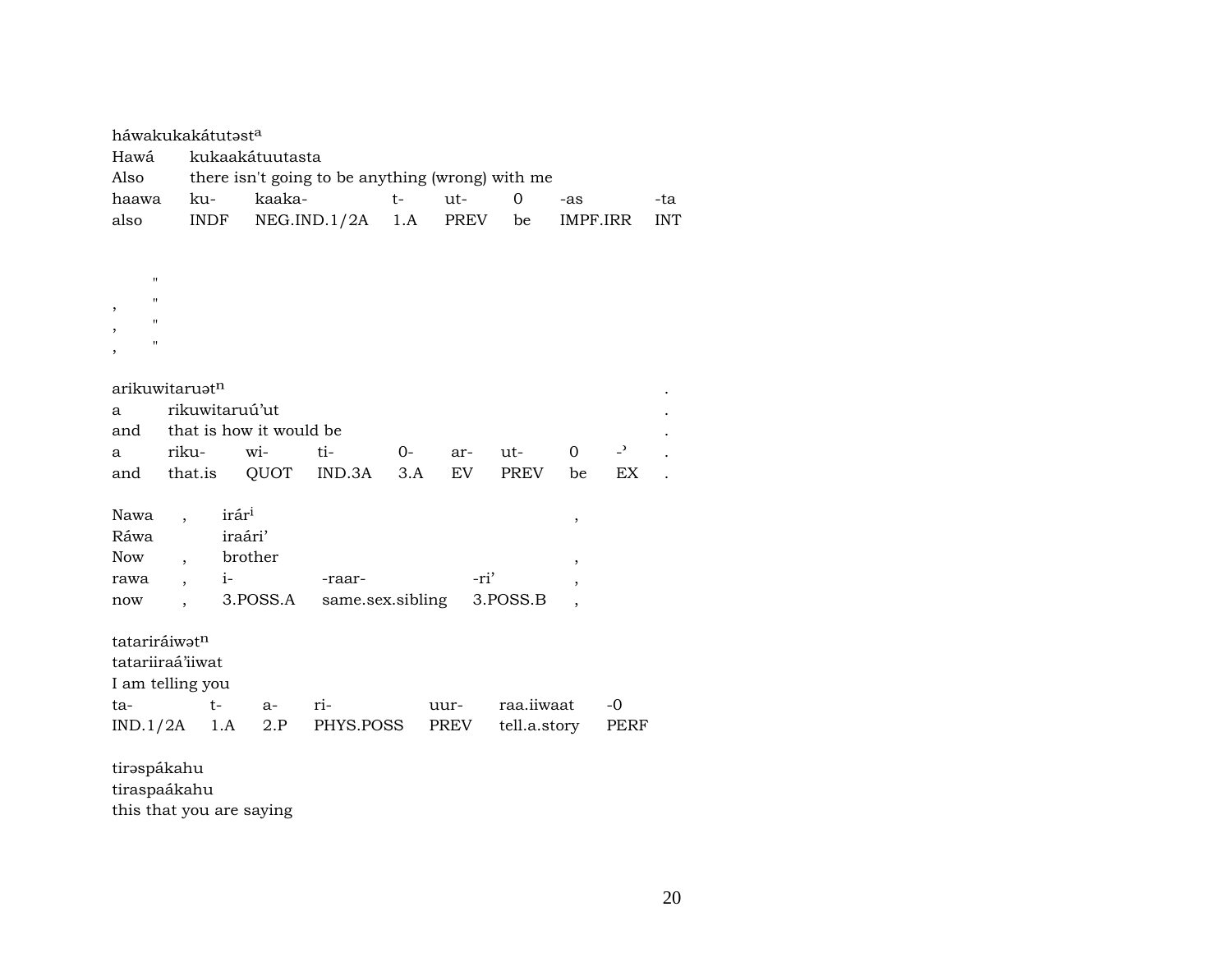háwakukakátutəst^a

| Hawá | kukaakátuutasta | | | | | | |
|---|---|---|---|---|---|---|---|
| Also | there isn't going to be anything (wrong) with me | | | | | | |
| haawa | ku- | kaaka- | t- | ut- | 0 | -as | -ta |
| also | INDF | NEG.IND.1/2A | 1.A | PREV | be | IMPF.IRR | INT |

"
, "
, "
, "

arikuwitaruət^n .

| a | rikuwitaruú'ut | | | | | | | | . |
|---|---|---|---|---|---|---|---|---|---|
| and | that is how it would be | | | | | | | | . |
| a | riku- | wi- | ti- | 0- | ar- | ut- | 0 | -ʾ | . |
| and | that.is | QUOT | IND.3A | 3.A | EV | PREV | be | EX | . |

| Nawa | , | irár^i | | | , |
|---|---|---|---|---|---|
| Ráwa | | iraári' | | | |
| Now | , | brother | | | , |
| rawa | , | i- | -raar- | -ri' | , |
| now | , | 3.POSS.A | same.sex.sibling | 3.POSS.B | , |

tatariráiwət^n

| tatariiraá'iiwat | | | | | | |
|---|---|---|---|---|---|---|
| I am telling you | | | | | | |
| ta- | t- | a- | ri- | uur- | raa.iiwaat | -0 |
| IND.1/2A | 1.A | 2.P | PHYS.POSS | PREV | tell.a.story | PERF |

tirəspákahu
tiraspaákahu
this that you are saying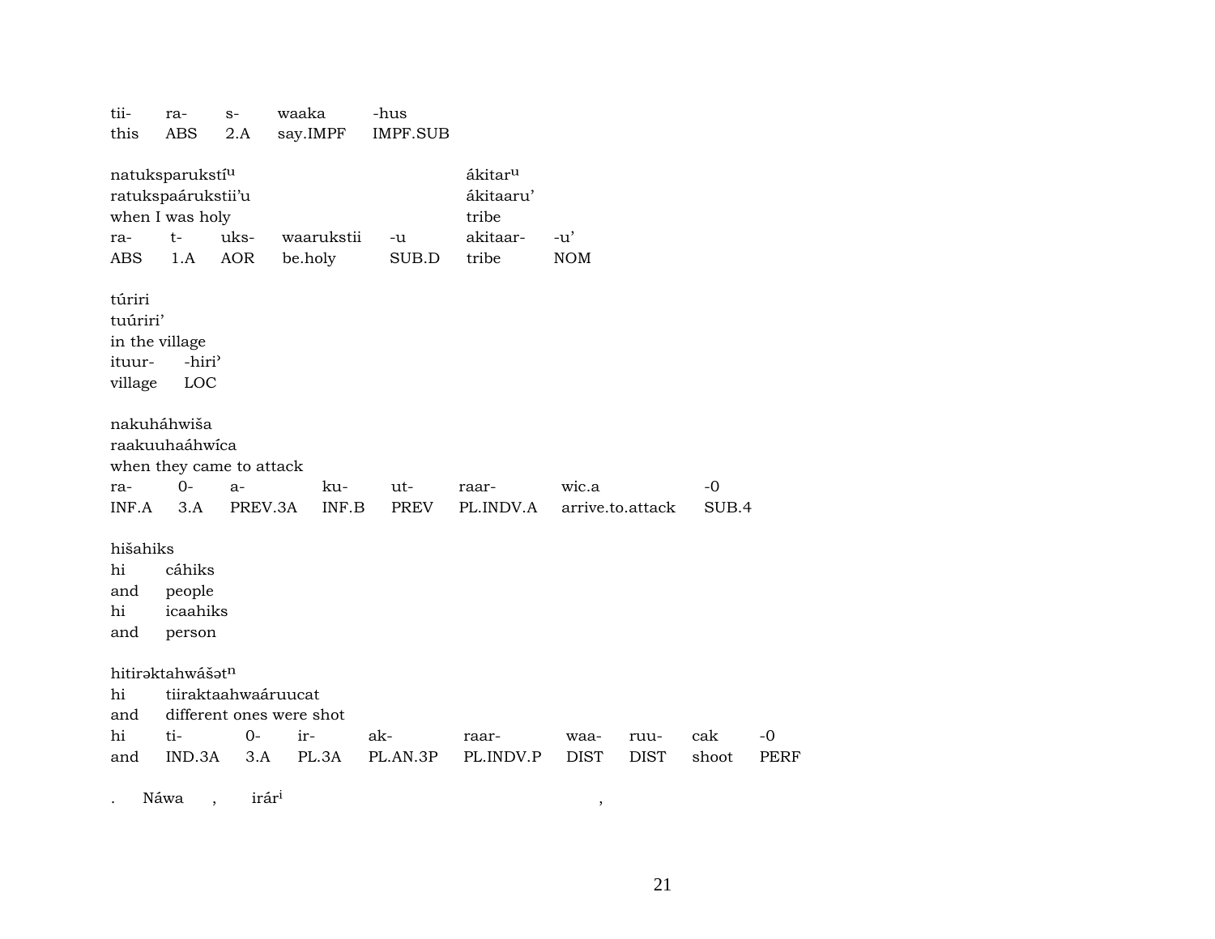| tii- | ra- | s- | waaka | -hus |
|---|---|---|---|---|
| this | ABS | 2.A | say.IMPF | IMPF.SUB |

natuksparukstíu ákitaru
ratukspaárukstii'u ákitaaru'
when I was holy tribe

| ra- | t- | uks- | waarukstii | -u | akitaar- | -u' |
|---|---|---|---|---|---|---|
| ABS | 1.A | AOR | be.holy | SUB.D | tribe | NOM |

túriri
tuúriri'
in the village

| ituur- | -hiri' |
|---|---|
| village | LOC |

nakuháhwiša
raakuuhaáhwíca
when they came to attack

| ra- | 0- | a- | ku- | ut- | raar- | wic.a | -0 |
|---|---|---|---|---|---|---|---|
| INF.A | 3.A | PREV.3A | INF.B | PREV | PL.INDV.A | arrive.to.attack | SUB.4 |

hišahiks

| hi | cáhiks |
|---|---|
| and | people |
| hi | icaahiks |
| and | person |

hitirəktahwášətn

| hi | tiiraktaahwaáruucat | | | | | | | | |
|---|---|---|---|---|---|---|---|---|---|
| and | different ones were shot | | | | | | | | |
| hi | ti- | 0- | ir- | ak- | raar- | waa- | ruu- | cak | -0 |
| and | IND.3A | 3.A | PL.3A | PL.AN.3P | PL.INDV.P | DIST | DIST | shoot | PERF |

. Náwa , irári ,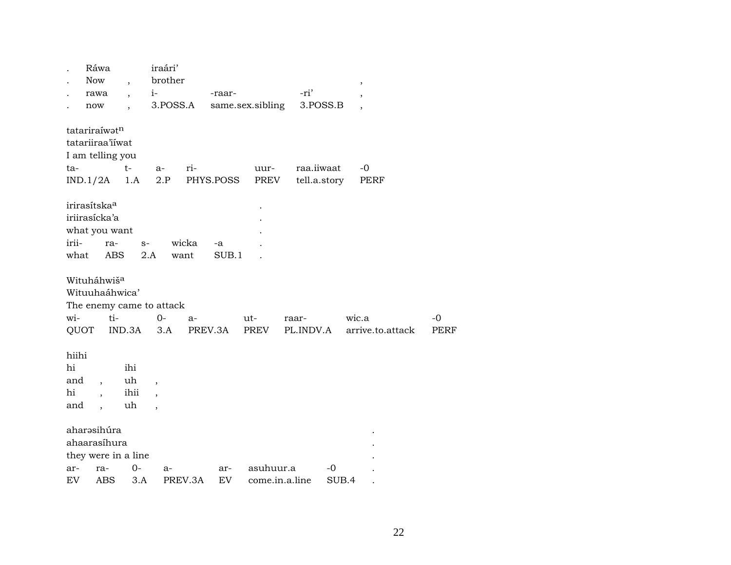| . | Ráwa | | iraári’ | | | |
|---|---|---|---|---|---|---|
| . | Now | , | brother | | | , |
| . | rawa | , | i- | -raar- | -ri’ | , |
| . | now | , | 3.POSS.A | same.sex.sibling | 3.POSS.B | , |

tatariraíwət[n]
tatariiraa’iíwat
I am telling you

| ta- | t- | a- | ri- | uur- | raa.iiwaat | -0 |
|---|---|---|---|---|---|---|
| IND.1/2A | 1.A | 2.P | PHYS.POSS | PREV | tell.a.story | PERF |

| irirasítska[a] | | | | | . |
|---|---|---|---|---|---|
| iriirasícka’a | | | | | . |
| what you want | | | | | . |
| irii- | ra- | s- | wicka | -a | . |
| what | ABS | 2.A | want | SUB.1 | . |

Wituháhwiš[a]
Wituuhaáhwica’
The enemy came to attack

| wi- | ti- | 0- | a- | ut- | raar- | wic.a | -0 |
|---|---|---|---|---|---|---|---|
| QUOT | IND.3A | 3.A | PREV.3A | PREV | PL.INDV.A | arrive.to.attack | PERF |

hiihi

| hi | | ihi | |
|---|---|---|---|
| and | , | uh | , |
| hi | , | ihii | , |
| and | , | uh | , |

| ahar əsihúra | | | | | | | . |
|---|---|---|---|---|---|---|---|
| ahaarasíhura | | | | | | | . |
| they were in a line | | | | | | | . |
| ar- | ra- | 0- | a- | ar- | asuhuur.a | -0 | . |
| EV | ABS | 3.A | PREV.3A | EV | come.in.a.line | SUB.4 | . |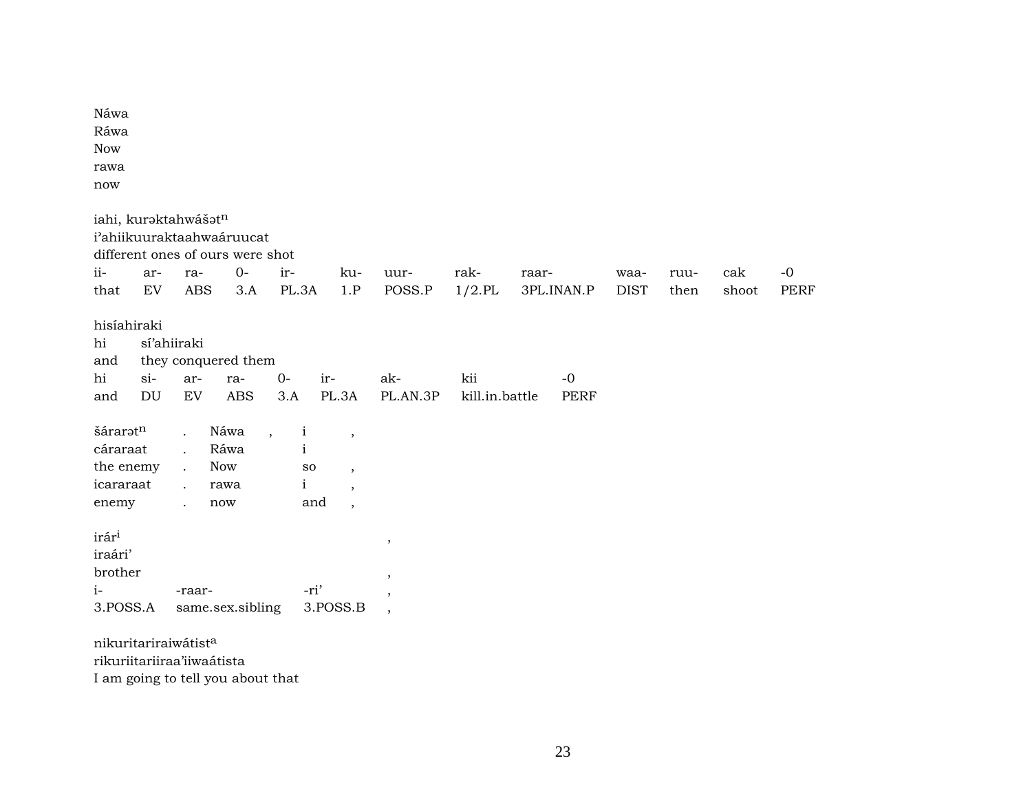Náwa
Ráwa
Now
rawa
now

iahi, kurəktahwášət$^{n}$
i'ahiikuuraktaahwaáruucat
different ones of ours were shot

| ii- | ar- | ra- | 0- | ir- | ku- | uur- | rak- | raar- | waa- | ruu- | cak | -0 |
|---|---|---|---|---|---|---|---|---|---|---|---|---|
| that | EV | ABS | 3.A | PL.3A | 1.P | POSS.P | 1/2.PL | 3PL.INAN.P | DIST | then | shoot | PERF |

hisíahiraki

| hi | sí'ahiiraki | | | | | | |
|---|---|---|---|---|---|---|---|
| and | they conquered them | | | | | | |
| hi | si- | ar- | ra- | 0- | ir- | ak- | kii | -0 |
| and | DU | EV | ABS | 3.A | PL.3A | PL.AN.3P | kill.in.battle | PERF |

| šárarət$^{n}$ | . | Náwa | , | i | , |
|---|---|---|---|---|---|
| cáraraat | . | Ráwa | | i | |
| the enemy | . | Now | | so | , |
| icararaat | . | rawa | | i | , |
| enemy | . | now | | and | , |

| irár$^{i}$ | | | , |
|---|---|---|---|
| iraári' | | | |
| brother | | | , |
| i- | -raar- | -ri' | , |
| 3.POSS.A | same.sex.sibling | 3.POSS.B | , |

nikuritariraiwátist$^{a}$
rikuriitariiraa'iiwaátista
I am going to tell you about that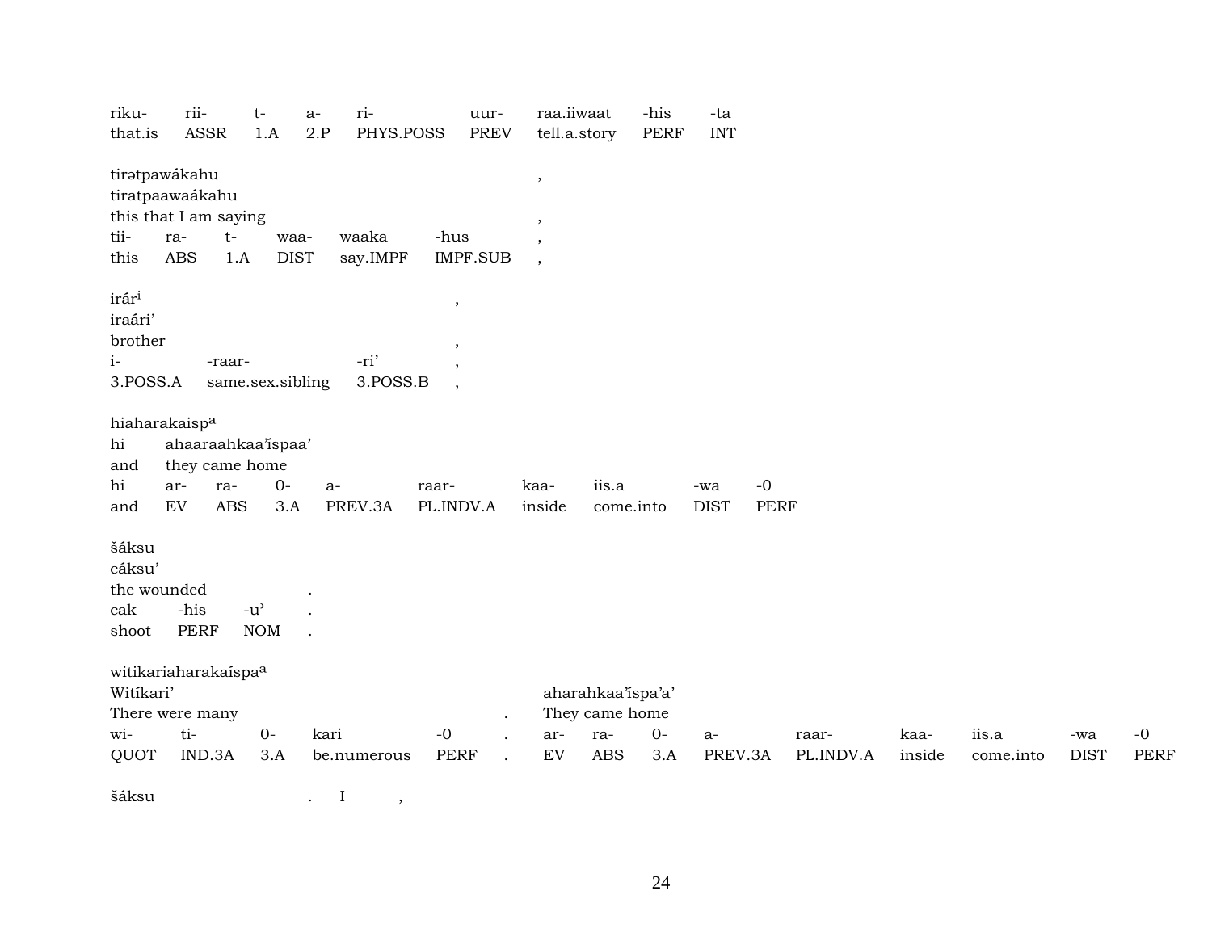| riku- | rii- | t- | a- | ri- | uur- | raa.iiwaat | -his | -ta |
|---|---|---|---|---|---|---|---|---|
| that.is | ASSR | 1.A | 2.P | PHYS.POSS | PREV | tell.a.story | PERF | INT |

tirətpawákahu ,
tiratpaawaákahu
this that I am saying ,

| tii- | ra- | t- | waa- | waaka | -hus | , |
|---|---|---|---|---|---|---|
| this | ABS | 1.A | DIST | say.IMPF | IMPF.SUB | , |

irár[i] ,
iraári’
brother ,

| i- | -raar- | -ri’ | , |
|---|---|---|---|
| 3.POSS.A | same.sex.sibling | 3.POSS.B | , |

hiaharakaisp[a]
hi ahaaraahkaa’ispaa’
and they came home

| hi | ar- | ra- | 0- | a- | raar- | kaa- | iis.a | -wa | -0 |
|---|---|---|---|---|---|---|---|---|---|
| and | EV | ABS | 3.A | PREV.3A | PL.INDV.A | inside | come.into | DIST | PERF |

šáksu
cáksu’
the wounded .

| cak | -his | -u’ | . |
|---|---|---|---|
| shoot | PERF | NOM | . |

witikariaharakaíspa[a]
Witíkari’ aharahkaa’ispa’a’
There were many . They came home

| wi- | ti- | 0- | kari | -0 | . | ar- | ra- | 0- | a- | raar- | kaa- | iis.a | -wa | -0 |
|---|---|---|---|---|---|---|---|---|---|---|---|---|---|---|
| QUOT | IND.3A | 3.A | be.numerous | PERF | . | EV | ABS | 3.A | PREV.3A | PL.INDV.A | inside | come.into | DIST | PERF |

šáksu . I ,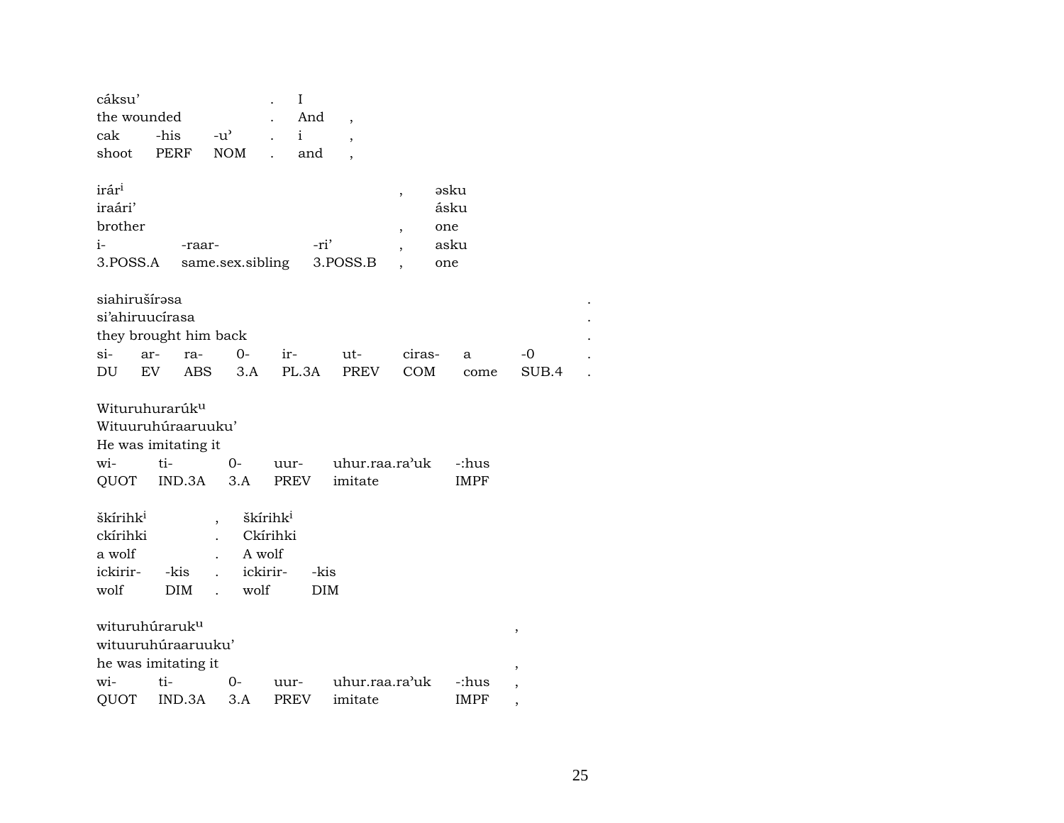| cáksu’ | | | . | I | |
|---|---|---|---|---|---|
| the wounded | | | . | And | , |
| cak | -his | -u’ | . | i | , |
| shoot | PERF | NOM | . | and | , |

| irár$^{i}$ | | | , | əsku |
|---|---|---|---|---|
| iraári’ | | | | ásku |
| brother | | | , | one |
| i- | -raar- | -ri’ | , | asku |
| 3.POSS.A | same.sex.sibling | 3.POSS.B | , | one |

| siahirušírəsa | | | | | | | | | . |
|---|---|---|---|---|---|---|---|---|---|
| si’ahiruucírasa | | | | | | | | | . |
| they brought him back | | | | | | | | | . |
| si- | ar- | ra- | 0- | ir- | ut- | ciras- | a | -0 | . |
| DU | EV | ABS | 3.A | PL.3A | PREV | COM | come | SUB.4 | . |

| Wituruhurarúk$^{u}$ | | | | | |
|---|---|---|---|---|---|
| Wituuruhúraaruuku’ | | | | | |
| He was imitating it | | | | | |
| wi- | ti- | 0- | uur- | uhur.raa.ra’uk | -:hus |
| QUOT | IND.3A | 3.A | PREV | imitate | IMPF |

| škírihk$^{i}$ | | , | škírihk$^{i}$ | |
|---|---|---|---|---|
| ckírihki | | . | Ckírihki | |
| a wolf | | . | A wolf | |
| ickirir- | -kis | . | ickirir- | -kis |
| wolf | DIM | . | wolf | DIM |

| wituruhúraruk$^{u}$ | | | | | | , |
|---|---|---|---|---|---|---|
| wituuruhúraaruuku’ | | | | | | |
| he was imitating it | | | | | | , |
| wi- | ti- | 0- | uur- | uhur.raa.ra’uk | -:hus | , |
| QUOT | IND.3A | 3.A | PREV | imitate | IMPF | , |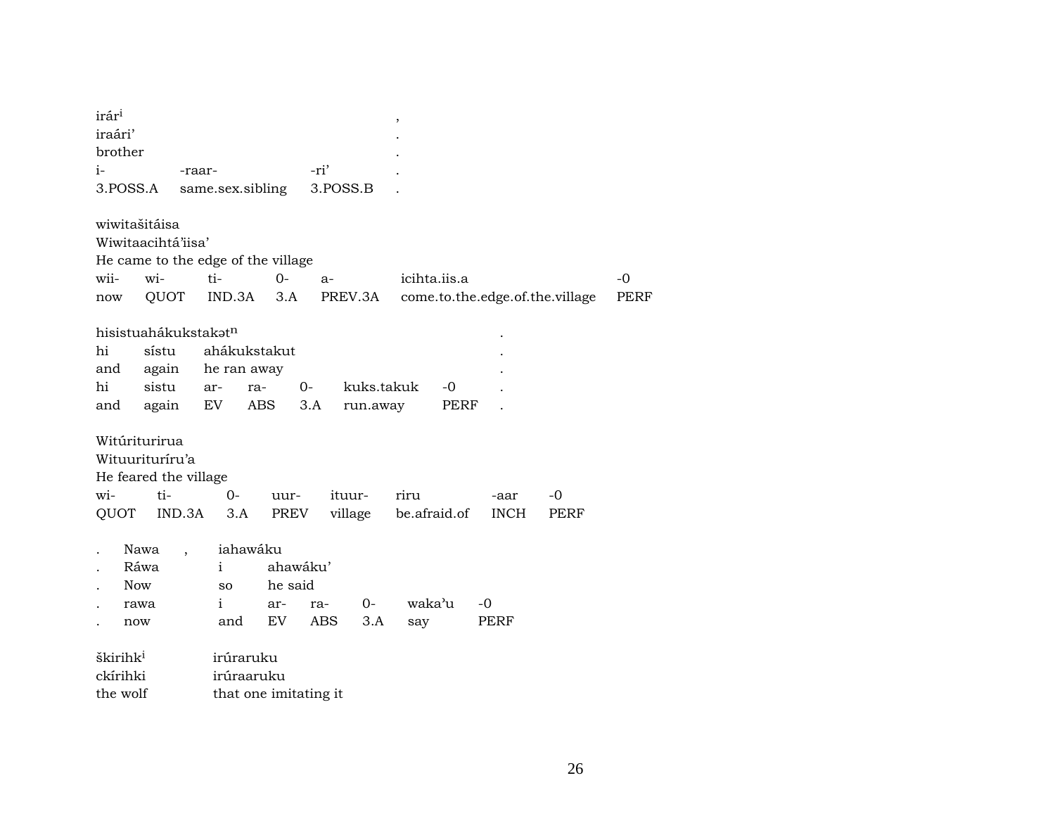irár[i] ,
iraári' .
brother .

| i- | -raar- | -ri' | . |
|---|---|---|---|
| 3.POSS.A | same.sex.sibling | 3.POSS.B | . |

wiwitašitáisa
Wiwitaacihtá'iisa'
He came to the edge of the village

| wii- | wi- | ti- | 0- | a- | icihta.iis.a | -0 |
|---|---|---|---|---|---|---|
| now | QUOT | IND.3A | 3.A | PREV.3A | come.to.the.edge.of.the.village | PERF |

hisistuahákukstakət[n] .

| hi | sístu | ahákukstakut | | | | | . |
|---|---|---|---|---|---|---|---|
| and | again | he ran away | | | | | . |
| hi | sistu | ar- | ra- | 0- | kuks.takuk | -0 | . |
| and | again | EV | ABS | 3.A | run.away | PERF | . |

Witúriturirua
Wituuriturírù'a
He feared the village

| wi- | ti- | 0- | uur- | ituur- | riru | -aar | -0 |
|---|---|---|---|---|---|---|---|
| QUOT | IND.3A | 3.A | PREV | village | be.afraid.of | INCH | PERF |

| . | Nawa | , | iahawáku | | | | | |
|---|---|---|---|---|---|---|---|---|
| . | Ráwa | | i | ahawáku' | | | | |
| . | Now | | so | he said | | | | |
| . | rawa | | i | ar- | ra- | 0- | waka'u | -0 |
| . | now | | and | EV | ABS | 3.A | say | PERF |

| škirihk[i] | irúraruku |
|---|---|
| ckírihki | irúraaruku |
| the wolf | that one imitating it |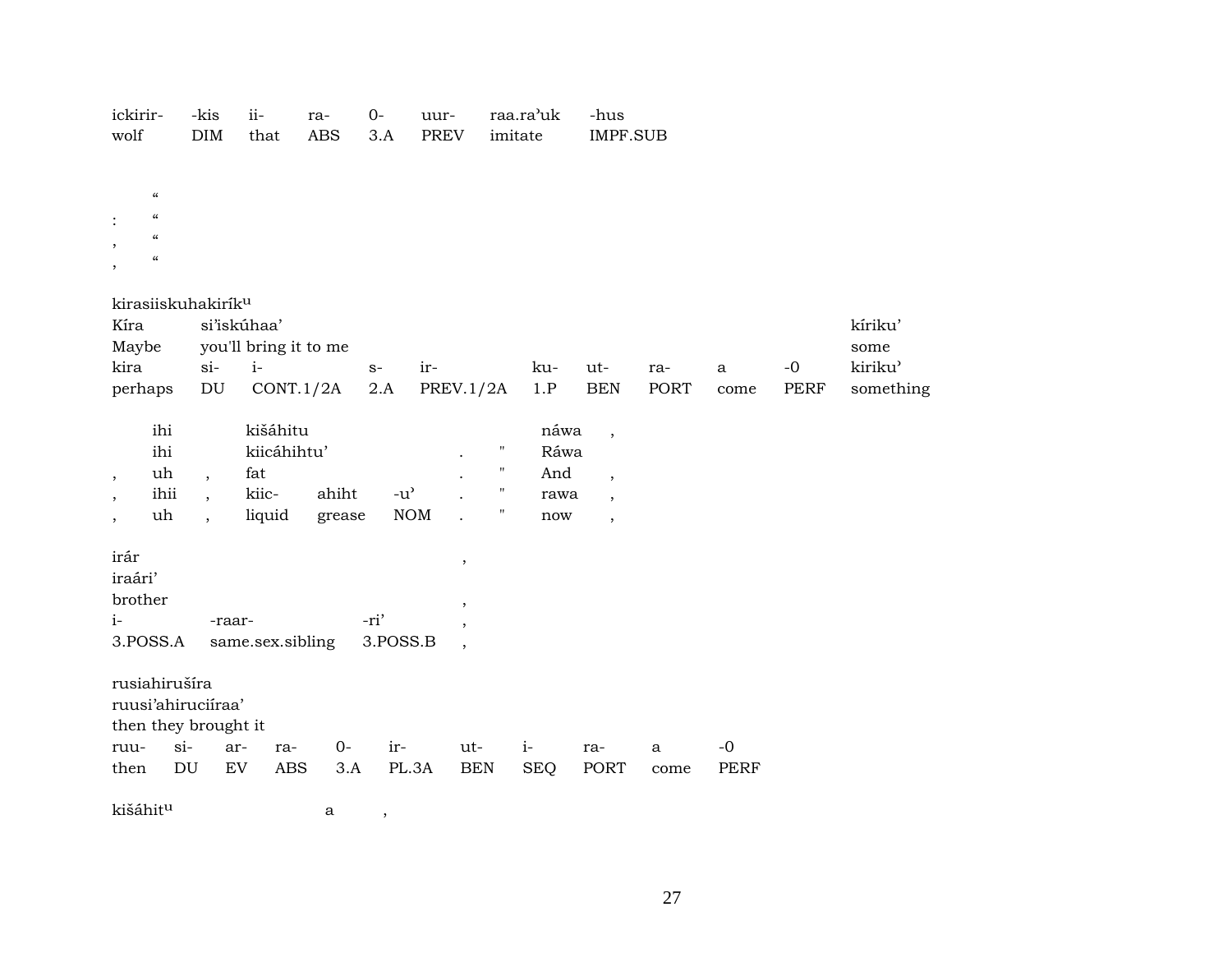| ickirir- | -kis | ii- | ra- | 0- | uur- | raa.ra'uk | -hus |
|---|---|---|---|---|---|---|---|
| wolf | DIM | that | ABS | 3.A | PREV | imitate | IMPF.SUB |

“
: “
, “
, “

kirasiiskuhakiríkᵘ

| Kíra | si'iskúhaa' | | | | | | | | | | kíriku' |
|---|---|---|---|---|---|---|---|---|---|---|---|
| Maybe | you'll bring it to me | | | | | | | | | | some |
| kira | si- | i- | s- | ir- | ku- | ut- | ra- | a | -0 | | kiriku' |
| perhaps | DU | CONT.1/2A | 2.A | PREV.1/2A | 1.P | BEN | PORT | come | PERF | | something |

| | ihi | | kišáhitu | | | | | náwa | , |
|---|---|---|---|---|---|---|---|---|---|
| | ihi | | kiicáhihtu' | | | . | " | Ráwa | |
| , | uh | , | fat | | | . | " | And | , |
| , | ihii | , | kiic- | ahiht | -u' | . | " | rawa | , |
| , | uh | , | liquid | grease | NOM | . | " | now | , |

| irár | | | , |
|---|---|---|---|
| iraári' | | | |
| brother | | | , |
| i- | -raar- | -ri' | , |
| 3.POSS.A | same.sex.sibling | 3.POSS.B | , |

rusiahirušíra
ruusi'ahiruciíraa'
then they brought it

| ruu- | si- | ar- | ra- | 0- | ir- | ut- | i- | ra- | a | -0 |
|---|---|---|---|---|---|---|---|---|---|---|
| then | DU | EV | ABS | 3.A | PL.3A | BEN | SEQ | PORT | come | PERF |

kišáhitᵘ a ,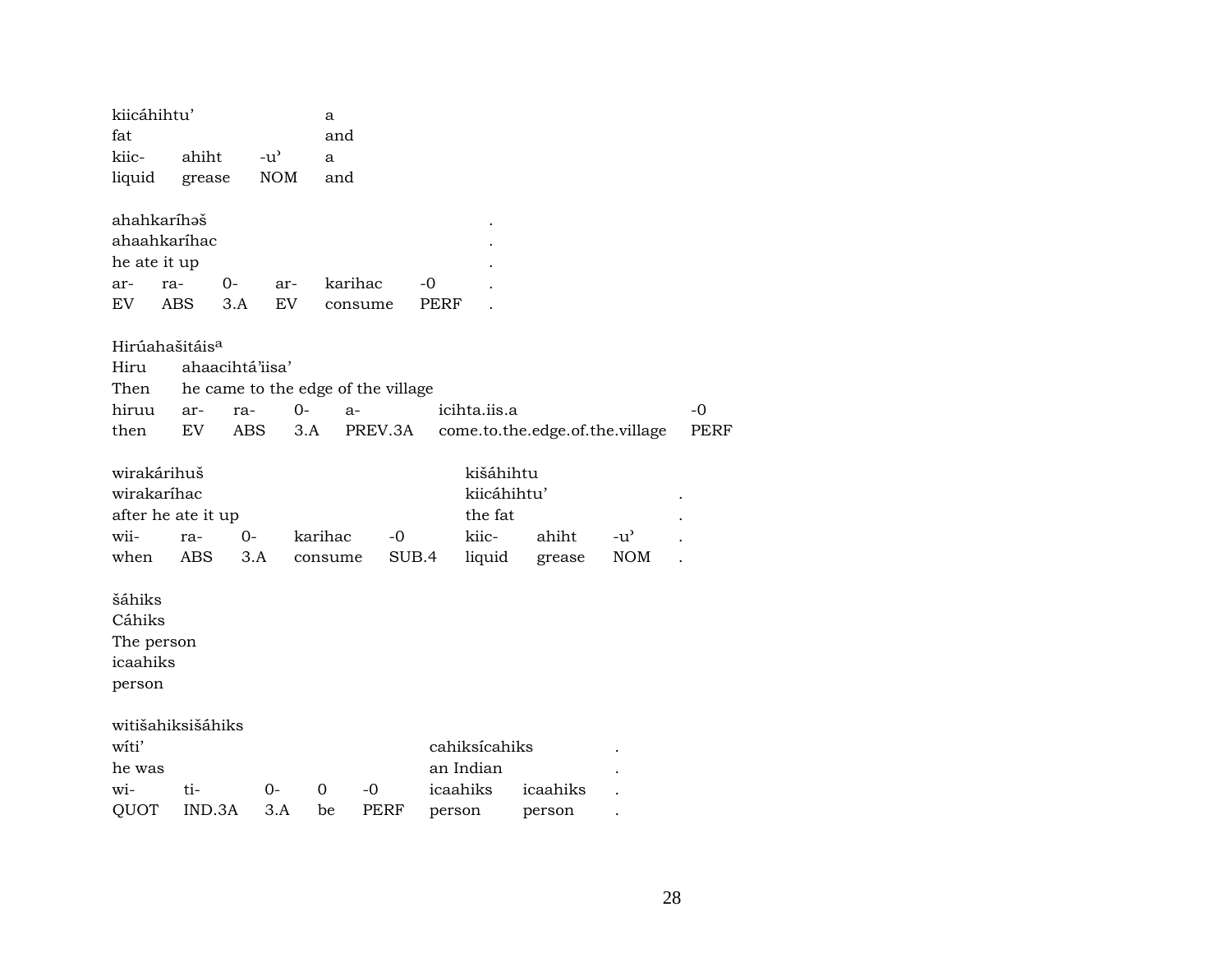| kiicáhihtu' | | | a |
|---|---|---|---|
| fat | | | and |
| kiic- | ahiht | -u' | a |
| liquid | grease | NOM | and |

| ahahkaríhəš | | | | | | . |
|---|---|---|---|---|---|---|
| ahaahkaríhac | | | | | | . |
| he ate it up | | | | | | . |
| ar- | ra- | 0- | ar- | karihac | -0 | . |
| EV | ABS | 3.A | EV | consume | PERF | . |

| Hirúahašitáis[a] | | | | | | |
|---|---|---|---|---|---|---|
| Hiru | ahaacihtá'iisa' | | | | | |
| Then | he came to the edge of the village | | | | | |
| hiruu | ar- | ra- | 0- | a- | icihta.iis.a | -0 |
| then | EV | ABS | 3.A | PREV.3A | come.to.the.edge.of.the.village | PERF |

| wirakárihuš | | | | | kišáhihtu | | | |
|---|---|---|---|---|---|---|---|---|
| wirakaríhac | | | | | kiicáhihtu' | | | . |
| after he ate it up | | | | | the fat | | | . |
| wii- | ra- | 0- | karihac | -0 | kiic- | ahiht | -u' | . |
| when | ABS | 3.A | consume | SUB.4 | liquid | grease | NOM | . |

šáhiks
Cáhiks
The person
icaahiks
person

| witišahiksišáhiks | | | | | | | |
|---|---|---|---|---|---|---|---|
| wíti' | | | | | cahiksícahiks | | . |
| he was | | | | | an Indian | | . |
| wi- | ti- | 0- | 0 | -0 | icaahiks | icaahiks | . |
| QUOT | IND.3A | 3.A | be | PERF | person | person | . |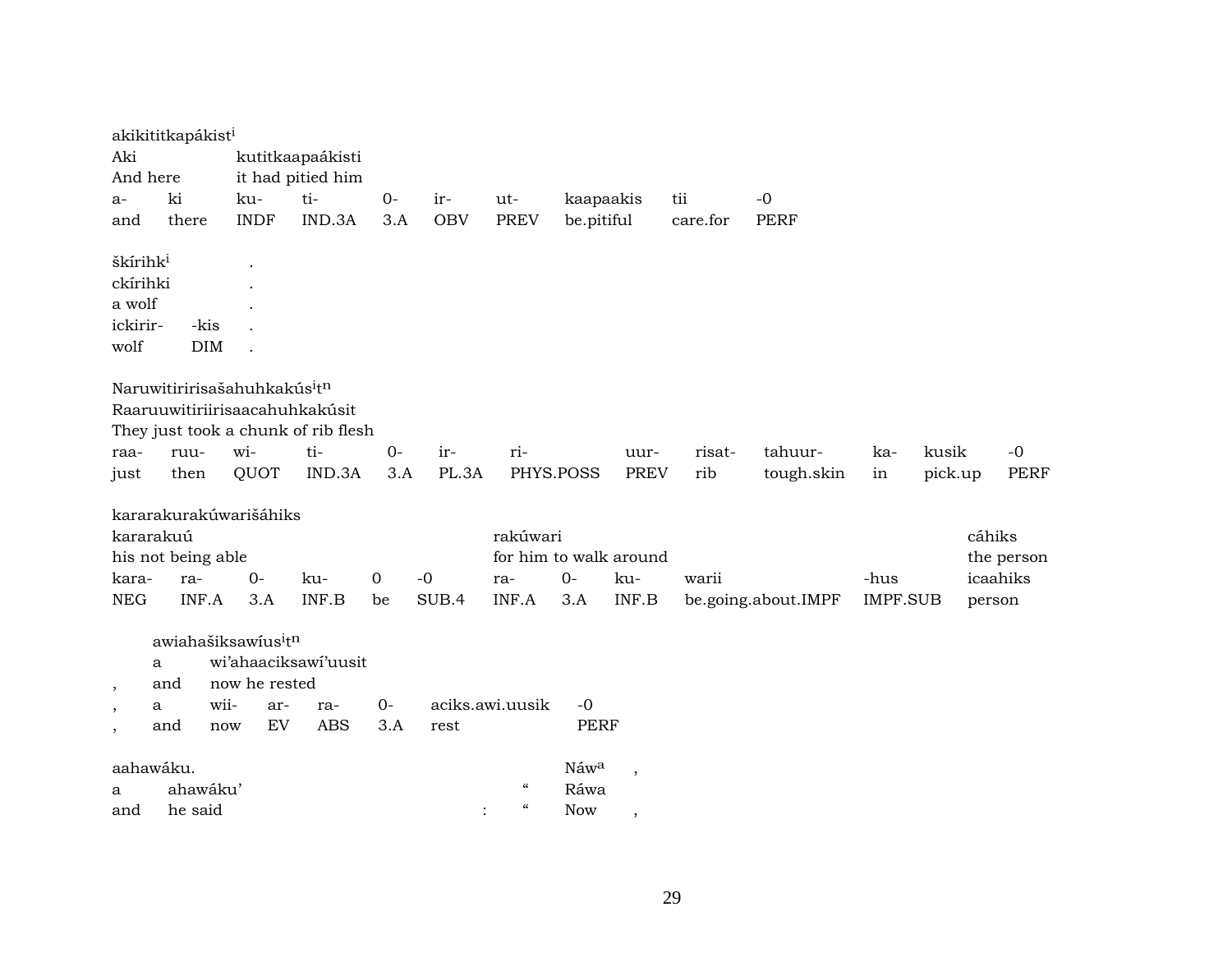akikititkapákist^i

| Aki | | kutitkaapaákisti | | | | | | |
|---|---|---|---|---|---|---|---|---|
| And here | | it had pitied him | | | | | | |
| a- | ki | ku- | ti- | 0- | ir- | ut- | kaapaakis | tii | -0 |
| and | there | INDF | IND.3A | 3.A | OBV | PREV | be.pitiful | care.for | PERF |

škírihk^i .

| ckírihki | | . |
|---|---|---|
| a wolf | | . |
| ickirir- | -kis | . |
| wolf | DIM | . |

Naruwitiririsašahuhkakús^it^n

| Raaruuwitiriirisaacahuhkakúsit | | | | | | | | | | | | |
|---|---|---|---|---|---|---|---|---|---|---|---|---|
| They just took a chunk of rib flesh | | | | | | | | | | | | |
| raa- | ruu- | wi- | ti- | 0- | ir- | ri- | uur- | risat- | tahuur- | ka- | kusik | -0 |
| just | then | QUOT | IND.3A | 3.A | PL.3A | PHYS.POSS | PREV | rib | tough.skin | in | pick.up | PERF |

kararakurakúwarišáhiks

| kararakuú | | | | | | rakúwari | | | | | cáhiks |
|---|---|---|---|---|---|---|---|---|---|---|---|
| his not being able | | | | | | for him to walk around | | | | | the person |
| kara- | ra- | 0- | ku- | 0 | -0 | ra- | 0- | ku- | warii | -hus | icaahiks |
| NEG | INF.A | 3.A | INF.B | be | SUB.4 | INF.A | 3.A | INF.B | be.going.about.IMPF | IMPF.SUB | person |

awiahašiksawíus^it^n

| | a | wi'ahaaciksawí'uusit | | | | | |
|---|---|---|---|---|---|---|---|
| , | and | now he rested | | | | | |
| , | a | wii- | ar- | ra- | 0- | aciks.awi.uusik | -0 |
| , | and | now | EV | ABS | 3.A | rest | PERF |

aahawáku. Náw^a ,

| a | ahawáku' | | " | Ráwa | |
|---|---|---|---|---|---|
| and | he said | : | " | Now | , |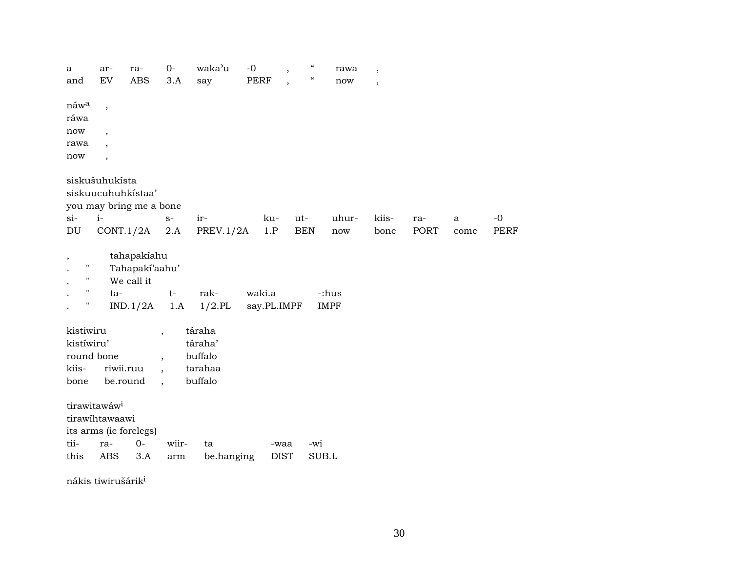| a | ar- | ra- | 0- | waka'u | -0 | , | " | rawa | , |
|---|---|---|---|---|---|---|---|---|---|
| and | EV | ABS | 3.A | say | PERF | , | " | now | , |

náw[a] ,
ráwa
now ,
rawa ,
now ,

siskušuhukísta
siskuucuhuhkístaa'
you may bring me a bone

| si- | i- | s- | ir- | ku- | ut- | uhur- | kiis- | ra- | a | -0 |
|---|---|---|---|---|---|---|---|---|---|---|
| DU | CONT.1/2A | 2.A | PREV.1/2A | 1.P | BEN | now | bone | PORT | come | PERF |

| , | | tahapakíahu | | | | |
|---|---|---|---|---|---|---|
| . | " | Tahapakí'aahu' | | | | |
| . | " | We call it | | | | |
| . | " | ta- | t- | rak- | waki.a | -:hus |
| . | " | IND.1/2A | 1.A | 1/2.PL | say.PL.IMPF | IMPF |

| kistiwiru | | , | táraha |
|---|---|---|---|
| kistíwiru' | | | táraha' |
| round bone | | , | buffalo |
| kiis- | riwii.ruu | , | tarahaa |
| bone | be.round | , | buffalo |

tirawitawáw[i]
tirawíhtawaawi
its arms (ie forelegs)

| tii- | ra- | 0- | wiir- | ta | -waa | -wi |
|---|---|---|---|---|---|---|
| this | ABS | 3.A | arm | be.hanging | DIST | SUB.L |

nákis tiwirušárik[i]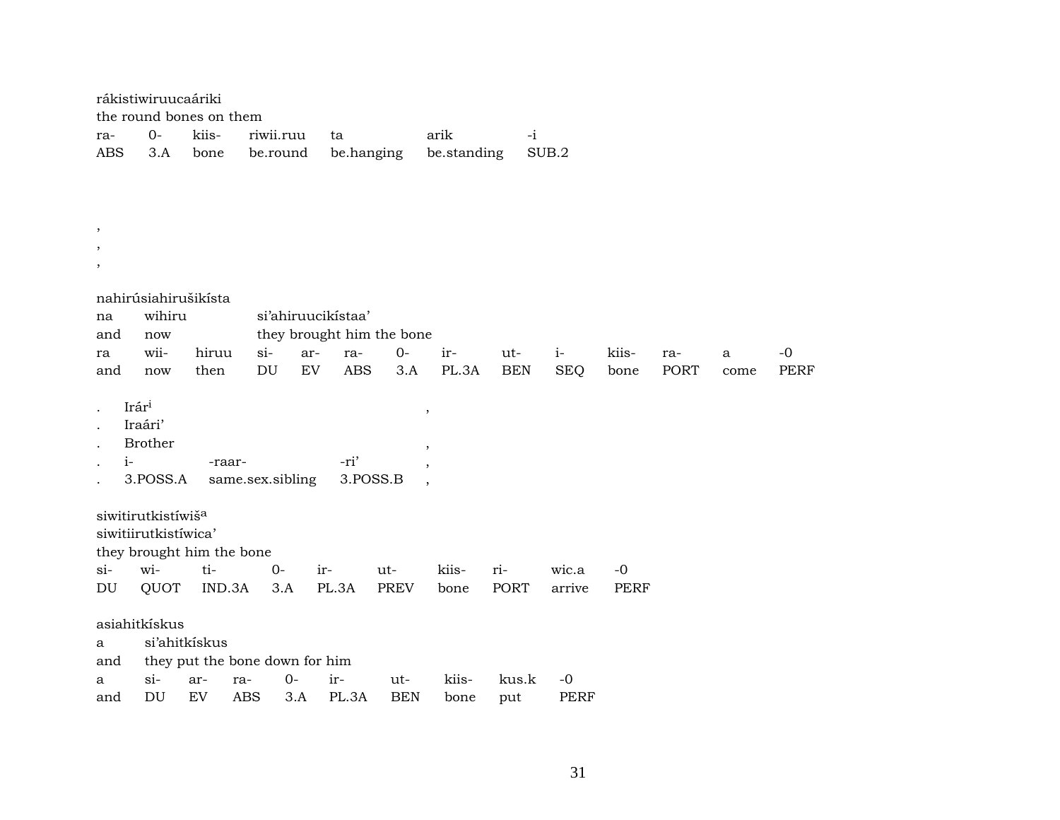rákistiwiruucaáriki
the round bones on them

| ra- | 0- | kiis- | riwii.ruu | ta | arik | -i |
|---|---|---|---|---|---|---|
| ABS | 3.A | bone | be.round | be.hanging | be.standing | SUB.2 |

,
,
,

nahirúsiahirušikísta

| na | wihiru | si'ahiruucikístaa' | | | | | | | | | | | |
|---|---|---|---|---|---|---|---|---|---|---|---|---|---|
| and | now | they brought him the bone | | | | | | | | | | | |
| ra | wii- | hiruu | si- | ar- | ra- | 0- | ir- | ut- | i- | kiis- | ra- | a | -0 |
| and | now | then | DU | EV | ABS | 3.A | PL.3A | BEN | SEQ | bone | PORT | come | PERF |

| . | Irár[i] | | | , |
|---|---|---|---|---|
| . | Iraári' | | | |
| . | Brother | | | , |
| . | i- | -raar- | -ri' | , |
| . | 3.POSS.A | same.sex.sibling | 3.POSS.B | , |

siwitirutkistíwiš[a]
siwitiirutkistíwica'
they brought him the bone

| si- | wi- | ti- | 0- | ir- | ut- | kiis- | ri- | wic.a | -0 |
|---|---|---|---|---|---|---|---|---|---|
| DU | QUOT | IND.3A | 3.A | PL.3A | PREV | bone | PORT | arrive | PERF |

asiahitkískus

| a | si'ahitkískus | | | | | | | | |
|---|---|---|---|---|---|---|---|---|---|
| and | they put the bone down for him | | | | | | | | |
| a | si- | ar- | ra- | 0- | ir- | ut- | kiis- | kus.k | -0 |
| and | DU | EV | ABS | 3.A | PL.3A | BEN | bone | put | PERF |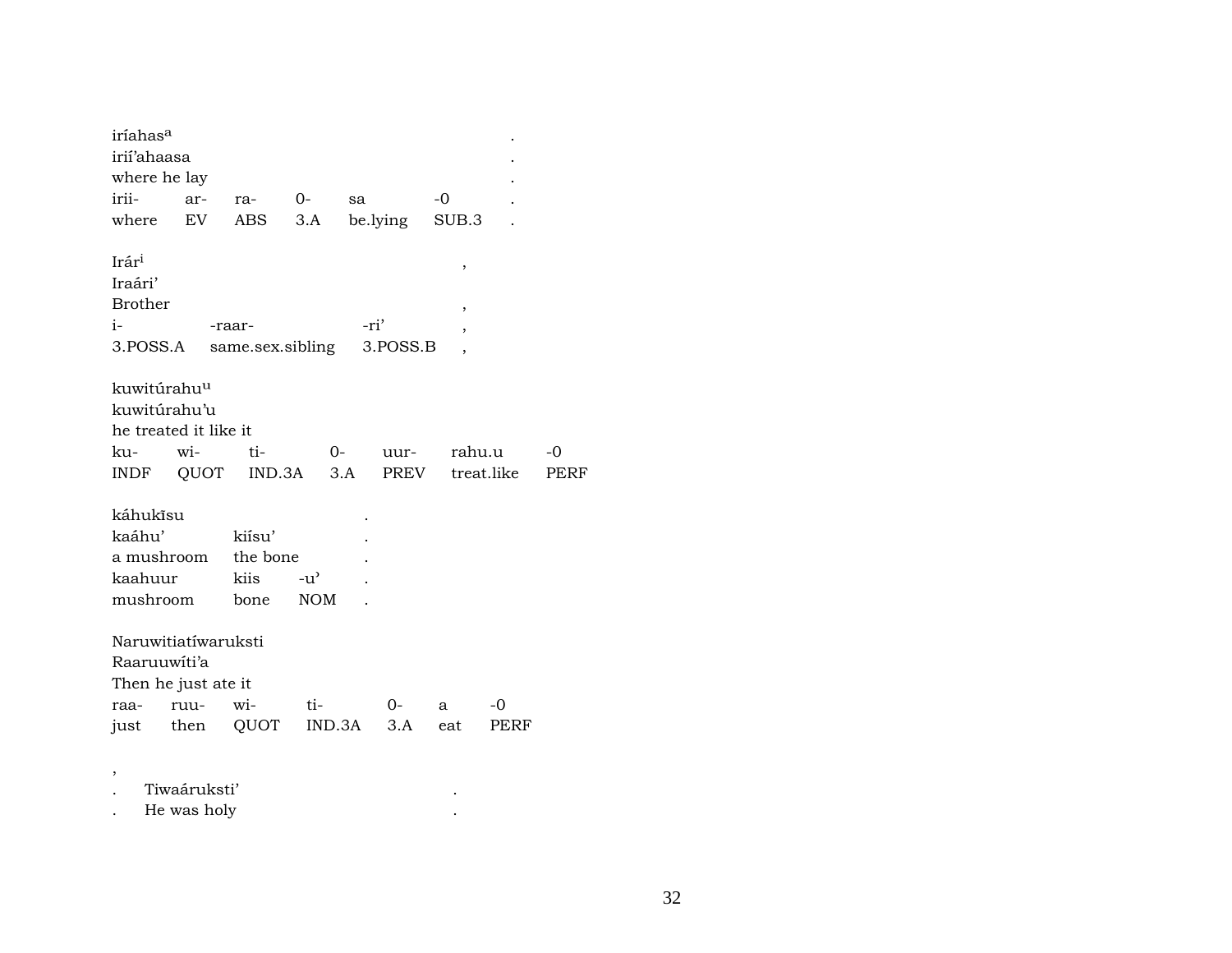iríahas[a] .
irií'ahaasa .
where he lay .

| irii- | ar- | ra- | 0- | sa | -0 | . |
|---|---|---|---|---|---|---|
| where | EV | ABS | 3.A | be.lying | SUB.3 | . |

Irár[i] ,
Iraári'
Brother ,

| i- | -raar- | -ri' | , |
|---|---|---|---|
| 3.POSS.A | same.sex.sibling | 3.POSS.B | , |

kuwitúrahu[u]
kuwitúrahu'u
he treated it like it

| ku- | wi- | ti- | 0- | uur- | rahu.u | -0 |
|---|---|---|---|---|---|---|
| INDF | QUOT | IND.3A | 3.A | PREV | treat.like | PERF |

káhukīsu .

| kaáhu' | kiísu' | | . |
|---|---|---|---|
| a mushroom | the bone | | . |
| kaahuur | kiis | -u' | . |
| mushroom | bone | NOM | . |

Naruwitiatíwaruksti
Raaruuwíti'a
Then he just ate it

| raa- | ruu- | wi- | ti- | 0- | a | -0 |
|---|---|---|---|---|---|---|
| just | then | QUOT | IND.3A | 3.A | eat | PERF |

,
. Tiwaáruksti' .
. He was holy .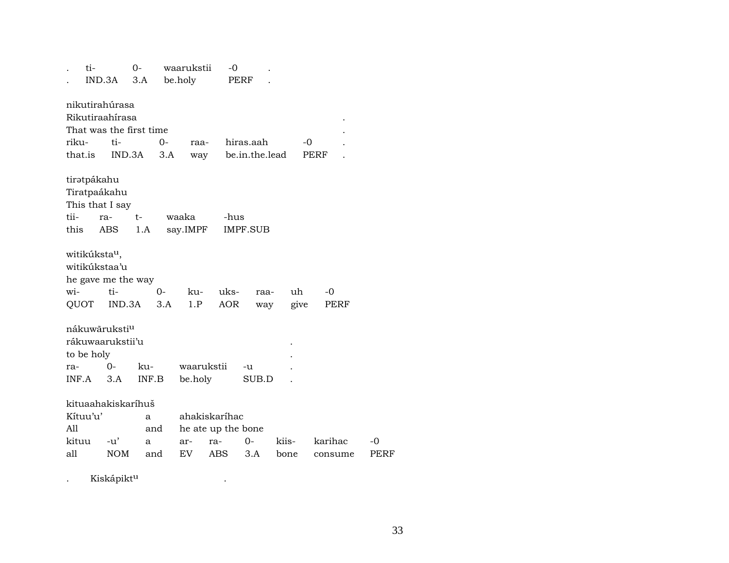| . | ti- | 0- | waarukstii | -0 | . |
|---|---|---|---|---|---|
| . | IND.3A | 3.A | be.holy | PERF | . |

nikutirahúrasa
Rikutiraahírasa .
That was the first time .

| riku- | ti- | 0- | raa- | hiras.aah | -0 | . |
|---|---|---|---|---|---|---|
| that.is | IND.3A | 3.A | way | be.in.the.lead | PERF | . |

tirətpákahu
Tiratpaákahu
This that I say

| tii- | ra- | t- | waaka | -hus |
|---|---|---|---|---|
| this | ABS | 1.A | say.IMPF | IMPF.SUB |

witikúksta<sup>u</sup>,
witikúkstaa'u
he gave me the way

| wi- | ti- | 0- | ku- | uks- | raa- | uh | -0 |
|---|---|---|---|---|---|---|---|
| QUOT | IND.3A | 3.A | 1.P | AOR | way | give | PERF |

nákuwãruksti<sup>u</sup>
rákuwaarukstii'u .
to be holy .

| ra- | 0- | ku- | waarukstii | -u | . |
|---|---|---|---|---|---|
| INF.A | 3.A | INF.B | be.holy | SUB.D | . |

kituaahakiskaríhuš
Kítuu'u' a ahakiskaríhac
All and he ate up the bone

| kituu | -u' | a | ar- | ra- | 0- | kiis- | karihac | -0 |
|---|---|---|---|---|---|---|---|---|
| all | NOM | and | EV | ABS | 3.A | bone | consume | PERF |

. Kiskápikt<sup>u</sup> .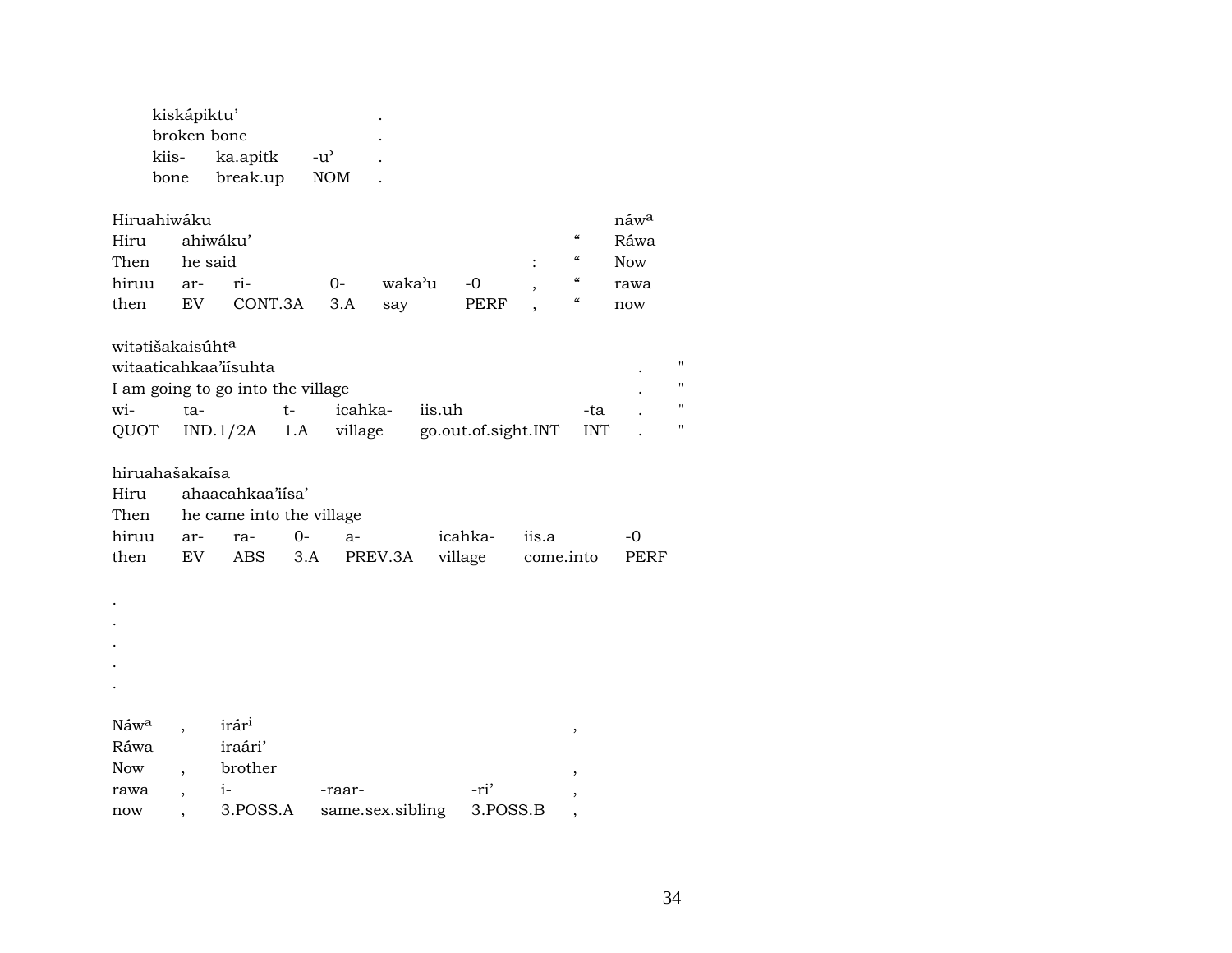| kiskápiktu' | | | . |
|---|---|---|---|
| broken bone | | | . |
| kiis- | ka.apitk | -u' | . |
| bone | break.up | NOM | . |

| Hiruahiwáku | | | | | | | | náw^a |
|---|---|---|---|---|---|---|---|---|
| Hiru | ahiwáku' | | | | | | " | Ráwa |
| Then | he said | | | | | : | " | Now |
| hiruu | ar- | ri- | 0- | waka'u | -0 | , | " | rawa |
| then | EV | CONT.3A | 3.A | say | PERF | , | " | now |

| witətišakaisúht^a | | | | | | | |
|---|---|---|---|---|---|---|---|
| witaaticahkaa'iísuhta | | | | | | . | " |
| I am going to go into the village | | | | | | . | " |
| wi- | ta- | t- | icahka- | iis.uh | -ta | . | " |
| QUOT | IND.1/2A | 1.A | village | go.out.of.sight.INT | INT | . | " |

| hiruahašakaísa | | | | | | | |
|---|---|---|---|---|---|---|---|
| Hiru | ahaacahkaa'iísa' | | | | | | |
| Then | he came into the village | | | | | | |
| hiruu | ar- | ra- | 0- | a- | icahka- | iis.a | -0 |
| then | EV | ABS | 3.A | PREV.3A | village | come.into | PERF |

.
.
.
.
.

| Náw^a | , | irár^i | | | , |
|---|---|---|---|---|---|
| Ráwa | | iraári' | | | |
| Now | , | brother | | | , |
| rawa | , | i- | -raar- | -ri' | , |
| now | , | 3.POSS.A | same.sex.sibling | 3.POSS.B | , |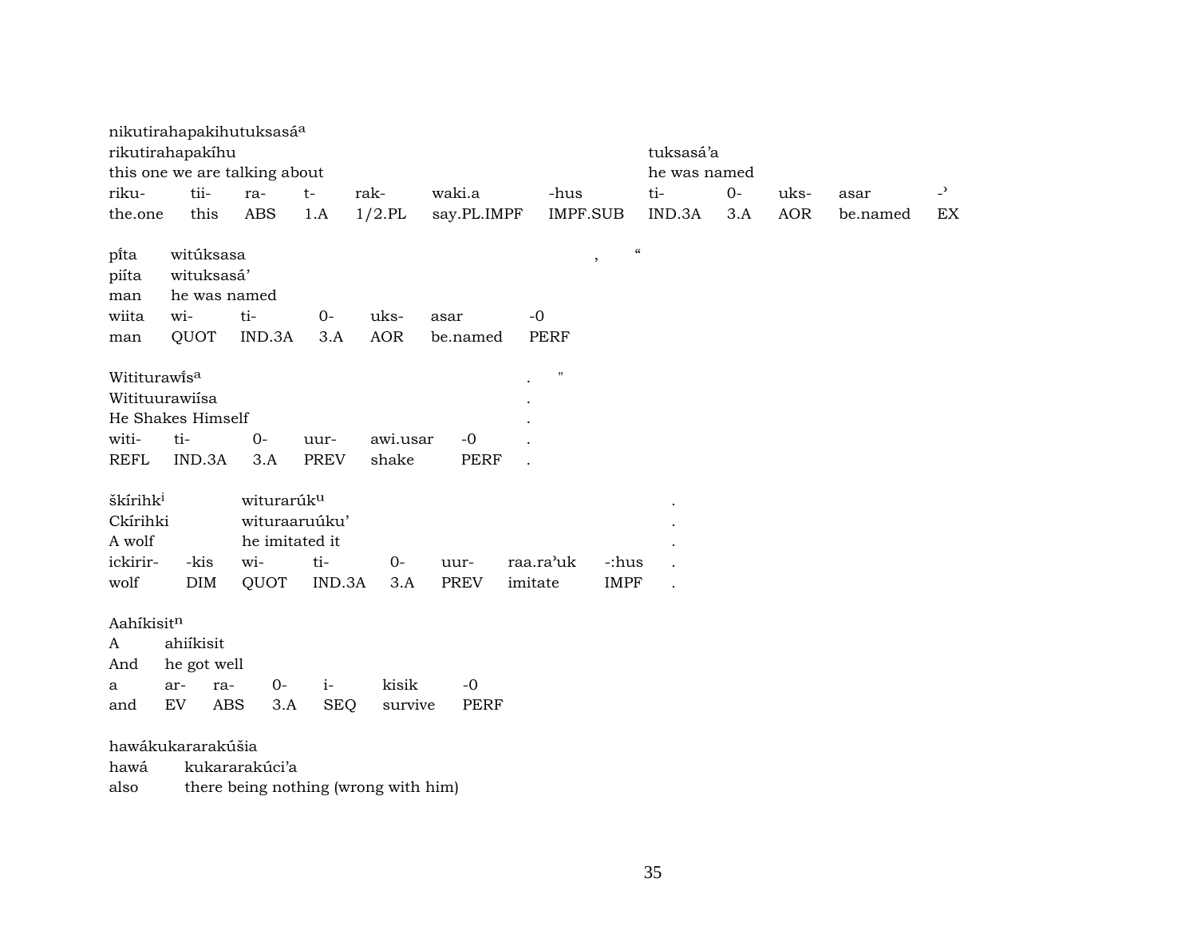nikutirahapakihutuksasá[a]

| rikutirahapakíhu | | | | | | | tuksasá'a | | | | |
|---|---|---|---|---|---|---|---|---|---|---|---|
| this one we are talking about | | | | | | | he was named | | | | |
| riku- | tii- | ra- | t- | rak- | waki.a | -hus | ti- | 0- | uks- | asar | -ʾ |
| the.one | this | ABS | 1.A | 1/2.PL | say.PL.IMPF | IMPF.SUB | IND.3A | 3.A | AOR | be.named | EX |

| pí̂ta | witúksasa | | | | | | , " |
|---|---|---|---|---|---|---|---|
| piíta | wituksasá' | | | | | | |
| man | he was named | | | | | | |
| wiita | wi- | ti- | 0- | uks- | asar | -0 | |
| man | QUOT | IND.3A | 3.A | AOR | be.named | PERF | |

| Wititurawí̂s[a] | | | | | | . " |
|---|---|---|---|---|---|---|
| Witituurawiísa | | | | | | . |
| He Shakes Himself | | | | | | . |
| witi- | ti- | 0- | uur- | awi.usar | -0 | . |
| REFL | IND.3A | 3.A | PREV | shake | PERF | . |

| škí̂rihk[i] | | witurarúk[u] | | | | | | . |
|---|---|---|---|---|---|---|---|---|
| Ckírihki | | wituraaruúku' | | | | | | . |
| A wolf | | he imitated it | | | | | | . |
| ickirir- | -kis | wi- | ti- | 0- | uur- | raa.ra'uk | -:hus | . |
| wolf | DIM | QUOT | IND.3A | 3.A | PREV | imitate | IMPF | . |

Aahíkisit[n]

| A | ahiíkisit | | | | | |
|---|---|---|---|---|---|---|
| And | he got well | | | | | |
| a | ar- | ra- | 0- | i- | kisik | -0 |
| and | EV | ABS | 3.A | SEQ | survive | PERF |

hawákukararakúšia

| hawá | kukararakúci'a |
|---|---|
| also | there being nothing (wrong with him) |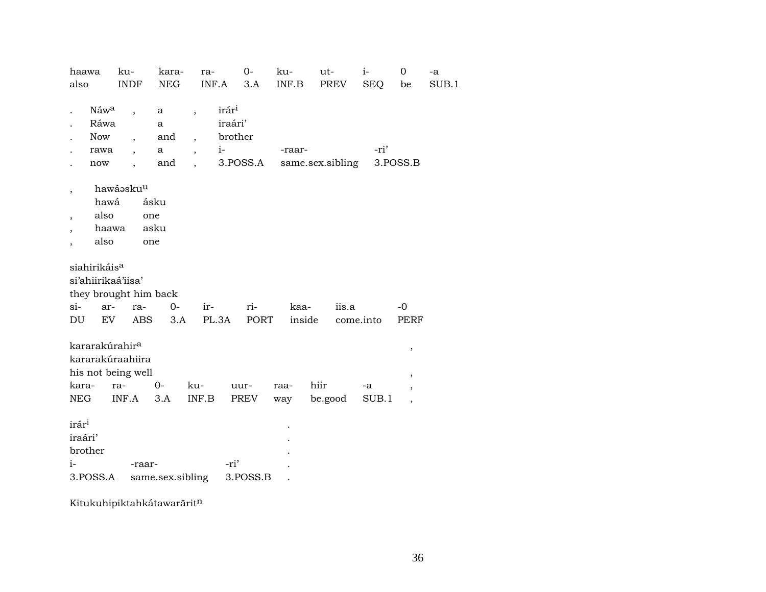| haawa | ku- | kara- | ra- | 0- | ku- | ut- | i- | 0 | -a |
|---|---|---|---|---|---|---|---|---|---|
| also | INDF | NEG | INF.A | 3.A | INF.B | PREV | SEQ | be | SUB.1 |

| . | Náw[a] | , | a | , | irár[i] | | |
|---|---|---|---|---|---|---|---|
| . | Ráwa | | a | | iraári’ | | |
| . | Now | , | and | , | brother | | |
| . | rawa | , | a | , | i- | -raar- | -ri’ |
| . | now | , | and | , | 3.POSS.A | same.sex.sibling | 3.POSS.B |

| , | hawáəsku[u] | |
|---|---|---|
| | hawá | ásku |
| , | also | one |
| , | haawa | asku |
| , | also | one |

siahirikáis[a]
si’ahiirikaá’iisa’
they brought him back

| si- | ar- | ra- | 0- | ir- | ri- | kaa- | iis.a | -0 |
|---|---|---|---|---|---|---|---|---|
| DU | EV | ABS | 3.A | PL.3A | PORT | inside | come.into | PERF |

kararakúrahir[a] ,
kararakúraahiira
his not being well ,

| kara- | ra- | 0- | ku- | uur- | raa- | hiir | -a | , |
|---|---|---|---|---|---|---|---|---|
| NEG | INF.A | 3.A | INF.B | PREV | way | be.good | SUB.1 | , |

irár[i] .
iraári’ .
brother .

| i- | -raar- | -ri’ | . |
|---|---|---|---|
| 3.POSS.A | same.sex.sibling | 3.POSS.B | . |

Kitukuhipiktahkátawarārit[n]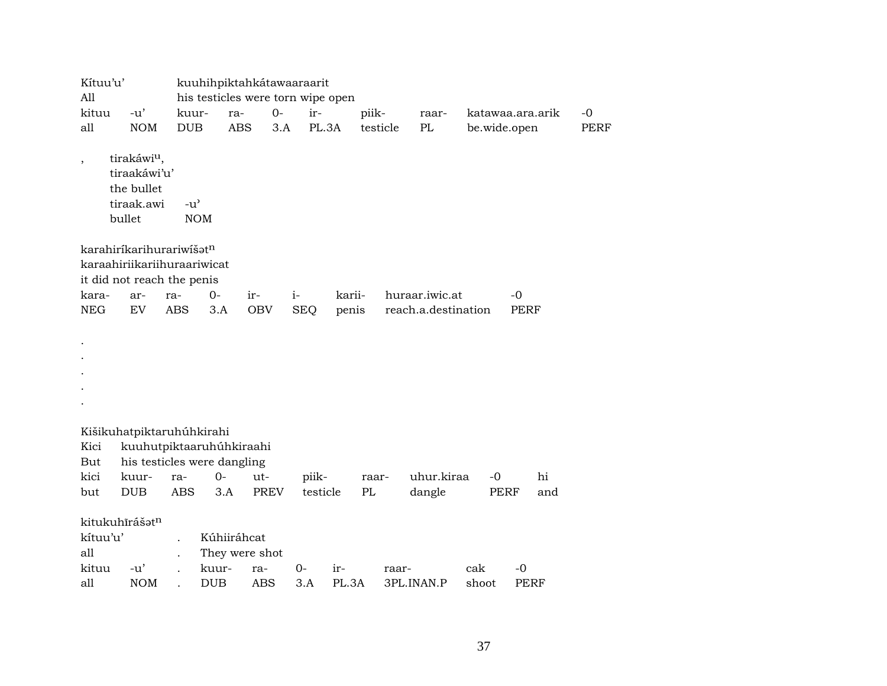Kítuu'u'   kuuhihpiktahkátawaaraarit
All   his testicles were torn wipe open

| kituu | -u' | kuur- | ra- | 0- | ir- | piik- | raar- | katawaa.ara.arik | -0 |
|---|---|---|---|---|---|---|---|---|---|
| all | NOM | DUB | ABS | 3.A | PL.3A | testicle | PL | be.wide.open | PERF |

,   tirakáwi$^{u}$,
tiraakáwi'u'
the bullet

| tiraak.awi | -u' |
|---|---|
| bullet | NOM |

karahiríkarihurariwíšət$^{n}$
karaahiriikariihuraariwicat
it did not reach the penis

| kara- | ar- | ra- | 0- | ir- | i- | karii- | huraar.iwic.at | -0 |
|---|---|---|---|---|---|---|---|---|
| NEG | EV | ABS | 3.A | OBV | SEQ | penis | reach.a.destination | PERF |

.
.
.
.
.

Kišikuhatpiktaruhúhkirahi
Kici   kuuhutpiktaaruhúhkiraahi
But   his testicles were dangling

| kici | kuur- | ra- | 0- | ut- | piik- | raar- | uhur.kiraa | -0 | hi |
|---|---|---|---|---|---|---|---|---|---|
| but | DUB | ABS | 3.A | PREV | testicle | PL | dangle | PERF | and |

kitukuhĩrášət$^{n}$
kítuu'u'   .   Kúhiiráhcat
all   .   They were shot

| kituu | -u' | . | kuur- | ra- | 0- | ir- | raar- | cak | -0 |
|---|---|---|---|---|---|---|---|---|---|
| all | NOM | . | DUB | ABS | 3.A | PL.3A | 3PL.INAN.P | shoot | PERF |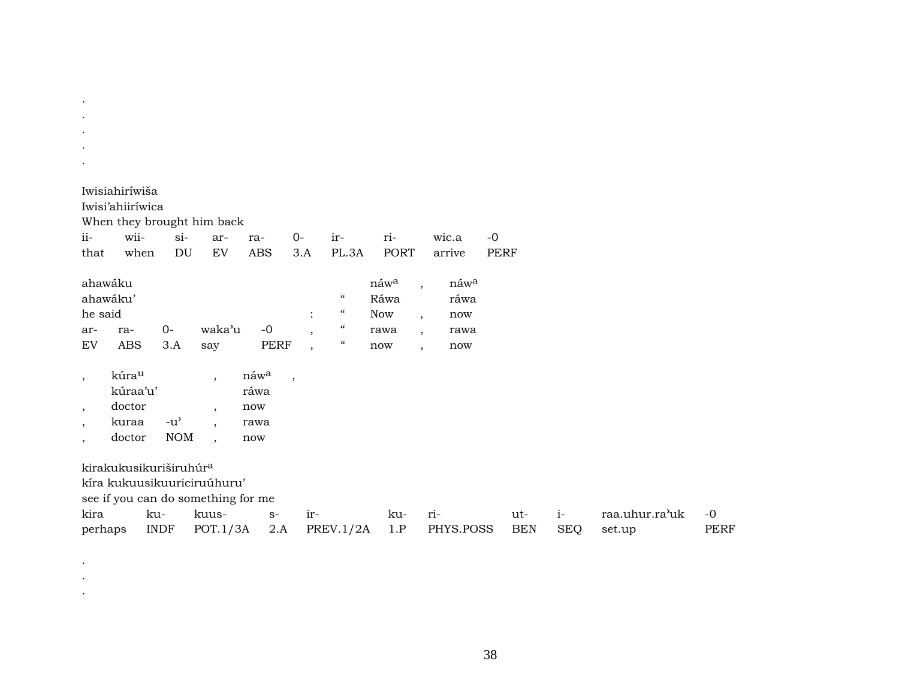.
.
.
.
.

Iwisiahiríwiša
Iwisi'ahiiríwica
When they brought him back

| ii- | wii- | si- | ar- | ra- | 0- | ir- | ri- | wic.a | -0 |
|---|---|---|---|---|---|---|---|---|---|
| that | when | DU | EV | ABS | 3.A | PL.3A | PORT | arrive | PERF |

| ahawáku | | | | | | | náw^a | , | náw^a |
|---|---|---|---|---|---|---|---|---|---|
| ahawáku' | | | | | | " | Ráwa | | ráwa |
| he said | | | | | : | " | Now | , | now |
| ar- | ra- | 0- | waka'u | -0 | , | " | rawa | , | rawa |
| EV | ABS | 3.A | say | PERF | , | " | now | , | now |

| , | kúra^u | | , | náw^a | , |
|---|---|---|---|---|---|
| | kúraa'u' | | | ráwa | |
| , | doctor | | , | now | |
| , | kuraa | -u' | , | rawa | |
| , | doctor | NOM | , | now | |

kirakukusikuriširuhúr^a
kíra kukuusikuuriciruúhuru'
see if you can do something for me

| kira | ku- | kuus- | s- | ir- | ku- | ri- | ut- | i- | raa.uhur.ra'uk | -0 |
|---|---|---|---|---|---|---|---|---|---|---|
| perhaps | INDF | POT.1/3A | 2.A | PREV.1/2A | 1.P | PHYS.POSS | BEN | SEQ | set.up | PERF |

.
.
.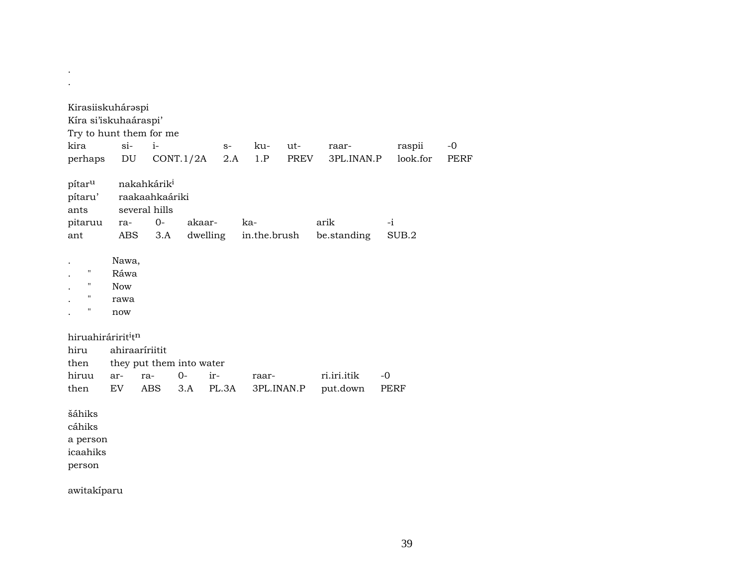.
.

Kirasiiskuhárəspi
Kíra si'iskuhaáraspi'
Try to hunt them for me

| kira | si- | i- | s- | ku- | ut- | raar- | raspii | -0 |
|---|---|---|---|---|---|---|---|---|
| perhaps | DU | CONT.1/2A | 2.A | 1.P | PREV | 3PL.INAN.P | look.for | PERF |

pítar[u] nakahkárik[i]
pítaru' raakaahkaáriki
ants several hills

| pitaruu | ra- | 0- | akaar- | ka- | arik | -i |
|---|---|---|---|---|---|---|
| ant | ABS | 3.A | dwelling | in.the.brush | be.standing | SUB.2 |

. Nawa,
. " Ráwa
. " Now
. " rawa
. " now

hiruahiráririt[i]t[n]
hiru ahiraaríriitit
then they put them into water

| hiruu | ar- | ra- | 0- | ir- | raar- | ri.iri.itik | -0 |
|---|---|---|---|---|---|---|---|
| then | EV | ABS | 3.A | PL.3A | 3PL.INAN.P | put.down | PERF |

šáhiks
cáhiks
a person
icaahiks
person

awitakíparu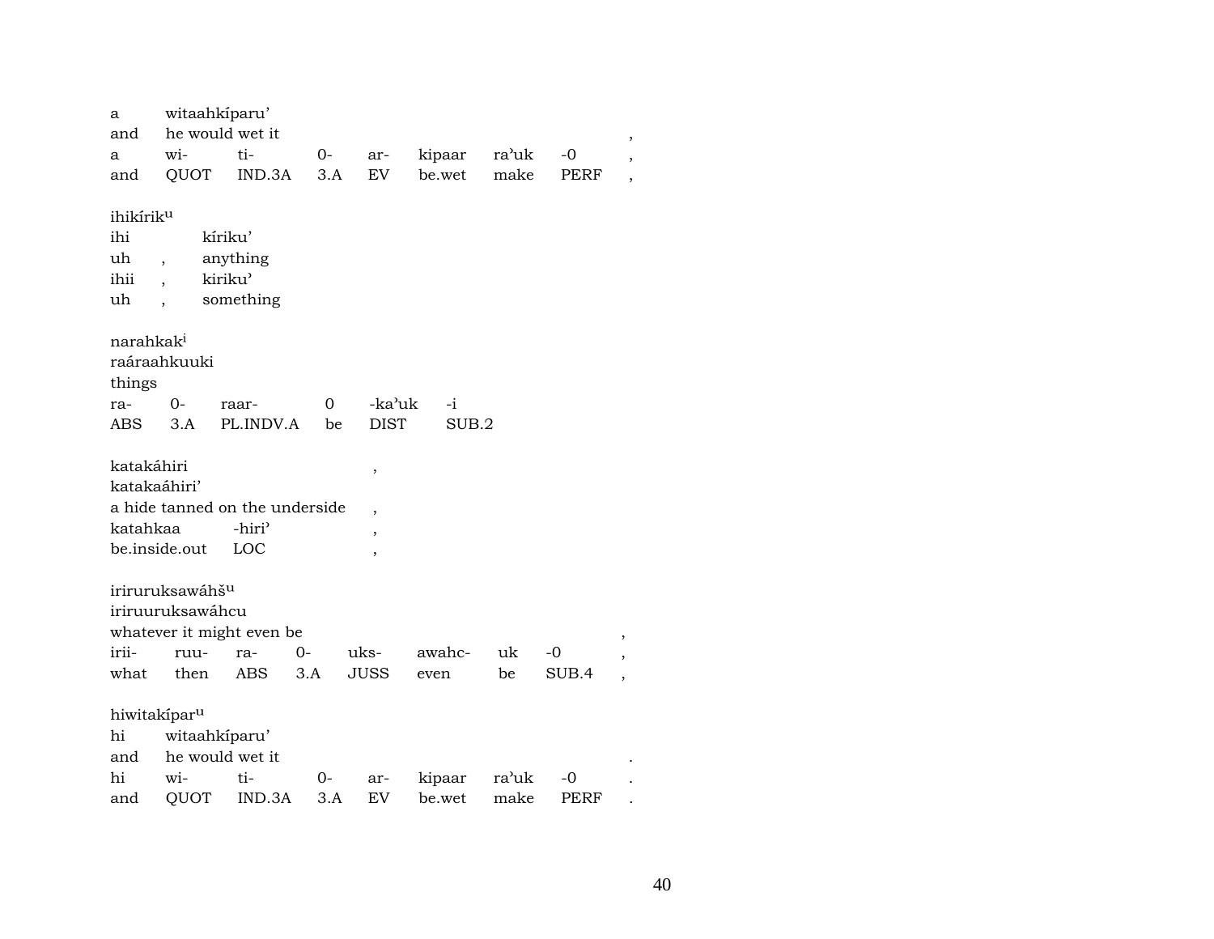a witaahkíparu'
and he would wet it ,

| a | wi- | ti- | 0- | ar- | kipaar | ra'uk | -0 | , |
|---|---|---|---|---|---|---|---|---|
| and | QUOT | IND.3A | 3.A | EV | be.wet | make | PERF | , |

ihikíriku

| ihi | | kíriku' |
|---|---|---|
| uh | , | anything |
| ihii | , | kiriku' |
| uh | , | something |

narahkaki
raáraahkuuki
things

| ra- | 0- | raar- | 0 | -ka'uk | -i |
|---|---|---|---|---|---|
| ABS | 3.A | PL.INDV.A | be | DIST | SUB.2 |

katakáhiri ,
katakaáhiri'
a hide tanned on the underside ,

| katahkaa | -hiri' | , |
|---|---|---|
| be.inside.out | LOC | , |

iriruruksawáhšu
iriruuruksawáhcu
whatever it might even be ,

| irii- | ruu- | ra- | 0- | uks- | awahc- | uk | -0 | , |
|---|---|---|---|---|---|---|---|---|
| what | then | ABS | 3.A | JUSS | even | be | SUB.4 | , |

hiwitakíparu
hi witaahkíparu'
and he would wet it .

| hi | wi- | ti- | 0- | ar- | kipaar | ra'uk | -0 | . |
|---|---|---|---|---|---|---|---|---|
| and | QUOT | IND.3A | 3.A | EV | be.wet | make | PERF | . |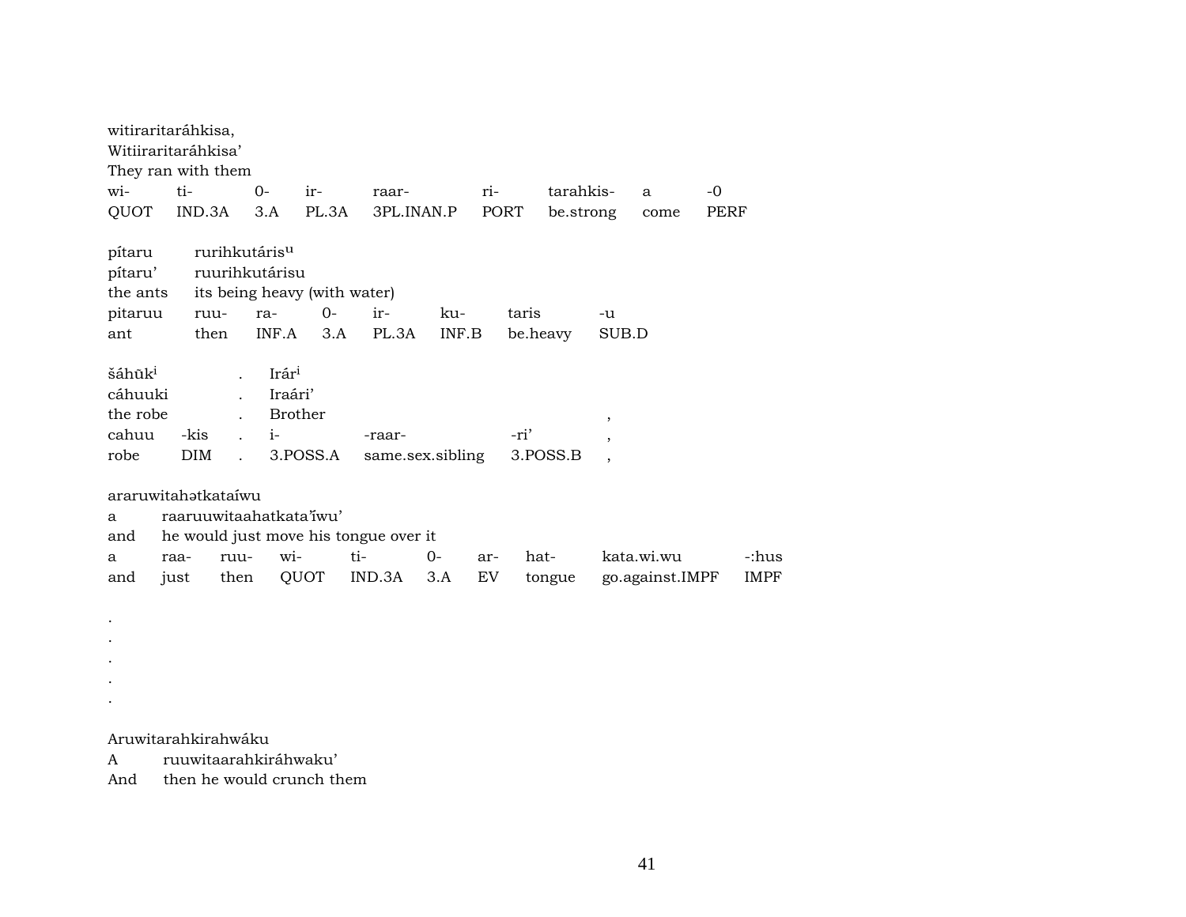witiraritaráhkisa,
Witiiraritaráhkisa'
They ran with them

| wi- | ti- | 0- | ir- | raar- | ri- | tarahkis- | a | -0 |
|---|---|---|---|---|---|---|---|---|
| QUOT | IND.3A | 3.A | PL.3A | 3PL.INAN.P | PORT | be.strong | come | PERF |

| pítaru | rurihkutáris^u | | | | | |
|---|---|---|---|---|---|---|
| pítaru' | ruurihkutárisu | | | | | |
| the ants | its being heavy (with water) | | | | | |
| pitaruu | ruu- | ra- | 0- | ir- | ku- | taris | -u |
| ant | then | INF.A | 3.A | PL.3A | INF.B | be.heavy | SUB.D |

| šáhūk^i | | . | Irár^i | | | |
|---|---|---|---|---|---|---|
| cáhuuki | | . | Iraári' | | | |
| the robe | | . | Brother | | | , |
| cahuu | -kis | . | i- | -raar- | -ri' | , |
| robe | DIM | . | 3.POSS.A | same.sex.sibling | 3.POSS.B | , |

araruwitahətkataíwu
a raaruuwitaahatkata'ĭwu'
and he would just move his tongue over it

| a | raa- | ruu- | wi- | ti- | 0- | ar- | hat- | kata.wi.wu | -:hus |
|---|---|---|---|---|---|---|---|---|---|
| and | just | then | QUOT | IND.3A | 3.A | EV | tongue | go.against.IMPF | IMPF |

.
.
.
.
.

Aruwitarahkirahwáku
A ruuwitaarahkiráhwaku'
And then he would crunch them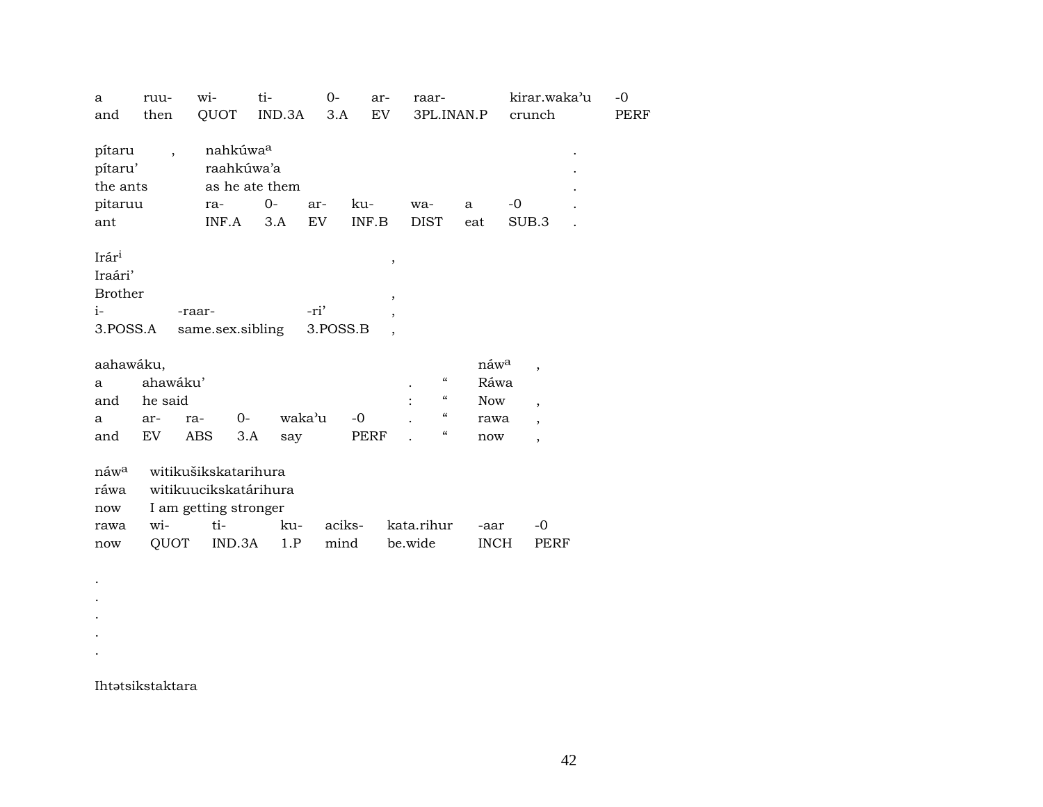| a | ruu- | wi- | ti- | 0- | ar- | raar- | kirar.waka'u | -0 |
|---|---|---|---|---|---|---|---|---|
| and | then | QUOT | IND.3A | 3.A | EV | 3PL.INAN.P | crunch | PERF |

| pítaru | , | nahkúwa[a] | | | | | | . |
|---|---|---|---|---|---|---|---|---|
| pítaru' | | raahkúwa'a | | | | | | . |
| the ants | | as he ate them | | | | | | . |
| pitaruu | | ra- | 0- | ar- | ku- | wa- | a | -0 . |
| ant | | INF.A | 3.A | EV | INF.B | DIST | eat | SUB.3 . |

| Irár[i] | | | , |
|---|---|---|---|
| Iraári' | | | |
| Brother | | | , |
| i- | -raar- | -ri' | , |
| 3.POSS.A | same.sex.sibling | 3.POSS.B | , |

| aahawáku, | | | | | | | | náw[a] | , |
|---|---|---|---|---|---|---|---|---|---|
| a | ahawáku' | | | | | . | " | Ráwa | |
| and | he said | | | | | : | " | Now | , |
| a | ar- | ra- | 0- | waka'u | -0 | . | " | rawa | , |
| and | EV | ABS | 3.A | say | PERF | . | " | now | , |

| náw[a] | witikušikskatarihura | | | | | | |
|---|---|---|---|---|---|---|---|
| ráwa | witikuucikskatárihura | | | | | | |
| now | I am getting stronger | | | | | | |
| rawa | wi- | ti- | ku- | aciks- | kata.rihur | -aar | -0 |
| now | QUOT | IND.3A | 1.P | mind | be.wide | INCH | PERF |

.
.
.
.
.

Ihtəsikstaktara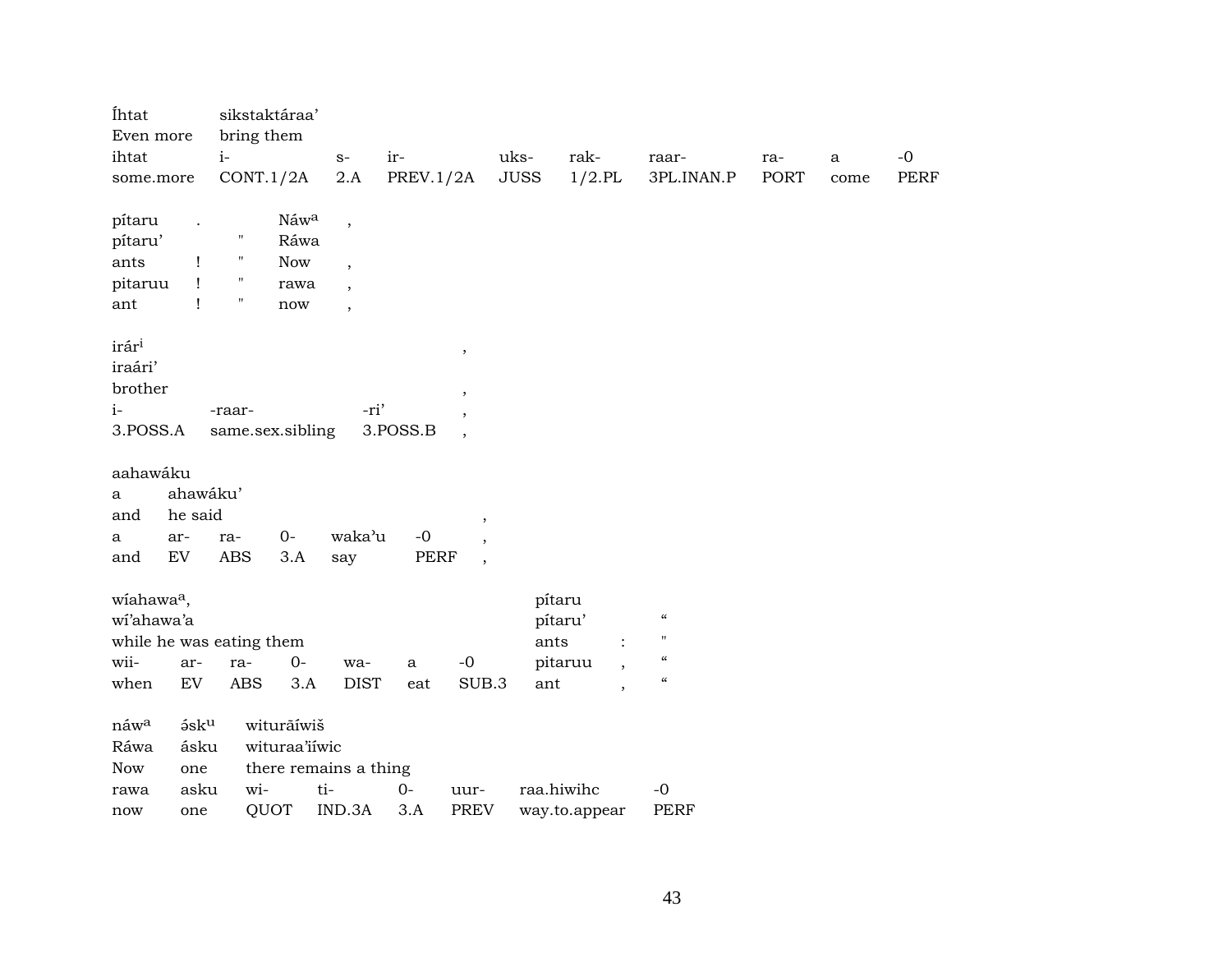| Íhtat | sikstaktáraa’ | | | | | | | | |
|---|---|---|---|---|---|---|---|---|---|
| Even more | bring them | | | | | | | | |
| ihtat | i- | s- | ir- | uks- | rak- | raar- | ra- | a | -0 |
| some.more | CONT.1/2A | 2.A | PREV.1/2A | JUSS | 1/2.PL | 3PL.INAN.P | PORT | come | PERF |

| pítaru | . | | Náw$^{a}$ | , |
|---|---|---|---|---|
| pítaru’ | | " | Ráwa | |
| ants | ! | " | Now | , |
| pitaruu | ! | " | rawa | , |
| ant | ! | " | now | , |

| irár$^{i}$ | | | , |
|---|---|---|---|
| iraári’ | | | |
| brother | | | , |
| i- | -raar- | -ri’ | , |
| 3.POSS.A | same.sex.sibling | 3.POSS.B | , |

| aahawáku | | | | | | |
|---|---|---|---|---|---|---|
| a | ahawáku’ | | | | | |
| and | he said | | | | | , |
| a | ar- | ra- | 0- | waka’u | -0 | , |
| and | EV | ABS | 3.A | say | PERF | , |

| wíahawa$^{a}$, | | | | | | | pítaru | | |
|---|---|---|---|---|---|---|---|---|---|
| wí’ahawa’a | | | | | | | pítaru’ | | “ |
| while he was eating them | | | | | | | ants | : | " |
| wii- | ar- | ra- | 0- | wa- | a | -0 | pitaruu | , | “ |
| when | EV | ABS | 3.A | DIST | eat | SUB.3 | ant | , | “ |

| náw$^{a}$ | ə́sk$^{u}$ | wituräíwiš | | | | | |
|---|---|---|---|---|---|---|---|
| Ráwa | ásku | wituraa’iíwic | | | | | |
| Now | one | there remains a thing | | | | | |
| rawa | asku | wi- | ti- | 0- | uur- | raa.hiwihc | -0 |
| now | one | QUOT | IND.3A | 3.A | PREV | way.to.appear | PERF |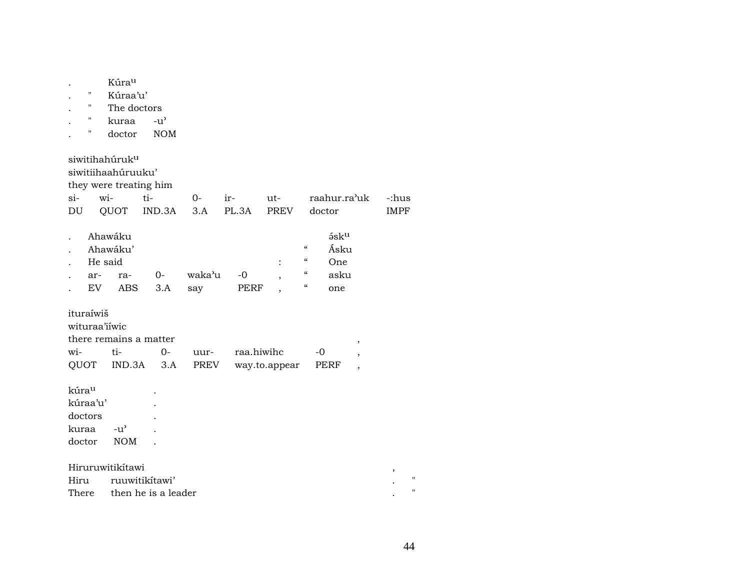| . | | Kúra^u | |
|---|---|---|---|
| . | " | Kúraa'u' | |
| . | " | The doctors | |
| . | " | kuraa | -u' |
| . | " | doctor | NOM |

siwitihahúruk^u
siwitiihaahúruuku'
they were treating him

| si- | wi- | ti- | 0- | ir- | ut- | raahur.ra'uk | -:hus |
|---|---|---|---|---|---|---|---|
| DU | QUOT | IND.3A | 3.A | PL.3A | PREV | doctor | IMPF |

| . | Ahawáku | | | | | | | ə́sk^u |
|---|---|---|---|---|---|---|---|---|
| . | Ahawáku' | | | | | | " | Ásku |
| . | He said | | | | | : | " | One |
| . | ar- | ra- | 0- | waka'u | -0 | , | " | asku |
| . | EV | ABS | 3.A | say | PERF | , | " | one |

ituraíwiš
wituraa'iíwic
there remains a matter ,

| wi- | ti- | 0- | uur- | raa.hiwihc | -0 | , |
|---|---|---|---|---|---|---|
| QUOT | IND.3A | 3.A | PREV | way.to.appear | PERF | , |

| kúra^u | | . |
|---|---|---|
| kúraa'u' | | . |
| doctors | | . |
| kuraa | -u' | . |
| doctor | NOM | . |

| Hiruruwitikítawi | | , | |
|---|---|---|---|
| Hiru | ruuwitikítawi' | . | " |
| There | then he is a leader | . | " |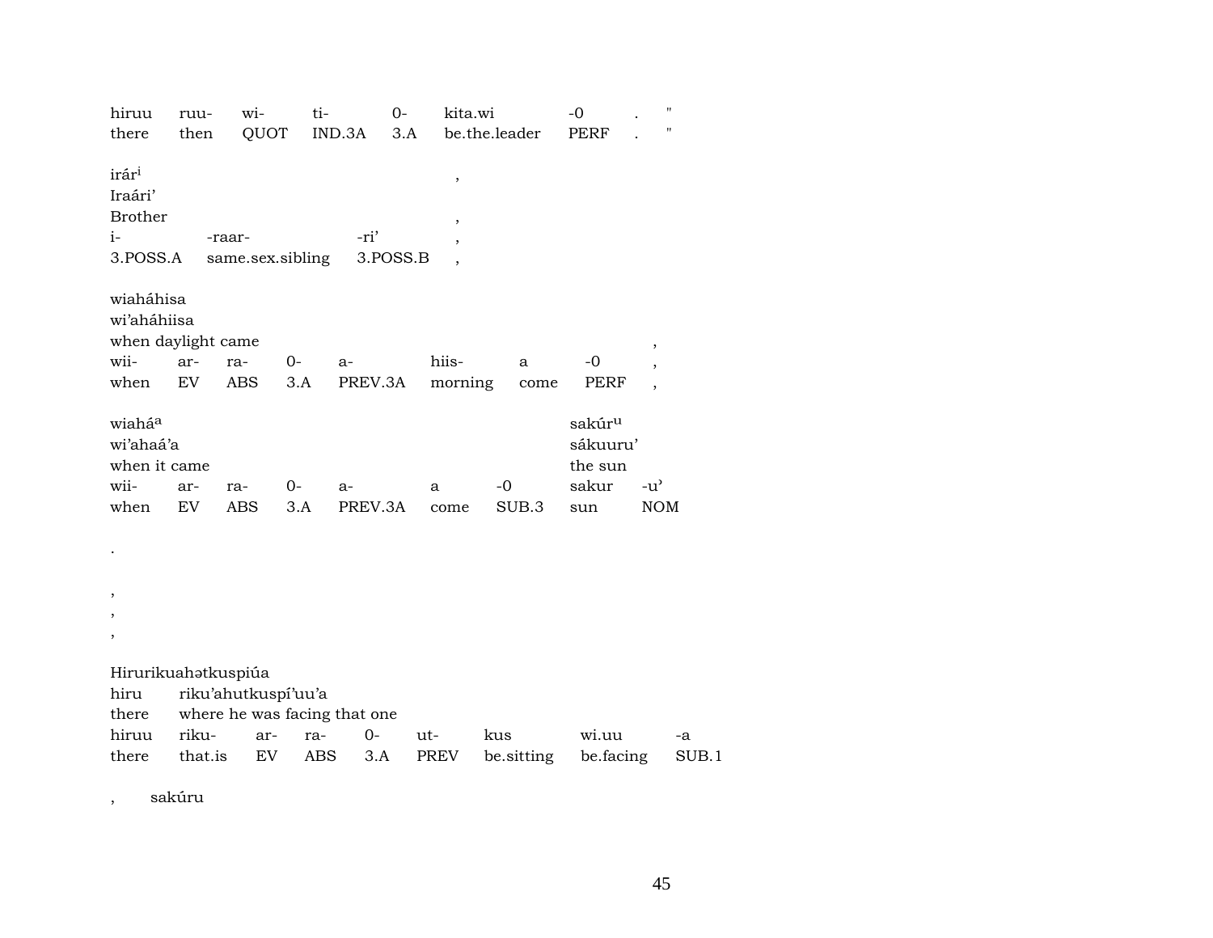| hiruu | ruu- | wi- | ti- | 0- | kita.wi | -0 | . | " |
|---|---|---|---|---|---|---|---|---|
| there | then | QUOT | IND.3A | 3.A | be.the.leader | PERF | . | " |

irár[i] ,
Iraári'
Brother ,

| i- | -raar- | -ri' | , |
|---|---|---|---|
| 3.POSS.A | same.sex.sibling | 3.POSS.B | , |

wiaháhisa
wi'aháhiisa
when daylight came ,

| wii- | ar- | ra- | 0- | a- | hiis- | a | -0 | , |
|---|---|---|---|---|---|---|---|---|
| when | EV | ABS | 3.A | PREV.3A | morning | come | PERF | , |

wiahá[a] sakúr[u]
wi'ahaá'a sákuuru'
when it came the sun

| wii- | ar- | ra- | 0- | a- | a | -0 | sakur | -u' |
|---|---|---|---|---|---|---|---|---|
| when | EV | ABS | 3.A | PREV.3A | come | SUB.3 | sun | NOM |

.

,
,
,

Hirurikuahətkuspiúa
hiru riku'ahutkuspí'uu'a
there where he was facing that one

| hiruu | riku- | ar- | ra- | 0- | ut- | kus | wi.uu | -a |
|---|---|---|---|---|---|---|---|---|
| there | that.is | EV | ABS | 3.A | PREV | be.sitting | be.facing | SUB.1 |

, sakúru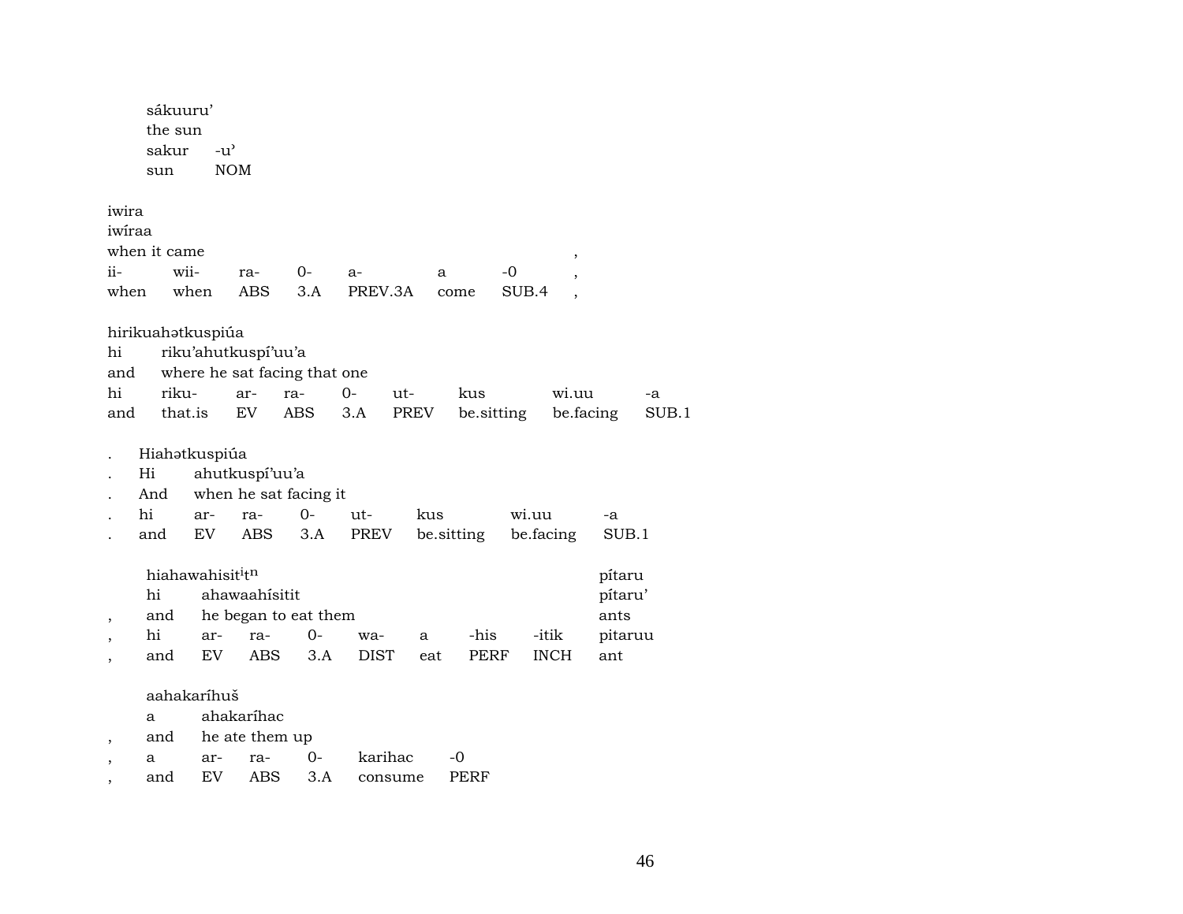sákuuru'
the sun

| sakur | -u' |
|---|---|
| sun | NOM |

iwira
iwíraa
when it came ,

| ii- | wii- | ra- | 0- | a- | a | -0 | , |
|---|---|---|---|---|---|---|---|
| when | when | ABS | 3.A | PREV.3A | come | SUB.4 | , |

hirikuahətkuspiúa

| hi | riku'ahutkuspí'uu'a | | | | | | | |
|---|---|---|---|---|---|---|---|---|
| and | where he sat facing that one | | | | | | | |
| hi | riku- | ar- | ra- | 0- | ut- | kus | wi.uu | -a |
| and | that.is | EV | ABS | 3.A | PREV | be.sitting | be.facing | SUB.1 |

. Hiahətkuspiúa

| . | Hi | ahutkuspí'uu'a | | | | | | |
|---|---|---|---|---|---|---|---|---|
| . | And | when he sat facing it | | | | | | |
| . | hi | ar- | ra- | 0- | ut- | kus | wi.uu | -a |
| . | and | EV | ABS | 3.A | PREV | be.sitting | be.facing | SUB.1 |

| | hiahawahisit$^{i}$t$^{n}$ | | | | | | | | pítaru |
|---|---|---|---|---|---|---|---|---|---|
| | hi | ahawaahísitit | | | | | | | pítaru' |
| , | and | he began to eat them | | | | | | | ants |
| , | hi | ar- | ra- | 0- | wa- | a | -his | -itik | pitaruu |
| , | and | EV | ABS | 3.A | DIST | eat | PERF | INCH | ant |

| | aahakaríhuš | | | | | |
|---|---|---|---|---|---|---|
| | a | ahakaríhac | | | | |
| , | and | he ate them up | | | | |
| , | a | ar- | ra- | 0- | karihac | -0 |
| , | and | EV | ABS | 3.A | consume | PERF |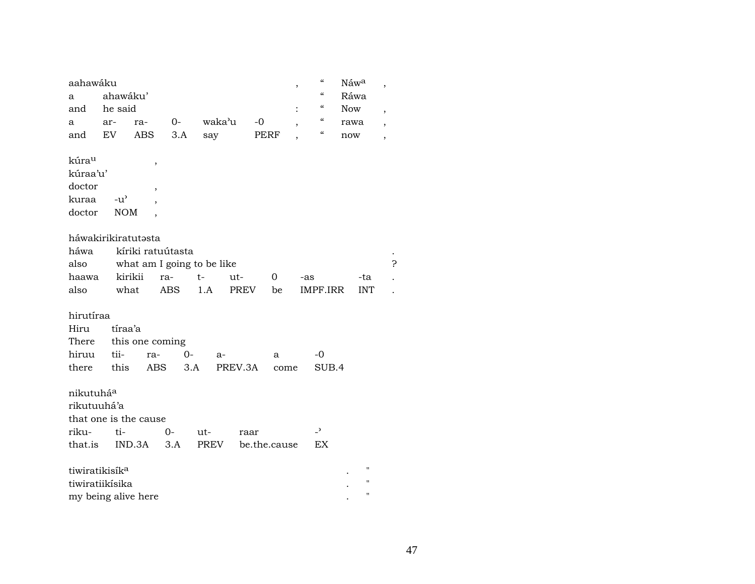| aahawáku | | | | | | , | " | Náw[a] | , |
|---|---|---|---|---|---|---|---|---|---|
| a | ahawáku' | | | | | | " | Ráwa | |
| and | he said | | | | | : | " | Now | , |
| a | ar- | ra- | 0- | waka'u | -0 | , | " | rawa | , |
| and | EV | ABS | 3.A | say | PERF | , | " | now | , |

| kúra[u] | | , |
|---|---|---|
| kúraa'u' | | |
| doctor | | , |
| kuraa | -u' | , |
| doctor | NOM | , |

| háwakirikiratutəsta | | | | | | | | |
|---|---|---|---|---|---|---|---|---|
| háwa | kíriki ratuútasta | | | | | | | . |
| also | what am I going to be like | | | | | | | ? |
| haawa | kirikii | ra- | t- | ut- | 0 | -as | -ta | . |
| also | what | ABS | 1.A | PREV | be | IMPF.IRR | INT | . |

| hirutíraa | | | | | | |
|---|---|---|---|---|---|---|
| Hiru | tíraa'a | | | | | |
| There | this one coming | | | | | |
| hiruu | tii- | ra- | 0- | a- | a | -0 |
| there | this | ABS | 3.A | PREV.3A | come | SUB.4 |

| nikutuhá[a] | | | | | |
|---|---|---|---|---|---|
| rikutuuhá'a | | | | | |
| that one is the cause | | | | | |
| riku- | ti- | 0- | ut- | raar | -' |
| that.is | IND.3A | 3.A | PREV | be.the.cause | EX |

| tiwiratikisík[a] | . | " |
|---|---|---|
| tiwiratiikísika | . | " |
| my being alive here | . | " |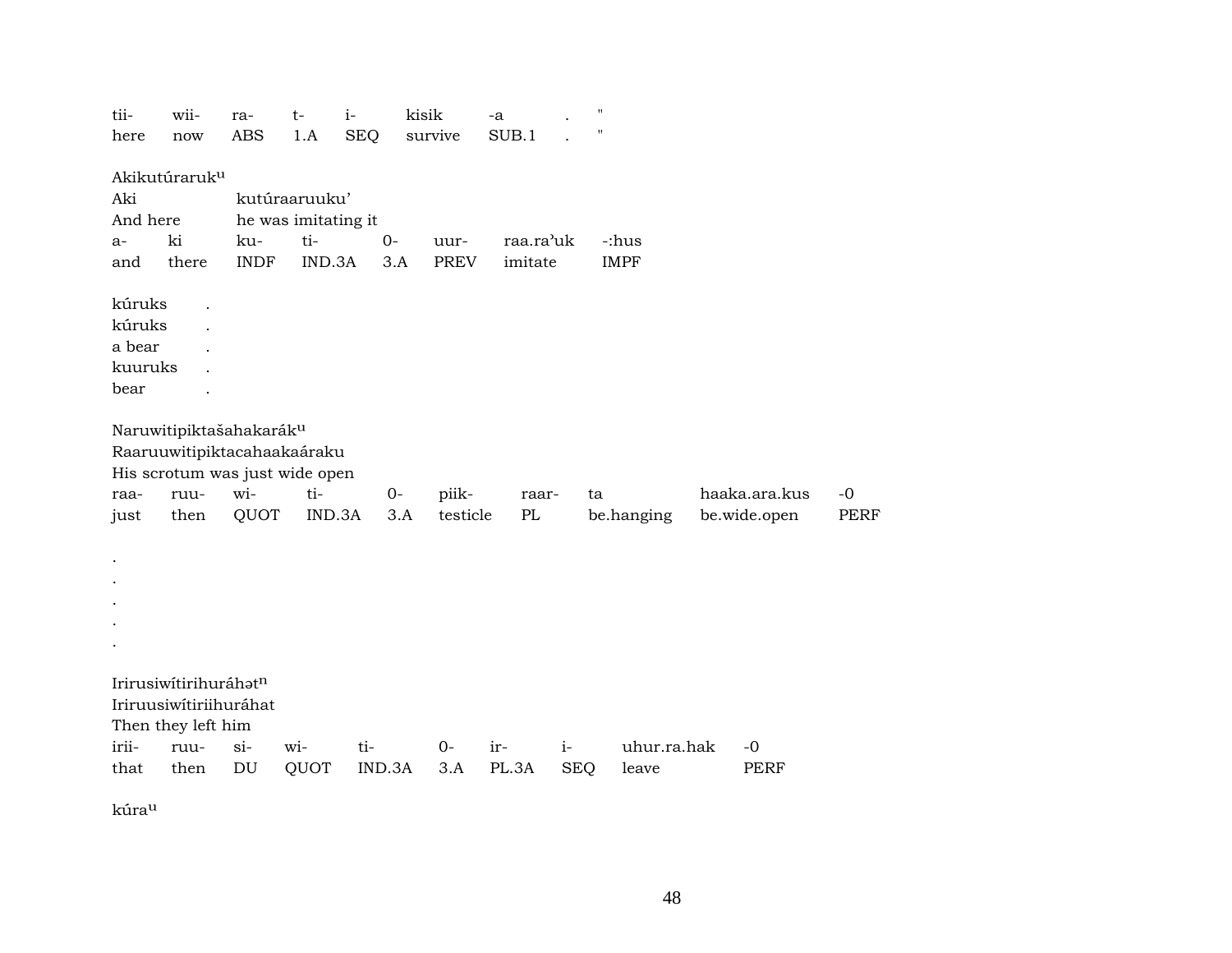| tii- | wii- | ra- | t- | i- | kisik | -a | . | " |
|---|---|---|---|---|---|---|---|---|
| here | now | ABS | 1.A | SEQ | survive | SUB.1 | . | " |

Akikutúraruk^u
Aki kutúraaruuku'
And here he was imitating it

| a- | ki | ku- | ti- | 0- | uur- | raa.ra'uk | -:hus |
|---|---|---|---|---|---|---|---|
| and | there | INDF | IND.3A | 3.A | PREV | imitate | IMPF |

kúruks .
kúruks .
a bear .
kuuruks .
bear .

Naruwitipiktašahakarák^u
Raaruuwitipiktacahaakaáraku
His scrotum was just wide open

| raa- | ruu- | wi- | ti- | 0- | piik- | raar- | ta | haaka.ara.kus | -0 |
|---|---|---|---|---|---|---|---|---|---|
| just | then | QUOT | IND.3A | 3.A | testicle | PL | be.hanging | be.wide.open | PERF |

.
.
.
.
.

Irirusiwítirihuráhət^n
Iriruusiwítiriihuráhat
Then they left him

| irii- | ruu- | si- | wi- | ti- | 0- | ir- | i- | uhur.ra.hak | -0 |
|---|---|---|---|---|---|---|---|---|---|
| that | then | DU | QUOT | IND.3A | 3.A | PL.3A | SEQ | leave | PERF |

kúra^u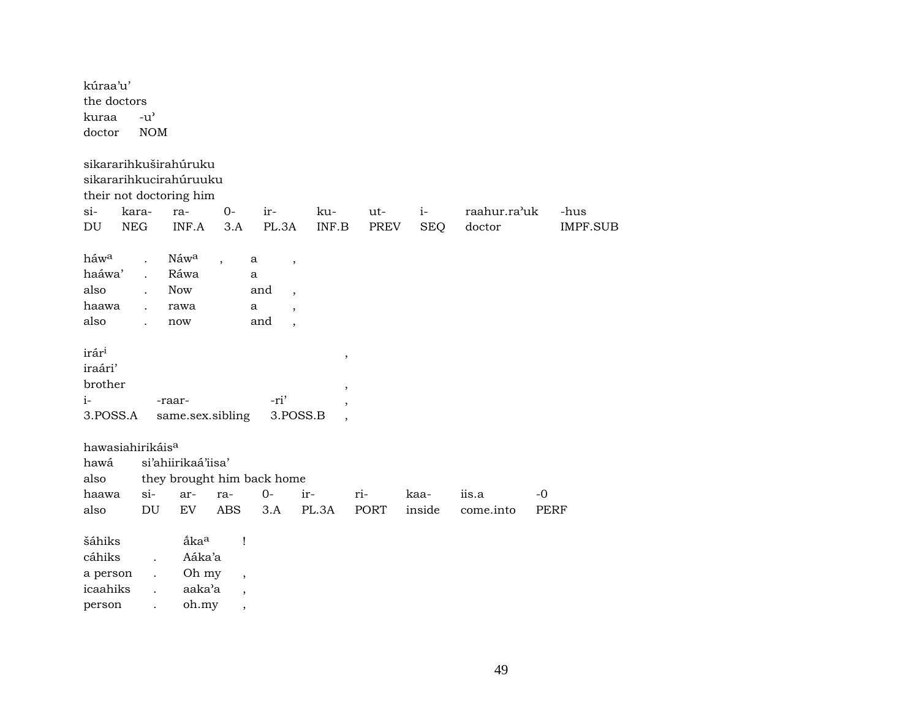kúraa'u'
the doctors

| kuraa | -u' |
|---|---|
| doctor | NOM |

sikararihkuširahúruku
sikararihkucirahúruuku
their not doctoring him

| si- | kara- | ra- | 0- | ir- | ku- | ut- | i- | raahur.ra'uk | -hus |
|---|---|---|---|---|---|---|---|---|---|
| DU | NEG | INF.A | 3.A | PL.3A | INF.B | PREV | SEQ | doctor | IMPF.SUB |

| háw[a] | . | Náw[a] | , | a | , |
|---|---|---|---|---|---|
| haáwa' | . | Ráwa | | a | |
| also | . | Now | | and | , |
| haawa | . | rawa | | a | , |
| also | . | now | | and | , |

irár[i] ,
iraári'
brother ,

| i- | -raar- | -ri' | , |
|---|---|---|---|
| 3.POSS.A | same.sex.sibling | 3.POSS.B | , |

hawasiahirikáis[a]

| hawá | si'ahiirikaá'iisa' | | | | | | | |
|---|---|---|---|---|---|---|---|---|
| also | they brought him back home | | | | | | | |
| haawa | si- | ar- | ra- | 0- | ir- | ri- | kaa- | iis.a | -0 |
| also | DU | EV | ABS | 3.A | PL.3A | PORT | inside | come.into | PERF |

| šáhiks | | ắka[a] | ! |
|---|---|---|---|
| cáhiks | . | Aáka'a | |
| a person | . | Oh my | , |
| icaahiks | . | aaka'a | , |
| person | . | oh.my | , |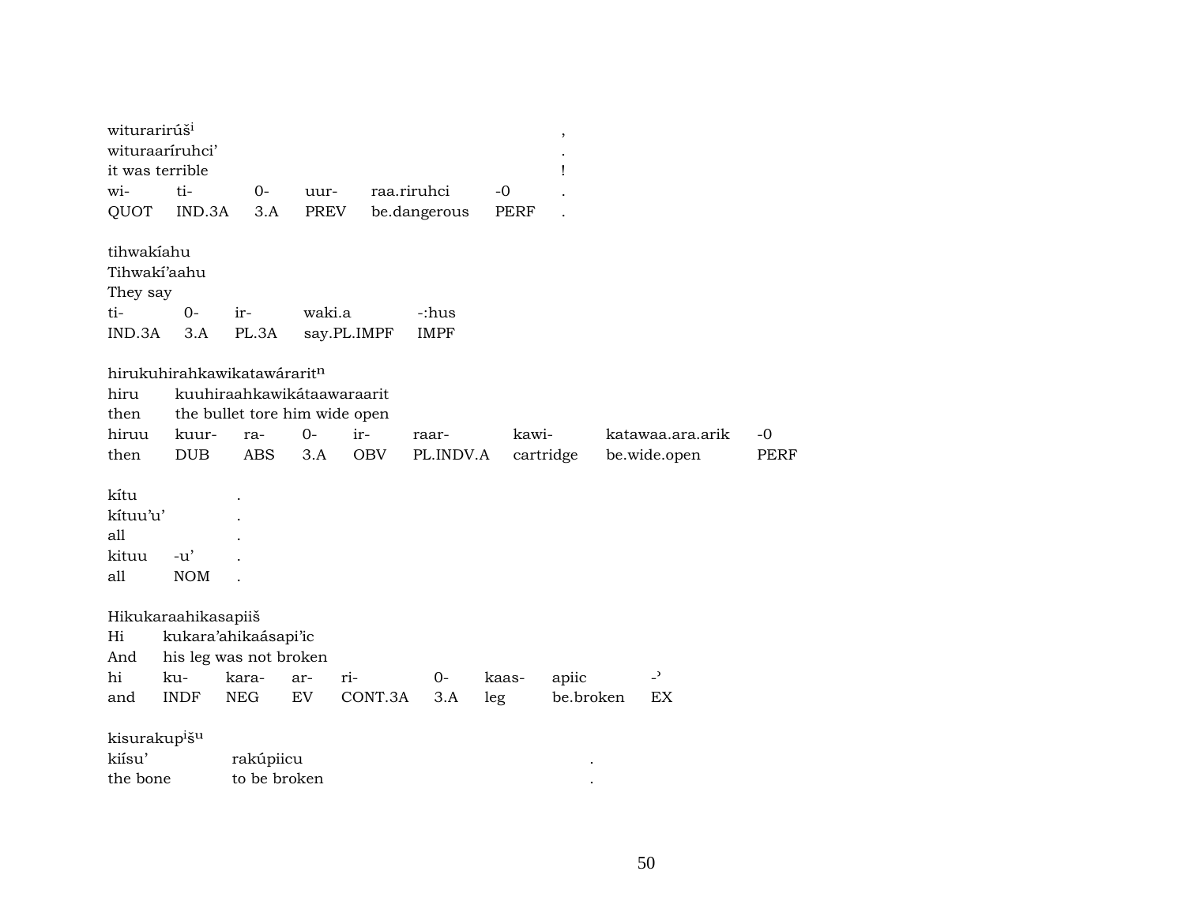witurarirúš[i] ,
wituraaríruhci' .
it was terrible !

| wi- | ti- | 0- | uur- | raa.riruhci | -0 | . |
|---|---|---|---|---|---|---|
| QUOT | IND.3A | 3.A | PREV | be.dangerous | PERF | . |

tihwakíahu
Tihwakí'aahu
They say

| ti- | 0- | ir- | waki.a | -:hus |
|---|---|---|---|---|
| IND.3A | 3.A | PL.3A | say.PL.IMPF | IMPF |

hirukuhirahkawikatawáraritⁿ

hiru kuuhiraahkawikátaawaraarit
then the bullet tore him wide open

| hiruu | kuur- | ra- | 0- | ir- | raar- | kawi- | katawaa.ara.arik | -0 |
|---|---|---|---|---|---|---|---|---|
| then | DUB | ABS | 3.A | OBV | PL.INDV.A | cartridge | be.wide.open | PERF |

kítu .
kítuu'u' .
all .

| kituu | -u' | . |
|---|---|---|
| all | NOM | . |

Hikukaraahikasapiiš

Hi kukara'ahikaásapi'ic
And his leg was not broken

| hi | ku- | kara- | ar- | ri- | 0- | kaas- | apiic | -' |
|---|---|---|---|---|---|---|---|---|
| and | INDF | NEG | EV | CONT.3A | 3.A | leg | be.broken | EX |

kisurakup[i]š[u]

kiísu' rakúpiicu .
the bone to be broken .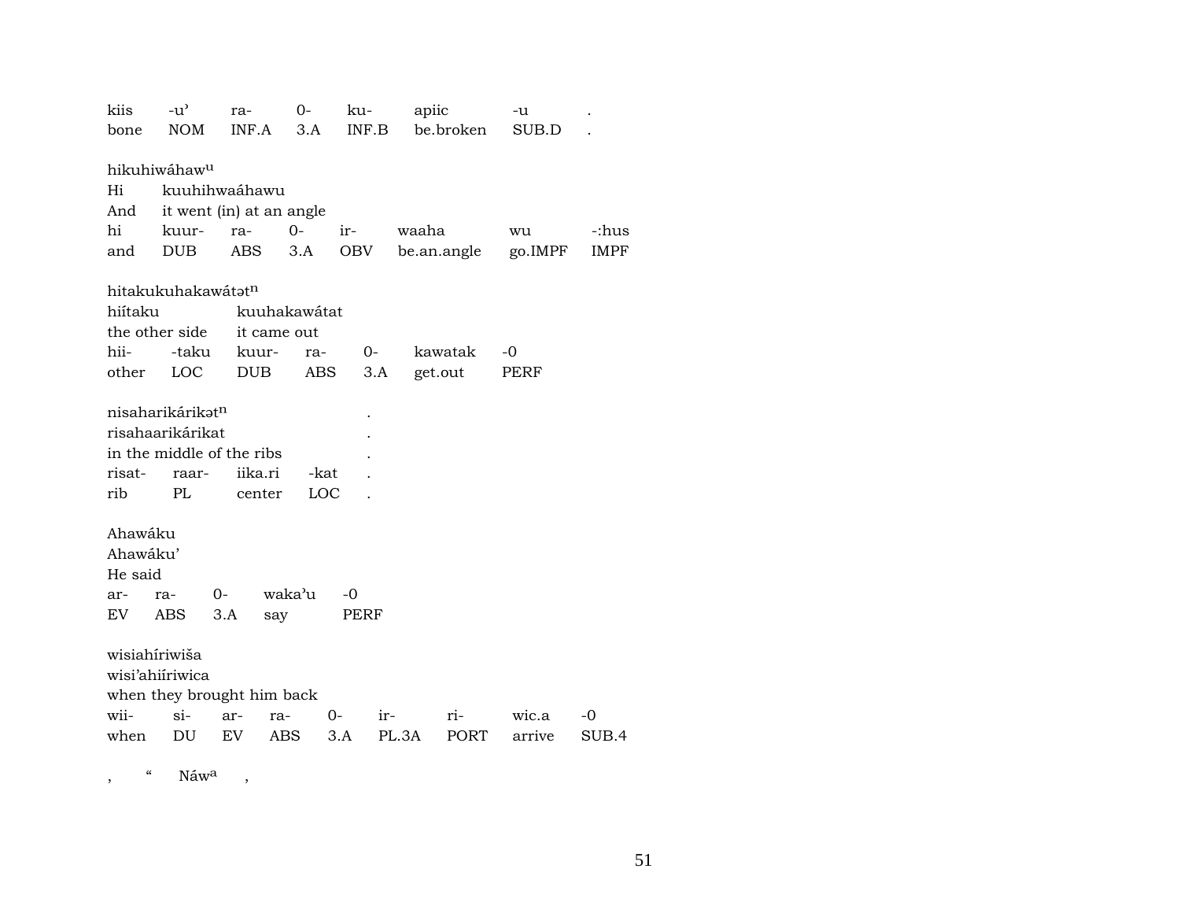| kiis | -u' | ra- | 0- | ku- | apiic | -u | . |
|---|---|---|---|---|---|---|---|
| bone | NOM | INF.A | 3.A | INF.B | be.broken | SUB.D | . |

hikuhiwáhaw[u]

| Hi | kuuhihwaáhawu | | | | | | |
|---|---|---|---|---|---|---|---|
| And | it went (in) at an angle | | | | | | |
| hi | kuur- | ra- | 0- | ir- | waaha | wu | -:hus |
| and | DUB | ABS | 3.A | OBV | be.an.angle | go.IMPF | IMPF |

hitakukuhakawátət[n]

| hiítaku | | kuuhakawátat | | | | |
|---|---|---|---|---|---|---|
| the other side | | it came out | | | | |
| hii- | -taku | kuur- | ra- | 0- | kawatak | -0 |
| other | LOC | DUB | ABS | 3.A | get.out | PERF |

nisaharikárikət[n] .

| risahaarikárikat | | | | . |
|---|---|---|---|---|
| in the middle of the ribs | | | | . |
| risat- | raar- | iika.ri | -kat | . |
| rib | PL | center | LOC | . |

Ahawáku

| Ahawáku' | | | | |
|---|---|---|---|---|
| He said | | | | |
| ar- | ra- | 0- | waka'u | -0 |
| EV | ABS | 3.A | say | PERF |

wisiahíriwiša

| wisi'ahiíriwica | | | | | | | | |
|---|---|---|---|---|---|---|---|---|
| when they brought him back | | | | | | | | |
| wii- | si- | ar- | ra- | 0- | ir- | ri- | wic.a | -0 |
| when | DU | EV | ABS | 3.A | PL.3A | PORT | arrive | SUB.4 |

, " Náw[a] ,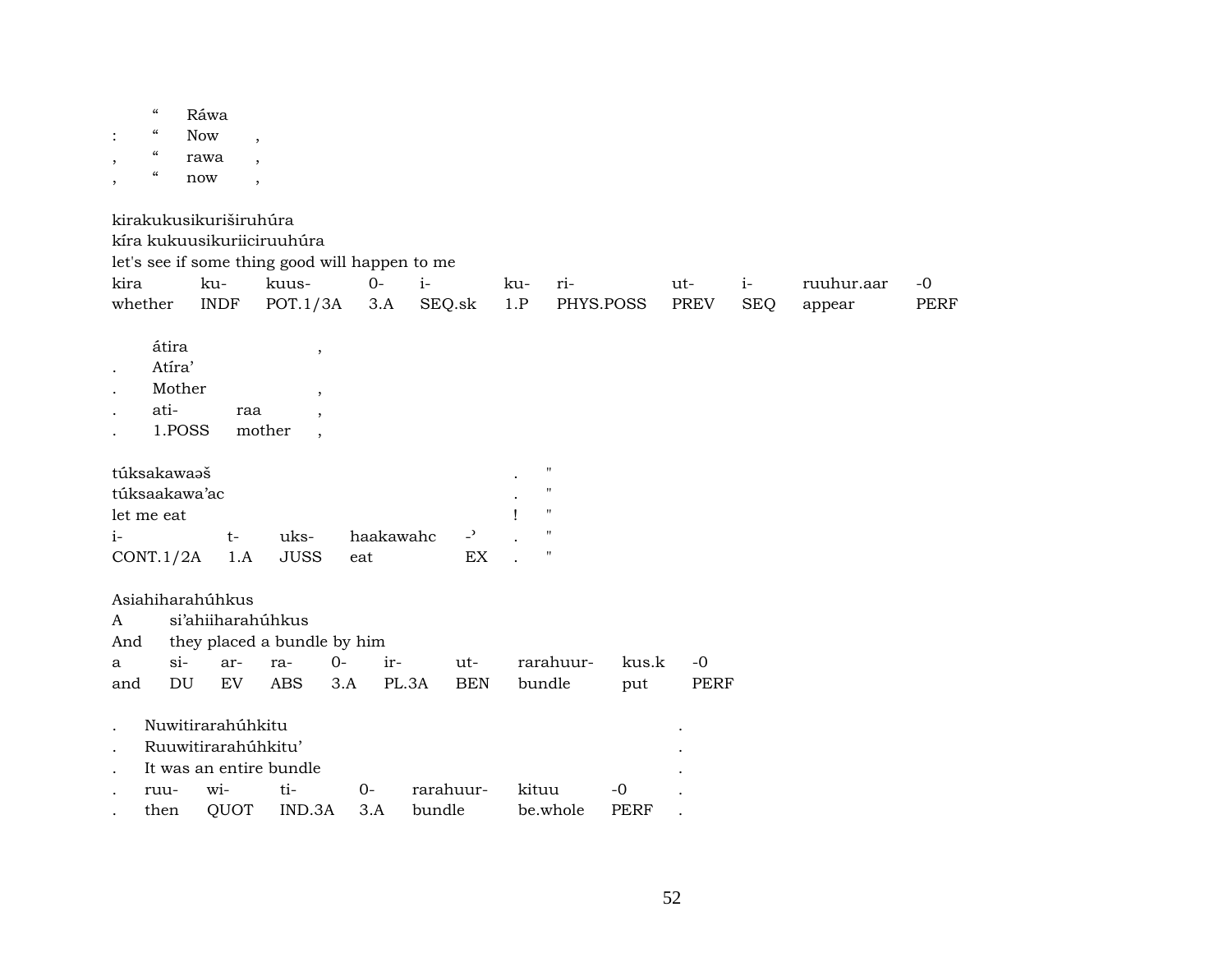| | " | Ráwa | |
|---|---|---|---|
| : | " | Now | , |
| , | " | rawa | , |
| , | " | now | , |

kirakukusikuriširuhúra
kíra kukuusikuriiciruuhúra
let's see if some thing good will happen to me

| kira | ku- | kuus- | 0- | i- | ku- | ri- | ut- | i- | ruuhur.aar | -0 |
|---|---|---|---|---|---|---|---|---|---|---|
| whether | INDF | POT.1/3A | 3.A | SEQ.sk | 1.P | PHYS.POSS | PREV | SEQ | appear | PERF |

| | átira | | , |
|---|---|---|---|
| . | Atíra' | | |
| . | Mother | | , |
| . | ati- | raa | , |
| . | 1.POSS | mother | , |

túksakawaəš . "
túksaakawa'ac . "
let me eat ! "

| i- | t- | uks- | haakawahc | -ʾ | . | " |
|---|---|---|---|---|---|---|
| CONT.1/2A | 1.A | JUSS | eat | EX | . | " |

Asiahiharahúhkus
A si'ahiiharahúhkus
And they placed a bundle by him

| a | si- | ar- | ra- | 0- | ir- | ut- | rarahuur- | kus.k | -0 |
|---|---|---|---|---|---|---|---|---|---|
| and | DU | EV | ABS | 3.A | PL.3A | BEN | bundle | put | PERF |

. Nuwitirarahúhkitu .
. Ruuwitirarahúhkitu' .
. It was an entire bundle .

| . | ruu- | wi- | ti- | 0- | rarahuur- | kituu | -0 | . |
|---|---|---|---|---|---|---|---|---|
| . | then | QUOT | IND.3A | 3.A | bundle | be.whole | PERF | . |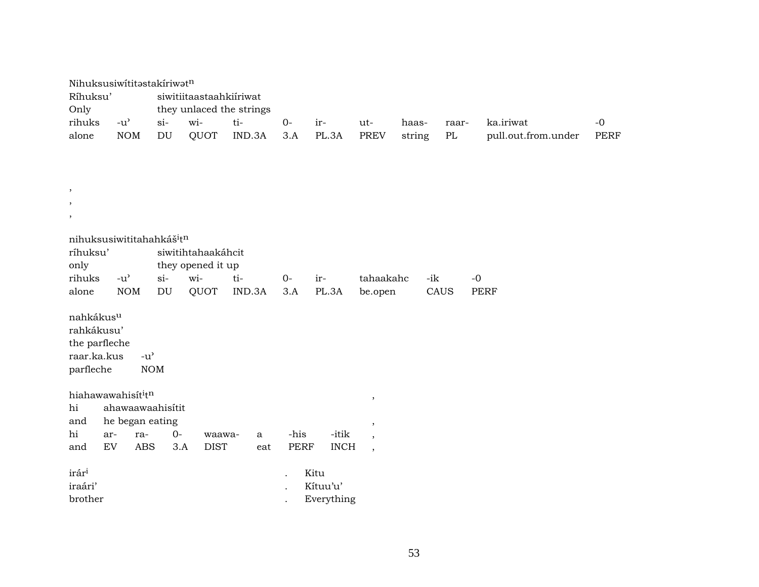Nihuksusiwítitəstakíriwət^n
Ríhuksu' siwitiitaastaahkiíriwat
Only they unlaced the strings

| rihuks | -u' | si- | wi- | ti- | 0- | ir- | ut- | haas- | raar- | ka.iriwat | -0 |
|---|---|---|---|---|---|---|---|---|---|---|---|
| alone | NOM | DU | QUOT | IND.3A | 3.A | PL.3A | PREV | string | PL | pull.out.from.under | PERF |

,
,
,

nihuksusiwititahahkášⁱt^n
ríhuksu' siwitihtahaakáhcit
only they opened it up

| rihuks | -u' | si- | wi- | ti- | 0- | ir- | tahaakahc | -ik | -0 |
|---|---|---|---|---|---|---|---|---|---|
| alone | NOM | DU | QUOT | IND.3A | 3.A | PL.3A | be.open | CAUS | PERF |

nahkákus^u
rahkákusu'
the parfleche

| raar.ka.kus | -u' |
|---|---|
| parfleche | NOM |

hiahawawahisítⁱt^n ,
hi ahawaawaahisítit
and he began eating ,

| hi | ar- | ra- | 0- | waawa- | a | -his | -itik | , |
|---|---|---|---|---|---|---|---|---|
| and | EV | ABS | 3.A | DIST | eat | PERF | INCH | , |

irárⁱ . Kitu
iraári' . Kítuu'u'
brother . Everything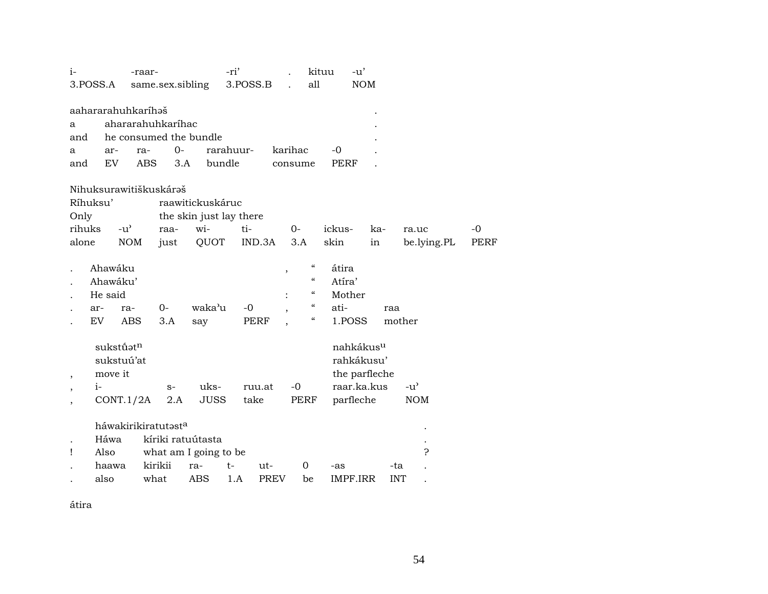| i- | -raar- | -ri’ | . | kituu | -u’ |
|---|---|---|---|---|---|
| 3.POSS.A | same.sex.sibling | 3.POSS.B | . | all | NOM |

aahararahuhkaríhəš .
a ahararahuhkaríhac .
and he consumed the bundle .

| a | ar- | ra- | 0- | rarahuur- | karihac | -0 | . |
|---|---|---|---|---|---|---|---|
| and | EV | ABS | 3.A | bundle | consume | PERF | . |

Nihuksurawitiškuskárəš
Ríhuksu’ raawitickuskáruc
Only the skin just lay there

| rihuks | -u’ | raa- | wi- | ti- | 0- | ickus- | ka- | ra.uc | -0 |
|---|---|---|---|---|---|---|---|---|---|
| alone | NOM | just | QUOT | IND.3A | 3.A | skin | in | be.lying.PL | PERF |

. Ahawáku , “ átira
. Ahawáku’ “ Atíra’
. He said : “ Mother

| . | ar- | ra- | 0- | waka’u | -0 | , | “ | ati- | raa |
|---|---|---|---|---|---|---|---|---|---|
| . | EV | ABS | 3.A | say | PERF | , | “ | 1.POSS | mother |

sukstúət[n] nahkákus[u]
sukstuú’at rahkákusu’
, move it the parfleche

| , | i- | s- | uks- | ruu.at | -0 | raar.ka.kus | -u’ |
|---|---|---|---|---|---|---|---|
| , | CONT.1/2A | 2.A | JUSS | take | PERF | parfleche | NOM |

háwakirikiratutəst[a] .
. Háwa kíriki ratuútasta .
! Also what am I going to be ?

| . | haawa | kirikii | ra- | t- | ut- | 0 | -as | -ta | . |
|---|---|---|---|---|---|---|---|---|---|
| . | also | what | ABS | 1.A | PREV | be | IMPF.IRR | INT | . |

átira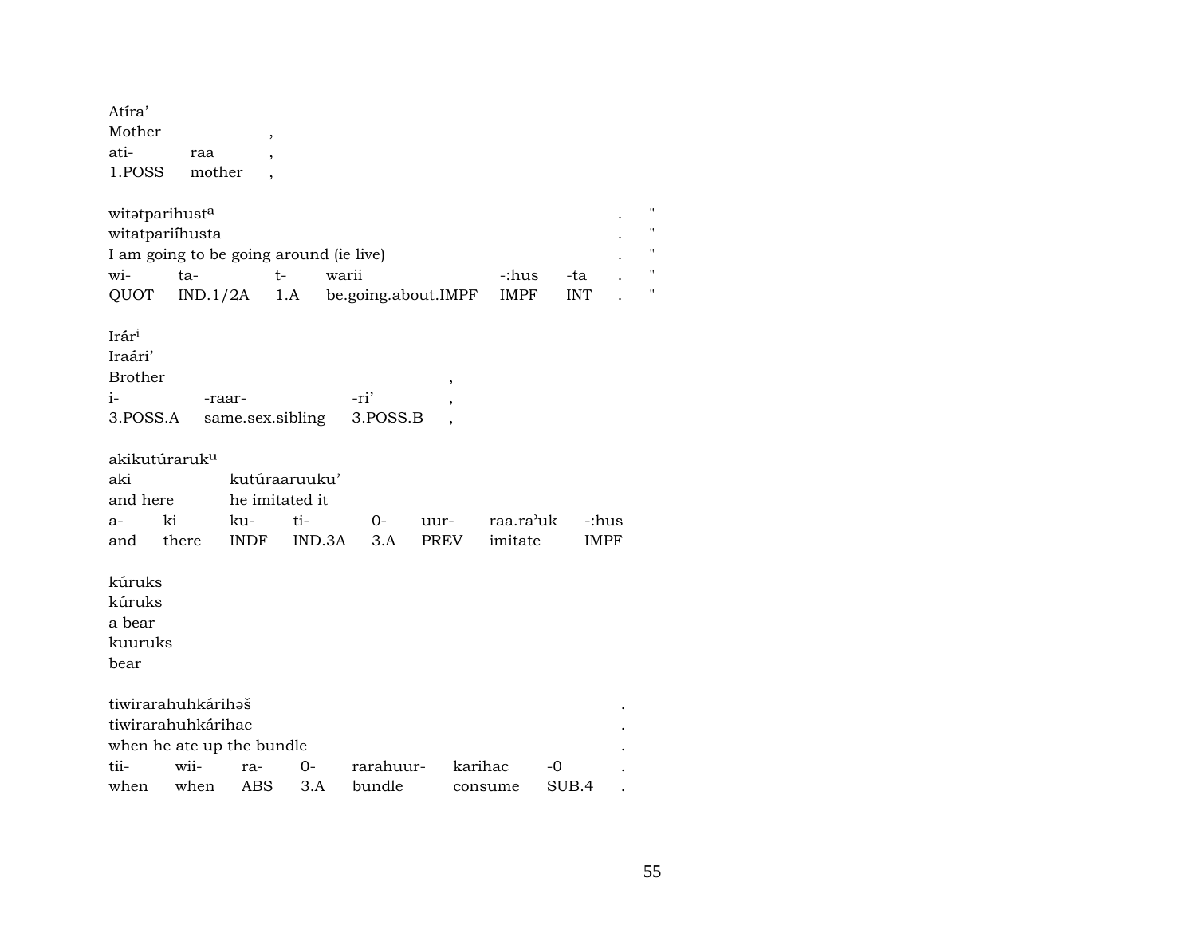Atíra'
Mother ,
ati- raa ,
1.POSS mother ,

witətparihust[a] . "
witatpariíhusta . "
I am going to be going around (ie live) . "

| wi- | ta- | t- | warii | -:hus | -ta | . | " |
|---|---|---|---|---|---|---|---|
| QUOT | IND.1/2A | 1.A | be.going.about.IMPF | IMPF | INT | . | " |

Irár[i]
Iraári'
Brother ,

| i- | -raar- | -ri' | , |
|---|---|---|---|
| 3.POSS.A | same.sex.sibling | 3.POSS.B | , |

akikutúraruk[u]
aki kutúraaruuku'
and here he imitated it

| a- | ki | ku- | ti- | 0- | uur- | raa.ra'uk | -:hus |
|---|---|---|---|---|---|---|---|
| and | there | INDF | IND.3A | 3.A | PREV | imitate | IMPF |

kúruks
kúruks
a bear
kuuruks
bear

tiwirarahuhkárihəš .
tiwirarahuhkárihac .
when he ate up the bundle .

| tii- | wii- | ra- | 0- | rarahuur- | karihac | -0 | . |
|---|---|---|---|---|---|---|---|
| when | when | ABS | 3.A | bundle | consume | SUB.4 | . |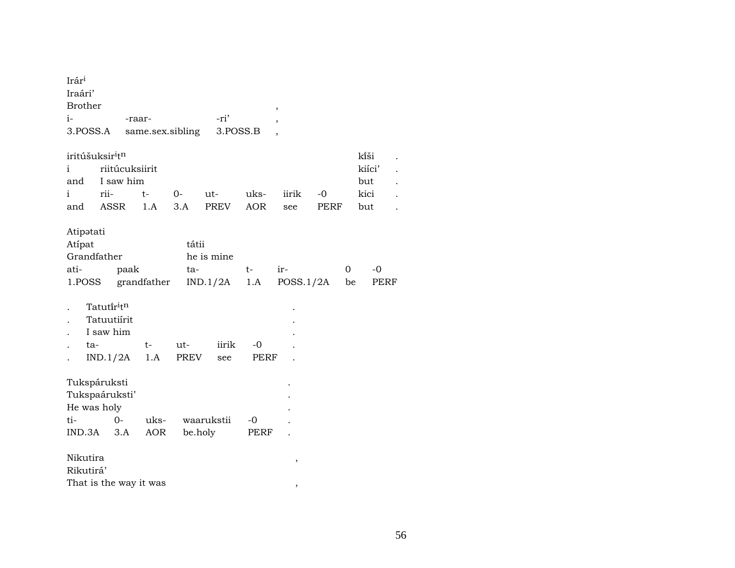Irár^i
Iraári'
Brother ,

| i- | -raar- | -ri' | , |
|---|---|---|---|
| 3.POSS.A | same.sex.sibling | 3.POSS.B | , |

iritúšuksir^it^n kî̃ši .
i riitúcuksiirit kiíci' .
and I saw him but .

| i | rii- | t- | 0- | ut- | uks- | iirik | -0 | kici | . |
|---|---|---|---|---|---|---|---|---|---|
| and | ASSR | 1.A | 3.A | PREV | AOR | see | PERF | but | . |

Atipətati
Atípat tátii
Grandfather he is mine

| ati- | paak | ta- | t- | ir- | 0 | -0 |
|---|---|---|---|---|---|---|
| 1.POSS | grandfather | IND.1/2A | 1.A | POSS.1/2A | be | PERF |

. Tatutî̃r^it^n .
. Tatuutiírit .
. I saw him .

| . | ta- | t- | ut- | iirik | -0 | . |
|---|---|---|---|---|---|---|
| . | IND.1/2A | 1.A | PREV | see | PERF | . |

Tukspáruksti .
Tukspaáruksti' .
He was holy .

| ti- | 0- | uks- | waarukstii | -0 | . |
|---|---|---|---|---|---|
| IND.3A | 3.A | AOR | be.holy | PERF | . |

Nikutira ,
Rikutirá'
That is the way it was ,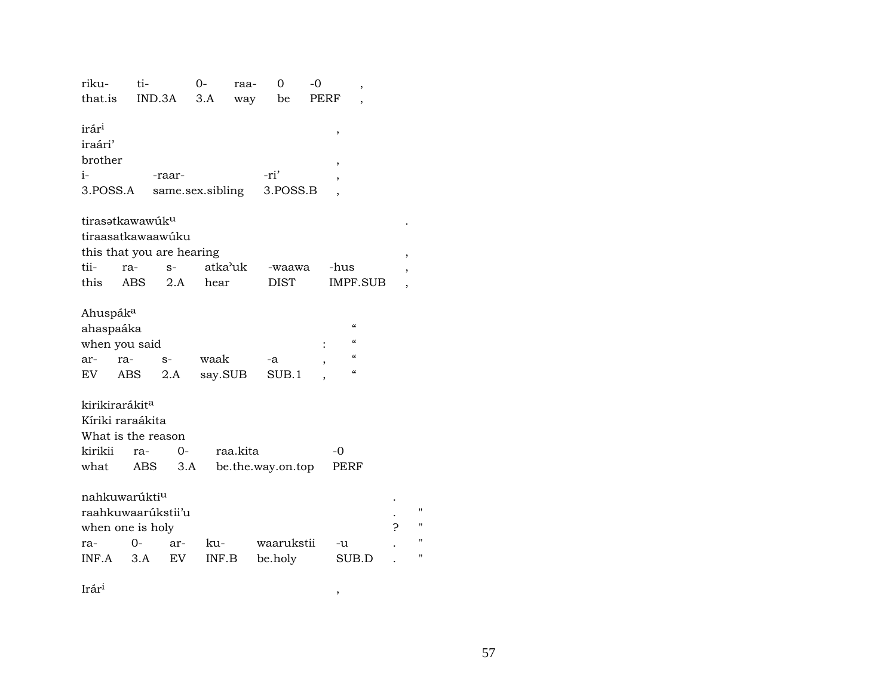riku- ti- 0- raa- 0 -0 ,
that.is IND.3A 3.A way be PERF ,

irár[i] ,
iraári’
brother ,
i- -raar- -ri’ ,
3.POSS.A same.sex.sibling 3.POSS.B ,

tirasətkawawúk[u] .
tiraasatkawaawúku
this that you are hearing ,
tii- ra- s- atka’uk -waawa -hus ,
this ABS 2.A hear DIST IMPF.SUB ,

Ahuspák[a]
ahaspaáka “
when you said : “
ar- ra- s- waak -a , “
EV ABS 2.A say.SUB SUB.1 , “

kirikirarákit[a]
Kíriki raraákita
What is the reason
kirikii ra- 0- raa.kita -0
what ABS 3.A be.the.way.on.top PERF

nahkuwarúkti[u] .
raahkuwaarúkstii’u . "
when one is holy ? "
ra- 0- ar- ku- waarukstii -u . "
INF.A 3.A EV INF.B be.holy SUB.D . "

Irár[i] ,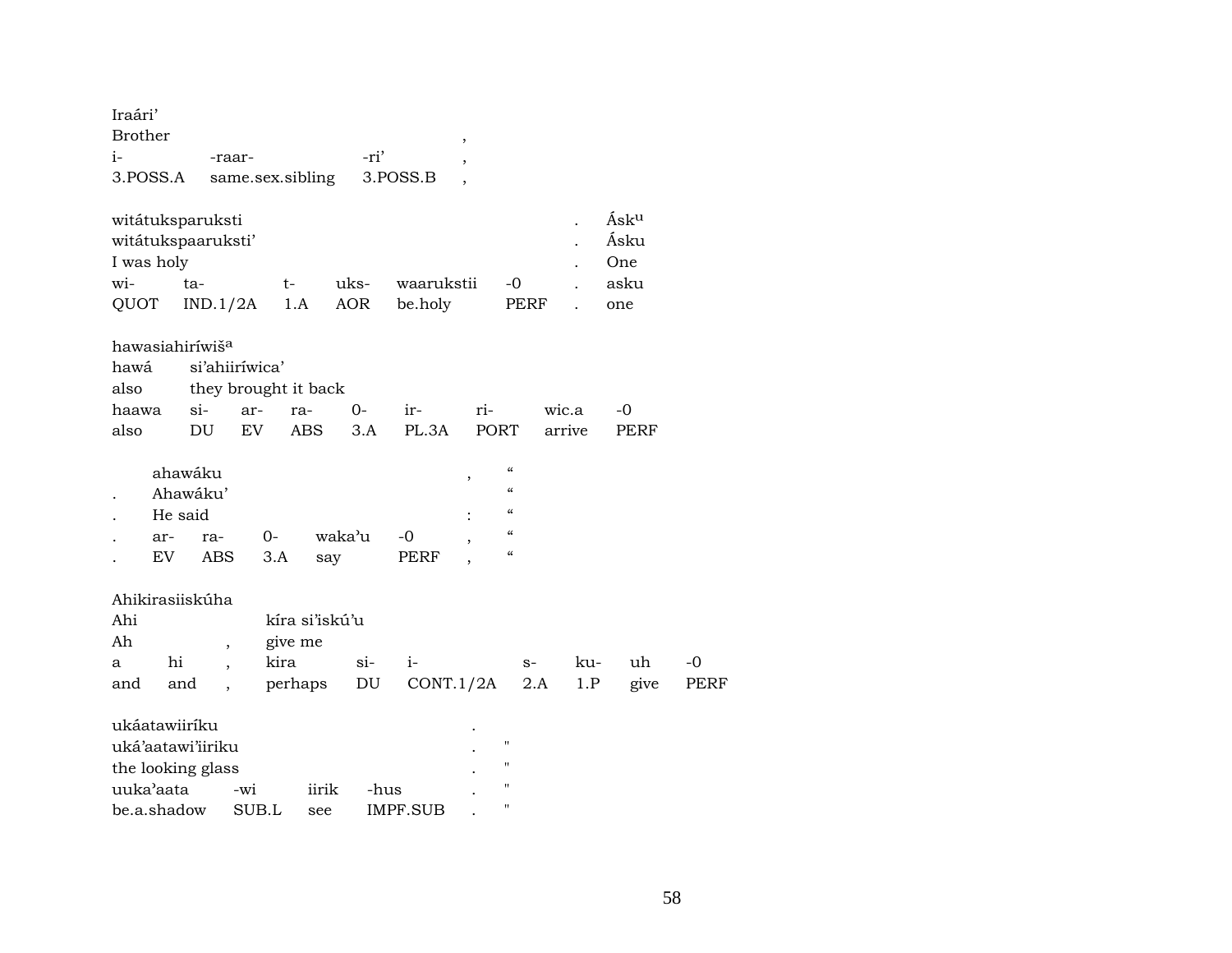Iraári’
Brother ,
i- -raar- -ri’ ,
3.POSS.A same.sex.sibling 3.POSS.B ,

| witátuksparuksti | | | | | | . | Ásk[u] |
|---|---|---|---|---|---|---|---|
| witátukspaaruksti’ | | | | | | . | Ásku |
| I was holy | | | | | | . | One |
| wi- | ta- | t- | uks- | waarukstii | -0 | . | asku |
| QUOT | IND.1/2A | 1.A | AOR | be.holy | PERF | . | one |

| hawasiahiríwiš[a] | | | | | | | | |
|---|---|---|---|---|---|---|---|---|
| hawá | si’ahiiríwica’ | | | | | | | |
| also | they brought it back | | | | | | | |
| haawa | si- | ar- | ra- | 0- | ir- | ri- | wic.a | -0 |
| also | DU | EV | ABS | 3.A | PL.3A | PORT | arrive | PERF |

| | ahawáku | | | | | , | “ |
|---|---|---|---|---|---|---|---|
| . | Ahawáku’ | | | | | | “ |
| . | He said | | | | | : | “ |
| . | ar- | ra- | 0- | waka’u | -0 | , | “ |
| . | EV | ABS | 3.A | say | PERF | , | “ |

| Ahikirasiiskúha | | | | | | | | | |
|---|---|---|---|---|---|---|---|---|---|
| Ahi | | | kíra si’iskú’u | | | | | | |
| Ah | | , | give me | | | | | | |
| a | hi | , | kira | si- | i- | s- | ku- | uh | -0 |
| and | and | , | perhaps | DU | CONT.1/2A | 2.A | 1.P | give | PERF |

| ukáatawiiríku | | | | . | |
|---|---|---|---|---|---|
| uká’aatawi’iiriku | | | | . | " |
| the looking glass | | | | . | " |
| uuka’aata | -wi | iirik | -hus | . | " |
| be.a.shadow | SUB.L | see | IMPF.SUB | . | " |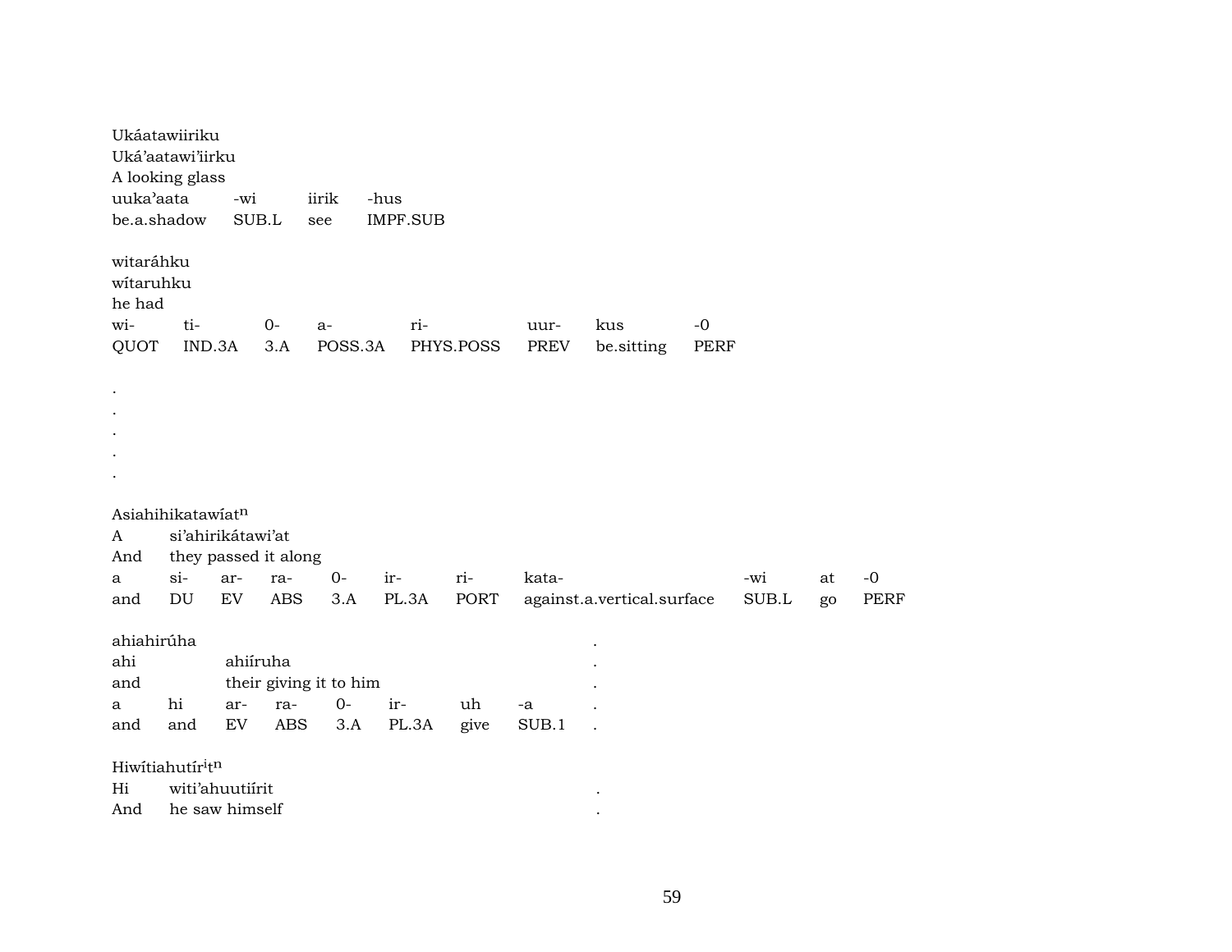Ukáatawiiriku
Uká'aatawi'iirku
A looking glass

| uuka'aata | -wi | iirik | -hus |
|---|---|---|---|
| be.a.shadow | SUB.L | see | IMPF.SUB |

witaráhku
wítaruhku
he had

| wi- | ti- | 0- | a- | ri- | uur- | kus | -0 |
|---|---|---|---|---|---|---|---|
| QUOT | IND.3A | 3.A | POSS.3A | PHYS.POSS | PREV | be.sitting | PERF |

.
.
.
.
.

Asiahihikatawíat$^{n}$

A si'ahirikátawi'at
And they passed it along

| a | si- | ar- | ra- | 0- | ir- | ri- | kata- | -wi | at | -0 |
|---|---|---|---|---|---|---|---|---|---|---|
| and | DU | EV | ABS | 3.A | PL.3A | PORT | against.a.vertical.surface | SUB.L | go | PERF |

ahiahirúha .
ahi ahiíruha .
and their giving it to him .

| a | hi | ar- | ra- | 0- | ir- | uh | -a | . |
|---|---|---|---|---|---|---|---|---|
| and | and | EV | ABS | 3.A | PL.3A | give | SUB.1 | . |

Hiwítiahutír$^{i}$t$^{n}$

Hi witi'ahuutiírit .
And he saw himself .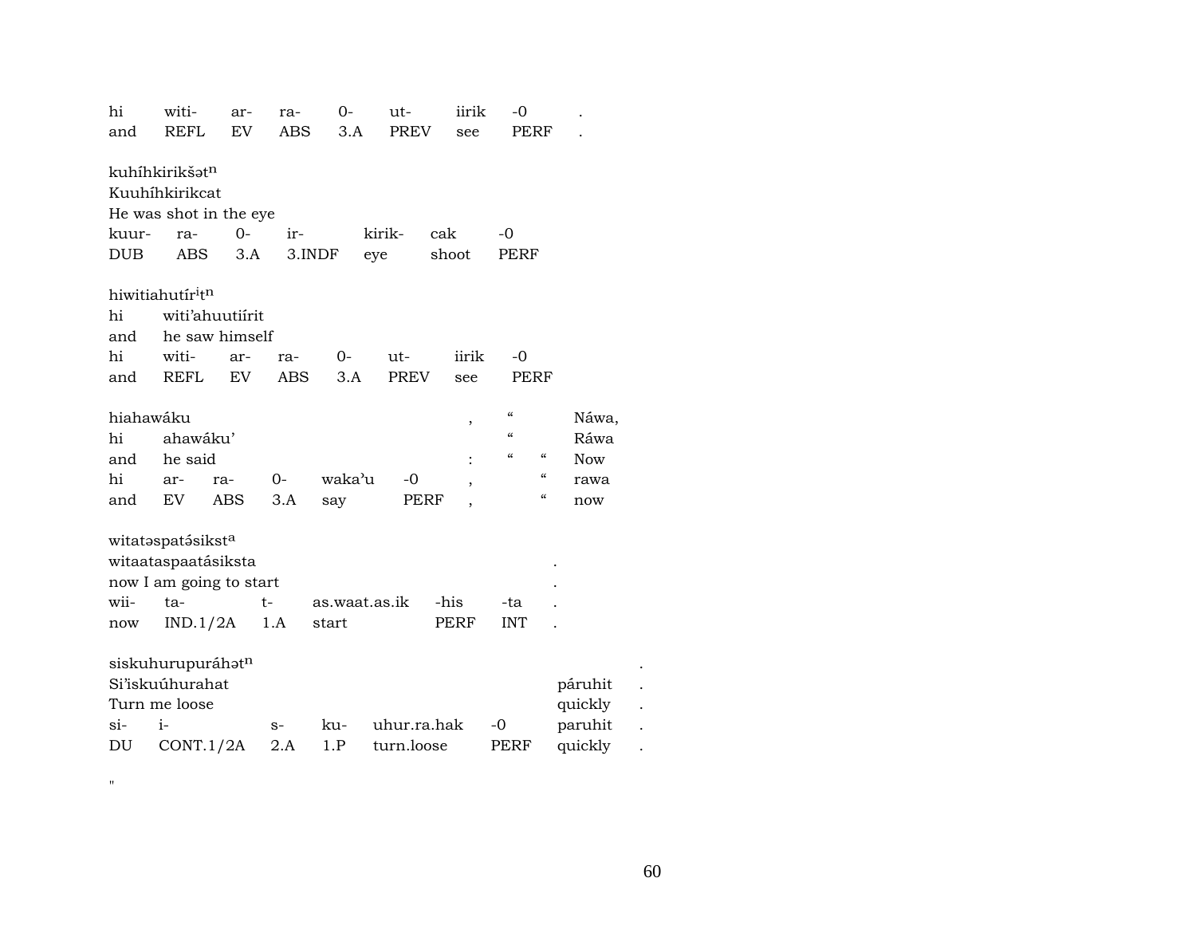| hi | witi- | ar- | ra- | 0- | ut- | iirik | -0 | . |
|---|---|---|---|---|---|---|---|---|
| and | REFL | EV | ABS | 3.A | PREV | see | PERF | . |

kuhíhkirikšət$^{n}$
Kuuhíhkirikcat
He was shot in the eye

| kuur- | ra- | 0- | ir- | kirik- | cak | -0 |
|---|---|---|---|---|---|---|
| DUB | ABS | 3.A | 3.INDF | eye | shoot | PERF |

hiwitiahutír$^{i}$t$^{n}$
hi witi'ahuutiírit
and he saw himself

| hi | witi- | ar- | ra- | 0- | ut- | iirik | -0 |
|---|---|---|---|---|---|---|---|
| and | REFL | EV | ABS | 3.A | PREV | see | PERF |

| hiahawáku | | | | | , | " | | Náwa, |
|---|---|---|---|---|---|---|---|---|
| hi | ahawáku' | | | | | " | | Ráwa |
| and | he said | | | | : | " | " | Now |
| hi | ar- | ra- | 0- | waka'u | -0 , | | " | rawa |
| and | EV | ABS | 3.A | say | PERF , | | " | now |

witatəspatə́sikst$^{a}$

| witaataspaatásiksta | | | | | | . |
|---|---|---|---|---|---|---|
| now I am going to start | | | | | | . |
| wii- | ta- | t- | as.waat.as.ik | -his | -ta | . |
| now | IND.1/2A | 1.A | start | PERF | INT | . |

| siskuhurupuráhət$^{n}$ | | | | | | | . |
|---|---|---|---|---|---|---|---|
| Si'iskuúhurahat | | | | | | páruhit | . |
| Turn me loose | | | | | | quickly | . |
| si- | i- | s- | ku- | uhur.ra.hak | -0 | paruhit | . |
| DU | CONT.1/2A | 2.A | 1.P | turn.loose | PERF | quickly | . |

"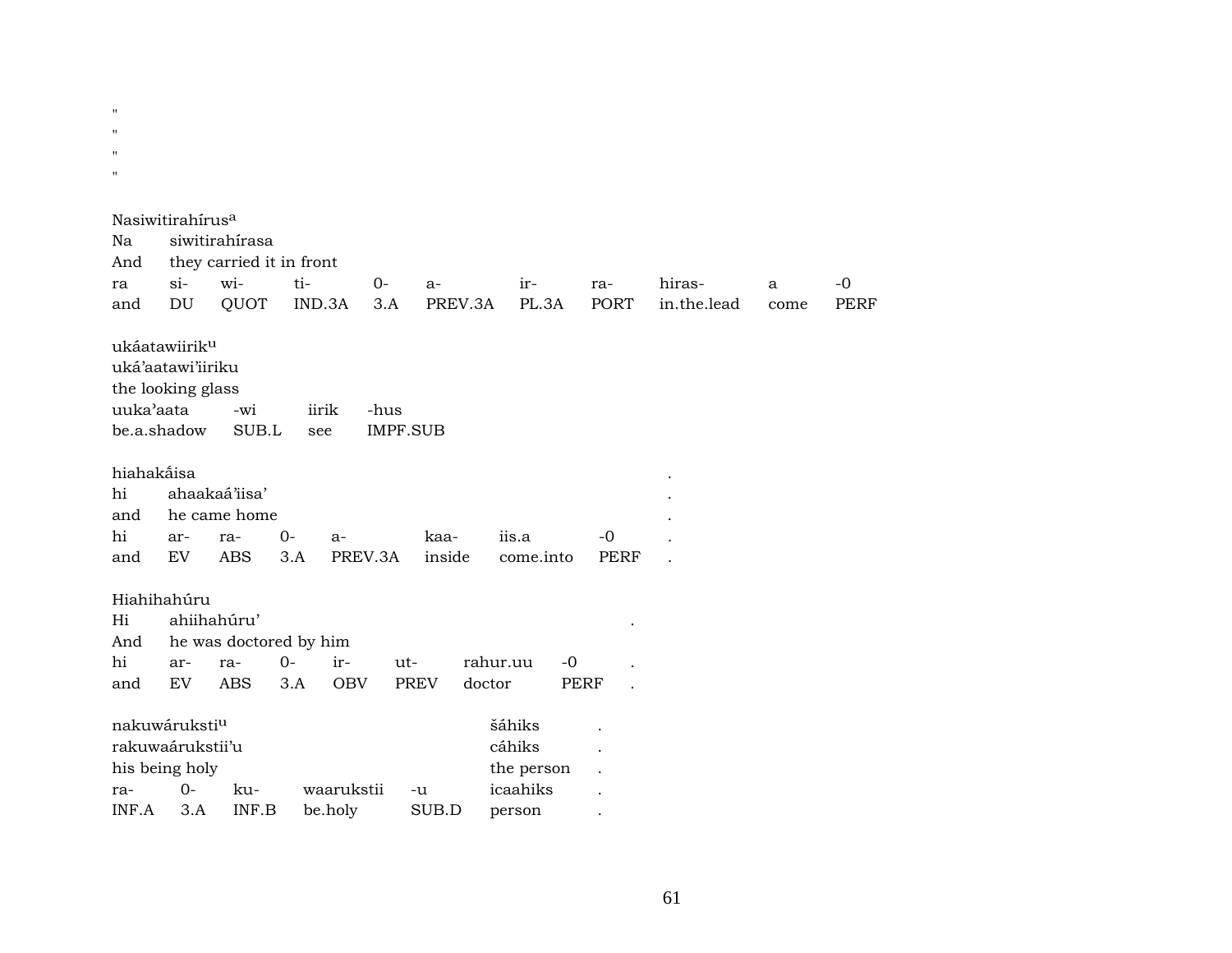"
"
"
"

Nasiwitirahírus[a]
Na siwitirahírasa
And they carried it in front

| ra | si- | wi- | ti- | 0- | a- | ir- | ra- | hiras- | a | -0 |
|---|---|---|---|---|---|---|---|---|---|---|
| and | DU | QUOT | IND.3A | 3.A | PREV.3A | PL.3A | PORT | in.the.lead | come | PERF |

ukáatawiirik[u]
uká'aatawi'iiriku
the looking glass

| uuka'aata | -wi | iirik | -hus |
|---|---|---|---|
| be.a.shadow | SUB.L | see | IMPF.SUB |

hiahakâisa .
hi ahaakaá'iisa' .
and he came home .

| hi | ar- | ra- | 0- | a- | kaa- | iis.a | -0 | . |
|---|---|---|---|---|---|---|---|---|
| and | EV | ABS | 3.A | PREV.3A | inside | come.into | PERF | . |

Hiahihahúru
Hi ahiihahúru' .
And he was doctored by him

| hi | ar- | ra- | 0- | ir- | ut- | rahur.uu | -0 | . |
|---|---|---|---|---|---|---|---|---|
| and | EV | ABS | 3.A | OBV | PREV | doctor | PERF | . |

nakuwáruksti[u] šáhiks .
rakuwaárukstii'u cáhiks .
his being holy the person .

| ra- | 0- | ku- | waarukstii | -u | icaahiks | . |
|---|---|---|---|---|---|---|
| INF.A | 3.A | INF.B | be.holy | SUB.D | person | . |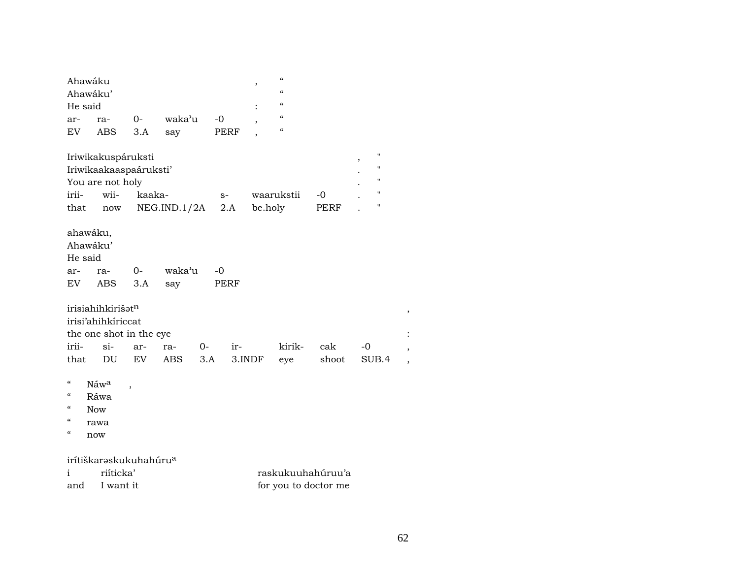| Ahawáku | | | | | , | “ |
|---|---|---|---|---|---|---|
| Ahawáku’ | | | | | | “ |
| He said | | | | | : | “ |
| ar- | ra- | 0- | wakaʼu | -0 | , | “ |
| EV | ABS | 3.A | say | PERF | , | “ |

| Iriwikakuspáruksti | | | | | | , | " |
|---|---|---|---|---|---|---|---|
| Iriwikaakaaspaáruksti’ | | | | | | . | " |
| You are not holy | | | | | | . | " |
| irii- | wii- | kaaka- | s- | waarukstii | -0 | . | " |
| that | now | NEG.IND.1/2A | 2.A | be.holy | PERF | . | " |

| ahawáku, | | | | |
|---|---|---|---|---|
| Ahawáku’ | | | | |
| He said | | | | |
| ar- | ra- | 0- | wakaʼu | -0 |
| EV | ABS | 3.A | say | PERF |

| irisiahihkirišətⁿ | | | | | | | | | , |
|---|---|---|---|---|---|---|---|---|---|
| irisi’ahihkíriccat | | | | | | | | | |
| the one shot in the eye | | | | | | | | | : |
| irii- | si- | ar- | ra- | 0- | ir- | kirik- | cak | -0 | , |
| that | DU | EV | ABS | 3.A | 3.INDF | eye | shoot | SUB.4 | , |

| “ | Náwᵃ | , |
|---|---|---|
| “ | Ráwa | |
| “ | Now | |
| “ | rawa | |
| “ | now | |

| irítiškarəskukuhahúruᵃ | | |
|---|---|---|
| i | riíticka’ | raskukuuhahúruu’a |
| and | I want it | for you to doctor me |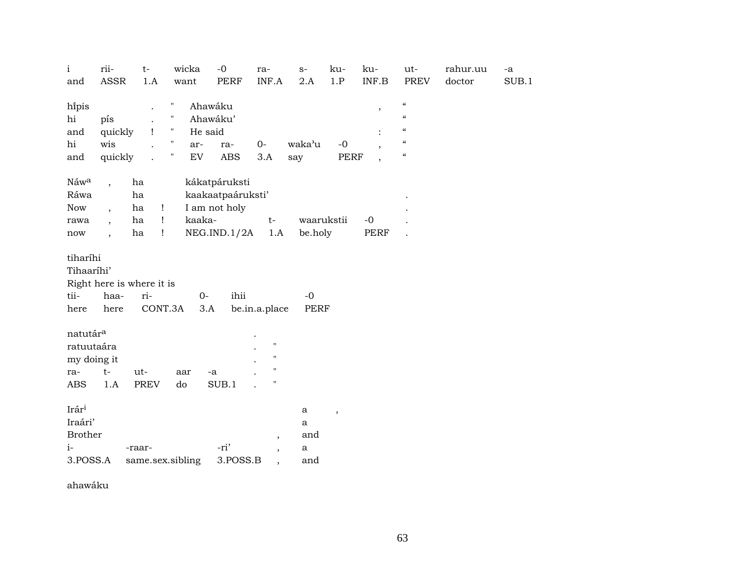| i | rii- | t- | wicka | -0 | ra- | s- | ku- | ku- | ut- | rahur.uu | -a |
|---|---|---|---|---|---|---|---|---|---|---|---|
| and | ASSR | 1.A | want | PERF | INF.A | 2.A | 1.P | INF.B | PREV | doctor | SUB.1 |

| hi̍pis | | . | " | Ahawáku | | | | , | " |
|---|---|---|---|---|---|---|---|---|---|
| hi | pís | . | " | Ahawáku' | | | | | " |
| and | quickly | ! | " | He said | | | | : | " |
| hi | wis | . | " | ar- | ra- | 0- | waka'u | -0 | , | " |
| and | quickly | . | " | EV | ABS | 3.A | say | PERF | , | " |

| Náw[a] | , | ha | | kákatpáruksti | | | | |
|---|---|---|---|---|---|---|---|---|
| Ráwa | | ha | | kaakaatpaáruksti' | | | | . |
| Now | , | ha | ! | I am not holy | | | | . |
| rawa | , | ha | ! | kaaka- | t- | waarukstii | -0 | . |
| now | , | ha | ! | NEG.IND.1/2A | 1.A | be.holy | PERF | . |

| tiharíhi | | | | | |
|---|---|---|---|---|---|
| Tihaaríhi' | | | | | |
| Right here is where it is | | | | | |
| tii- | haa- | ri- | 0- | ihii | -0 |
| here | here | CONT.3A | 3.A | be.in.a.place | PERF |

| natutár[a] | | | | | . | |
|---|---|---|---|---|---|---|
| ratuutaára | | | | | . | " |
| my doing it | | | | | . | " |
| ra- | t- | ut- | aar | -a | . | " |
| ABS | 1.A | PREV | do | SUB.1 | . | " |

| Irár[i] | | | | a | , |
|---|---|---|---|---|---|
| Iraári' | | | | a | |
| Brother | | | , | and | |
| i- | -raar- | -ri' | , | a | |
| 3.POSS.A | same.sex.sibling | 3.POSS.B | , | and | |

ahawáku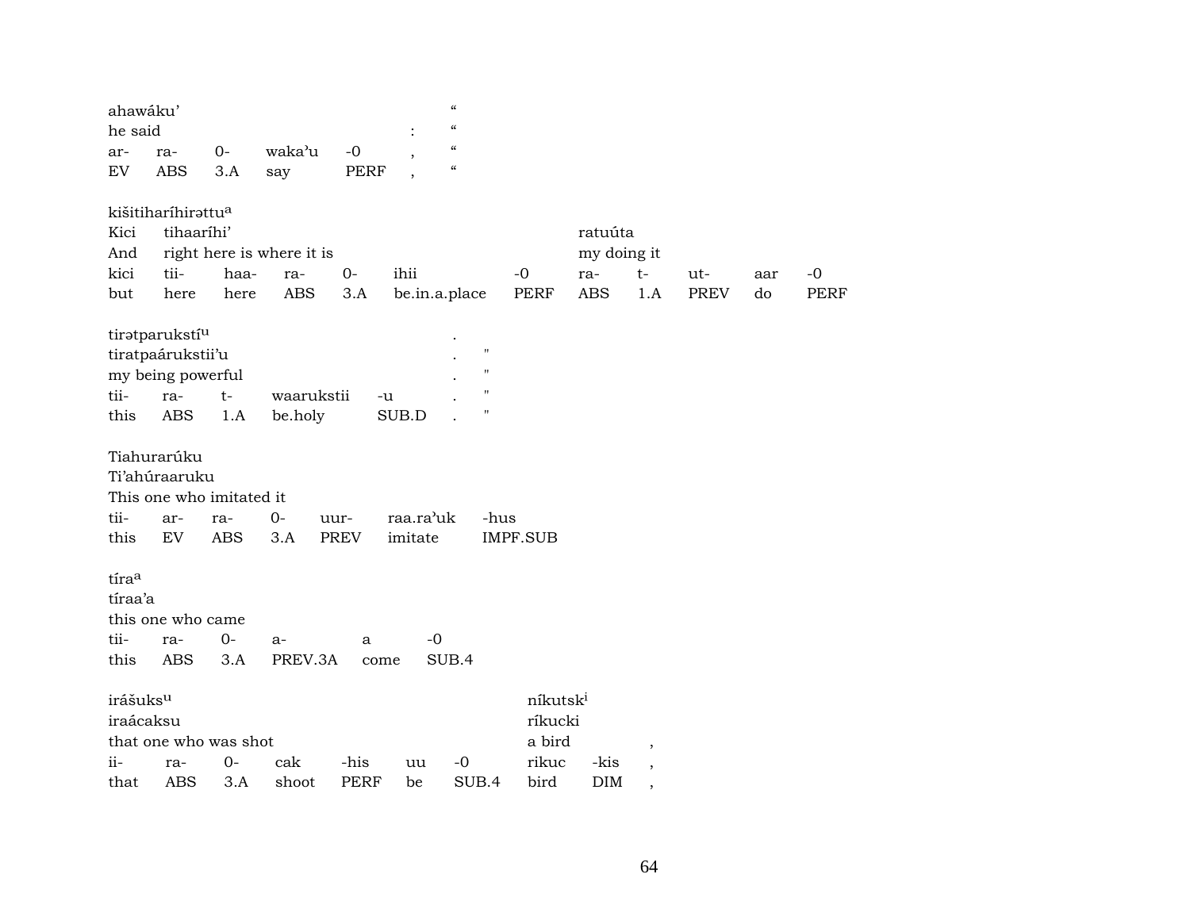ahawáku'
he said : "
ar- ra- 0- waka'u -0 , "
EV ABS 3.A say PERF , "

kišitiharíhirəttu[a]

| Kici | tihaaríhi' | | | | | | ratuúta | | | | |
|---|---|---|---|---|---|---|---|---|---|---|---|
| And | right here is where it is | | | | | | my doing it | | | | |
| kici | tii- | haa- | ra- | 0- | ihii | -0 | ra- | t- | ut- | aar | -0 |
| but | here | here | ABS | 3.A | be.in.a.place | PERF | ABS | 1.A | PREV | do | PERF |

tirətparukstí[u] .

| tiratpaárukstii'u | | | | | . | " |
|---|---|---|---|---|---|---|
| my being powerful | | | | | . | " |
| tii- | ra- | t- | waarukstii | -u | . | " |
| this | ABS | 1.A | be.holy | SUB.D | . | " |

Tiahurarúku

| Ti'ahúraaruku | | | | | | |
|---|---|---|---|---|---|---|
| This one who imitated it | | | | | | |
| tii- | ar- | ra- | 0- | uur- | raa.ra'uk | -hus |
| this | EV | ABS | 3.A | PREV | imitate | IMPF.SUB |

tíra[a]

| tíraa'a | | | | | |
|---|---|---|---|---|---|
| this one who came | | | | | |
| tii- | ra- | 0- | a- | a | -0 |
| this | ABS | 3.A | PREV.3A | come | SUB.4 |

irášuks[u] níkutsk[i]

| iraácaksu | | | | | | | ríkucki | | |
|---|---|---|---|---|---|---|---|---|---|
| that one who was shot | | | | | | | a bird | | , |
| ii- | ra- | 0- | cak | -his | uu | -0 | rikuc | -kis | , |
| that | ABS | 3.A | shoot | PERF | be | SUB.4 | bird | DIM | , |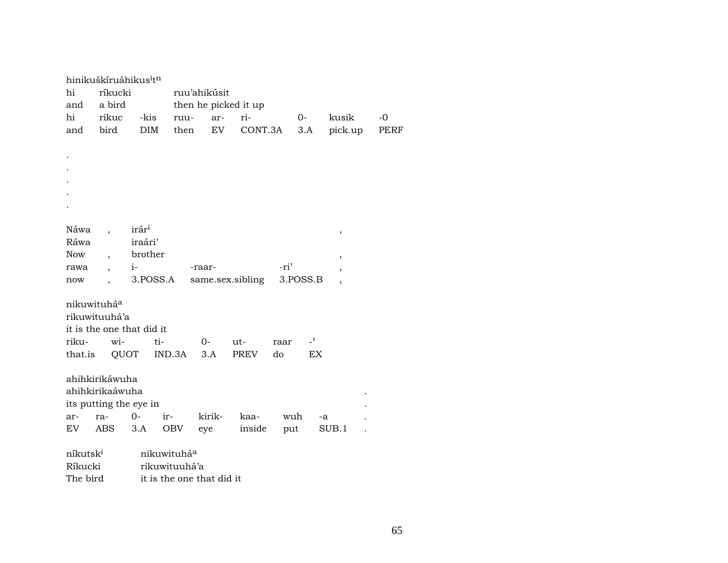hinikuškíruáhikus$^{i}$t$^{n}$

| hi | ríkucki | | ruu'ahikúsit | | | | | |
|---|---|---|---|---|---|---|---|---|
| and | a bird | | then he picked it up | | | | | |
| hi | rikuc | -kis | ruu- | ar- | ri- | 0- | kusik | -0 |
| and | bird | DIM | then | EV | CONT.3A | 3.A | pick.up | PERF |

.
.
.
.
.

| Náwa | , | irár$^{i}$ | | | , |
|---|---|---|---|---|---|
| Ráwa | | iraári' | | | |
| Now | , | brother | | | , |
| rawa | , | i- | -raar- | -ri' | , |
| now | , | 3.POSS.A | same.sex.sibling | 3.POSS.B | , |

nikuwituhá$^{a}$

| rikuwituuhá'a | | | | | | |
|---|---|---|---|---|---|---|
| it is the one that did it | | | | | | |
| riku- | wi- | ti- | 0- | ut- | raar | -' |
| that.is | QUOT | IND.3A | 3.A | PREV | do | EX |

ahihkirikáwuha

| ahihkirikaáwuha | | | | | | | | . |
|---|---|---|---|---|---|---|---|---|
| its putting the eye in | | | | | | | | . |
| ar- | ra- | 0- | ir- | kirik- | kaa- | wuh | -a | . |
| EV | ABS | 3.A | OBV | eye | inside | put | SUB.1 | . |

| níkutsk$^{i}$ | nikuwituhá$^{a}$ |
|---|---|
| Ríkucki | rikuwituuhá'a |
| The bird | it is the one that did it |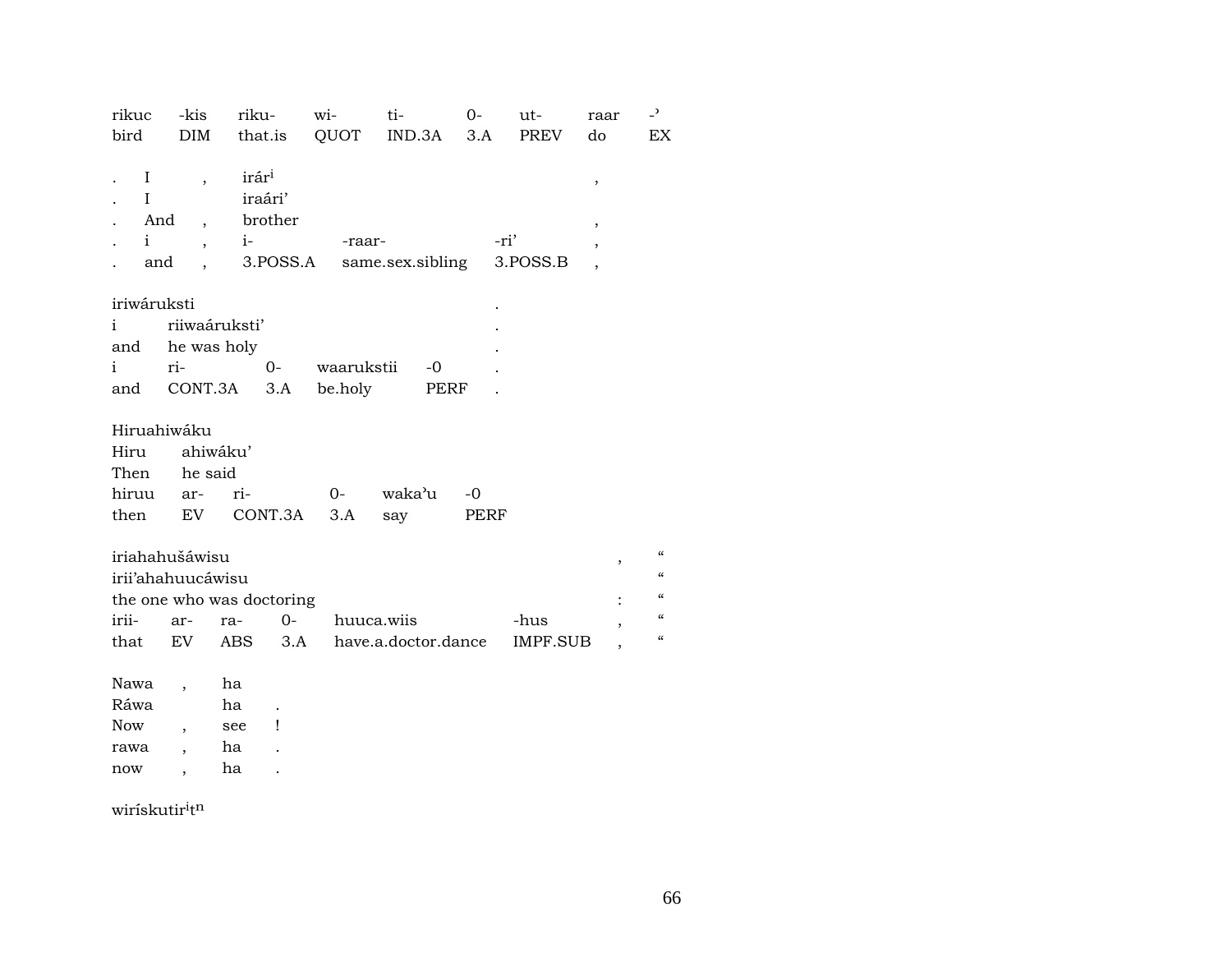| rikuc | -kis | riku- | wi- | ti- | 0- | ut- | raar | -ʾ |
|---|---|---|---|---|---|---|---|---|
| bird | DIM | that.is | QUOT | IND.3A | 3.A | PREV | do | EX |

| . | I | , | irár[i] | | | , |
|---|---|---|---|---|---|---|
| . | I | | iraári’ | | | |
| . | And | , | brother | | | , |
| . | i | , | i- | -raar- | -ri’ | , |
| . | and | , | 3.POSS.A | same.sex.sibling | 3.POSS.B | , |

| iriwáruksti | | | | | . |
|---|---|---|---|---|---|
| i | riiwaáruksti’ | | | | . |
| and | he was holy | | | | . |
| i | ri- | 0- | waarukstii | -0 | . |
| and | CONT.3A | 3.A | be.holy | PERF | . |

| Hiruahiwáku | | | | | |
|---|---|---|---|---|---|
| Hiru | ahiwáku’ | | | | |
| Then | he said | | | | |
| hiruu | ar- | ri- | 0- | waka’u | -0 |
| then | EV | CONT.3A | 3.A | say | PERF |

| iriahahušáwisu | | | | | | , | “ |
|---|---|---|---|---|---|---|---|
| irii’ahahuucáwisu | | | | | | | “ |
| the one who was doctoring | | | | | | : | “ |
| irii- | ar- | ra- | 0- | huuca.wiis | -hus | , | “ |
| that | EV | ABS | 3.A | have.a.doctor.dance | IMPF.SUB | , | “ |

| Nawa | , | ha | |
|---|---|---|---|
| Ráwa | | ha | . |
| Now | , | see | ! |
| rawa | , | ha | . |
| now | , | ha | . |

wiriśkutir[i]t[n]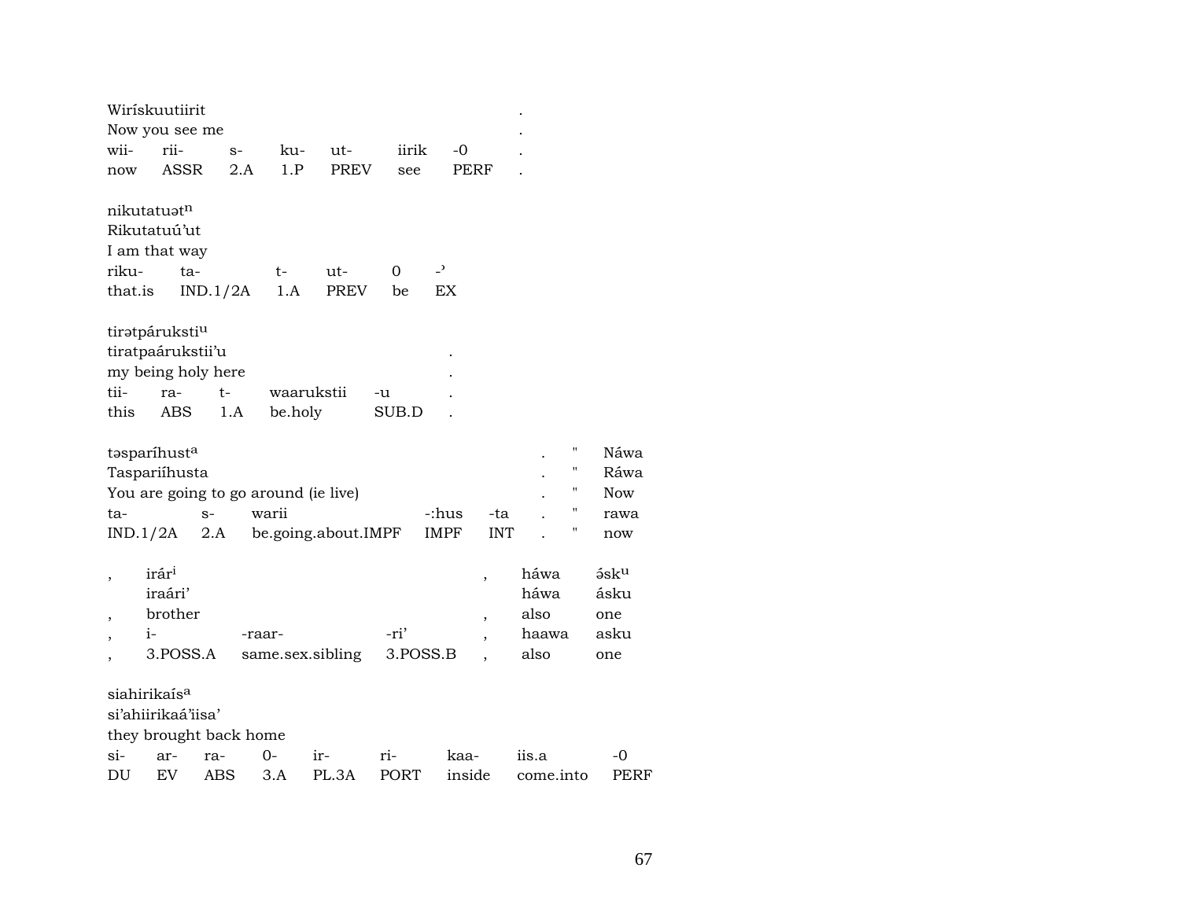Wiríſkuutiirit .
Now you see me .

| wii- | rii- | s- | ku- | ut- | iirik | -0 | . |
|---|---|---|---|---|---|---|---|
| now | ASSR | 2.A | 1.P | PREV | see | PERF | . |

nikutatuət[n]
Rikutatuú'ut
I am that way

| riku- | ta- | t- | ut- | 0 | -' |
|---|---|---|---|---|---|
| that.is | IND.1/2A | 1.A | PREV | be | EX |

tirətpáruksti[u]
tiratpaárukstii'u .
my being holy here .

| tii- | ra- | t- | waarukstii | -u | . |
|---|---|---|---|---|---|
| this | ABS | 1.A | be.holy | SUB.D | . |

təsparíhust[a] . " Náwa
Taspariíhusta . " Ráwa
You are going to go around (ie live) . " Now

| ta- | s- | warii | -:hus | -ta | . | " | rawa |
|---|---|---|---|---|---|---|---|
| IND.1/2A | 2.A | be.going.about.IMPF | IMPF | INT | . | " | now |

, irár[i] , háwa ə́sk[u]
iraári' háwa ásku
, brother , also one

| , | i- | -raar- | -ri' | , | haawa | asku |
|---|---|---|---|---|---|---|
| , | 3.POSS.A | same.sex.sibling | 3.POSS.B | , | also | one |

siahirikaís[a]
si'ahiirikaá'iisa'
they brought back home

| si- | ar- | ra- | 0- | ir- | ri- | kaa- | iis.a | -0 |
|---|---|---|---|---|---|---|---|---|
| DU | EV | ABS | 3.A | PL.3A | PORT | inside | come.into | PERF |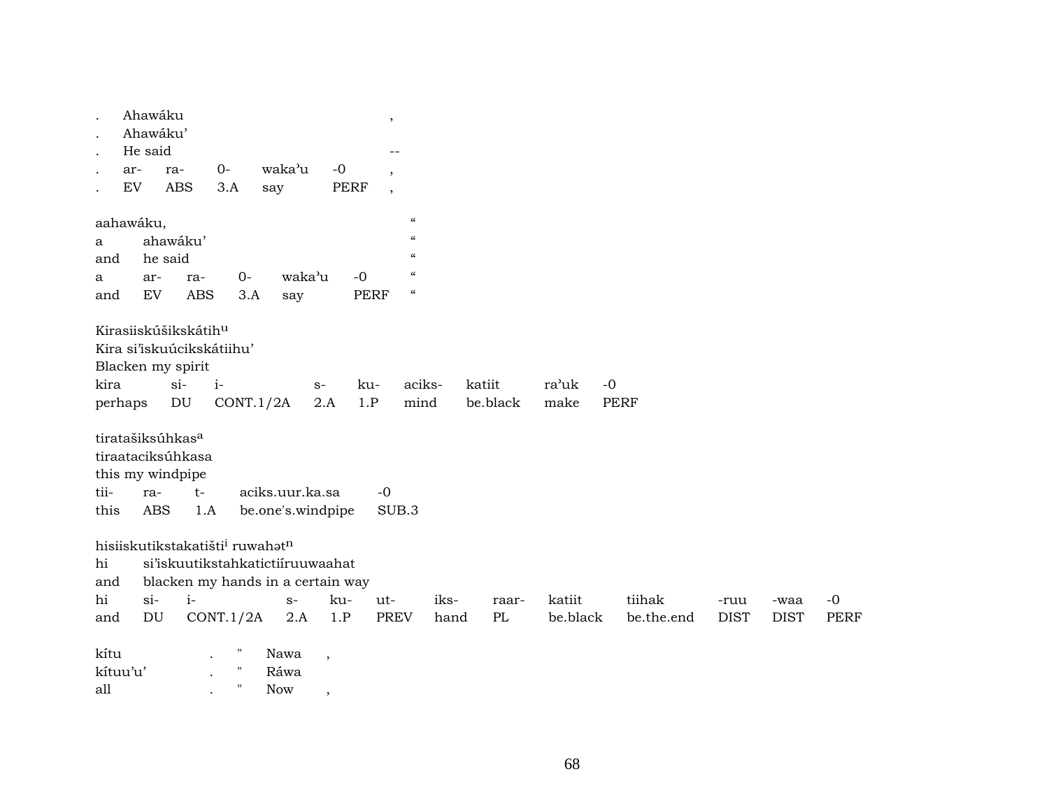| . | Ahawáku | | | | | , |
|---|---|---|---|---|---|---|
| . | Ahawáku’ | | | | | |
| . | He said | | | | | -- |
| . | ar- | ra- | 0- | waka’u | -0 | , |
| . | EV | ABS | 3.A | say | PERF | , |

| aahawáku, | | | | | | “ |
|---|---|---|---|---|---|---|
| a | ahawáku’ | | | | | “ |
| and | he said | | | | | “ |
| a | ar- | ra- | 0- | waka’u | -0 | “ |
| and | EV | ABS | 3.A | say | PERF | “ |

Kirasiiskúšikskátih[u]
Kira si’iskuúcikskátiihu’
Blacken my spirit

| kira | si- | i- | s- | ku- | aciks- | katiit | ra’uk | -0 |
|---|---|---|---|---|---|---|---|---|
| perhaps | DU | CONT.1/2A | 2.A | 1.P | mind | be.black | make | PERF |

tiratašiksúhkas[a]
tiraataciksúhkasa
this my windpipe

| tii- | ra- | t- | aciks.uur.ka.sa | -0 |
|---|---|---|---|---|
| this | ABS | 1.A | be.one's.windpipe | SUB.3 |

hisiiskutikstakatišti[i] ruwahət[n]

| hi | si’iskuutikstahkatictiíruuwaahat | | | | | | | | | | | |
|---|---|---|---|---|---|---|---|---|---|---|---|---|
| and | blacken my hands in a certain way | | | | | | | | | | | |
| hi | si- | i- | s- | ku- | ut- | iks- | raar- | katiit | tiihak | -ruu | -waa | -0 |
| and | DU | CONT.1/2A | 2.A | 1.P | PREV | hand | PL | be.black | be.the.end | DIST | DIST | PERF |

| kítu | . | " | Nawa | , |
|---|---|---|---|---|
| kítuu’u’ | . | " | Ráwa | |
| all | . | " | Now | , |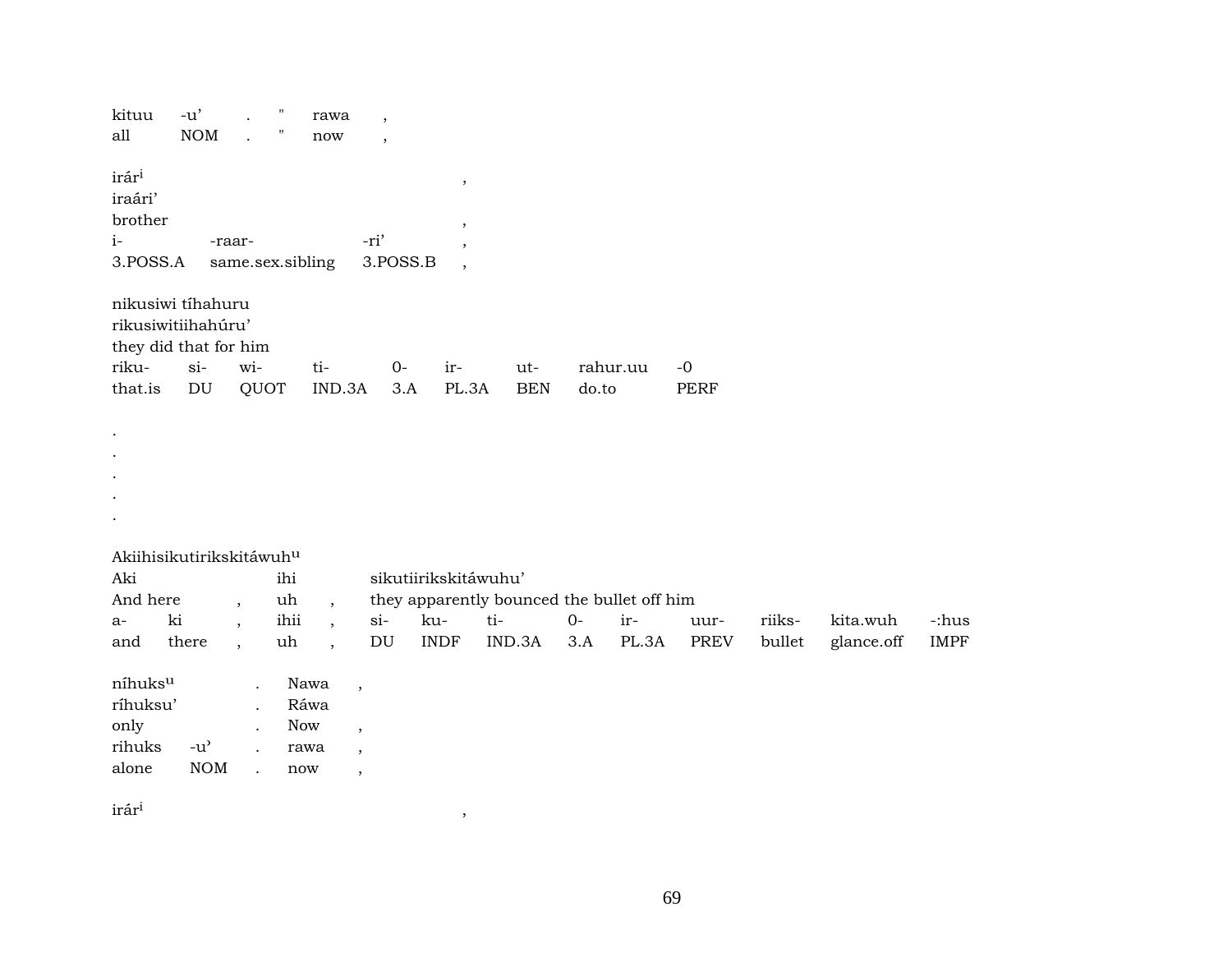| kituu | -u' | . | " | rawa | , |
|---|---|---|---|---|---|
| all | NOM | . | " | now | , |

irár<sup>i</sup> ,
iraári'
brother ,

| i- | -raar- | -ri' | , |
|---|---|---|---|
| 3.POSS.A | same.sex.sibling | 3.POSS.B | , |

nikusiwi tíhahuru
rikusiwitiihahúru'
they did that for him

| riku- | si- | wi- | ti- | 0- | ir- | ut- | rahur.uu | -0 |
|---|---|---|---|---|---|---|---|---|
| that.is | DU | QUOT | IND.3A | 3.A | PL.3A | BEN | do.to | PERF |

.
.
.
.
.

Akiihisikutirikskitáwuh<sup>u</sup>

| Aki | | ihi | | sikutiirikskitáwuhu' | | | | | | | | |
|---|---|---|---|---|---|---|---|---|---|---|---|---|
| And here | , | uh | , | they apparently bounced the bullet off him | | | | | | | | |

| a- | ki | , | ihii | , | si- | ku- | ti- | 0- | ir- | uur- | riiks- | kita.wuh | -:hus |
|---|---|---|---|---|---|---|---|---|---|---|---|---|---|
| and | there | , | uh | , | DU | INDF | IND.3A | 3.A | PL.3A | PREV | bullet | glance.off | IMPF |

| níhuks<sup>u</sup> | | . | Nawa | , |
|---|---|---|---|---|
| ríhuksu' | | . | Ráwa | |
| only | | . | Now | , |
| rihuks | -u' | . | rawa | , |
| alone | NOM | . | now | , |

irár<sup>i</sup> ,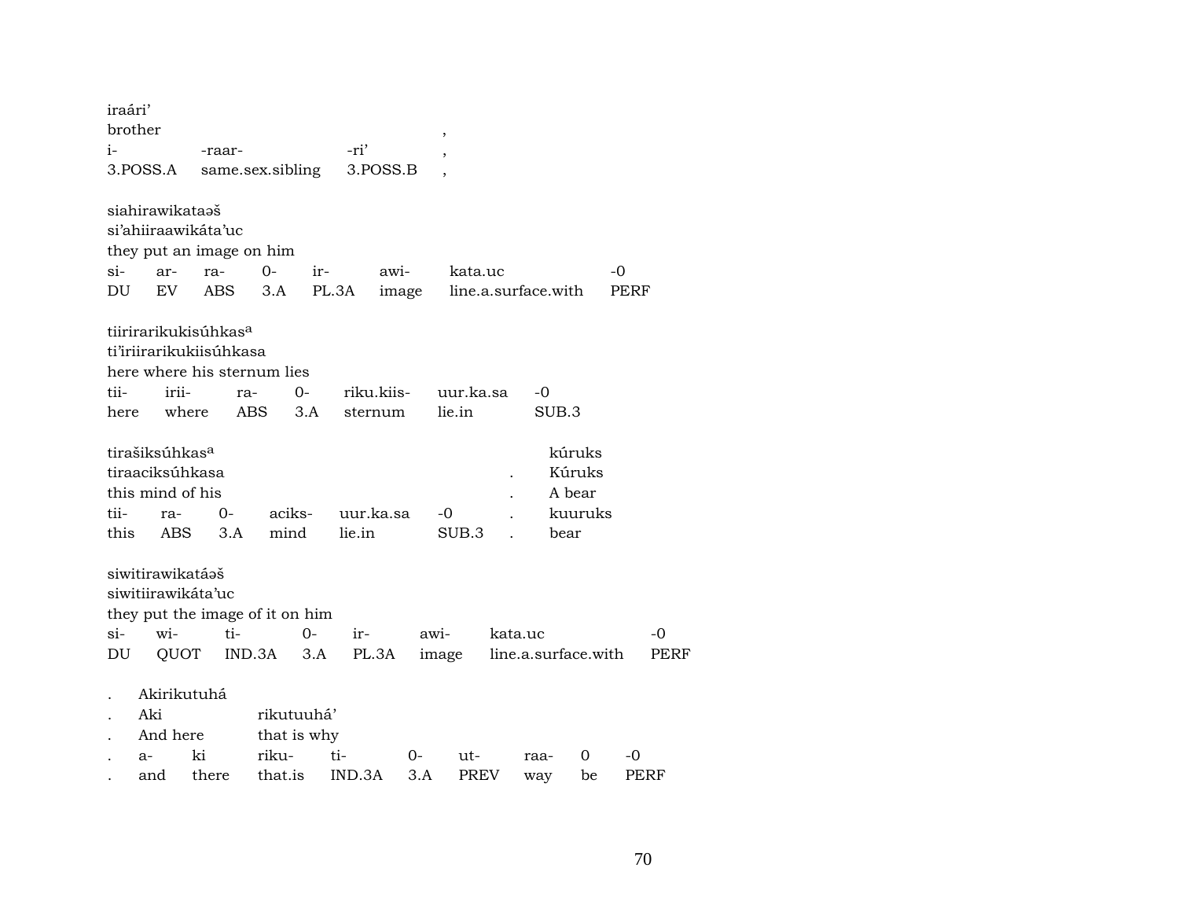iraári'
brother ,
i- -raar- -ri' ,
3.POSS.A same.sex.sibling 3.POSS.B ,

siahirawikataəš
si'ahiiraawikáta'uc
they put an image on him
si- ar- ra- 0- ir- awi- kata.uc -0
DU EV ABS 3.A PL.3A image line.a.surface.with PERF

tiirirarikukisúhkas[a]
ti'iriirarikukiisúhkasa
here where his sternum lies
tii- irii- ra- 0- riku.kiis- uur.ka.sa -0
here where ABS 3.A sternum lie.in SUB.3

tirašiksúhkas[a] kúruks
tiraaciksúhkasa . Kúruks
this mind of his . A bear
tii- ra- 0- aciks- uur.ka.sa -0 . kuuruks
this ABS 3.A mind lie.in SUB.3 . bear

siwitirawikatáəš
siwitiirawikáta'uc
they put the image of it on him
si- wi- ti- 0- ir- awi- kata.uc -0
DU QUOT IND.3A 3.A PL.3A image line.a.surface.with PERF

. Akirikutuhá
. Aki rikutuuhá'
. And here that is why
. a- ki riku- ti- 0- ut- raa- 0 -0
. and there that.is IND.3A 3.A PREV way be PERF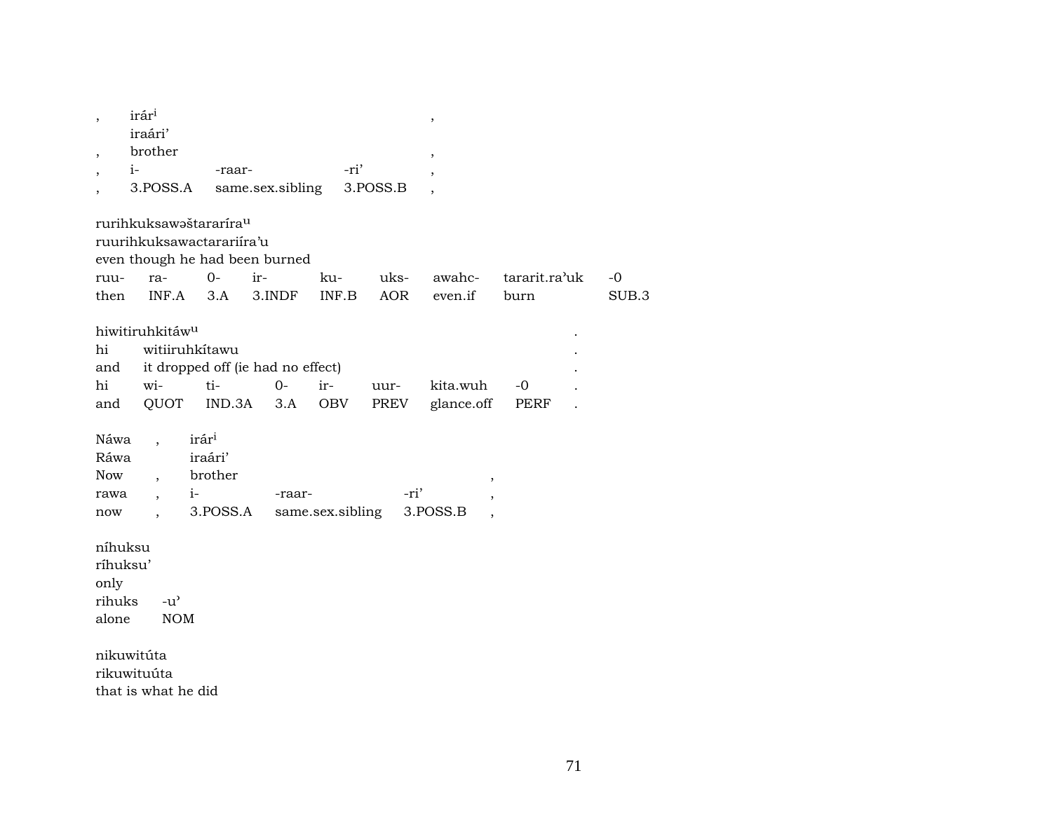| , | irár^i | | | , |
|---|---|---|---|---|
| | iraári' | | | |
| , | brother | | | , |
| , | i- | -raar- | -ri' | , |
| , | 3.POSS.A | same.sex.sibling | 3.POSS.B | , |

rurihkuksawəštararíra^u
ruurihkuksawactarariíra'u
even though he had been burned

| ruu- | ra- | 0- | ir- | ku- | uks- | awahc- | tararit.ra'uk | -0 |
|---|---|---|---|---|---|---|---|---|
| then | INF.A | 3.A | 3.INDF | INF.B | AOR | even.if | burn | SUB.3 |

hiwitiruhkitáw^u .
hi witiiruhkítawu .
and it dropped off (ie had no effect) .

| hi | wi- | ti- | 0- | ir- | uur- | kita.wuh | -0 | . |
|---|---|---|---|---|---|---|---|---|
| and | QUOT | IND.3A | 3.A | OBV | PREV | glance.off | PERF | . |

| Náwa | , | irár^i | | | |
|---|---|---|---|---|---|
| Ráwa | | iraári' | | | |
| Now | , | brother | | | , |
| rawa | , | i- | -raar- | -ri' | , |
| now | , | 3.POSS.A | same.sex.sibling | 3.POSS.B | , |

níhuksu
ríhuksu'
only

| rihuks | -u' |
|---|---|
| alone | NOM |

nikuwitúta
rikuwituúta
that is what he did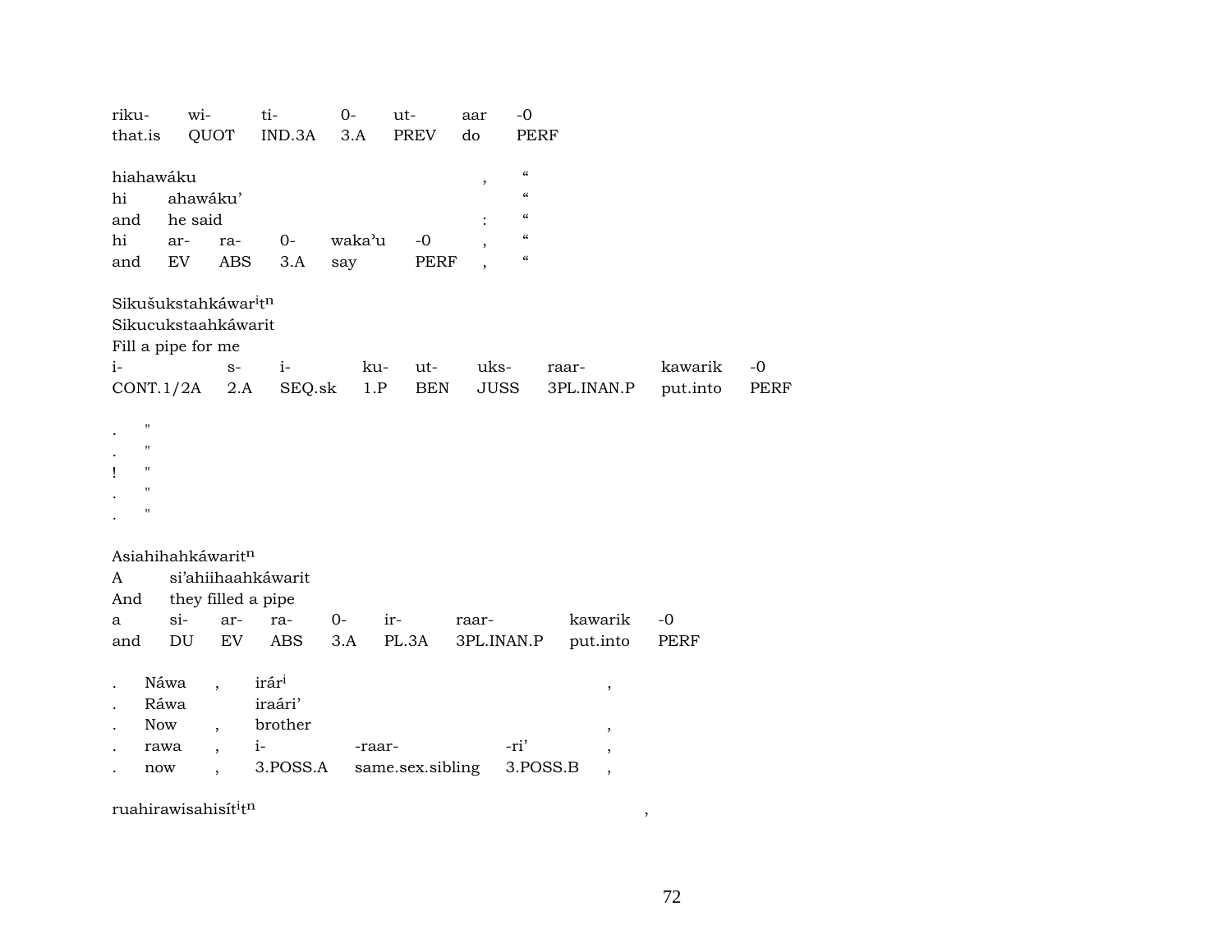riku- wi- ti- 0- ut- aar -0
that.is QUOT IND.3A 3.A PREV do PERF

hiahawáku , “
hi ahawáku’ “
and he said : “
hi ar- ra- 0- waka’u -0 , “
and EV ABS 3.A say PERF , “

Sikušukstahkáwar[i]t[n]
Sikucukstaahkáwarit
Fill a pipe for me
i- s- i- ku- ut- uks- raar- kawarik -0
CONT.1/2A 2.A SEQ.sk 1.P BEN JUSS 3PL.INAN.P put.into PERF

. "
. "
! "
. "
. "

Asiahihahkáwarit[n]
A si’ahiihaahkáwarit
And they filled a pipe
a si- ar- ra- 0- ir- raar- kawarik -0
and DU EV ABS 3.A PL.3A 3PL.INAN.P put.into PERF

. Náwa , irár[i] ,
. Ráwa iraári’
. Now , brother ,
. rawa , i- -raar- -ri’ ,
. now , 3.POSS.A same.sex.sibling 3.POSS.B ,

ruahirawisahisít[i]t[n] ,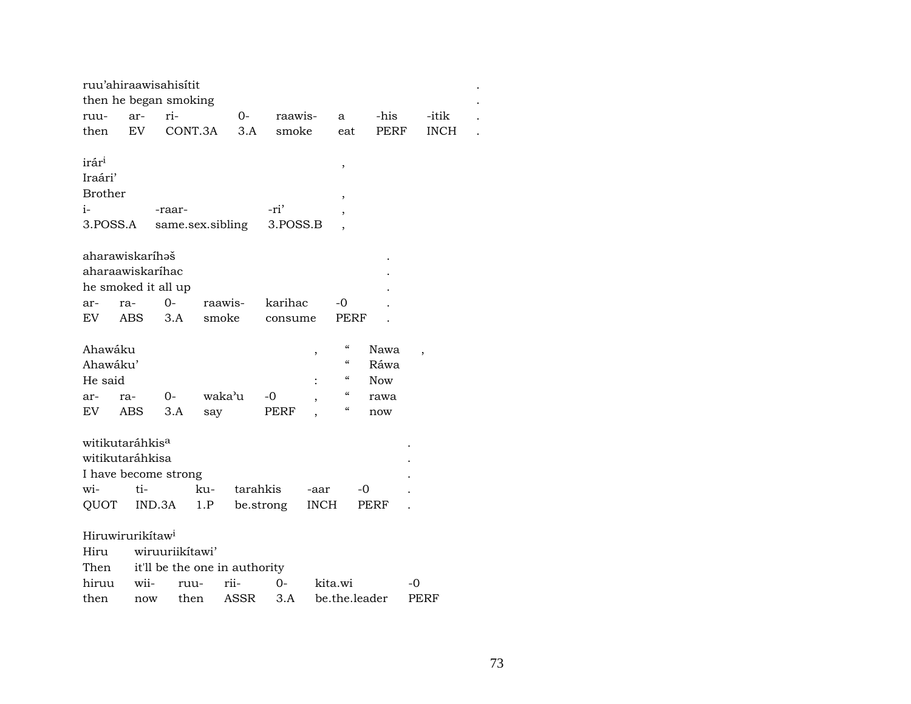ruu'ahiraawisahisítit .
then he began smoking .

| ruu- | ar- | ri- | 0- | raawis- | a | -his | -itik | . |
|---|---|---|---|---|---|---|---|---|
| then | EV | CONT.3A | 3.A | smoke | eat | PERF | INCH | . |

irár[i] ,
Iraári'
Brother ,

| i- | -raar- | -ri' | , |
|---|---|---|---|
| 3.POSS.A | same.sex.sibling | 3.POSS.B | , |

aharawiskaríhəš .
aharaawiskaríhac .
he smoked it all up .

| ar- | ra- | 0- | raawis- | karihac | -0 | . |
|---|---|---|---|---|---|---|
| EV | ABS | 3.A | smoke | consume | PERF | . |

Ahawáku , " Nawa ,
Ahawáku' " Ráwa
He said : " Now

| ar- | ra- | 0- | waka'u | -0 | , | " | rawa |
|---|---|---|---|---|---|---|---|
| EV | ABS | 3.A | say | PERF | , | " | now |

witikutaráhkis[a] .
witikutaráhkisa .
I have become strong .

| wi- | ti- | ku- | tarahkis | -aar | -0 | . |
|---|---|---|---|---|---|---|
| QUOT | IND.3A | 1.P | be.strong | INCH | PERF | . |

Hiruwirurikítaw[i]
Hiru wiruuriikítawi'
Then it'll be the one in authority

| hiruu | wii- | ruu- | rii- | 0- | kita.wi | -0 |
|---|---|---|---|---|---|---|
| then | now | then | ASSR | 3.A | be.the.leader | PERF |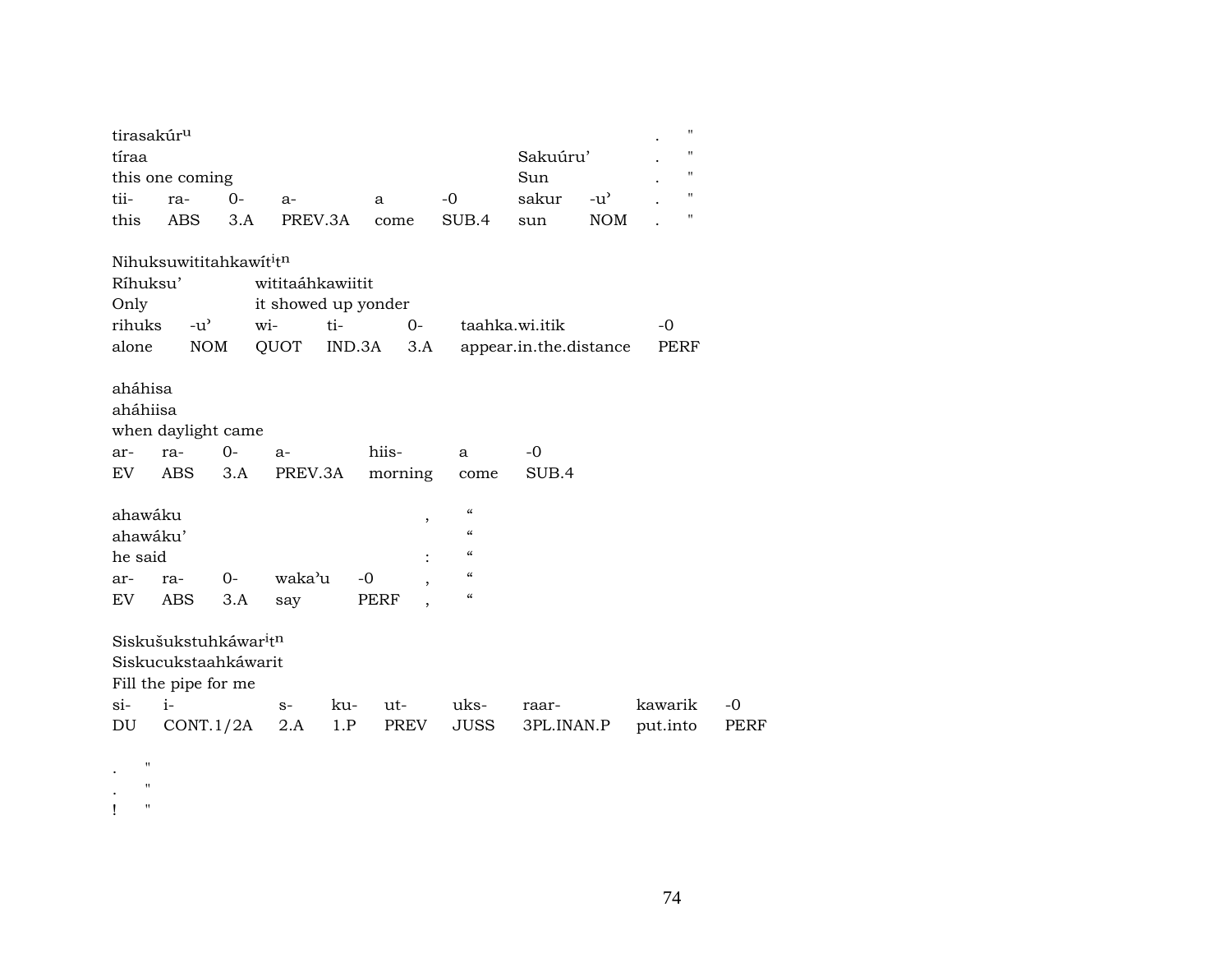| tirasakúr^u | | | | | | | | . | " |
|---|---|---|---|---|---|---|---|---|---|
| tíraa | | | | | | Sakuúru' | | . | " |
| this one coming | | | | | | Sun | | . | " |
| tii- | ra- | 0- | a- | a | -0 | sakur | -u' | . | " |
| this | ABS | 3.A | PREV.3A | come | SUB.4 | sun | NOM | . | " |

| Nihuksuwititahkawít^it^n | | | | | |
|---|---|---|---|---|---|
| Ríhuksu' | | witítaáhkawiitit | | | |
| Only | | it showed up yonder | | | |
| rihuks | -u' | wi- | ti- | 0- | taahka.wi.itik | -0 |
| alone | NOM | QUOT | IND.3A | 3.A | appear.in.the.distance | PERF |

| aháhisa | | | | | | |
|---|---|---|---|---|---|---|
| aháhiisa | | | | | | |
| when daylight came | | | | | | |
| ar- | ra- | 0- | a- | hiis- | a | -0 |
| EV | ABS | 3.A | PREV.3A | morning | come | SUB.4 |

| ahawáku | | | | | , | " |
|---|---|---|---|---|---|---|
| ahawáku' | | | | | | " |
| he said | | | | | : | " |
| ar- | ra- | 0- | waka'u | -0 | , | " |
| EV | ABS | 3.A | say | PERF | , | " |

| Siskušukstuhkáwar^it^n | | | | | | | | |
|---|---|---|---|---|---|---|---|---|
| Siskucukstaahkáwarit | | | | | | | | |
| Fill the pipe for me | | | | | | | | |
| si- | i- | s- | ku- | ut- | uks- | raar- | kawarik | -0 |
| DU | CONT.1/2A | 2.A | 1.P | PREV | JUSS | 3PL.INAN.P | put.into | PERF |

. "
. "
! "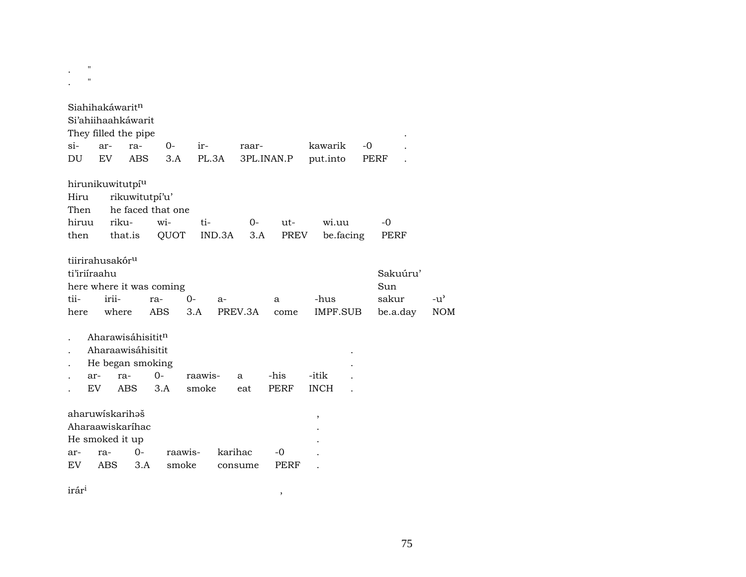.    "
.    "

Siahihakáwarit$^{n}$
Si'ahiihaahkáwarit
They filled the pipe .

| si- | ar- | ra- | 0- | ir- | raar- | kawarik | -0 | . |
|---|---|---|---|---|---|---|---|---|
| DU | EV | ABS | 3.A | PL.3A | 3PL.INAN.P | put.into | PERF | . |

hirunikuwitutpí$^{u}$
Hiru rikuwitutpí'u'
Then he faced that one

| hiruu | riku- | wi- | ti- | 0- | ut- | wi.uu | -0 |
|---|---|---|---|---|---|---|---|
| then | that.is | QUOT | IND.3A | 3.A | PREV | be.facing | PERF |

tiirirahusakór$^{u}$
ti'iriíraahu Sakuúru'
here where it was coming Sun

| tii- | irii- | ra- | 0- | a- | a | -hus | sakur | -u' |
|---|---|---|---|---|---|---|---|---|
| here | where | ABS | 3.A | PREV.3A | come | IMPF.SUB | be.a.day | NOM |

. Aharawisáhisitit$^{n}$
. Aharaawisáhisitit .
. He began smoking .

| . | ar- | ra- | 0- | raawis- | a | -his | -itik | . |
|---|---|---|---|---|---|---|---|---|
| . | EV | ABS | 3.A | smoke | eat | PERF | INCH | . |

aharuwískarihəš ,
Aharaawiskaríhac .
He smoked it up .

| ar- | ra- | 0- | raawis- | karihac | -0 | . |
|---|---|---|---|---|---|---|
| EV | ABS | 3.A | smoke | consume | PERF | . |

irár$^{i}$ ,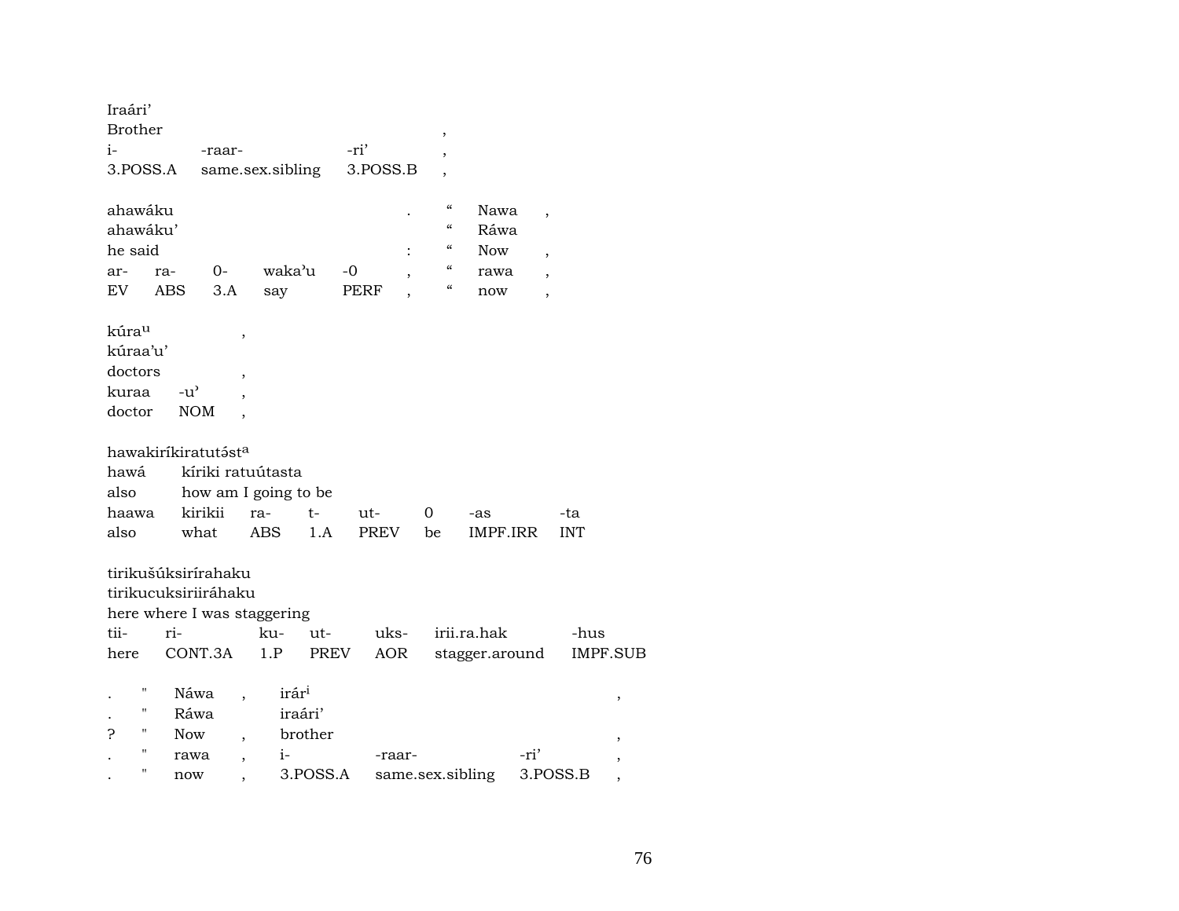Iraári'
Brother ,
| i- | -raar- | -ri' | , |
|---|---|---|---|
| 3.POSS.A | same.sex.sibling | 3.POSS.B | , |

ahawáku . " Nawa ,
ahawáku' " Ráwa
he said : " Now ,
| ar- | ra- | 0- | waka'u | -0 | , | " | rawa | , |
|---|---|---|---|---|---|---|---|---|
| EV | ABS | 3.A | say | PERF | , | " | now | , |

kúra[u] ,
kúraa'u'
doctors ,
| kuraa | -u' | , |
|---|---|---|
| doctor | NOM | , |

hawakiríkiratutəst[a]
hawá kíriki ratuútasta
also how am I going to be
| haawa | kirikii | ra- | t- | ut- | 0 | -as | -ta |
|---|---|---|---|---|---|---|---|
| also | what | ABS | 1.A | PREV | be | IMPF.IRR | INT |

tirikušúksirírahaku
tirikucuksiriiráhaku
here where I was staggering
| tii- | ri- | ku- | ut- | uks- | irii.ra.hak | -hus |
|---|---|---|---|---|---|---|
| here | CONT.3A | 1.P | PREV | AOR | stagger.around | IMPF.SUB |

. " Náwa , irár[i] ,
. " Ráwa iraári'
? " Now , brother ,
| . | " | rawa | , | i- | -raar- | -ri' | , |
|---|---|---|---|---|---|---|---|
| . | " | now | , | 3.POSS.A | same.sex.sibling | 3.POSS.B | , |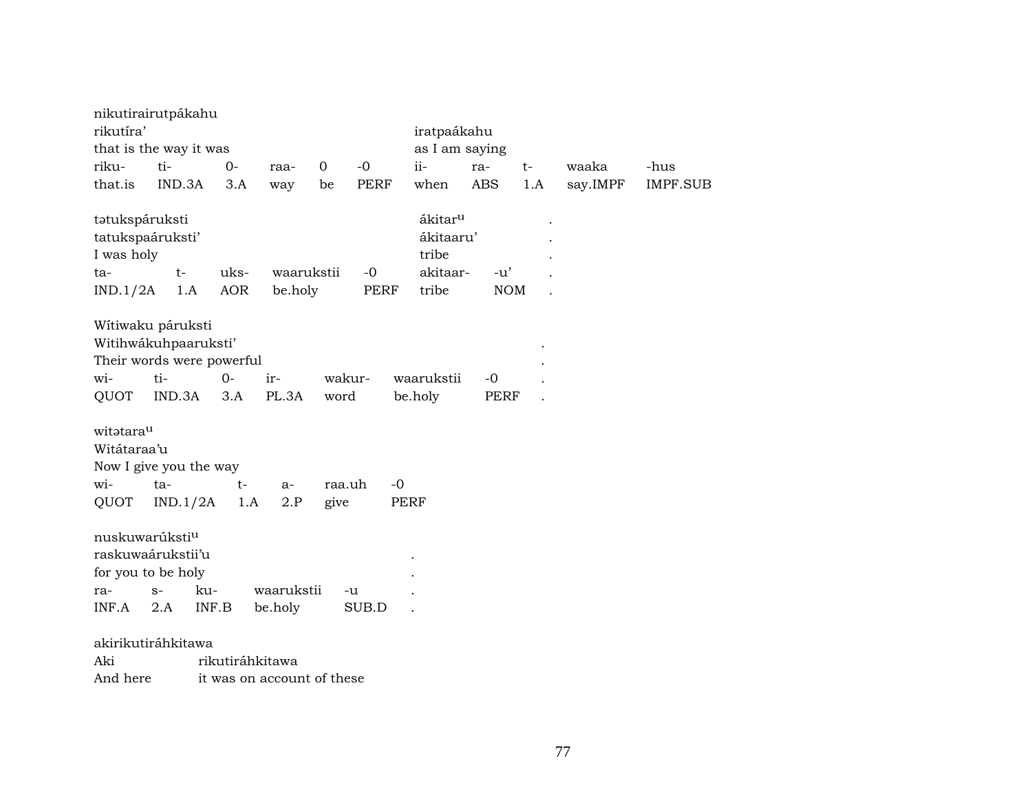nikutirairutpákahu

| rikutíra' | | | | | | iratpaákahu | | | | |
|---|---|---|---|---|---|---|---|---|---|---|
| that is the way it was | | | | | | as I am saying | | | | |
| riku- | ti- | 0- | raa- | 0 | -0 | ii- | ra- | t- | waaka | -hus |
| that.is | IND.3A | 3.A | way | be | PERF | when | ABS | 1.A | say.IMPF | IMPF.SUB |

tətukspáruksti    ákitar$^{u}$ .

| tatukspaáruksti' | | | | | ákitaaru' | | . |
|---|---|---|---|---|---|---|---|
| I was holy | | | | | tribe | | . |
| ta- | t- | uks- | waarukstii | -0 | akitaar- | -u' | . |
| IND.1/2A | 1.A | AOR | be.holy | PERF | tribe | NOM | . |

Wítiwaku páruksti

| Witihwákuhpaaruksti' | | | | | | | . |
|---|---|---|---|---|---|---|---|
| Their words were powerful | | | | | | | . |
| wi- | ti- | 0- | ir- | wakur- | waarukstii | -0 | . |
| QUOT | IND.3A | 3.A | PL.3A | word | be.holy | PERF | . |

witətara$^{u}$

| Witátaraa'u | | | | | |
|---|---|---|---|---|---|
| Now I give you the way | | | | | |
| wi- | ta- | t- | a- | raa.uh | -0 |
| QUOT | IND.1/2A | 1.A | 2.P | give | PERF |

nuskuwarúksti$^{u}$

| raskuwaárukstii'u | | | | | . |
|---|---|---|---|---|---|
| for you to be holy | | | | | . |
| ra- | s- | ku- | waarukstii | -u | . |
| INF.A | 2.A | INF.B | be.holy | SUB.D | . |

akirikutiráhkitawa

| Aki | rikutiráhkitawa |
|---|---|
| And here | it was on account of these |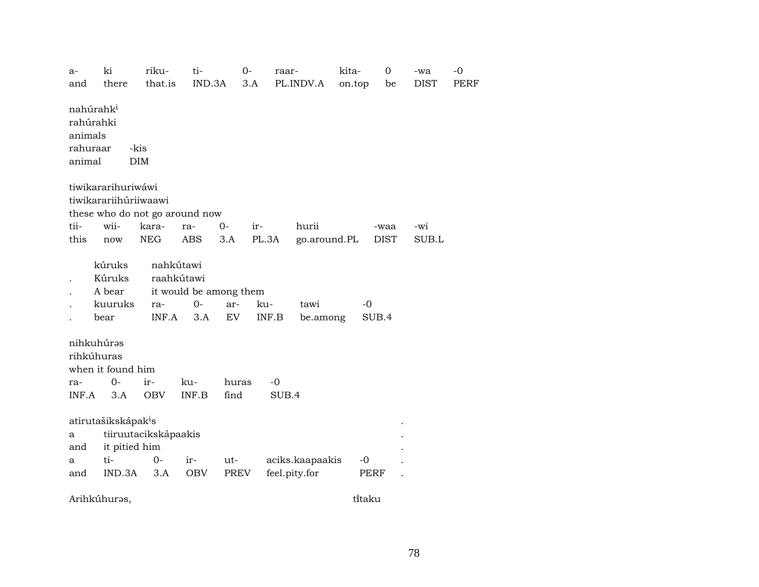| a- | ki | riku- | ti- | 0- | raar- | kita- | 0 | -wa | -0 |
|---|---|---|---|---|---|---|---|---|---|
| and | there | that.is | IND.3A | 3.A | PL.INDV.A | on.top | be | DIST | PERF |

nahúrahk[i]
rahúrahki
animals

| rahuraar | -kis |
|---|---|
| animal | DIM |

tiwikararihuriwáwi
tiwikarariihúriiwaawi
these who do not go around now

| tii- | wii- | kara- | ra- | 0- | ir- | hurii | -waa | -wi |
|---|---|---|---|---|---|---|---|---|
| this | now | NEG | ABS | 3.A | PL.3A | go.around.PL | DIST | SUB.L |

| | kúruks | nahkútawi | | | | | |
|---|---|---|---|---|---|---|---|
| . | Kúruks | raahkútawi | | | | | |
| . | A bear | it would be among them | | | | | |
| . | kuuruks | ra- | 0- | ar- | ku- | tawi | -0 |
| . | bear | INF.A | 3.A | EV | INF.B | be.among | SUB.4 |

nihkuhúrəs
rihkúhuras
when it found him

| ra- | 0- | ir- | ku- | huras | -0 |
|---|---|---|---|---|---|
| INF.A | 3.A | OBV | INF.B | find | SUB.4 |

atirutašikskápak[i]s .

| a | tiiruutacikskápaakis | | | | | | . |
|---|---|---|---|---|---|---|---|
| and | it pitied him | | | | | | . |
| a | ti- | 0- | ir- | ut- | aciks.kaapaakis | -0 | . |
| and | IND.3A | 3.A | OBV | PREV | feel.pity.for | PERF | . |

Arihkúhurəs, tí̃taku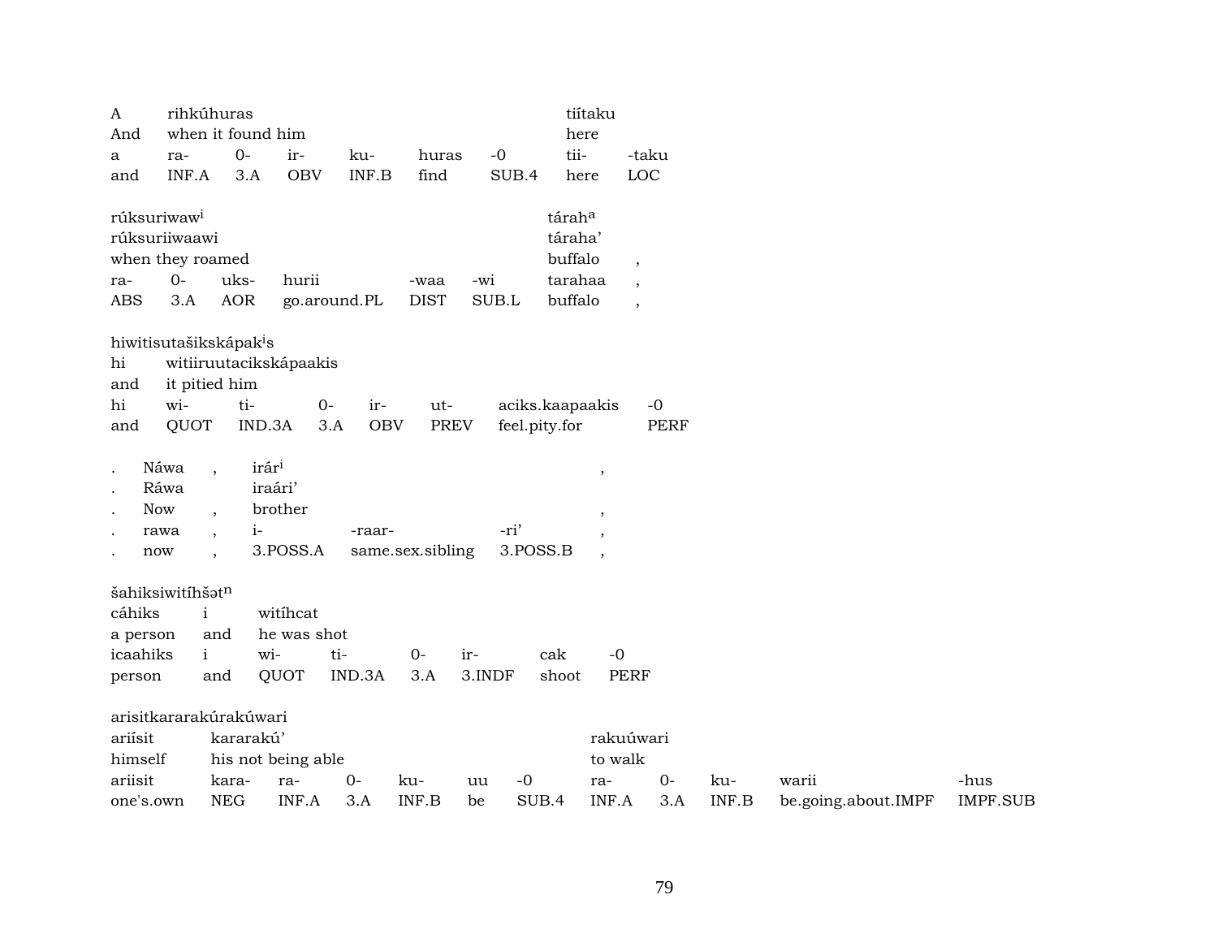| A | rihkúhuras | | | | | | tiítaku | |
|---|---|---|---|---|---|---|---|---|
| And | when it found him | | | | | | here | |
| a | ra- | 0- | ir- | ku- | huras | -0 | tii- | -taku |
| and | INF.A | 3.A | OBV | INF.B | find | SUB.4 | here | LOC |

| rúksuriwaw[i] | | | | | | tárah[a] | |
|---|---|---|---|---|---|---|---|
| rúksuriiwaawi | | | | | | táraha' | |
| when they roamed | | | | | | buffalo | , |
| ra- | 0- | uks- | hurii | -waa | -wi | tarahaa | , |
| ABS | 3.A | AOR | go.around.PL | DIST | SUB.L | buffalo | , |

| hiwitisutašikskápak[i]s | | | | | | | |
|---|---|---|---|---|---|---|---|
| hi | witiiruutacikskápaakis | | | | | | |
| and | it pitied him | | | | | | |
| hi | wi- | ti- | 0- | ir- | ut- | aciks.kaapaakis | -0 |
| and | QUOT | IND.3A | 3.A | OBV | PREV | feel.pity.for | PERF |

| . | Náwa | , | irár[i] | | | , |
|---|---|---|---|---|---|---|
| . | Ráwa | | iraári' | | | |
| . | Now | , | brother | | | , |
| . | rawa | , | i- | -raar- | -ri' | , |
| . | now | , | 3.POSS.A | same.sex.sibling | 3.POSS.B | , |

| šahiksiwitíhšət[n] | | | | | | | |
|---|---|---|---|---|---|---|---|
| cáhiks | i | witíhcat | | | | | |
| a person | and | he was shot | | | | | |
| icaahiks | i | wi- | ti- | 0- | ir- | cak | -0 |
| person | and | QUOT | IND.3A | 3.A | 3.INDF | shoot | PERF |

| arisitkararakúrakúwari | | | | | | | | | | | |
|---|---|---|---|---|---|---|---|---|---|---|---|
| ariísit | kararakú' | | | | | | rakuúwari | | | | |
| himself | his not being able | | | | | | to walk | | | | |
| ariisit | kara- | ra- | 0- | ku- | uu | -0 | ra- | 0- | ku- | warii | -hus |
| one's.own | NEG | INF.A | 3.A | INF.B | be | SUB.4 | INF.A | 3.A | INF.B | be.going.about.IMPF | IMPF.SUB |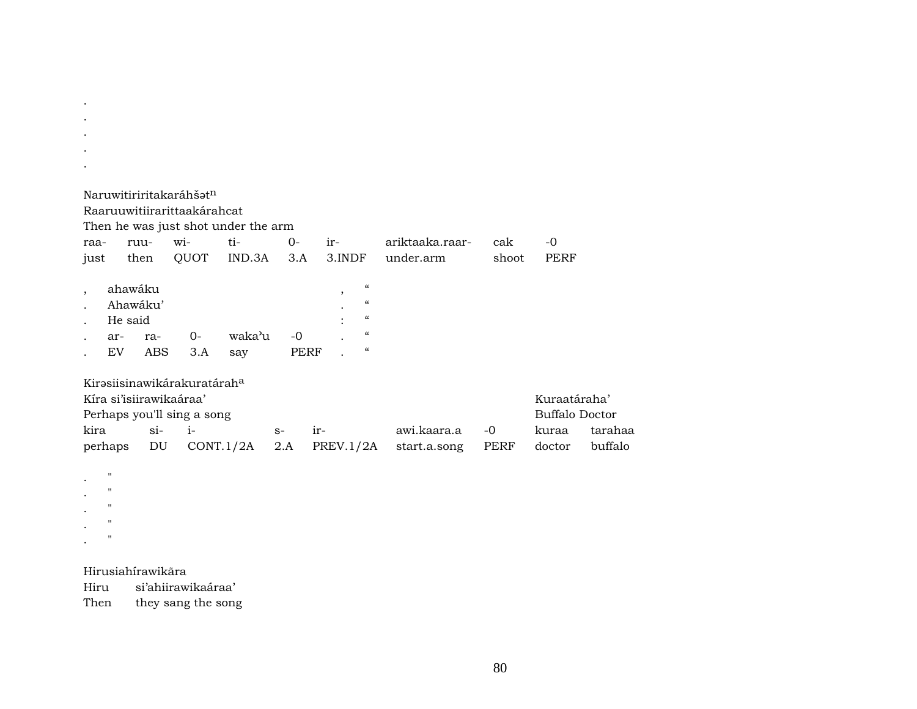.
.
.
.
.

Naruwitiriritakaráhšət$^{n}$
Raaruuwitiirarittaakárahcat
Then he was just shot under the arm

| raa- | ruu- | wi- | ti- | 0- | ir- | ariktaaka.raar- | cak | -0 |
|---|---|---|---|---|---|---|---|---|
| just | then | QUOT | IND.3A | 3.A | 3.INDF | under.arm | shoot | PERF |

| , | ahawáku | | | | | , | “ |
|---|---|---|---|---|---|---|---|
| . | Ahawáku’ | | | | | . | “ |
| . | He said | | | | | : | “ |
| . | ar- | ra- | 0- | waka’u | -0 | . | “ |
| . | EV | ABS | 3.A | say | PERF | . | “ |

Kirəsiisinawikárakuratárah$^{a}$
Kíra si’isiirawikaáraa’ Kuraatáraha’
Perhaps you'll sing a song Buffalo Doctor

| kira | si- | i- | s- | ir- | awi.kaara.a | -0 | kuraa | tarahaa |
|---|---|---|---|---|---|---|---|---|
| perhaps | DU | CONT.1/2A | 2.A | PREV.1/2A | start.a.song | PERF | doctor | buffalo |

. "
. "
. "
. "
. "

Hirusiahírawikāra
Hiru si’ahiirawikaáraa’
Then they sang the song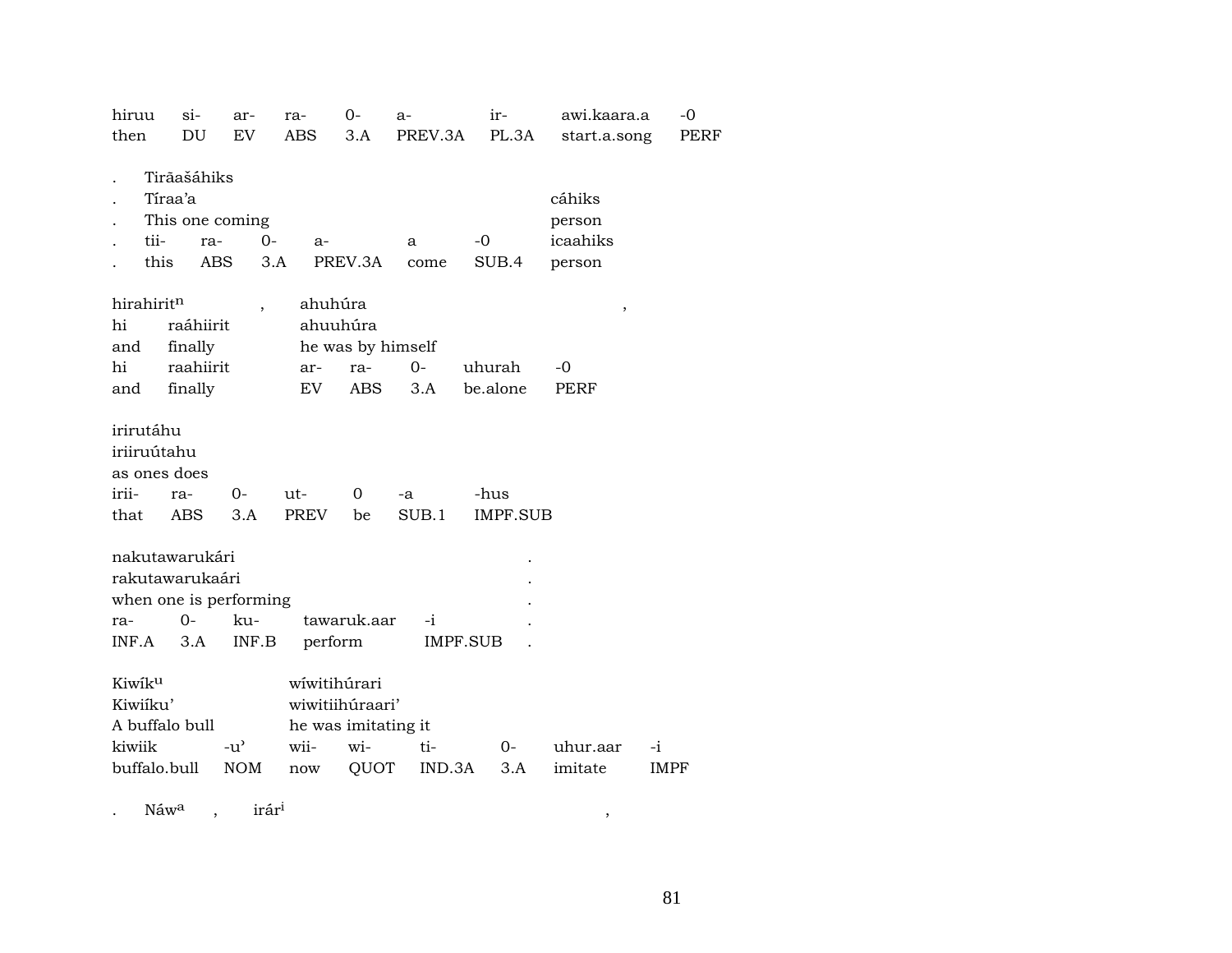| hiruu | si- | ar- | ra- | 0- | a- | ir- | awi.kaara.a | -0 |
|---|---|---|---|---|---|---|---|---|
| then | DU | EV | ABS | 3.A | PREV.3A | PL.3A | start.a.song | PERF |

| . | Tirãašáhiks | | | | | | |
|---|---|---|---|---|---|---|---|
| . | Tíraa'a | | | | | | cáhiks |
| . | This one coming | | | | | | person |
| . | tii- | ra- | 0- | a- | a | -0 | icaahiks |
| . | this | ABS | 3.A | PREV.3A | come | SUB.4 | person |

| hirahirit[n] | , | ahuhúra | | | | , |
|---|---|---|---|---|---|---|
| hi | raáhiirit | ahuuhúra | | | | |
| and | finally | he was by himself | | | | |
| hi | raahiirit | ar- | ra- | 0- | uhurah | -0 |
| and | finally | EV | ABS | 3.A | be.alone | PERF |

| irirutáhu | | | | | | |
|---|---|---|---|---|---|---|
| iriiruútahu | | | | | | |
| as ones does | | | | | | |
| irii- | ra- | 0- | ut- | 0 | -a | -hus |
| that | ABS | 3.A | PREV | be | SUB.1 | IMPF.SUB |

| nakutawarukári | | | | | . |
|---|---|---|---|---|---|
| rakutawarukaári | | | | | . |
| when one is performing | | | | | . |
| ra- | 0- | ku- | tawaruk.aar | -i | . |
| INF.A | 3.A | INF.B | perform | IMPF.SUB | . |

| Kiwík[u] | | wíwitihúrari | | | | | |
|---|---|---|---|---|---|---|---|
| Kiwiíku' | | wiwitiihúraari' | | | | | |
| A buffalo bull | | he was imitating it | | | | | |
| kiwiik | -u' | wii- | wi- | ti- | 0- | uhur.aar | -i |
| buffalo.bull | NOM | now | QUOT | IND.3A | 3.A | imitate | IMPF |

. Náw[a] , irár[i] ,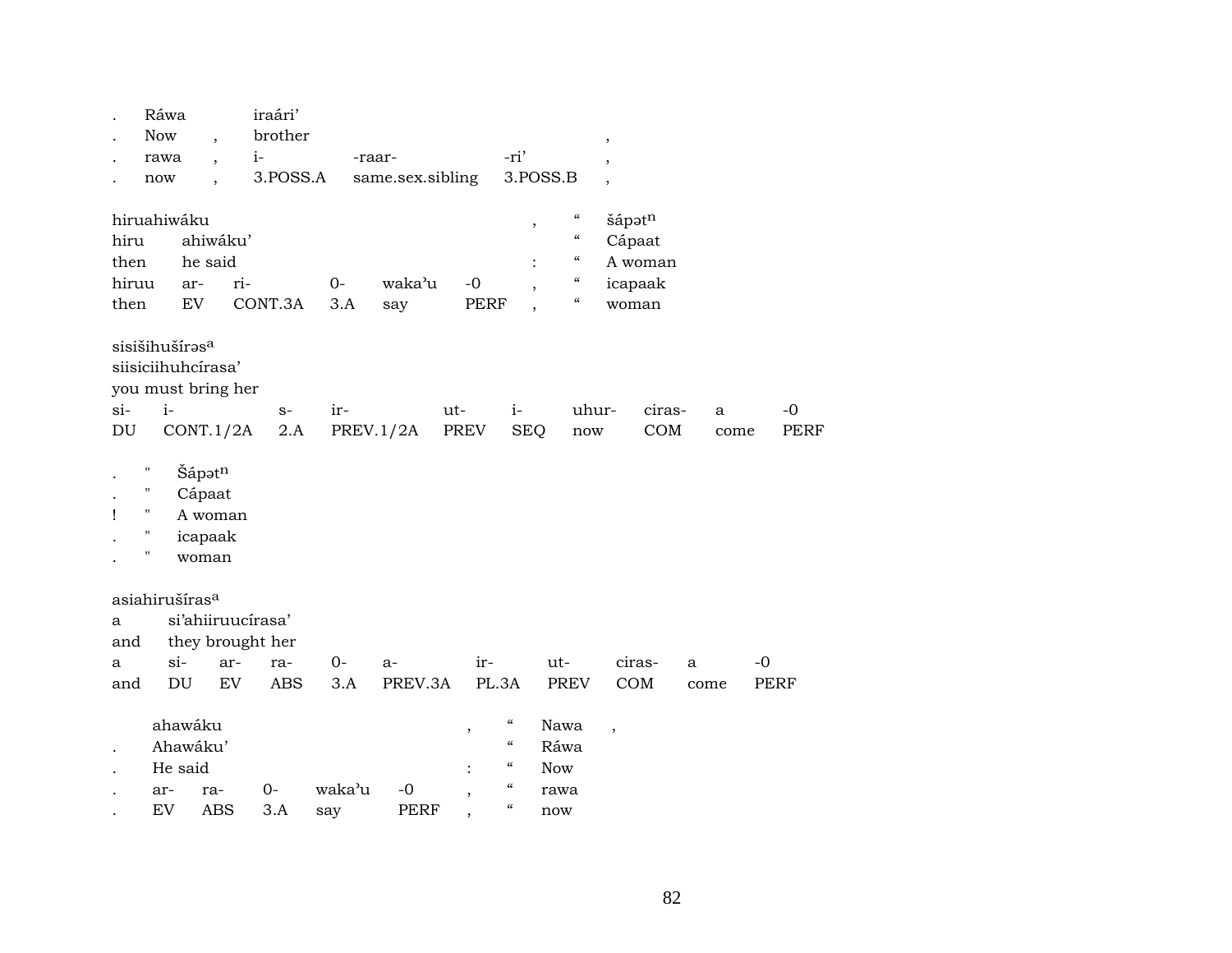| . | Ráwa | | iraári’ | | | |
|---|---|---|---|---|---|---|
| . | Now | , | brother | | | , |
| . | rawa | , | i- | -raar- | -ri’ | , |
| . | now | , | 3.POSS.A | same.sex.sibling | 3.POSS.B | , |

| hiruahiwáku | | | | | | , | “ | šápətⁿ |
|---|---|---|---|---|---|---|---|---|
| hiru | ahiwáku’ | | | | | | “ | Cápaat |
| then | he said | | | | | : | “ | A woman |
| hiruu | ar- | ri- | 0- | waka’u | -0 | , | “ | icapaak |
| then | EV | CONT.3A | 3.A | say | PERF | , | “ | woman |

| sisišihušírəsᵃ | | | | | | | | | |
|---|---|---|---|---|---|---|---|---|---|
| siisiciihuhcírasa’ | | | | | | | | | |
| you must bring her | | | | | | | | | |
| si- | i- | s- | ir- | ut- | i- | uhur- | ciras- | a | -0 |
| DU | CONT.1/2A | 2.A | PREV.1/2A | PREV | SEQ | now | COM | come | PERF |

| . | " | Šápətⁿ |
|---|---|---|
| . | " | Cápaat |
| ! | " | A woman |
| . | " | icapaak |
| . | " | woman |

| asiahirušírasᵃ | | | | | | | | | |
|---|---|---|---|---|---|---|---|---|---|
| a | si’ahiiruucírasa’ | | | | | | | | |
| and | they brought her | | | | | | | | |
| a | si- | ar- | ra- | 0- | a- | ir- | ut- | ciras- | a | -0 |
| and | DU | EV | ABS | 3.A | PREV.3A | PL.3A | PREV | COM | come | PERF |

| | ahawáku | | | | | , | “ | Nawa | , |
|---|---|---|---|---|---|---|---|---|---|
| . | Ahawáku’ | | | | | | “ | Ráwa | |
| . | He said | | | | | : | “ | Now | |
| . | ar- | ra- | 0- | waka’u | -0 | , | “ | rawa | |
| . | EV | ABS | 3.A | say | PERF | , | “ | now | |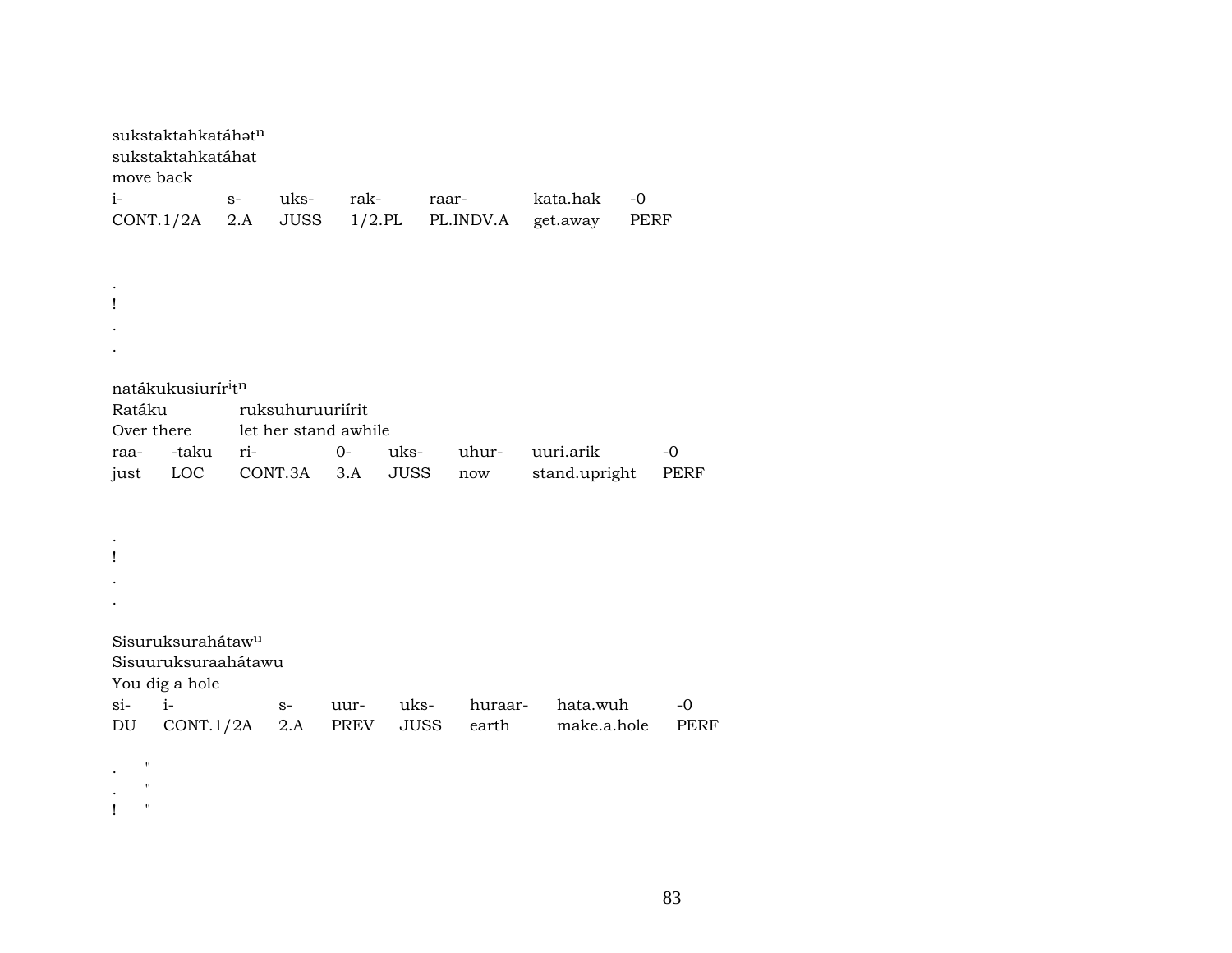sukstaktahkatáhətⁿ
sukstaktahkatáhat
move back

| i- | s- | uks- | rak- | raar- | kata.hak | -0 |
|---|---|---|---|---|---|---|
| CONT.1/2A | 2.A | JUSS | 1/2.PL | PL.INDV.A | get.away | PERF |

.
!
.
.

natákukusiurírⁱtⁿ
Ratáku ruksuhuruuriírit
Over there let her stand awhile

| raa- | -taku | ri- | 0- | uks- | uhur- | uuri.arik | -0 |
|---|---|---|---|---|---|---|---|
| just | LOC | CONT.3A | 3.A | JUSS | now | stand.upright | PERF |

.
!
.
.

Sisuruksurahátawᵘ
Sisuuruksuraahátawu
You dig a hole

| si- | i- | s- | uur- | uks- | huraar- | hata.wuh | -0 |
|---|---|---|---|---|---|---|---|
| DU | CONT.1/2A | 2.A | PREV | JUSS | earth | make.a.hole | PERF |

. "
. "
! "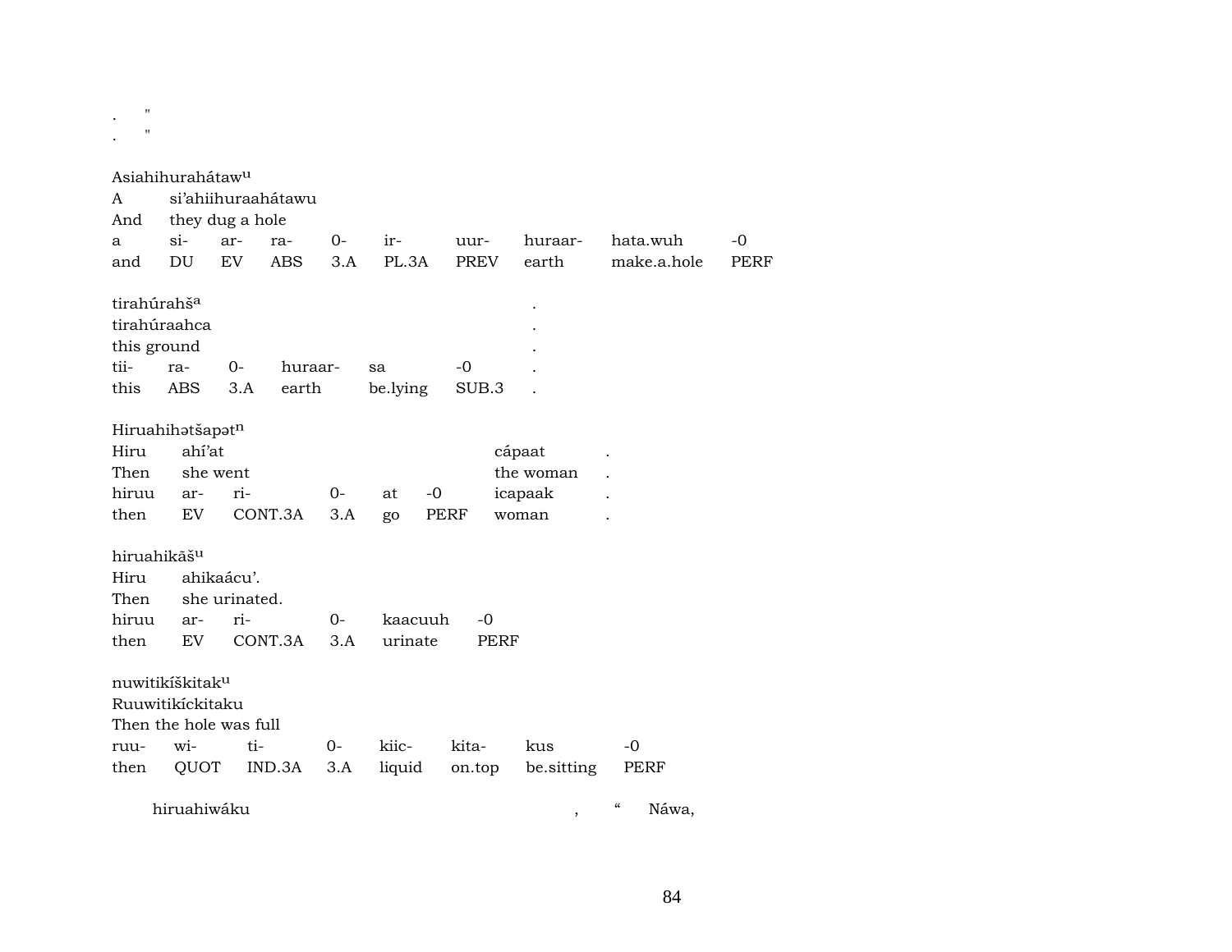. "
. "

Asiahihurahátaw^u

| A | si'ahiihuraahátawu | | | | | | | | |
|---|---|---|---|---|---|---|---|---|---|
| And | they dug a hole | | | | | | | | |
| a | si- | ar- | ra- | 0- | ir- | uur- | huraar- | hata.wuh | -0 |
| and | DU | EV | ABS | 3.A | PL.3A | PREV | earth | make.a.hole | PERF |

tirahúrahš^a .

| tirahúraahca | | | | | | . |
|---|---|---|---|---|---|---|
| this ground | | | | | | . |
| tii- | ra- | 0- | huraar- | sa | -0 | . |
| this | ABS | 3.A | earth | be.lying | SUB.3 | . |

Hiruahihətšapət^n

| Hiru | ahí'at | | | | | cápaat | . |
|---|---|---|---|---|---|---|---|
| Then | she went | | | | | the woman | . |
| hiruu | ar- | ri- | 0- | at | -0 | icapaak | . |
| then | EV | CONT.3A | 3.A | go | PERF | woman | . |

hiruahikãš^u

| Hiru | ahikaácu'. | | | | |
|---|---|---|---|---|---|
| Then | she urinated. | | | | |
| hiruu | ar- | ri- | 0- | kaacuuh | -0 |
| then | EV | CONT.3A | 3.A | urinate | PERF |

nuwitikíškitak^u

| Ruuwitikíckitaku | | | | | | | |
|---|---|---|---|---|---|---|---|
| Then the hole was full | | | | | | | |
| ruu- | wi- | ti- | 0- | kiic- | kita- | kus | -0 |
| then | QUOT | IND.3A | 3.A | liquid | on.top | be.sitting | PERF |

hiruahiwáku , " Náwa,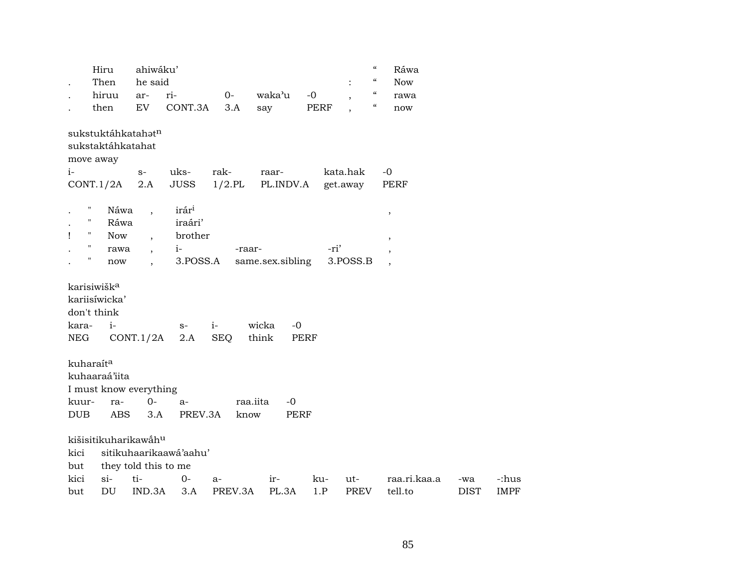| | Hiru | ahiwáku' | | | | | | “ | Ráwa |
|---|---|---|---|---|---|---|---|---|---|
| . | Then | he said | | | | | : | “ | Now |
| . | hiruu | ar- | ri- | 0- | waka'u | -0 | , | “ | rawa |
| . | then | EV | CONT.3A | 3.A | say | PERF | , | “ | now |

sukstuktáhkatahət[n]
sukstaktáhkatahat
move away

| i- | s- | uks- | rak- | raar- | kata.hak | -0 |
|---|---|---|---|---|---|---|
| CONT.1/2A | 2.A | JUSS | 1/2.PL | PL.INDV.A | get.away | PERF |

| . | " | Náwa | , | irár[i] | | | , |
|---|---|---|---|---|---|---|---|
| . | " | Ráwa | | iraári' | | | |
| ! | " | Now | , | brother | | | , |
| . | " | rawa | , | i- | -raar- | -ri' | , |
| . | " | now | , | 3.POSS.A | same.sex.sibling | 3.POSS.B | , |

karisiwišk[a]
kariisíwicka'
don't think

| kara- | i- | s- | i- | wicka | -0 |
|---|---|---|---|---|---|
| NEG | CONT.1/2A | 2.A | SEQ | think | PERF |

kuharaít[a]
kuhaaraá'iita
I must know everything

| kuur- | ra- | 0- | a- | raa.iita | -0 |
|---|---|---|---|---|---|
| DUB | ABS | 3.A | PREV.3A | know | PERF |

kišisitikuharikawâh[u]
kici sitikuhaarikaawá'aahu'
but they told this to me

| kici | si- | ti- | 0- | a- | ir- | ku- | ut- | raa.ri.kaa.a | -wa | -:hus |
|---|---|---|---|---|---|---|---|---|---|---|
| but | DU | IND.3A | 3.A | PREV.3A | PL.3A | 1.P | PREV | tell.to | DIST | IMPF |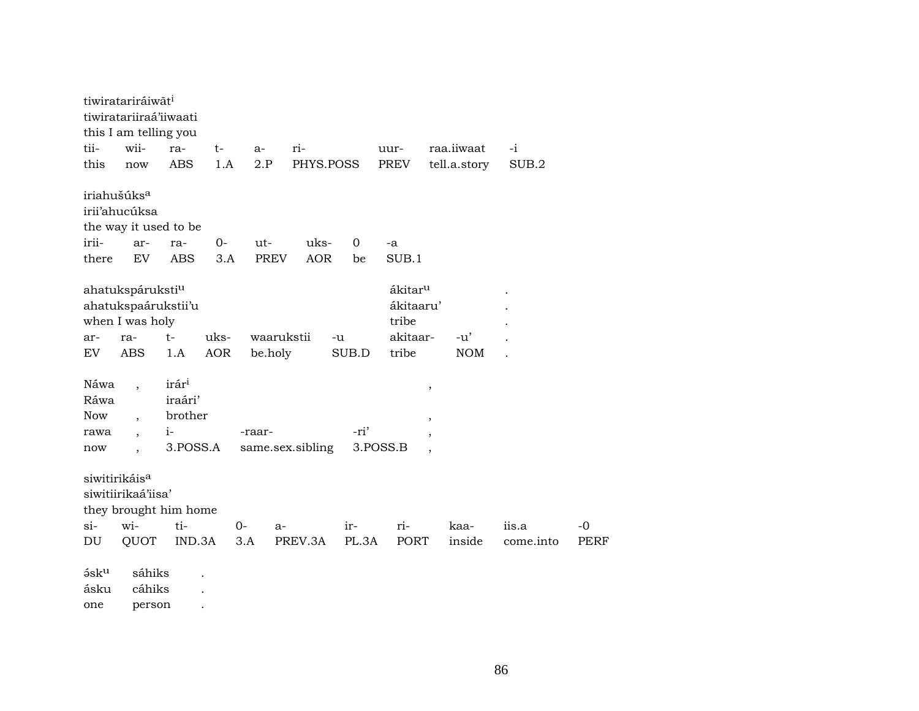tiwiratariráiwāt[i]
tiwiratariiraá'iiwaati
this I am telling you

| tii- | wii- | ra- | t- | a- | ri- | uur- | raa.iiwaat | -i |
|---|---|---|---|---|---|---|---|---|
| this | now | ABS | 1.A | 2.P | PHYS.POSS | PREV | tell.a.story | SUB.2 |

iriahušúks[a]
irii'ahucúksa
the way it used to be

| irii- | ar- | ra- | 0- | ut- | uks- | 0 | -a |
|---|---|---|---|---|---|---|---|
| there | EV | ABS | 3.A | PREV | AOR | be | SUB.1 |

ahatukspárukstì[u] ákitar[u] .
ahatukspaárukstii'u ákitaaru' .
when I was holy tribe .

| ar- | ra- | t- | uks- | waarukstii | -u | akitaar- | -u' | . |
|---|---|---|---|---|---|---|---|---|
| EV | ABS | 1.A | AOR | be.holy | SUB.D | tribe | NOM | . |

Náwa , irár[i] ,
Ráwa iraári'
Now , brother ,

| rawa | , | i- | -raar- | -ri' | , |
|---|---|---|---|---|---|
| now | , | 3.POSS.A | same.sex.sibling | 3.POSS.B | , |

siwitirikáis[a]
siwitiirikaá'iisa'
they brought him home

| si- | wi- | ti- | 0- | a- | ir- | ri- | kaa- | iis.a | -0 |
|---|---|---|---|---|---|---|---|---|---|
| DU | QUOT | IND.3A | 3.A | PREV.3A | PL.3A | PORT | inside | come.into | PERF |

ə́sk[u] sáhiks .
ásku cáhiks .
one person .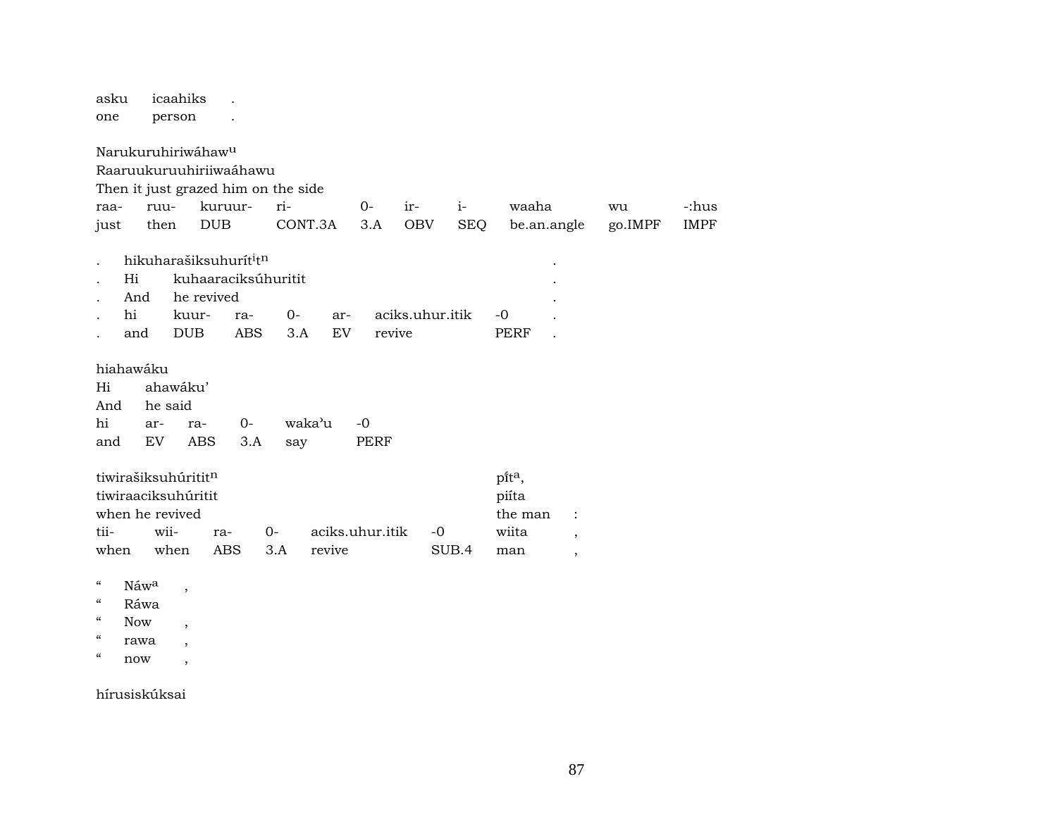asku icaahiks .
one person .

Narukuruhiriwáhaw[u]
Raaruukuruuhiriiwaáhawu
Then it just grazed him on the side

| raa- | ruu- | kuruur- | ri- | 0- | ir- | i- | waaha | wu | -:hus |
|---|---|---|---|---|---|---|---|---|---|
| just | then | DUB | CONT.3A | 3.A | OBV | SEQ | be.an.angle | go.IMPF | IMPF |

| . | hikuharašiksuhurít[i]t[n] | | | | | | . |
|---|---|---|---|---|---|---|---|
| . | Hi | kuhaaraciksúhuritit | | | | | . |
| . | And | he revived | | | | | . |
| . | hi | kuur- | ra- | 0- | ar- | aciks.uhur.itik | -0 | .
| . | and | DUB | ABS | 3.A | EV | revive | PERF | .

hiahawáku
Hi ahawáku'
And he said

| hi | ar- | ra- | 0- | waka'u | -0 |
|---|---|---|---|---|---|
| and | EV | ABS | 3.A | say | PERF |

| tiwirašiksuhúritit[n] | | | | | | pí̍t[a], | |
|---|---|---|---|---|---|---|---|
| tiwiraaciksuhúritit | | | | | | piíta | |
| when he revived | | | | | | the man | : |
| tii- | wii- | ra- | 0- | aciks.uhur.itik | -0 | wiita | , |
| when | when | ABS | 3.A | revive | SUB.4 | man | , |

" Náw[a] ,
" Ráwa
" Now ,
" rawa ,
" now ,

hírusiskúksai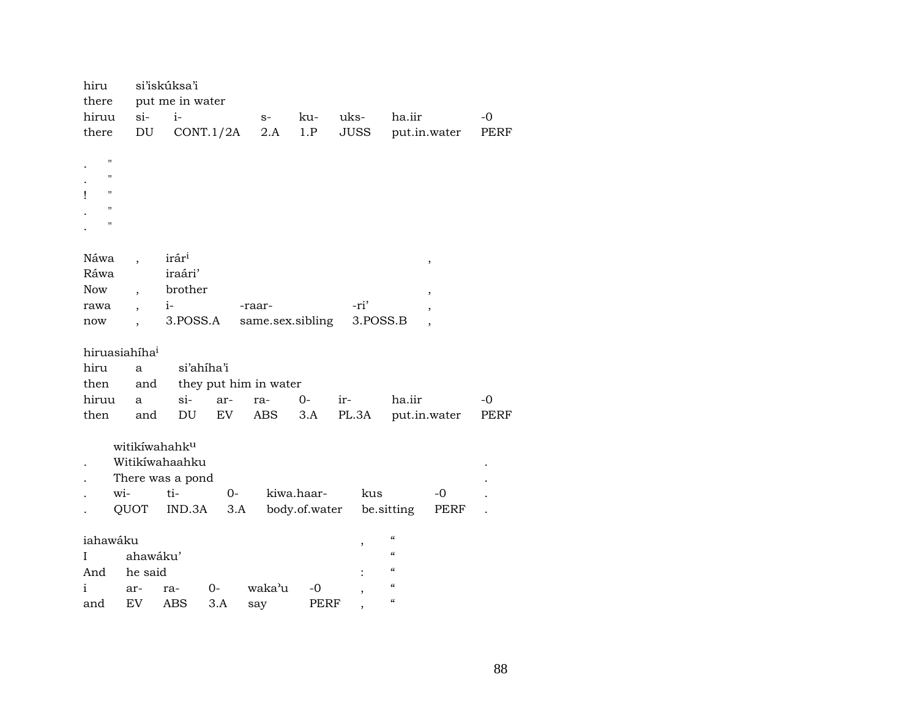| hiru | si'iskúksa'i | | | | | | |
|---|---|---|---|---|---|---|---|
| there | put me in water | | | | | | |
| hiruu | si- | i- | s- | ku- | uks- | ha.iir | -0 |
| there | DU | CONT.1/2A | 2.A | 1.P | JUSS | put.in.water | PERF |

. "
. "
! "
. "
. "

| Náwa | , | irár[i] | | | , |
|---|---|---|---|---|---|
| Ráwa | | iraári' | | | |
| Now | , | brother | | | , |
| rawa | , | i- | -raar- | -ri' | , |
| now | , | 3.POSS.A | same.sex.sibling | 3.POSS.B | , |

hiruasiahíha[i]

| hiru | a | si'ahíha'i | | | | | |
|---|---|---|---|---|---|---|---|
| then | and | they put him in water | | | | | |
| hiruu | a | si- | ar- | ra- | 0- | ir- | ha.iir | -0 |
| then | and | DU | EV | ABS | 3.A | PL.3A | put.in.water | PERF |

| | witikíwahahk[u] | | | | | | |
|---|---|---|---|---|---|---|---|
| . | Witikíwahaahku | | | | | | . |
| . | There was a pond | | | | | | . |
| . | wi- | ti- | 0- | kiwa.haar- | kus | -0 | . |
| . | QUOT | IND.3A | 3.A | body.of.water | be.sitting | PERF | . |

| iahawáku | | | | | | , | " |
|---|---|---|---|---|---|---|---|
| I | ahawáku' | | | | | | " |
| And | he said | | | | | : | " |
| i | ar- | ra- | 0- | waka'u | -0 | , | " |
| and | EV | ABS | 3.A | say | PERF | , | " |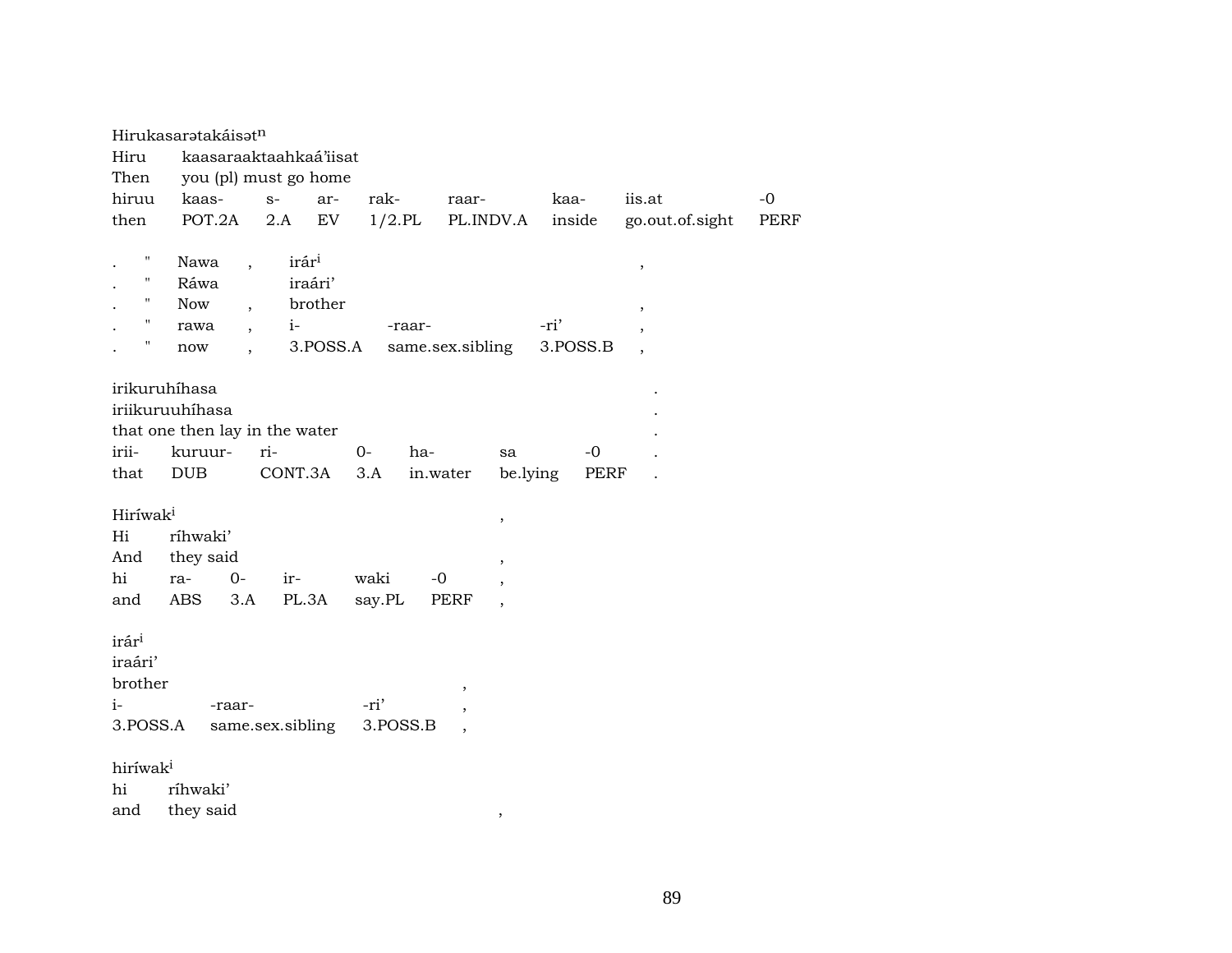Hirukasarətakáisət$^{n}$

| Hiru | kaasaraaktaahkaá'iisat | | | | | | | |
|---|---|---|---|---|---|---|---|---|
| Then | you (pl) must go home | | | | | | | |
| hiruu | kaas- | s- | ar- | rak- | raar- | kaa- | iis.at | -0 |
| then | POT.2A | 2.A | EV | 1/2.PL | PL.INDV.A | inside | go.out.of.sight | PERF |

| . | " | Nawa | , | irár$^{i}$ | | | , |
|---|---|---|---|---|---|---|---|
| . | " | Ráwa | | iraári' | | | |
| . | " | Now | , | brother | | | , |
| . | " | rawa | , | i- | -raar- | -ri' | , |
| . | " | now | , | 3.POSS.A | same.sex.sibling | 3.POSS.B | , |

| irikuruhíhasa | | | | | | | . |
|---|---|---|---|---|---|---|---|
| iriikuruuhíhasa | | | | | | | . |
| that one then lay in the water | | | | | | | . |
| irii- | kuruur- | ri- | 0- | ha- | sa | -0 | . |
| that | DUB | CONT.3A | 3.A | in.water | be.lying | PERF | . |

| Hiríwak$^{i}$ | | | | | | , |
|---|---|---|---|---|---|---|
| Hi | ríhwaki' | | | | | |
| And | they said | | | | | , |
| hi | ra- | 0- | ir- | waki | -0 | , |
| and | ABS | 3.A | PL.3A | say.PL | PERF | , |

| irár$^{i}$ | | | |
|---|---|---|---|
| iraári' | | | |
| brother | | | , |
| i- | -raar- | -ri' | , |
| 3.POSS.A | same.sex.sibling | 3.POSS.B | , |

| hiríwak$^{i}$ | | |
|---|---|---|
| hi | ríhwaki' | |
| and | they said | , |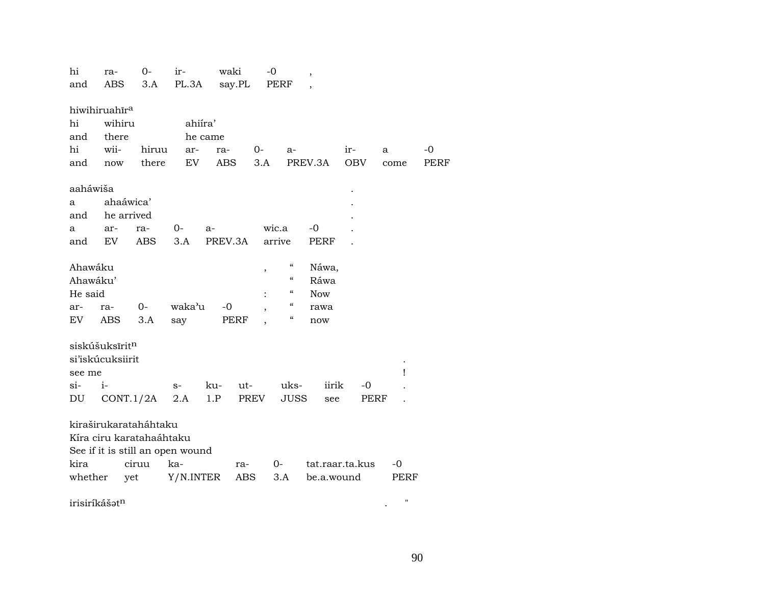| hi | ra- | 0- | ir- | waki | -0 | , |
|---|---|---|---|---|---|---|
| and | ABS | 3.A | PL.3A | say.PL | PERF | , |

hiwihiruahīr[a]

| hi | wihiru | | ahiíra' | | | | | |
|---|---|---|---|---|---|---|---|---|
| and | there | | he came | | | | | |
| hi | wii- | hiruu | ar- | ra- | 0- | a- | ir- | a | -0 |
| and | now | there | EV | ABS | 3.A | PREV.3A | OBV | come | PERF |

aaháwiša .

| a | ahaáwica' | | | | | | . |
|---|---|---|---|---|---|---|---|
| and | he arrived | | | | | | . |
| a | ar- | ra- | 0- | a- | wic.a | -0 | . |
| and | EV | ABS | 3.A | PREV.3A | arrive | PERF | . |

| Ahawáku | | | | | , | “ | Náwa, |
|---|---|---|---|---|---|---|---|
| Ahawáku' | | | | | | “ | Ráwa |
| He said | | | | | : | “ | Now |
| ar- | ra- | 0- | waka'u | -0 | , | “ | rawa |
| EV | ABS | 3.A | say | PERF | , | “ | now |

siskúšuksīrit[n]

| si'iskúcuksiirit | | | | | | | | . |
|---|---|---|---|---|---|---|---|---|
| see me | | | | | | | | ! |
| si- | i- | s- | ku- | ut- | uks- | iirik | -0 | . |
| DU | CONT.1/2A | 2.A | 1.P | PREV | JUSS | see | PERF | . |

kiraširukaratahā́htaku

Kíra ciru karatahaáhtaku

See if it is still an open wound

| kira | ciruu | ka- | ra- | 0- | tat.raar.ta.kus | -0 |
|---|---|---|---|---|---|---|
| whether | yet | Y/N.INTER | ABS | 3.A | be.a.wound | PERF |

irisiríkášət[n] . "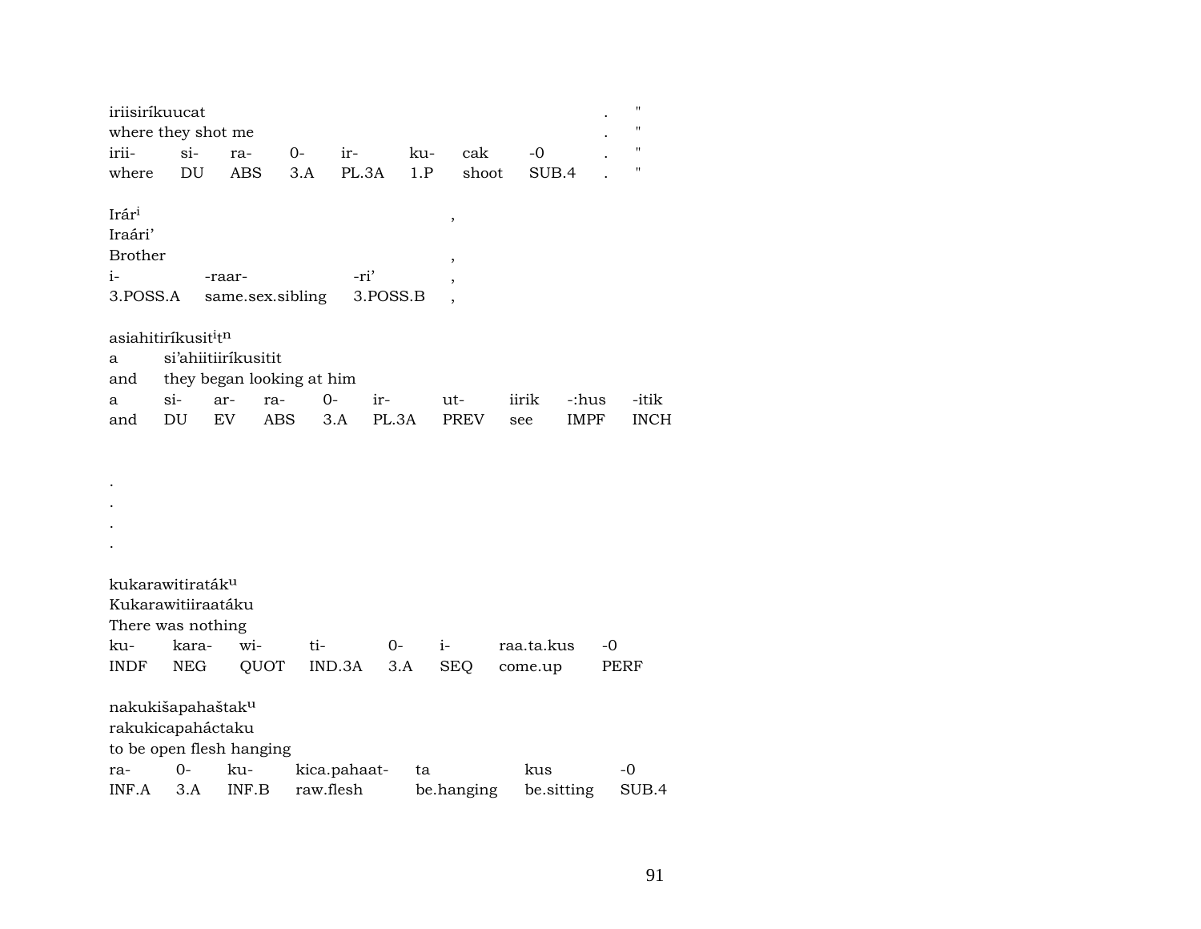iriisiríkuucat .  "
where they shot me .  "

| irii- | si- | ra- | 0- | ir- | ku- | cak | -0 | . | " |
|---|---|---|---|---|---|---|---|---|---|
| where | DU | ABS | 3.A | PL.3A | 1.P | shoot | SUB.4 | . | " |

Irár[i] ,
Iraári'
Brother ,

| i- | -raar- | -ri' | , |
|---|---|---|---|
| 3.POSS.A | same.sex.sibling | 3.POSS.B | , |

asiahitiríkusit[i]t[n]
a si'ahiitiiríkusitit
and they began looking at him

| a | si- | ar- | ra- | 0- | ir- | ut- | iirik | -:hus | -itik |
|---|---|---|---|---|---|---|---|---|---|
| and | DU | EV | ABS | 3.A | PL.3A | PREV | see | IMPF | INCH |

.
.
.
.

kukarawitiraták[u]
Kukarawitiiraatáku
There was nothing

| ku- | kara- | wi- | ti- | 0- | i- | raa.ta.kus | -0 |
|---|---|---|---|---|---|---|---|
| INDF | NEG | QUOT | IND.3A | 3.A | SEQ | come.up | PERF |

nakukišapahaštak[u]
rakukicapaháctaku
to be open flesh hanging

| ra- | 0- | ku- | kica.pahaat- | ta | kus | -0 |
|---|---|---|---|---|---|---|
| INF.A | 3.A | INF.B | raw.flesh | be.hanging | be.sitting | SUB.4 |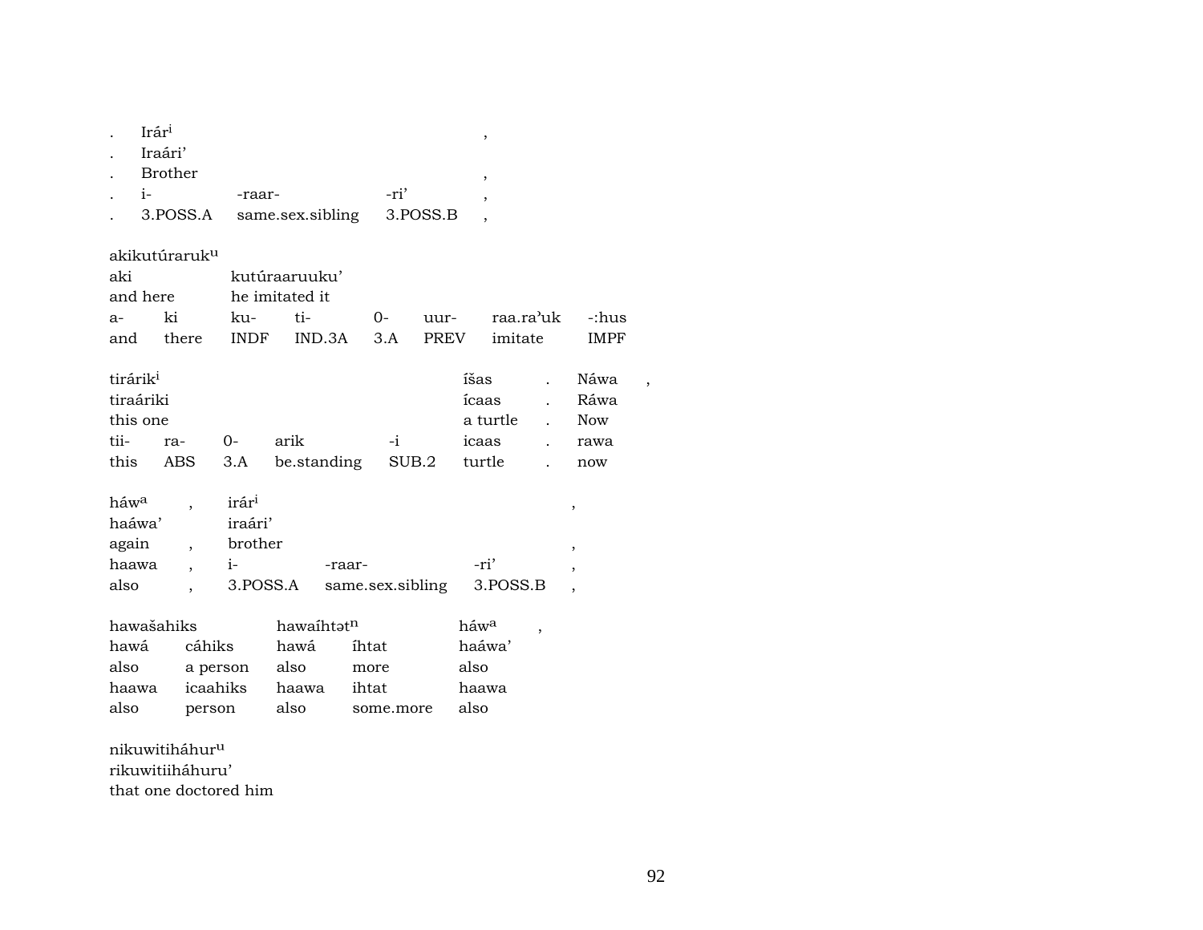| . | Irár[i] | | | , |
|---|---|---|---|---|
| . | Iraári’ | | | |
| . | Brother | | | , |
| . | i- | -raar- | -ri’ | , |
| . | 3.POSS.A | same.sex.sibling | 3.POSS.B | , |

| akikutúraruk[u] | | | | | | | |
|---|---|---|---|---|---|---|---|
| aki | | kutúraaruuku’ | | | | | |
| and here | | he imitated it | | | | | |
| a- | ki | ku- | ti- | 0- | uur- | raa.ra’uk | -:hus |
| and | there | INDF | IND.3A | 3.A | PREV | imitate | IMPF |

| tirárik[i] | | | | | íšas | . | Náwa | , |
|---|---|---|---|---|---|---|---|---|
| tiraáriki | | | | | ícaas | . | Ráwa | |
| this one | | | | | a turtle | . | Now | |
| tii- | ra- | 0- | arik | -i | icaas | . | rawa | |
| this | ABS | 3.A | be.standing | SUB.2 | turtle | . | now | |

| háw[a] | , | irár[i] | | | , |
|---|---|---|---|---|---|
| haáwa’ | | iraári’ | | | |
| again | , | brother | | | , |
| haawa | , | i- | -raar- | -ri’ | , |
| also | , | 3.POSS.A | same.sex.sibling | 3.POSS.B | , |

| hawašahiks | | hawaíhtət[n] | | háw[a] | , |
|---|---|---|---|---|---|
| hawá | cáhiks | hawá | íhtat | haáwa’ | |
| also | a person | also | more | also | |
| haawa | icaahiks | haawa | ihtat | haawa | |
| also | person | also | some.more | also | |

nikuwitiháhur[u]
rikuwitiiháhuru’
that one doctored him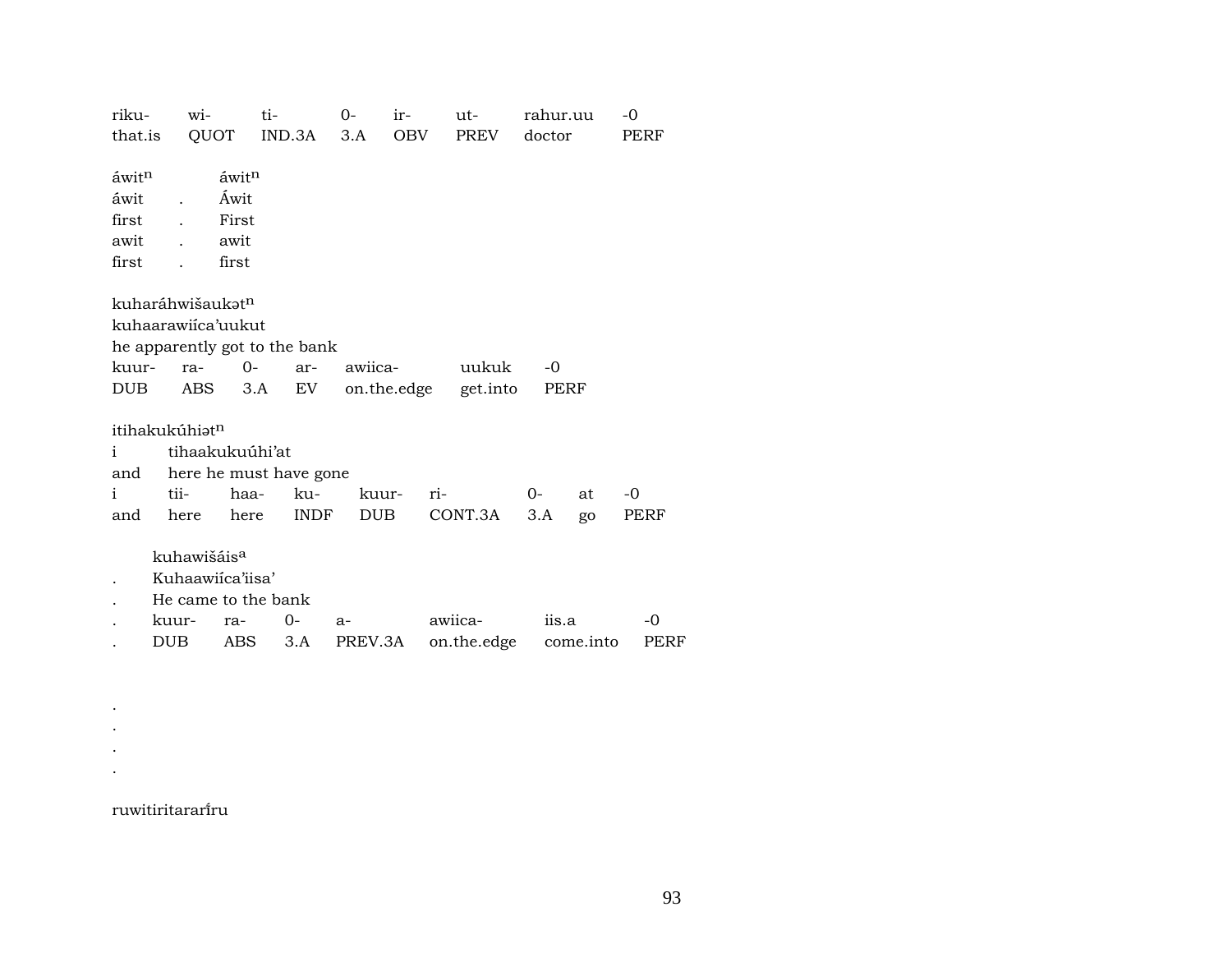| riku- | wi- | ti- | 0- | ir- | ut- | rahur.uu | -0 |
|---|---|---|---|---|---|---|---|
| that.is | QUOT | IND.3A | 3.A | OBV | PREV | doctor | PERF |

| áwit$^{n}$ | | áwit$^{n}$ |
|---|---|---|
| áwit | . | Áwit |
| first | . | First |
| awit | . | awit |
| first | . | first |

kuharáhwišaukət$^{n}$
kuhaarawiíca'uukut
he apparently got to the bank

| kuur- | ra- | 0- | ar- | awiica- | uukuk | -0 |
|---|---|---|---|---|---|---|
| DUB | ABS | 3.A | EV | on.the.edge | get.into | PERF |

itihakukúhiət$^{n}$

| i | tihaakukuúhi'at | | | | | | | |
|---|---|---|---|---|---|---|---|---|
| and | here he must have gone | | | | | | | |
| i | tii- | haa- | ku- | kuur- | ri- | 0- | at | -0 |
| and | here | here | INDF | DUB | CONT.3A | 3.A | go | PERF |

| | kuhawišáis$^{a}$ | | | | | | |
|---|---|---|---|---|---|---|---|
| . | Kuhaawiíca'iisa' | | | | | | |
| . | He came to the bank | | | | | | |
| . | kuur- | ra- | 0- | a- | awiica- | iis.a | -0 |
| . | DUB | ABS | 3.A | PREV.3A | on.the.edge | come.into | PERF |

.
.
.
.

ruwitiritararíru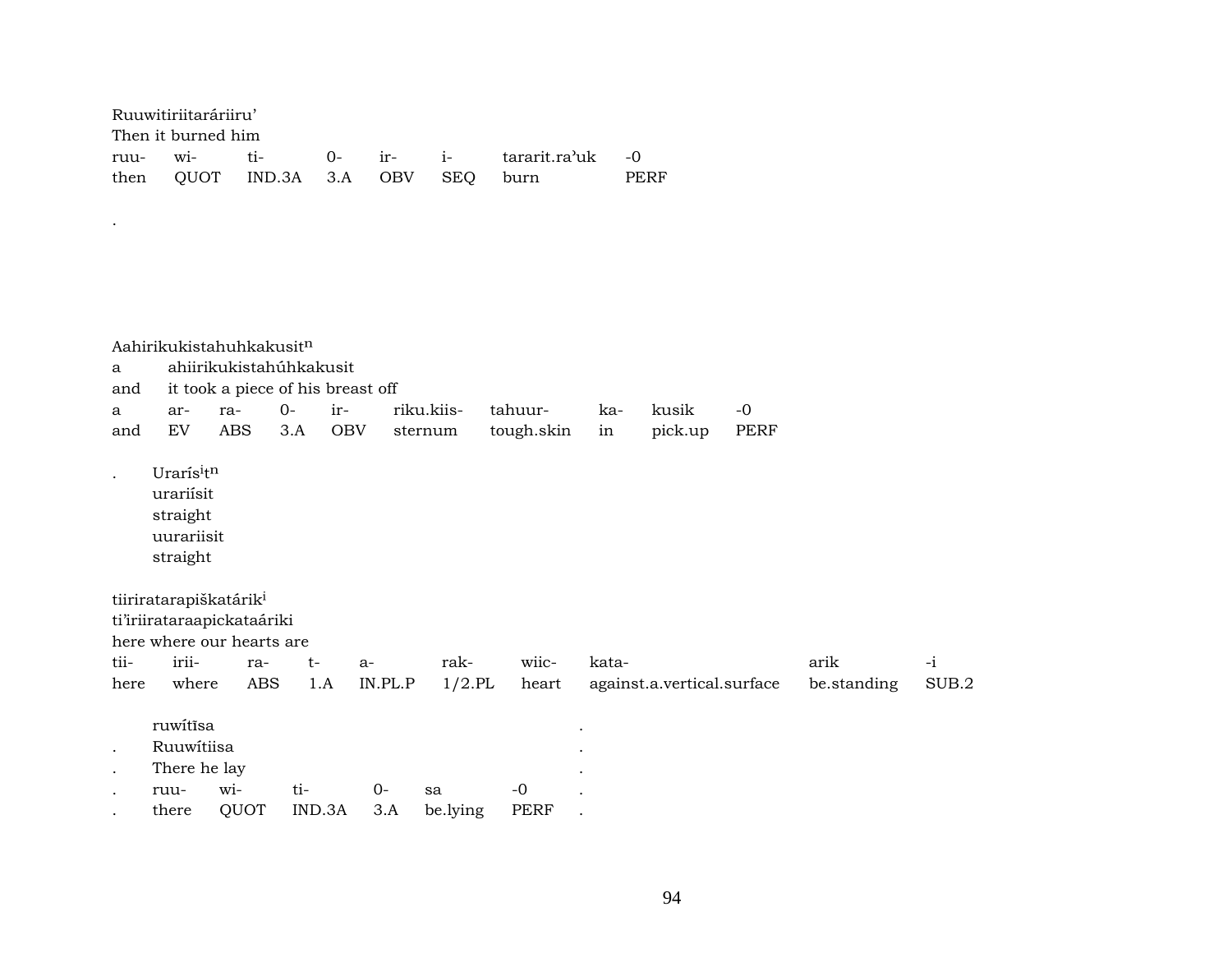Ruuwitiriitaráriiru'
Then it burned him

| ruu- | wi- | ti- | 0- | ir- | i- | tararit.ra'uk | -0 |
|---|---|---|---|---|---|---|---|
| then | QUOT | IND.3A | 3.A | OBV | SEQ | burn | PERF |

.

Aahirikukistahuhkakusit$^{n}$

a ahiirikukistahúhkakusit
and it took a piece of his breast off

| a | ar- | ra- | 0- | ir- | riku.kiis- | tahuur- | ka- | kusik | -0 |
|---|---|---|---|---|---|---|---|---|---|
| and | EV | ABS | 3.A | OBV | sternum | tough.skin | in | pick.up | PERF |

. Uraris$^{i}$t$^{n}$
urariisit
straight
uurariisit
straight

tiiriratarapiškatárik$^{i}$
ti'iriirataraapickataáriki
here where our hearts are

| tii- | irii- | ra- | t- | a- | rak- | wiic- | kata- | arik | -i |
|---|---|---|---|---|---|---|---|---|---|
| here | where | ABS | 1.A | IN.PL.P | 1/2.PL | heart | against.a.vertical.surface | be.standing | SUB.2 |

ruwítīsa .
. Ruuwítiisa .
. There he lay .

| ruu- | wi- | ti- | 0- | sa | -0 |
|---|---|---|---|---|---|
| there | QUOT | IND.3A | 3.A | be.lying | PERF |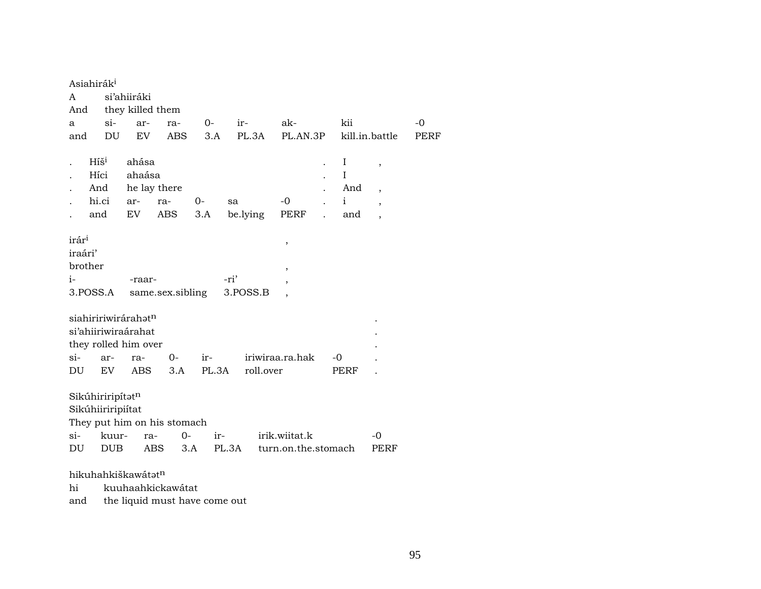Asiahirák$^{i}$
A si'ahiiráki
And they killed them

| a | si- | ar- | ra- | 0- | ir- | ak- | kii | -0 |
|---|---|---|---|---|---|---|---|---|
| and | DU | EV | ABS | 3.A | PL.3A | PL.AN.3P | kill.in.battle | PERF |

| . | Híš$^{i}$ | ahása | | | | | . | I | , |
|---|---|---|---|---|---|---|---|---|---|
| . | Híci | ahaása | | | | | . | I | |
| . | And | he lay there | | | | | . | And | , |
| . | hi.ci | ar- | ra- | 0- | sa | -0 | . | i | , |
| . | and | EV | ABS | 3.A | be.lying | PERF | . | and | , |

irár$^{i}$ ,
iraári'
brother ,

| i- | -raar- | -ri' | , |
|---|---|---|---|
| 3.POSS.A | same.sex.sibling | 3.POSS.B | , |

siahiririwirárahət$^{n}$ .
si'ahiiriwiraárahat .
they rolled him over .

| si- | ar- | ra- | 0- | ir- | iriwiraa.ra.hak | -0 | . |
|---|---|---|---|---|---|---|---|
| DU | EV | ABS | 3.A | PL.3A | roll.over | PERF | . |

Sikúhiriripítət$^{n}$
Sikúhiiriripiítat
They put him on his stomach

| si- | kuur- | ra- | 0- | ir- | irik.wiitat.k | -0 |
|---|---|---|---|---|---|---|
| DU | DUB | ABS | 3.A | PL.3A | turn.on.the.stomach | PERF |

hikuhahkiškawátət$^{n}$
hi kuuhaahkickawátat
and the liquid must have come out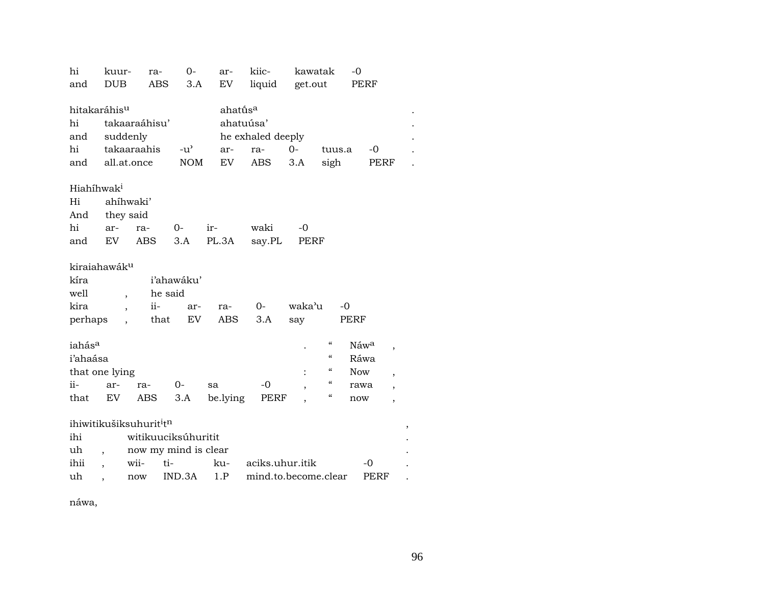| hi | kuur- | ra- | 0- | ar- | kiic- | kawatak | -0 |
|---|---|---|---|---|---|---|---|
| and | DUB | ABS | 3.A | EV | liquid | get.out | PERF |

| hitakaráhis[u] | | ahatú̥s[a] | | | | | .|
|---|---|---|---|---|---|---|---|
| hi | takaaraáhisu' | ahatuúsa' | | | | | . |
| and | suddenly | he exhaled deeply | | | | | . |
| hi | takaaraahis | -u' | ar- | ra- | 0- | tuus.a | -0 . |
| and | all.at.once | NOM | EV | ABS | 3.A | sigh | PERF . |

| Hiahíhwak[i] | | | | | | |
|---|---|---|---|---|---|---|
| Hi | ahíhwaki' | | | | | |
| And | they said | | | | | |
| hi | ar- | ra- | 0- | ir- | waki | -0 |
| and | EV | ABS | 3.A | PL.3A | say.PL | PERF |

| kiraiahawák[u] | | | | | | | |
|---|---|---|---|---|---|---|---|
| kíra | | i'ahawáku' | | | | | |
| well | , | he said | | | | | |
| kira | , | ii- | ar- | ra- | 0- | waka'u | -0 |
| perhaps | , | that | EV | ABS | 3.A | say | PERF |

| iahás[a] | | | | | | . | " | Náw[a] | , |
|---|---|---|---|---|---|---|---|---|---|
| i'ahaása | | | | | | | " | Ráwa | |
| that one lying | | | | | | : | " | Now | , |
| ii- | ar- | ra- | 0- | sa | -0 | , | " | rawa | , |
| that | EV | ABS | 3.A | be.lying | PERF | , | " | now | , |

| ihiwitikušiksuhurit[i]t[n] | | | | | | , |
|---|---|---|---|---|---|---|
| ihi | | witikuuciksúhuritit | | | | . |
| uh | , | now my mind is clear | | | | . |
| ihii | , | wii- | ti- | ku- | aciks.uhur.itik | -0 . |
| uh | , | now | IND.3A | 1.P | mind.to.become.clear | PERF . |

náwa,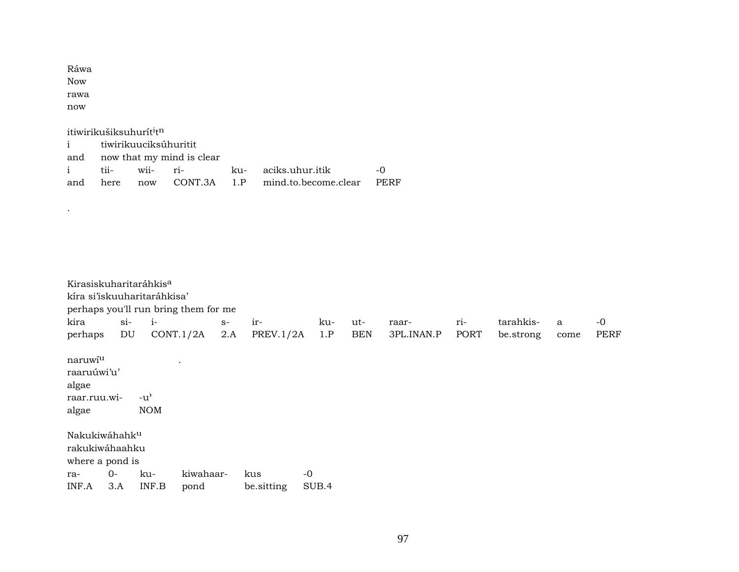Ráwa
Now
rawa
now

itiwirikušiksuhurít[i]t[n]
i tiwirikuuciksúhuritit
and now that my mind is clear

| i | tii- | wii- | ri- | ku- | aciks.uhur.itik | -0 |
|---|---|---|---|---|---|---|
| and | here | now | CONT.3A | 1.P | mind.to.become.clear | PERF |

.

Kirasiskuharitaráhkis[a]
kíra si'iskuuharitaráhkisa'
perhaps you'll run bring them for me

| kira | si- | i- | s- | ir- | ku- | ut- | raar- | ri- | tarahkis- | a | -0 |
|---|---|---|---|---|---|---|---|---|---|---|---|
| perhaps | DU | CONT.1/2A | 2.A | PREV.1/2A | 1.P | BEN | 3PL.INAN.P | PORT | be.strong | come | PERF |

naruwí[u] .
raaruúwi'u'
algae

| raar.ruu.wi- | -u' |
|---|---|
| algae | NOM |

Nakukiwáhahk[u]
rakukiwáhaahku
where a pond is

| ra- | 0- | ku- | kiwahaar- | kus | -0 |
|---|---|---|---|---|---|
| INF.A | 3.A | INF.B | pond | be.sitting | SUB.4 |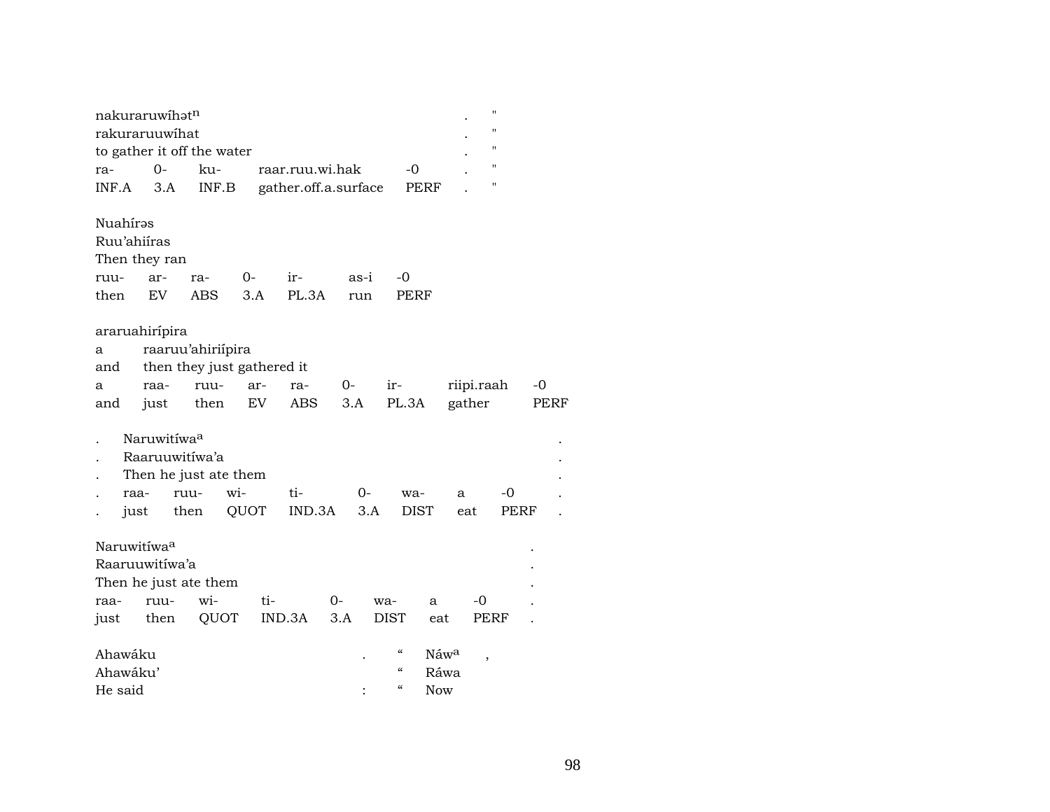| nakuraruwíhətⁿ | | | | | . | " |
|---|---|---|---|---|---|---|
| rakuraruuwíhat | | | | | . | " |
| to gather it off the water | | | | | . | " |
| ra- | 0- | ku- | raar.ruu.wi.hak | -0 | . | " |
| INF.A | 3.A | INF.B | gather.off.a.surface | PERF | . | " |

| Nuahírəs | | | | | | |
|---|---|---|---|---|---|---|
| Ruu'ahiíras | | | | | | |
| Then they ran | | | | | | |
| ruu- | ar- | ra- | 0- | ir- | as-i | -0 |
| then | EV | ABS | 3.A | PL.3A | run | PERF |

| araruahirípira | | | | | | | | |
|---|---|---|---|---|---|---|---|---|
| a | raaruu'ahiriípira | | | | | | | |
| and | then they just gathered it | | | | | | | |
| a | raa- | ruu- | ar- | ra- | 0- | ir- | riipi.raah | -0 |
| and | just | then | EV | ABS | 3.A | PL.3A | gather | PERF |

| . | Naruwitíwaᵃ | | | | | | | | . |
|---|---|---|---|---|---|---|---|---|---|
| . | Raaruuwitíwa'a | | | | | | | | . |
| . | Then he just ate them | | | | | | | | . |
| . | raa- | ruu- | wi- | ti- | 0- | wa- | a | -0 | . |
| . | just | then | QUOT | IND.3A | 3.A | DIST | eat | PERF | . |

| Naruwitíwaᵃ | | | | | | | | . |
|---|---|---|---|---|---|---|---|---|
| Raaruuwitíwa'a | | | | | | | | . |
| Then he just ate them | | | | | | | | . |
| raa- | ruu- | wi- | ti- | 0- | wa- | a | -0 | . |
| just | then | QUOT | IND.3A | 3.A | DIST | eat | PERF | . |

| Ahawáku | . | " | Náwᵃ | , |
|---|---|---|---|---|
| Ahawáku' | | " | Ráwa | |
| He said | : | " | Now | |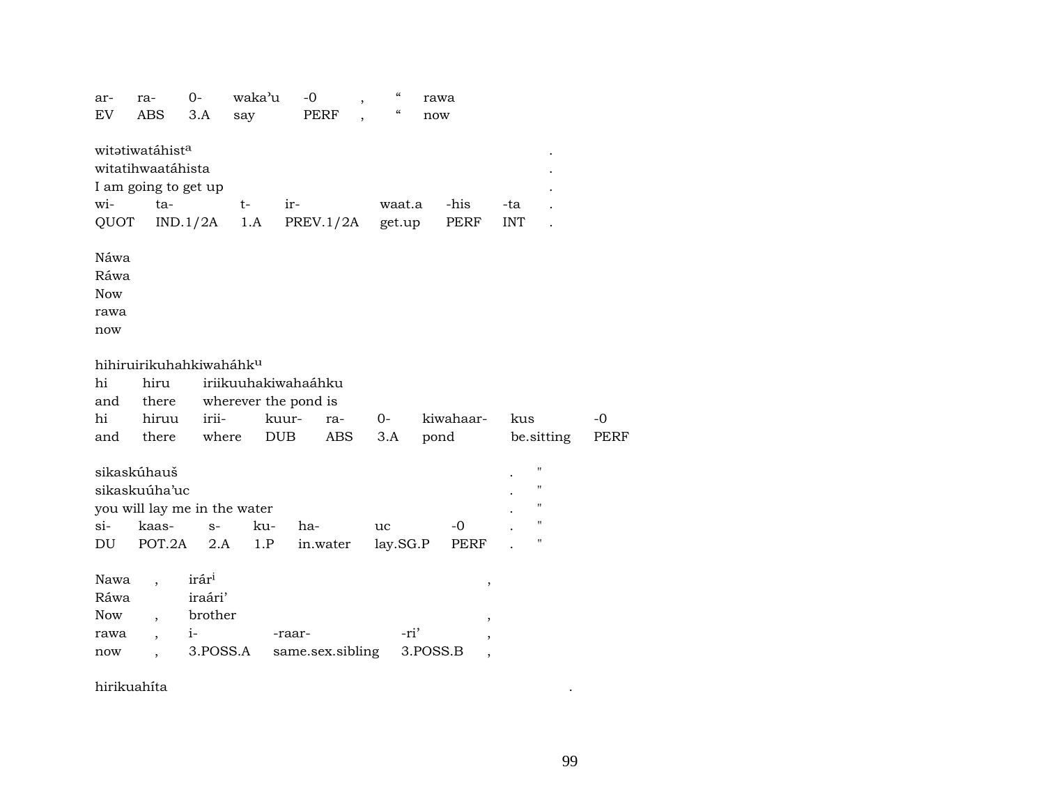| ar- | ra- | 0- | waka'u | -0 | , | " | rawa |
|---|---|---|---|---|---|---|---|
| EV | ABS | 3.A | say | PERF | , | " | now |

witətiwatáhist[a] .
witatihwaatáhista .
I am going to get up .

| wi- | ta- | t- | ir- | waat.a | -his | -ta | . |
|---|---|---|---|---|---|---|---|
| QUOT | IND.1/2A | 1.A | PREV.1/2A | get.up | PERF | INT | . |

Náwa
Ráwa
Now
rawa
now

hihiruirikuhahkiwaháhk[u]

| hi | hiru | iriikuuhakiwahaáhku | | | | | | |
|---|---|---|---|---|---|---|---|---|
| and | there | wherever the pond is | | | | | | |
| hi | hiruu | irii- | kuur- | ra- | 0- | kiwahaar- | kus | -0 |
| and | there | where | DUB | ABS | 3.A | pond | be.sitting | PERF |

sikaskúhauš . "
sikaskuúha'uc . "
you will lay me in the water . "

| si- | kaas- | s- | ku- | ha- | uc | -0 | . | " |
|---|---|---|---|---|---|---|---|---|
| DU | POT.2A | 2.A | 1.P | in.water | lay.SG.P | PERF | . | " |

| Nawa | , | irár[i] | | | , |
|---|---|---|---|---|---|
| Ráwa | | iraári' | | | |
| Now | , | brother | | | , |
| rawa | , | i- | -raar- | -ri' | , |
| now | , | 3.POSS.A | same.sex.sibling | 3.POSS.B | , |

hirikuahíta .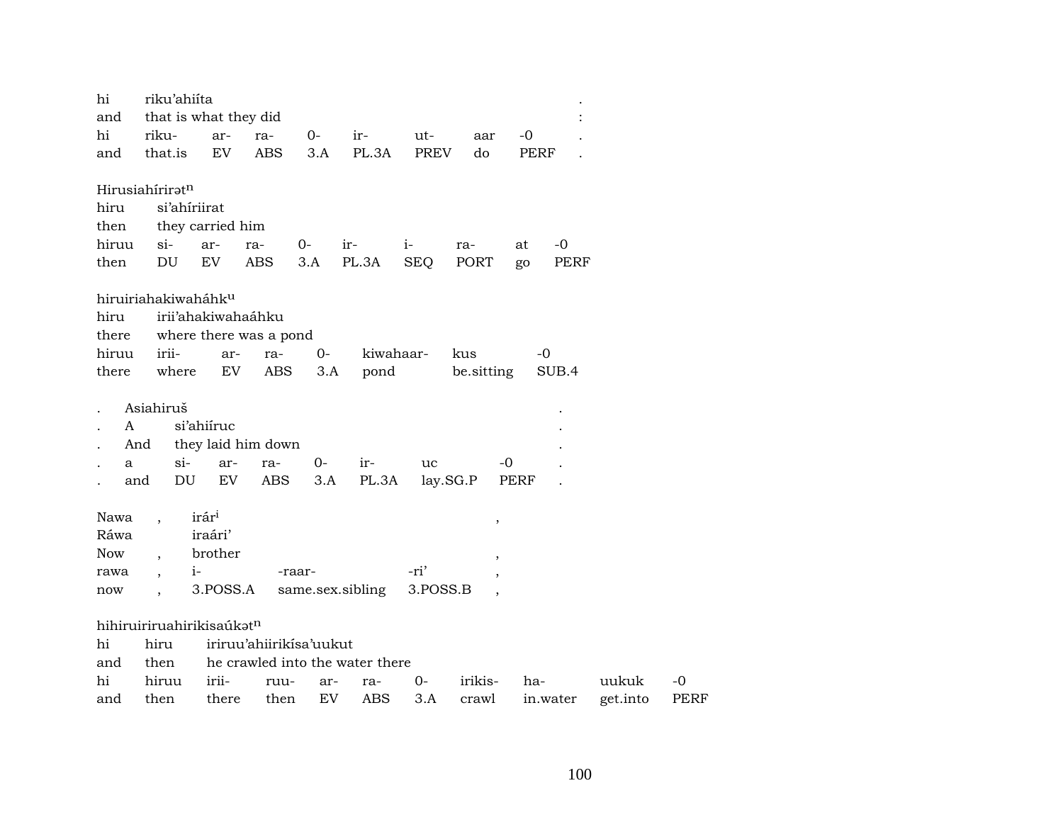hi riku'ahiíta .
and that is what they did :

| hi | riku- | ar- | ra- | 0- | ir- | ut- | aar | -0 | . |
|---|---|---|---|---|---|---|---|---|---|
| and | that.is | EV | ABS | 3.A | PL.3A | PREV | do | PERF | . |

Hirusiahíriratⁿ
hiru si'ahíriirat
then they carried him

| hiruu | si- | ar- | ra- | 0- | ir- | i- | ra- | at | -0 |
|---|---|---|---|---|---|---|---|---|---|
| then | DU | EV | ABS | 3.A | PL.3A | SEQ | PORT | go | PERF |

hiruiriahakiwaháhkᵘ
hiru irii'ahakiwahaáhku
there where there was a pond

| hiruu | irii- | ar- | ra- | 0- | kiwahaar- | kus | -0 |
|---|---|---|---|---|---|---|---|
| there | where | EV | ABS | 3.A | pond | be.sitting | SUB.4 |

. Asiahiruš .
. A si'ahiíruc .
. And they laid him down .

| . | a | si- | ar- | ra- | 0- | ir- | uc | -0 | . |
|---|---|---|---|---|---|---|---|---|---|
| . | and | DU | EV | ABS | 3.A | PL.3A | lay.SG.P | PERF | . |

Nawa , irárⁱ ,
Ráwa iraári'
Now , brother ,

| rawa | , | i- | -raar- | -ri' | , |
|---|---|---|---|---|---|
| now | , | 3.POSS.A | same.sex.sibling | 3.POSS.B | , |

hihiruiriruahirikisaúkatⁿ
hi hiru iriruu'ahiirikísa'uukut
and then he crawled into the water there

| hi | hiruu | irii- | ruu- | ar- | ra- | 0- | irikis- | ha- | uukuk | -0 |
|---|---|---|---|---|---|---|---|---|---|---|
| and | then | there | then | EV | ABS | 3.A | crawl | in.water | get.into | PERF |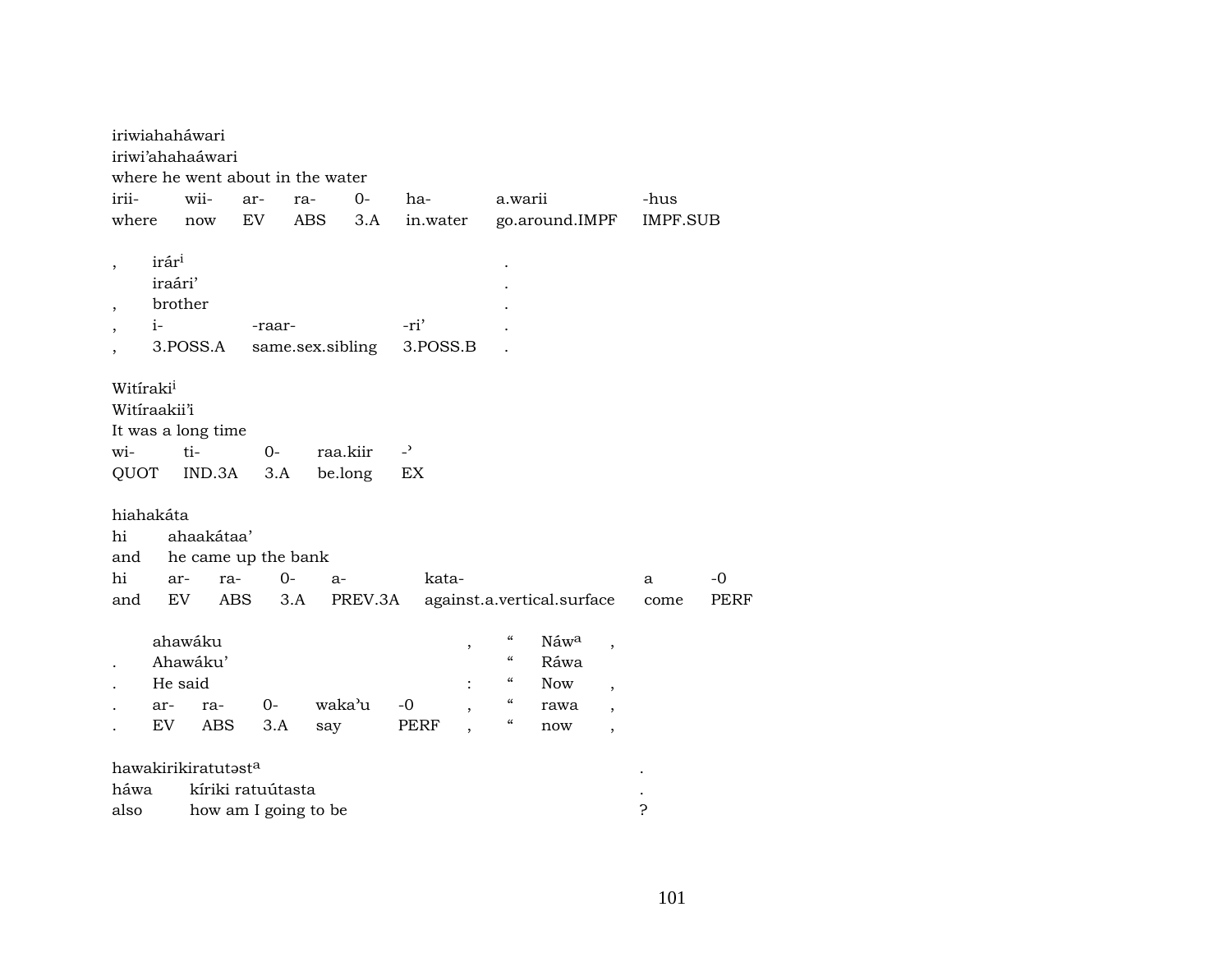iriwiahaháwari
iriwi'ahahaáwari
where he went about in the water

| irii- | wii- | ar- | ra- | 0- | ha- | a.warii | -hus |
|---|---|---|---|---|---|---|---|
| where | now | EV | ABS | 3.A | in.water | go.around.IMPF | IMPF.SUB |

| , | irár[i] | | | . |
|---|---|---|---|---|
| | iraári' | | | . |
| , | brother | | | . |
| , | i- | -raar- | -ri' | . |
| , | 3.POSS.A | same.sex.sibling | 3.POSS.B | . |

Witíraki[i]
Witíraakii'i
It was a long time

| wi- | ti- | 0- | raa.kiir | -ˀ |
|---|---|---|---|---|
| QUOT | IND.3A | 3.A | be.long | EX |

hiahakáta
hi ahaakátaa'
and he came up the bank

| hi | ar- | ra- | 0- | a- | kata- | a | -0 |
|---|---|---|---|---|---|---|---|
| and | EV | ABS | 3.A | PREV.3A | against.a.vertical.surface | come | PERF |

| | ahawáku | | | | | , | " | Náw[a] | , |
|---|---|---|---|---|---|---|---|---|---|
| . | Ahawáku' | | | | | | " | Ráwa | |
| . | He said | | | | | : | " | Now | , |
| . | ar- | ra- | 0- | wakaˀu | -0 | , | " | rawa | , |
| . | EV | ABS | 3.A | say | PERF | , | " | now | , |

hawakirikiratutəst[a] .
háwa kíriki ratuútasta .
also how am I going to be ?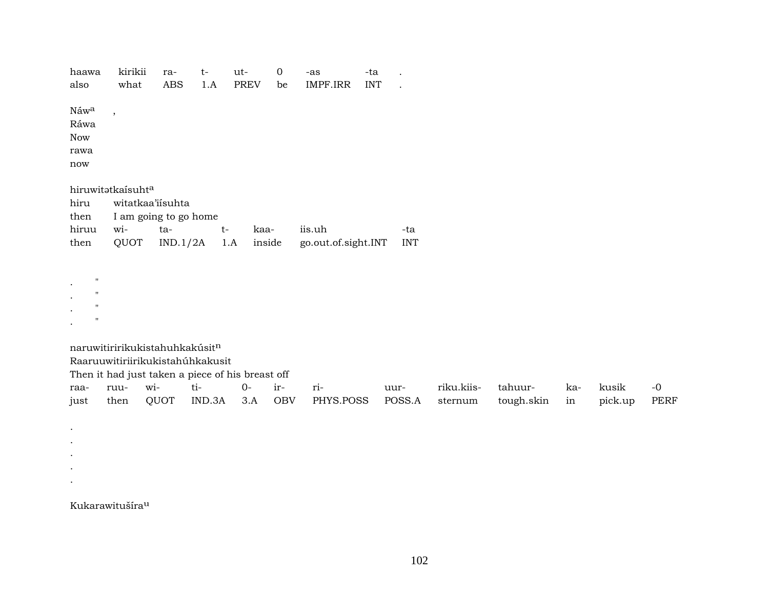| haawa | kirikii | ra- | t- | ut- | 0 | -as | -ta | . |
|---|---|---|---|---|---|---|---|---|
| also | what | ABS | 1.A | PREV | be | IMPF.IRR | INT | . |

Náw[a] ,
Ráwa
Now
rawa
now

hiruwitətkaísuht[a]
hiru witatkaa'iísuhta
then I am going to go home

| hiruu | wi- | ta- | t- | kaa- | iis.uh | -ta |
|---|---|---|---|---|---|---|
| then | QUOT | IND.1/2A | 1.A | inside | go.out.of.sight.INT | INT |

. "
. "
. "
. "

naruwitiririkukistahuhkakúsit[n]
Raaruuwitiriirikukistahúhkakusit
Then it had just taken a piece of his breast off

| raa- | ruu- | wi- | ti- | 0- | ir- | ri- | uur- | riku.kiis- | tahuur- | ka- | kusik | -0 |
|---|---|---|---|---|---|---|---|---|---|---|---|---|
| just | then | QUOT | IND.3A | 3.A | OBV | PHYS.POSS | POSS.A | sternum | tough.skin | in | pick.up | PERF |

.
.
.
.
.

Kukarawitušíra[u]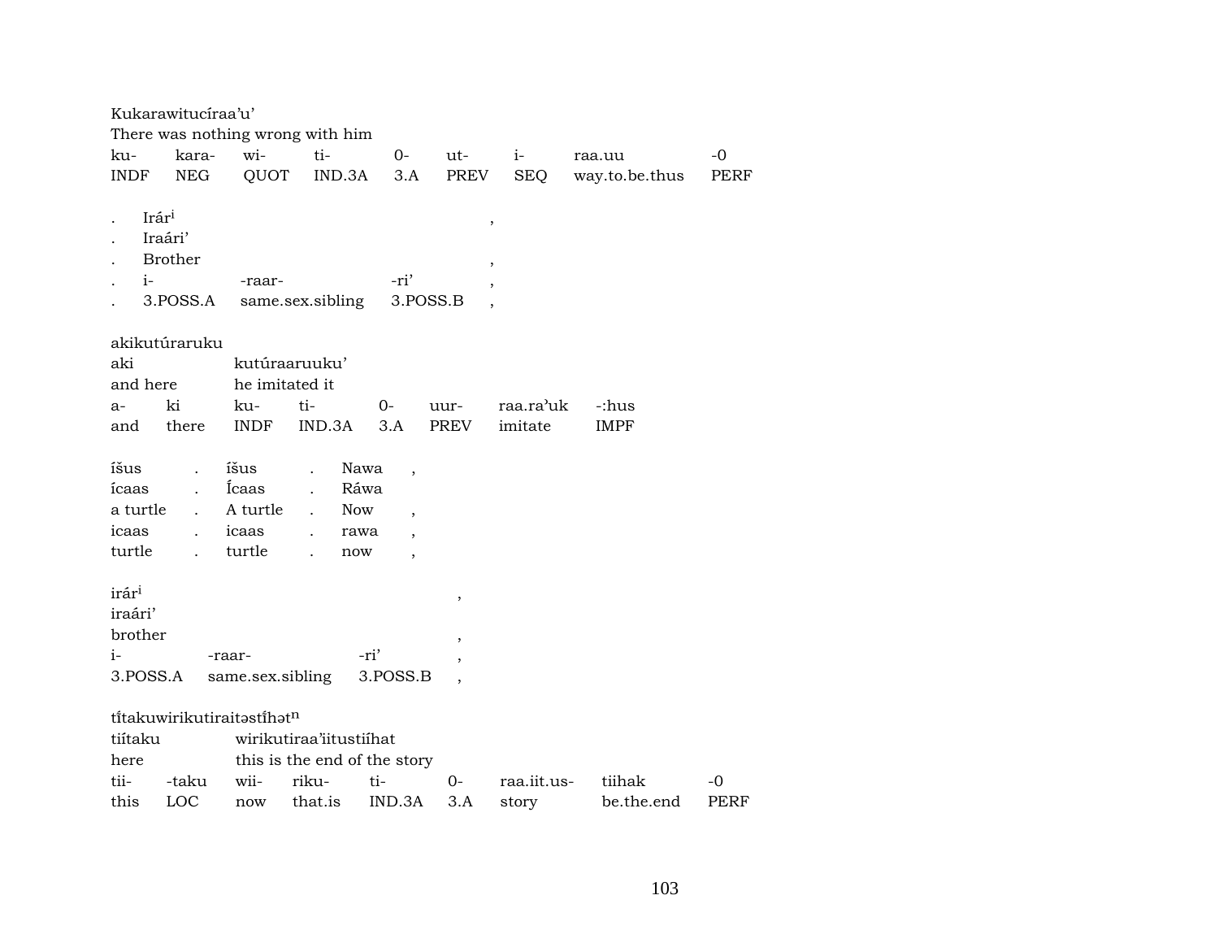Kukarawitucíraa'u'
There was nothing wrong with him

| ku- | kara- | wi- | ti- | 0- | ut- | i- | raa.uu | -0 |
|---|---|---|---|---|---|---|---|---|
| INDF | NEG | QUOT | IND.3A | 3.A | PREV | SEQ | way.to.be.thus | PERF |

| . | Irár$^{i}$ | | | , |
|---|---|---|---|---|
| . | Iraári' | | | |
| . | Brother | | | , |
| . | i- | -raar- | -ri' | , |
| . | 3.POSS.A | same.sex.sibling | 3.POSS.B | , |

akikutúraruku
aki kutúraaruuku'
and here he imitated it

| a- | ki | ku- | ti- | 0- | uur- | raa.ra'uk | -:hus |
|---|---|---|---|---|---|---|---|
| and | there | INDF | IND.3A | 3.A | PREV | imitate | IMPF |

| íšus | . | íšus | . | Nawa | , |
|---|---|---|---|---|---|
| ícaas | . | Ícaas | . | Ráwa | |
| a turtle | . | A turtle | . | Now | , |
| icaas | . | icaas | . | rawa | , |
| turtle | . | turtle | . | now | , |

| irár$^{i}$ | | | , |
|---|---|---|---|
| iraári' | | | |
| brother | | | , |
| i- | -raar- | -ri' | , |
| 3.POSS.A | same.sex.sibling | 3.POSS.B | , |

tiitakuwirikutiraitəstíhət$^{n}$
tiítaku wirikutiraa'iitustiíhat
here this is the end of the story

| tii- | -taku | wii- | riku- | ti- | 0- | raa.iit.us- | tiihak | -0 |
|---|---|---|---|---|---|---|---|---|
| this | LOC | now | that.is | IND.3A | 3.A | story | be.the.end | PERF |